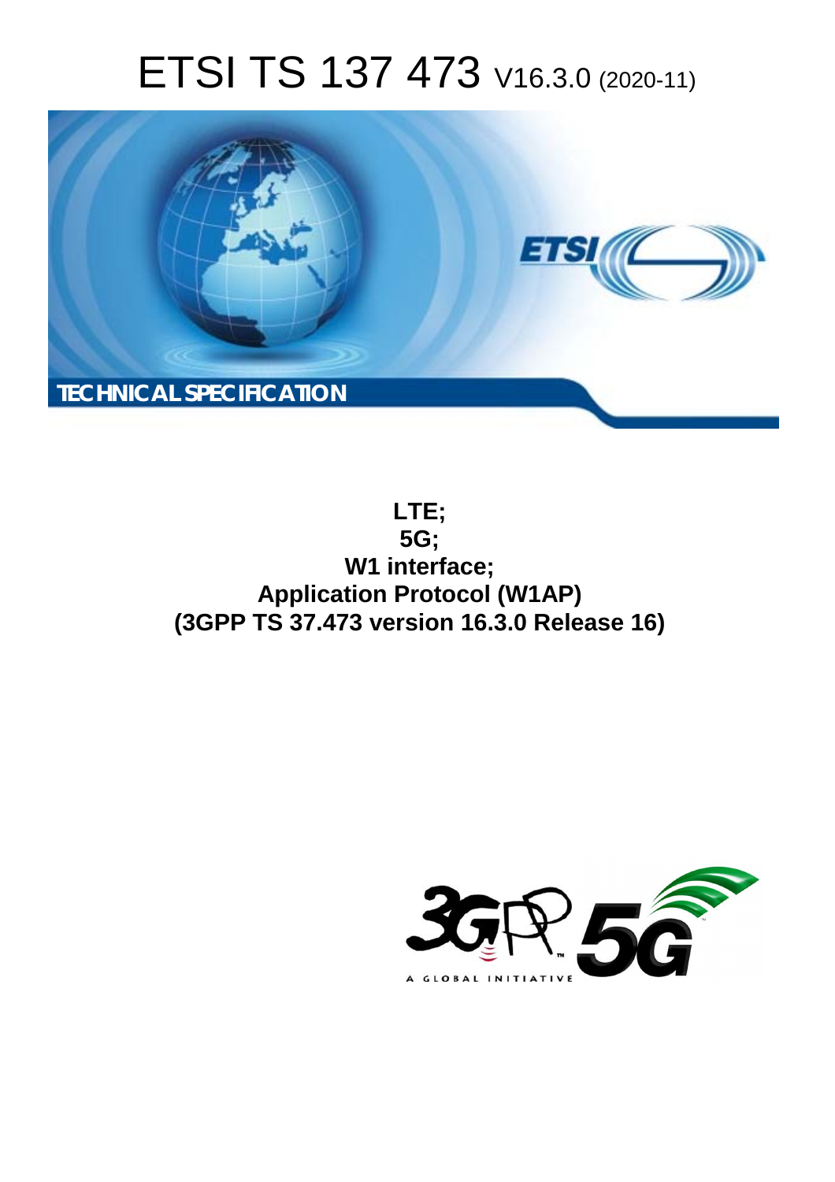# ETSI TS 137 473 V16.3.0 (2020-11)

TECHNICAL SPECIFICATION

**LTE;**
**5G;**
**W1 interface;**
**Application Protocol (W1AP)**
**(3GPP TS 37.473 version 16.3.0 Release 16)**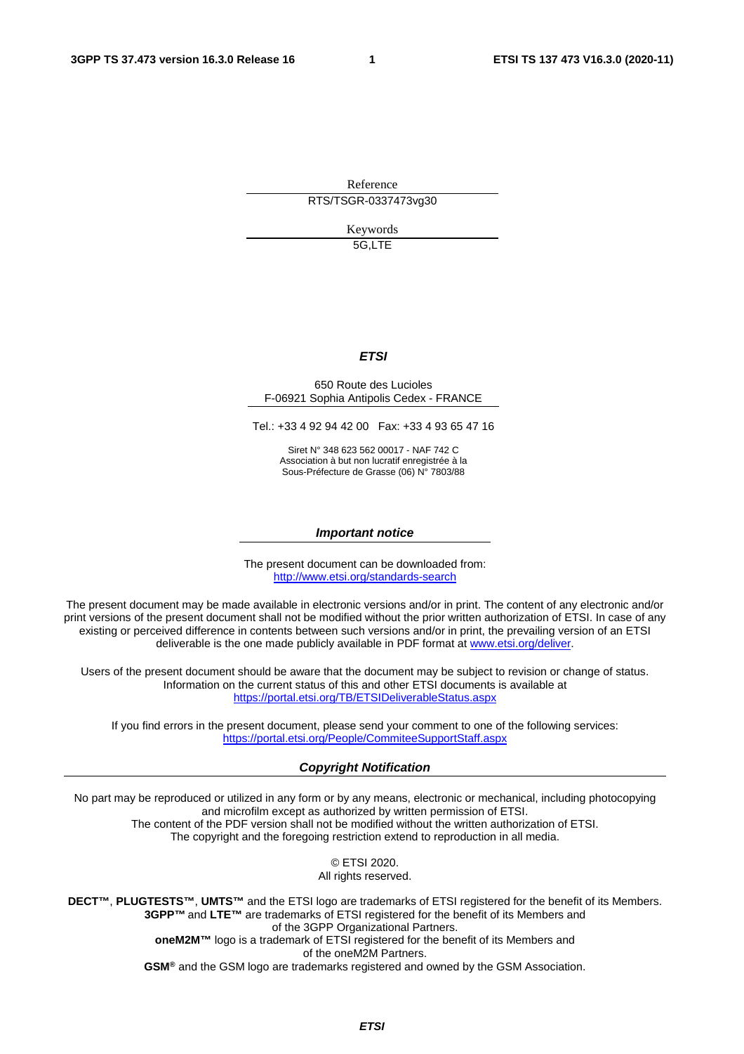Reference

RTS/TSGR-0337473vg30

Keywords

5G,LTE

***ETSI***

650 Route des Lucioles
F-06921 Sophia Antipolis Cedex - FRANCE

Tel.: +33 4 92 94 42 00   Fax: +33 4 93 65 47 16

Siret N° 348 623 562 00017 - NAF 742 C
Association à but non lucratif enregistrée à la
Sous-Préfecture de Grasse (06) N° 7803/88

***Important notice***

The present document can be downloaded from:
http://www.etsi.org/standards-search

The present document may be made available in electronic versions and/or in print. The content of any electronic and/or print versions of the present document shall not be modified without the prior written authorization of ETSI. In case of any existing or perceived difference in contents between such versions and/or in print, the prevailing version of an ETSI deliverable is the one made publicly available in PDF format at www.etsi.org/deliver.

Users of the present document should be aware that the document may be subject to revision or change of status. Information on the current status of this and other ETSI documents is available at https://portal.etsi.org/TB/ETSIDeliverableStatus.aspx

If you find errors in the present document, please send your comment to one of the following services:
https://portal.etsi.org/People/CommiteeSupportStaff.aspx

***Copyright Notification***

No part may be reproduced or utilized in any form or by any means, electronic or mechanical, including photocopying and microfilm except as authorized by written permission of ETSI.
The content of the PDF version shall not be modified without the written authorization of ETSI.
The copyright and the foregoing restriction extend to reproduction in all media.

© ETSI 2020.
All rights reserved.

**DECT™**, **PLUGTESTS™**, **UMTS™** and the ETSI logo are trademarks of ETSI registered for the benefit of its Members.
**3GPP™** and **LTE™** are trademarks of ETSI registered for the benefit of its Members and of the 3GPP Organizational Partners.
**oneM2M™** logo is a trademark of ETSI registered for the benefit of its Members and of the oneM2M Partners.
**GSM®** and the GSM logo are trademarks registered and owned by the GSM Association.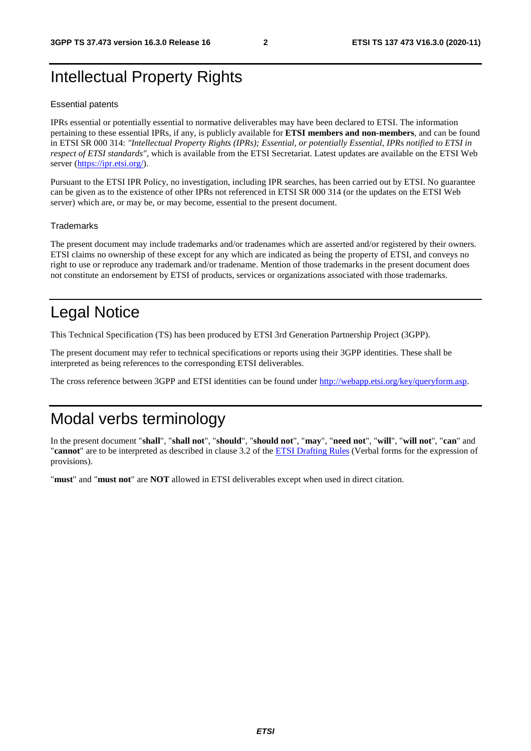# Intellectual Property Rights

Essential patents

IPRs essential or potentially essential to normative deliverables may have been declared to ETSI. The information pertaining to these essential IPRs, if any, is publicly available for **ETSI members and non-members**, and can be found in ETSI SR 000 314: *"Intellectual Property Rights (IPRs); Essential, or potentially Essential, IPRs notified to ETSI in respect of ETSI standards"*, which is available from the ETSI Secretariat. Latest updates are available on the ETSI Web server (https://ipr.etsi.org/).

Pursuant to the ETSI IPR Policy, no investigation, including IPR searches, has been carried out by ETSI. No guarantee can be given as to the existence of other IPRs not referenced in ETSI SR 000 314 (or the updates on the ETSI Web server) which are, or may be, or may become, essential to the present document.

Trademarks

The present document may include trademarks and/or tradenames which are asserted and/or registered by their owners. ETSI claims no ownership of these except for any which are indicated as being the property of ETSI, and conveys no right to use or reproduce any trademark and/or tradename. Mention of those trademarks in the present document does not constitute an endorsement by ETSI of products, services or organizations associated with those trademarks.

# Legal Notice

This Technical Specification (TS) has been produced by ETSI 3rd Generation Partnership Project (3GPP).

The present document may refer to technical specifications or reports using their 3GPP identities. These shall be interpreted as being references to the corresponding ETSI deliverables.

The cross reference between 3GPP and ETSI identities can be found under http://webapp.etsi.org/key/queryform.asp.

# Modal verbs terminology

In the present document "**shall**", "**shall not**", "**should**", "**should not**", "**may**", "**need not**", "**will**", "**will not**", "**can**" and "**cannot**" are to be interpreted as described in clause 3.2 of the ETSI Drafting Rules (Verbal forms for the expression of provisions).

"**must**" and "**must not**" are **NOT** allowed in ETSI deliverables except when used in direct citation.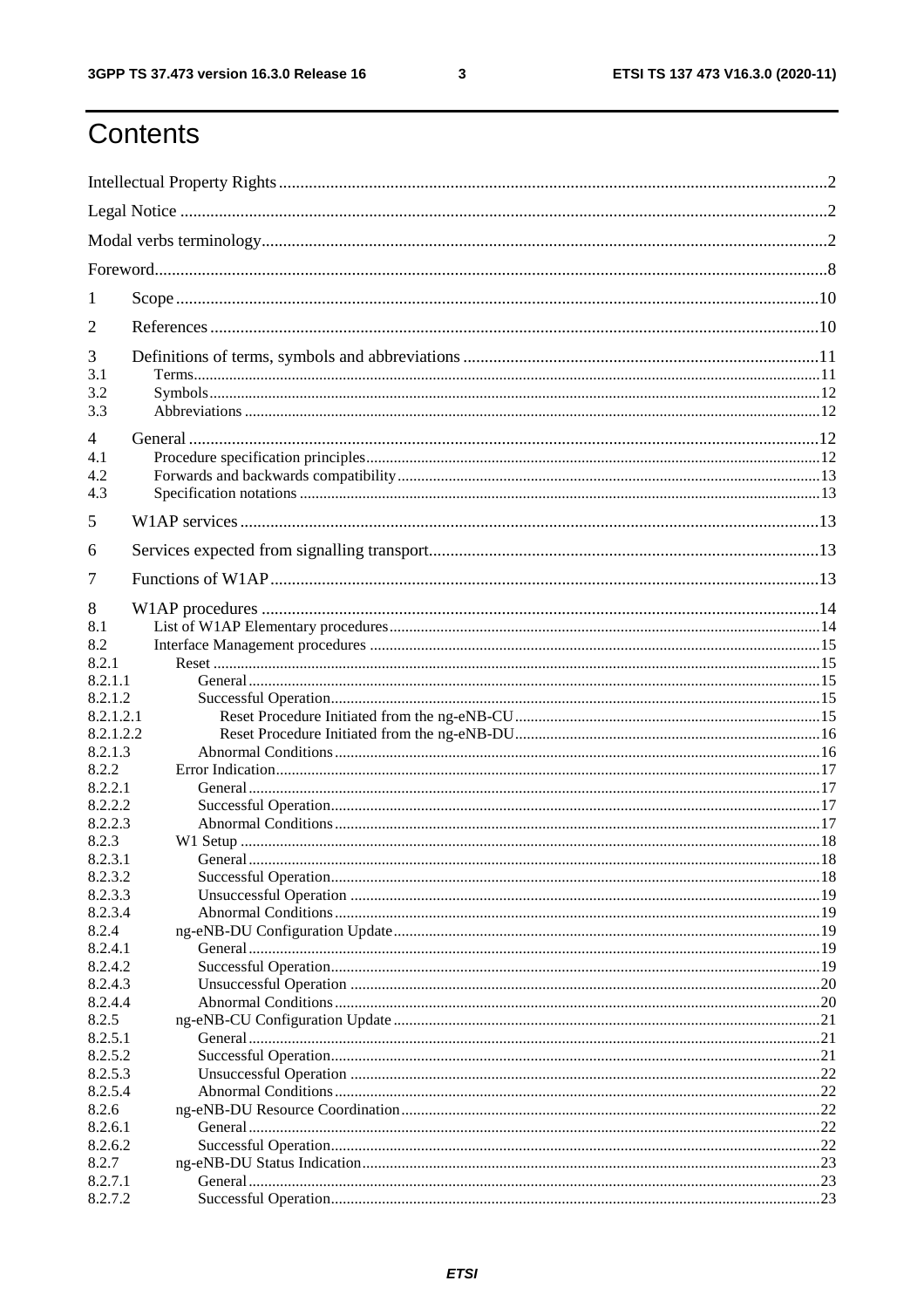# Contents

Intellectual Property Rights ..... 2
Legal Notice ..... 2
Modal verbs terminology ..... 2
Foreword ..... 8
1 Scope ..... 10
2 References ..... 10
3 Definitions of terms, symbols and abbreviations ..... 11
3.1 Terms ..... 11
3.2 Symbols ..... 12
3.3 Abbreviations ..... 12
4 General ..... 12
4.1 Procedure specification principles ..... 12
4.2 Forwards and backwards compatibility ..... 13
4.3 Specification notations ..... 13
5 W1AP services ..... 13
6 Services expected from signalling transport ..... 13
7 Functions of W1AP ..... 13
8 W1AP procedures ..... 14
8.1 List of W1AP Elementary procedures ..... 14
8.2 Interface Management procedures ..... 15
8.2.1 Reset ..... 15
8.2.1.1 General ..... 15
8.2.1.2 Successful Operation ..... 15
8.2.1.2.1 Reset Procedure Initiated from the ng-eNB-CU ..... 15
8.2.1.2.2 Reset Procedure Initiated from the ng-eNB-DU ..... 16
8.2.1.3 Abnormal Conditions ..... 16
8.2.2 Error Indication ..... 17
8.2.2.1 General ..... 17
8.2.2.2 Successful Operation ..... 17
8.2.2.3 Abnormal Conditions ..... 17
8.2.3 W1 Setup ..... 18
8.2.3.1 General ..... 18
8.2.3.2 Successful Operation ..... 18
8.2.3.3 Unsuccessful Operation ..... 19
8.2.3.4 Abnormal Conditions ..... 19
8.2.4 ng-eNB-DU Configuration Update ..... 19
8.2.4.1 General ..... 19
8.2.4.2 Successful Operation ..... 19
8.2.4.3 Unsuccessful Operation ..... 20
8.2.4.4 Abnormal Conditions ..... 20
8.2.5 ng-eNB-CU Configuration Update ..... 21
8.2.5.1 General ..... 21
8.2.5.2 Successful Operation ..... 21
8.2.5.3 Unsuccessful Operation ..... 22
8.2.5.4 Abnormal Conditions ..... 22
8.2.6 ng-eNB-DU Resource Coordination ..... 22
8.2.6.1 General ..... 22
8.2.6.2 Successful Operation ..... 22
8.2.7 ng-eNB-DU Status Indication ..... 23
8.2.7.1 General ..... 23
8.2.7.2 Successful Operation ..... 23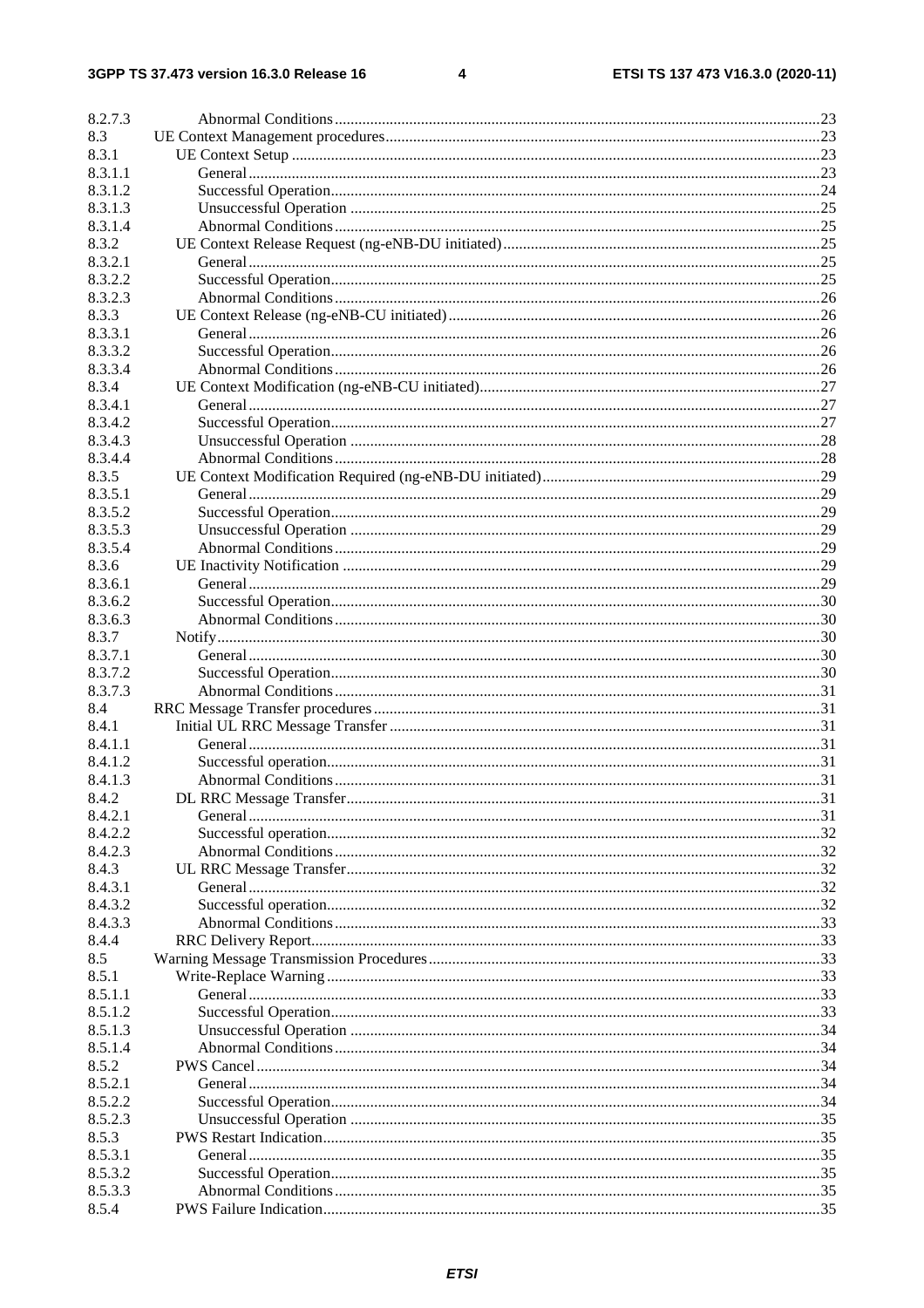8.2.7.3 Abnormal Conditions ..... 23
8.3 UE Context Management procedures ..... 23
8.3.1 UE Context Setup ..... 23
8.3.1.1 General ..... 23
8.3.1.2 Successful Operation ..... 24
8.3.1.3 Unsuccessful Operation ..... 25
8.3.1.4 Abnormal Conditions ..... 25
8.3.2 UE Context Release Request (ng-eNB-DU initiated) ..... 25
8.3.2.1 General ..... 25
8.3.2.2 Successful Operation ..... 25
8.3.2.3 Abnormal Conditions ..... 26
8.3.3 UE Context Release (ng-eNB-CU initiated) ..... 26
8.3.3.1 General ..... 26
8.3.3.2 Successful Operation ..... 26
8.3.3.4 Abnormal Conditions ..... 26
8.3.4 UE Context Modification (ng-eNB-CU initiated) ..... 27
8.3.4.1 General ..... 27
8.3.4.2 Successful Operation ..... 27
8.3.4.3 Unsuccessful Operation ..... 28
8.3.4.4 Abnormal Conditions ..... 28
8.3.5 UE Context Modification Required (ng-eNB-DU initiated) ..... 29
8.3.5.1 General ..... 29
8.3.5.2 Successful Operation ..... 29
8.3.5.3 Unsuccessful Operation ..... 29
8.3.5.4 Abnormal Conditions ..... 29
8.3.6 UE Inactivity Notification ..... 29
8.3.6.1 General ..... 29
8.3.6.2 Successful Operation ..... 30
8.3.6.3 Abnormal Conditions ..... 30
8.3.7 Notify ..... 30
8.3.7.1 General ..... 30
8.3.7.2 Successful Operation ..... 30
8.3.7.3 Abnormal Conditions ..... 31
8.4 RRC Message Transfer procedures ..... 31
8.4.1 Initial UL RRC Message Transfer ..... 31
8.4.1.1 General ..... 31
8.4.1.2 Successful operation ..... 31
8.4.1.3 Abnormal Conditions ..... 31
8.4.2 DL RRC Message Transfer ..... 31
8.4.2.1 General ..... 31
8.4.2.2 Successful operation ..... 32
8.4.2.3 Abnormal Conditions ..... 32
8.4.3 UL RRC Message Transfer ..... 32
8.4.3.1 General ..... 32
8.4.3.2 Successful operation ..... 32
8.4.3.3 Abnormal Conditions ..... 33
8.4.4 RRC Delivery Report ..... 33
8.5 Warning Message Transmission Procedures ..... 33
8.5.1 Write-Replace Warning ..... 33
8.5.1.1 General ..... 33
8.5.1.2 Successful Operation ..... 33
8.5.1.3 Unsuccessful Operation ..... 34
8.5.1.4 Abnormal Conditions ..... 34
8.5.2 PWS Cancel ..... 34
8.5.2.1 General ..... 34
8.5.2.2 Successful Operation ..... 34
8.5.2.3 Unsuccessful Operation ..... 35
8.5.3 PWS Restart Indication ..... 35
8.5.3.1 General ..... 35
8.5.3.2 Successful Operation ..... 35
8.5.3.3 Abnormal Conditions ..... 35
8.5.4 PWS Failure Indication ..... 35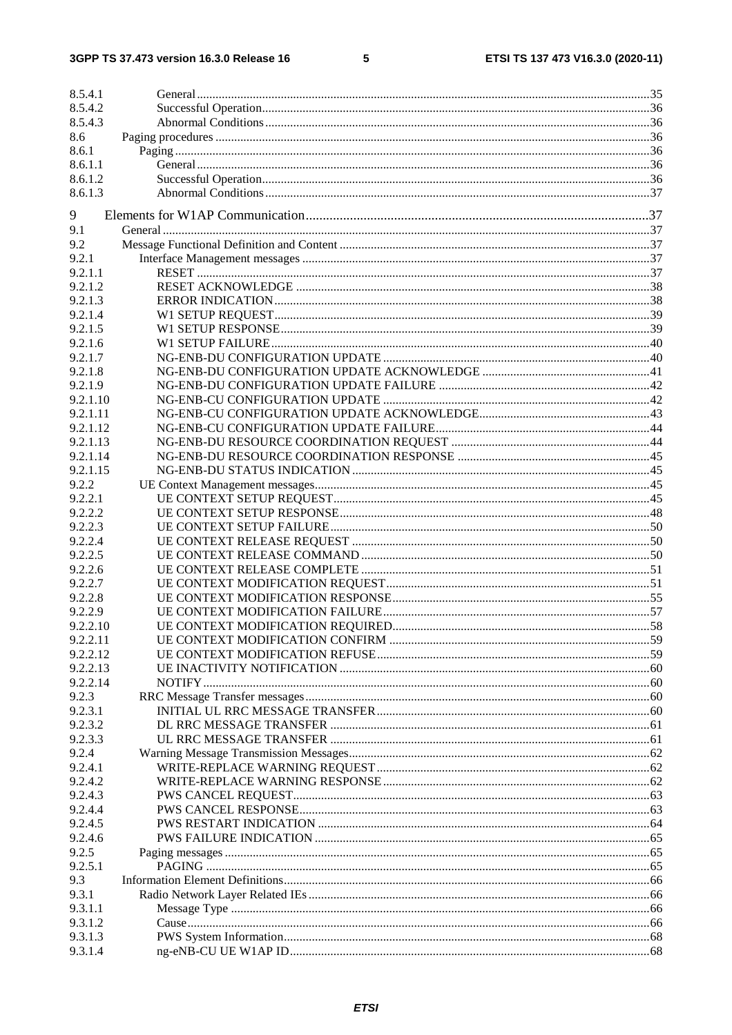| | | |
|---|---|---|
| 8.5.4.1 | General | 35 |
| 8.5.4.2 | Successful Operation | 36 |
| 8.5.4.3 | Abnormal Conditions | 36 |
| 8.6 | Paging procedures | 36 |
| 8.6.1 | Paging | 36 |
| 8.6.1.1 | General | 36 |
| 8.6.1.2 | Successful Operation | 36 |
| 8.6.1.3 | Abnormal Conditions | 37 |
| 9 | Elements for W1AP Communication | 37 |
| 9.1 | General | 37 |
| 9.2 | Message Functional Definition and Content | 37 |
| 9.2.1 | Interface Management messages | 37 |
| 9.2.1.1 | RESET | 37 |
| 9.2.1.2 | RESET ACKNOWLEDGE | 38 |
| 9.2.1.3 | ERROR INDICATION | 38 |
| 9.2.1.4 | W1 SETUP REQUEST | 39 |
| 9.2.1.5 | W1 SETUP RESPONSE | 39 |
| 9.2.1.6 | W1 SETUP FAILURE | 40 |
| 9.2.1.7 | NG-ENB-DU CONFIGURATION UPDATE | 40 |
| 9.2.1.8 | NG-ENB-DU CONFIGURATION UPDATE ACKNOWLEDGE | 41 |
| 9.2.1.9 | NG-ENB-DU CONFIGURATION UPDATE FAILURE | 42 |
| 9.2.1.10 | NG-ENB-CU CONFIGURATION UPDATE | 42 |
| 9.2.1.11 | NG-ENB-CU CONFIGURATION UPDATE ACKNOWLEDGE | 43 |
| 9.2.1.12 | NG-ENB-CU CONFIGURATION UPDATE FAILURE | 44 |
| 9.2.1.13 | NG-ENB-DU RESOURCE COORDINATION REQUEST | 44 |
| 9.2.1.14 | NG-ENB-DU RESOURCE COORDINATION RESPONSE | 45 |
| 9.2.1.15 | NG-ENB-DU STATUS INDICATION | 45 |
| 9.2.2 | UE Context Management messages | 45 |
| 9.2.2.1 | UE CONTEXT SETUP REQUEST | 45 |
| 9.2.2.2 | UE CONTEXT SETUP RESPONSE | 48 |
| 9.2.2.3 | UE CONTEXT SETUP FAILURE | 50 |
| 9.2.2.4 | UE CONTEXT RELEASE REQUEST | 50 |
| 9.2.2.5 | UE CONTEXT RELEASE COMMAND | 50 |
| 9.2.2.6 | UE CONTEXT RELEASE COMPLETE | 51 |
| 9.2.2.7 | UE CONTEXT MODIFICATION REQUEST | 51 |
| 9.2.2.8 | UE CONTEXT MODIFICATION RESPONSE | 55 |
| 9.2.2.9 | UE CONTEXT MODIFICATION FAILURE | 57 |
| 9.2.2.10 | UE CONTEXT MODIFICATION REQUIRED | 58 |
| 9.2.2.11 | UE CONTEXT MODIFICATION CONFIRM | 59 |
| 9.2.2.12 | UE CONTEXT MODIFICATION REFUSE | 59 |
| 9.2.2.13 | UE INACTIVITY NOTIFICATION | 60 |
| 9.2.2.14 | NOTIFY | 60 |
| 9.2.3 | RRC Message Transfer messages | 60 |
| 9.2.3.1 | INITIAL UL RRC MESSAGE TRANSFER | 60 |
| 9.2.3.2 | DL RRC MESSAGE TRANSFER | 61 |
| 9.2.3.3 | UL RRC MESSAGE TRANSFER | 61 |
| 9.2.4 | Warning Message Transmission Messages | 62 |
| 9.2.4.1 | WRITE-REPLACE WARNING REQUEST | 62 |
| 9.2.4.2 | WRITE-REPLACE WARNING RESPONSE | 62 |
| 9.2.4.3 | PWS CANCEL REQUEST | 63 |
| 9.2.4.4 | PWS CANCEL RESPONSE | 63 |
| 9.2.4.5 | PWS RESTART INDICATION | 64 |
| 9.2.4.6 | PWS FAILURE INDICATION | 65 |
| 9.2.5 | Paging messages | 65 |
| 9.2.5.1 | PAGING | 65 |
| 9.3 | Information Element Definitions | 66 |
| 9.3.1 | Radio Network Layer Related IEs | 66 |
| 9.3.1.1 | Message Type | 66 |
| 9.3.1.2 | Cause | 66 |
| 9.3.1.3 | PWS System Information | 68 |
| 9.3.1.4 | ng-eNB-CU UE W1AP ID | 68 |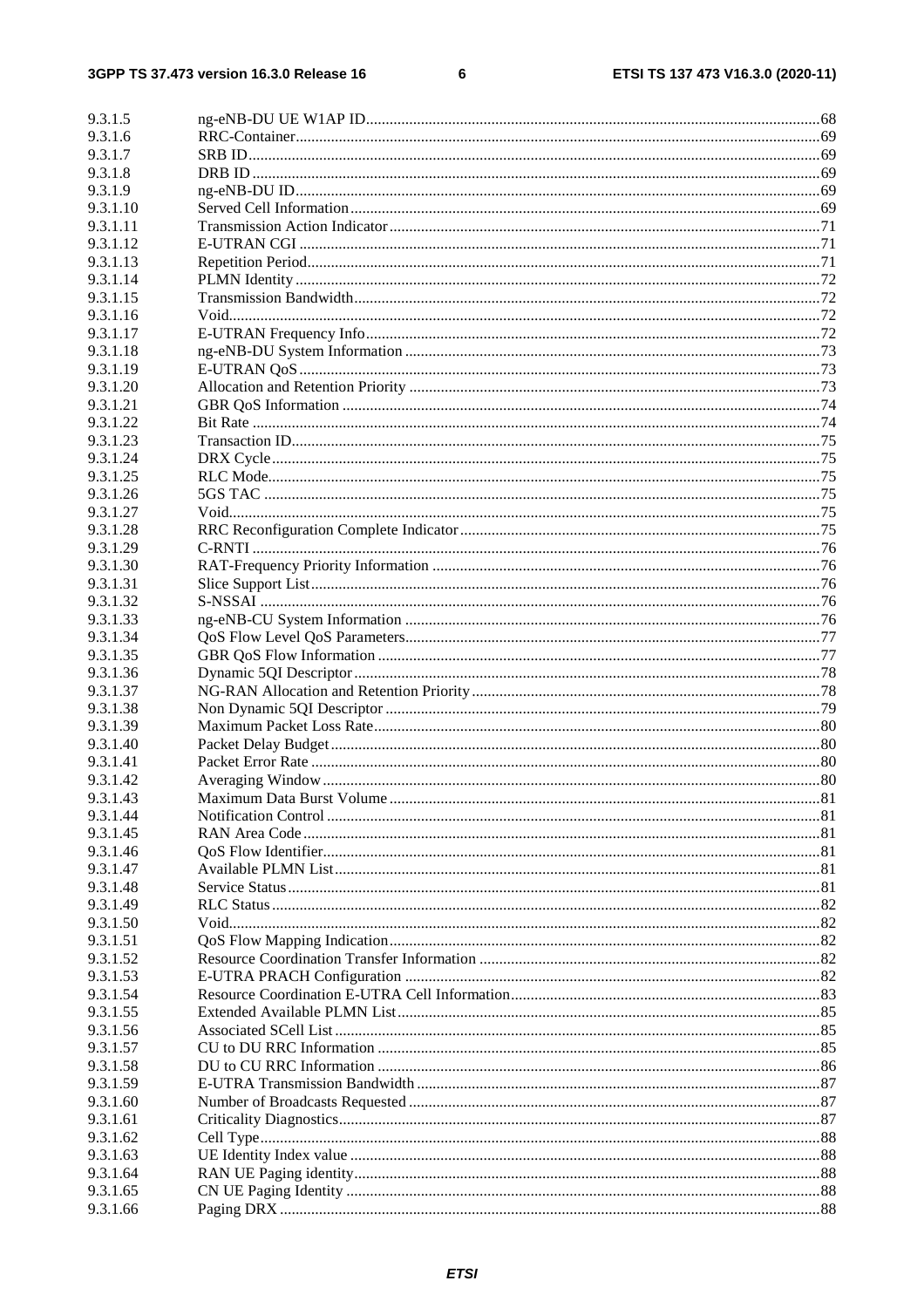9.3.1.5 ng-eNB-DU UE W1AP ID....68
9.3.1.6 RRC-Container....69
9.3.1.7 SRB ID....69
9.3.1.8 DRB ID....69
9.3.1.9 ng-eNB-DU ID....69
9.3.1.10 Served Cell Information....69
9.3.1.11 Transmission Action Indicator....71
9.3.1.12 E-UTRAN CGI....71
9.3.1.13 Repetition Period....71
9.3.1.14 PLMN Identity....72
9.3.1.15 Transmission Bandwidth....72
9.3.1.16 Void....72
9.3.1.17 E-UTRAN Frequency Info....72
9.3.1.18 ng-eNB-DU System Information....73
9.3.1.19 E-UTRAN QoS....73
9.3.1.20 Allocation and Retention Priority....73
9.3.1.21 GBR QoS Information....74
9.3.1.22 Bit Rate....74
9.3.1.23 Transaction ID....75
9.3.1.24 DRX Cycle....75
9.3.1.25 RLC Mode....75
9.3.1.26 5GS TAC....75
9.3.1.27 Void....75
9.3.1.28 RRC Reconfiguration Complete Indicator....75
9.3.1.29 C-RNTI....76
9.3.1.30 RAT-Frequency Priority Information....76
9.3.1.31 Slice Support List....76
9.3.1.32 S-NSSAI....76
9.3.1.33 ng-eNB-CU System Information....76
9.3.1.34 QoS Flow Level QoS Parameters....77
9.3.1.35 GBR QoS Flow Information....77
9.3.1.36 Dynamic 5QI Descriptor....78
9.3.1.37 NG-RAN Allocation and Retention Priority....78
9.3.1.38 Non Dynamic 5QI Descriptor....79
9.3.1.39 Maximum Packet Loss Rate....80
9.3.1.40 Packet Delay Budget....80
9.3.1.41 Packet Error Rate....80
9.3.1.42 Averaging Window....80
9.3.1.43 Maximum Data Burst Volume....81
9.3.1.44 Notification Control....81
9.3.1.45 RAN Area Code....81
9.3.1.46 QoS Flow Identifier....81
9.3.1.47 Available PLMN List....81
9.3.1.48 Service Status....81
9.3.1.49 RLC Status....82
9.3.1.50 Void....82
9.3.1.51 QoS Flow Mapping Indication....82
9.3.1.52 Resource Coordination Transfer Information....82
9.3.1.53 E-UTRA PRACH Configuration....82
9.3.1.54 Resource Coordination E-UTRA Cell Information....83
9.3.1.55 Extended Available PLMN List....85
9.3.1.56 Associated SCell List....85
9.3.1.57 CU to DU RRC Information....85
9.3.1.58 DU to CU RRC Information....86
9.3.1.59 E-UTRA Transmission Bandwidth....87
9.3.1.60 Number of Broadcasts Requested....87
9.3.1.61 Criticality Diagnostics....87
9.3.1.62 Cell Type....88
9.3.1.63 UE Identity Index value....88
9.3.1.64 RAN UE Paging identity....88
9.3.1.65 CN UE Paging Identity....88
9.3.1.66 Paging DRX....88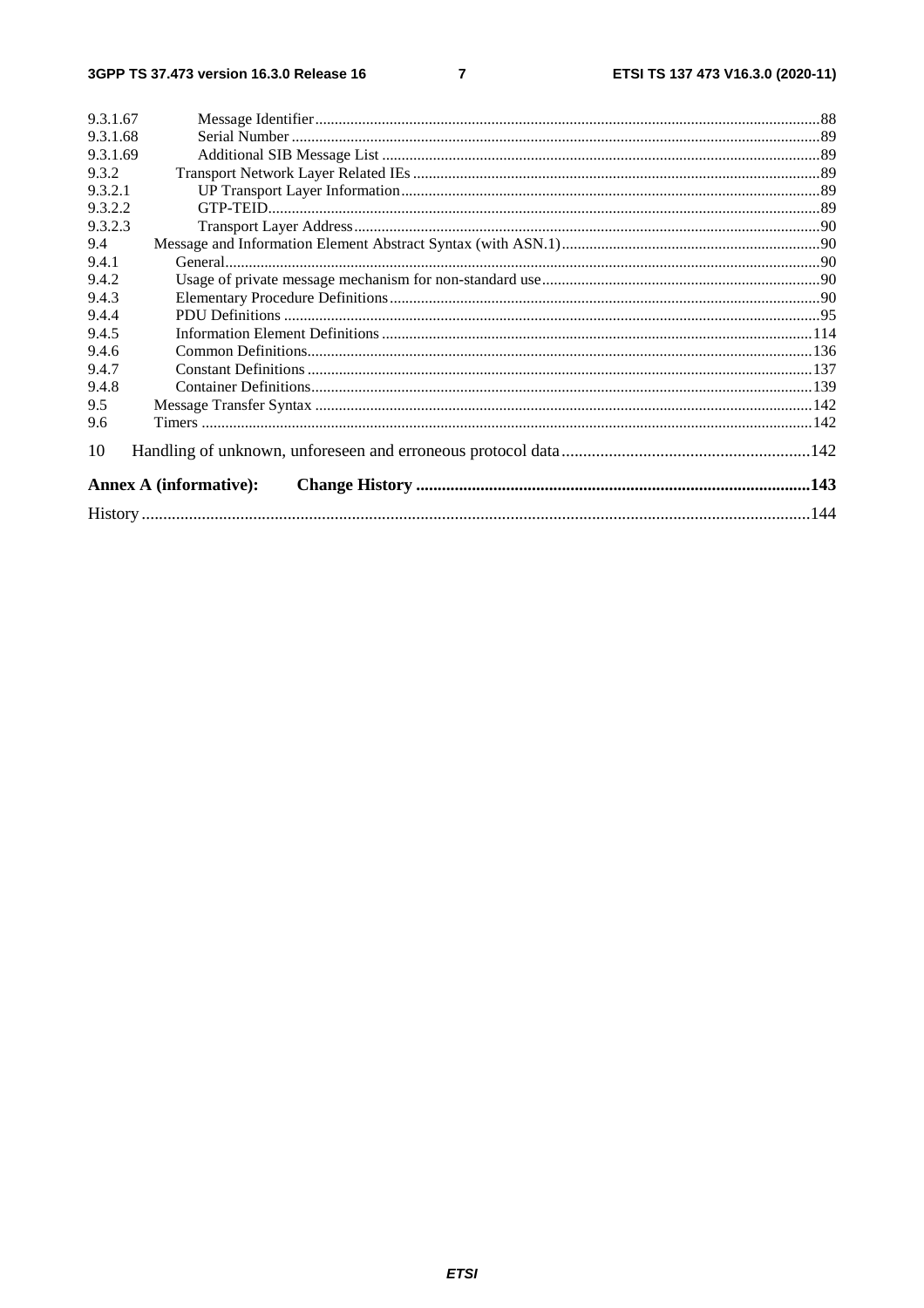9.3.1.67 Message Identifier ........ 88
9.3.1.68 Serial Number ........ 89
9.3.1.69 Additional SIB Message List ........ 89
9.3.2 Transport Network Layer Related IEs ........ 89
9.3.2.1 UP Transport Layer Information ........ 89
9.3.2.2 GTP-TEID ........ 89
9.3.2.3 Transport Layer Address ........ 90
9.4 Message and Information Element Abstract Syntax (with ASN.1) ........ 90
9.4.1 General ........ 90
9.4.2 Usage of private message mechanism for non-standard use ........ 90
9.4.3 Elementary Procedure Definitions ........ 90
9.4.4 PDU Definitions ........ 95
9.4.5 Information Element Definitions ........ 114
9.4.6 Common Definitions ........ 136
9.4.7 Constant Definitions ........ 137
9.4.8 Container Definitions ........ 139
9.5 Message Transfer Syntax ........ 142
9.6 Timers ........ 142

10 Handling of unknown, unforeseen and erroneous protocol data ........ 142

**Annex A (informative): Change History** ........ 143

History ........ 144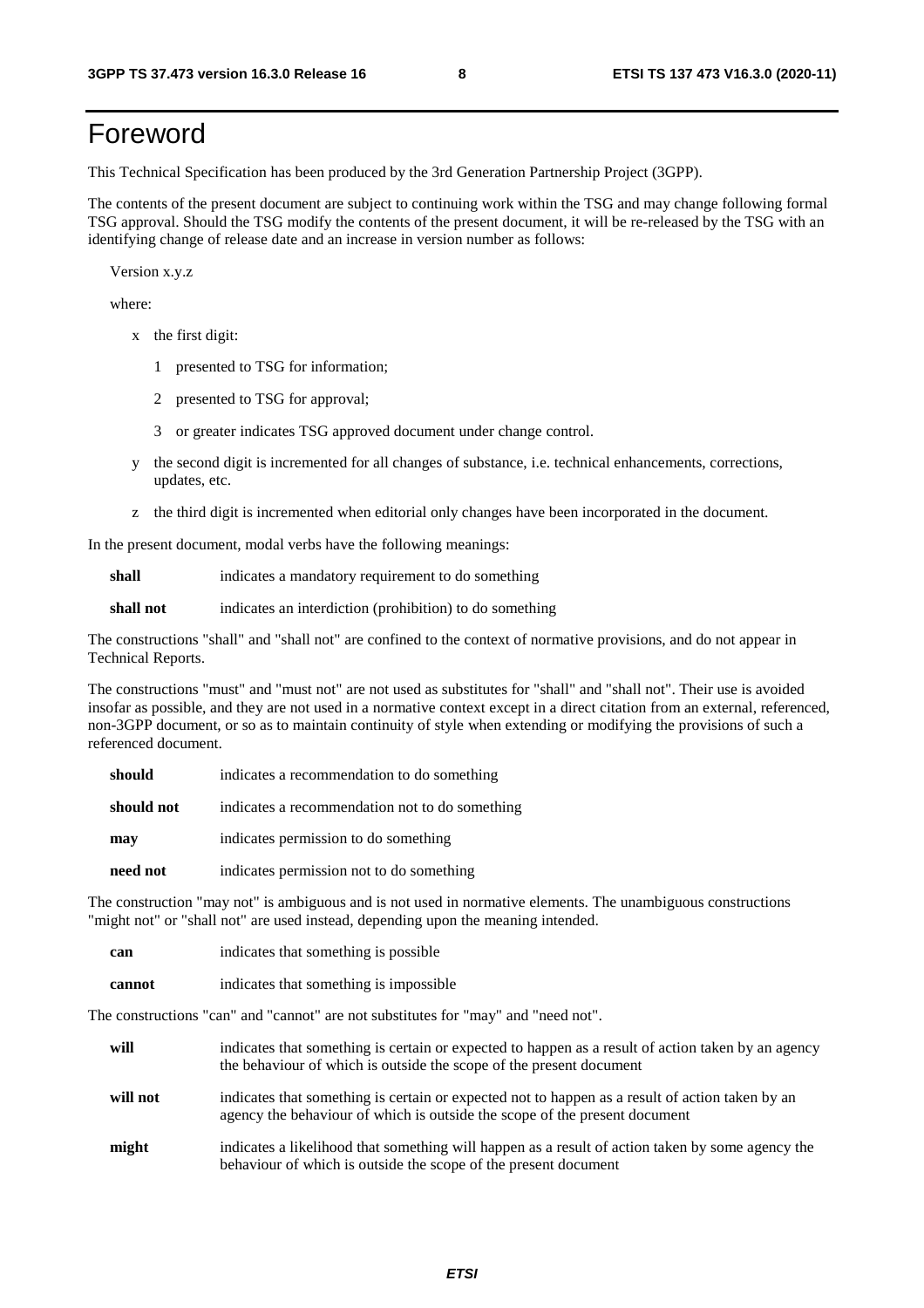# Foreword

This Technical Specification has been produced by the 3rd Generation Partnership Project (3GPP).

The contents of the present document are subject to continuing work within the TSG and may change following formal TSG approval. Should the TSG modify the contents of the present document, it will be re-released by the TSG with an identifying change of release date and an increase in version number as follows:

Version x.y.z

where:

- x the first digit:
  - 1 presented to TSG for information;
  - 2 presented to TSG for approval;
  - 3 or greater indicates TSG approved document under change control.
- y the second digit is incremented for all changes of substance, i.e. technical enhancements, corrections, updates, etc.
- z the third digit is incremented when editorial only changes have been incorporated in the document.

In the present document, modal verbs have the following meanings:

**shall** indicates a mandatory requirement to do something

**shall not** indicates an interdiction (prohibition) to do something

The constructions "shall" and "shall not" are confined to the context of normative provisions, and do not appear in Technical Reports.

The constructions "must" and "must not" are not used as substitutes for "shall" and "shall not". Their use is avoided insofar as possible, and they are not used in a normative context except in a direct citation from an external, referenced, non-3GPP document, or so as to maintain continuity of style when extending or modifying the provisions of such a referenced document.

**should** indicates a recommendation to do something

**should not** indicates a recommendation not to do something

**may** indicates permission to do something

**need not** indicates permission not to do something

The construction "may not" is ambiguous and is not used in normative elements. The unambiguous constructions "might not" or "shall not" are used instead, depending upon the meaning intended.

**can** indicates that something is possible

**cannot** indicates that something is impossible

The constructions "can" and "cannot" are not substitutes for "may" and "need not".

**will** indicates that something is certain or expected to happen as a result of action taken by an agency the behaviour of which is outside the scope of the present document

**will not** indicates that something is certain or expected not to happen as a result of action taken by an agency the behaviour of which is outside the scope of the present document

**might** indicates a likelihood that something will happen as a result of action taken by some agency the behaviour of which is outside the scope of the present document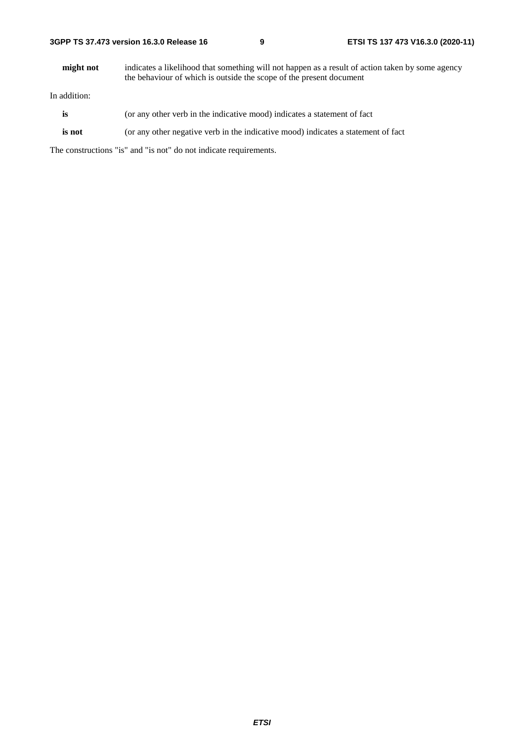**might not** indicates a likelihood that something will not happen as a result of action taken by some agency the behaviour of which is outside the scope of the present document

In addition:

**is** (or any other verb in the indicative mood) indicates a statement of fact

**is not** (or any other negative verb in the indicative mood) indicates a statement of fact

The constructions "is" and "is not" do not indicate requirements.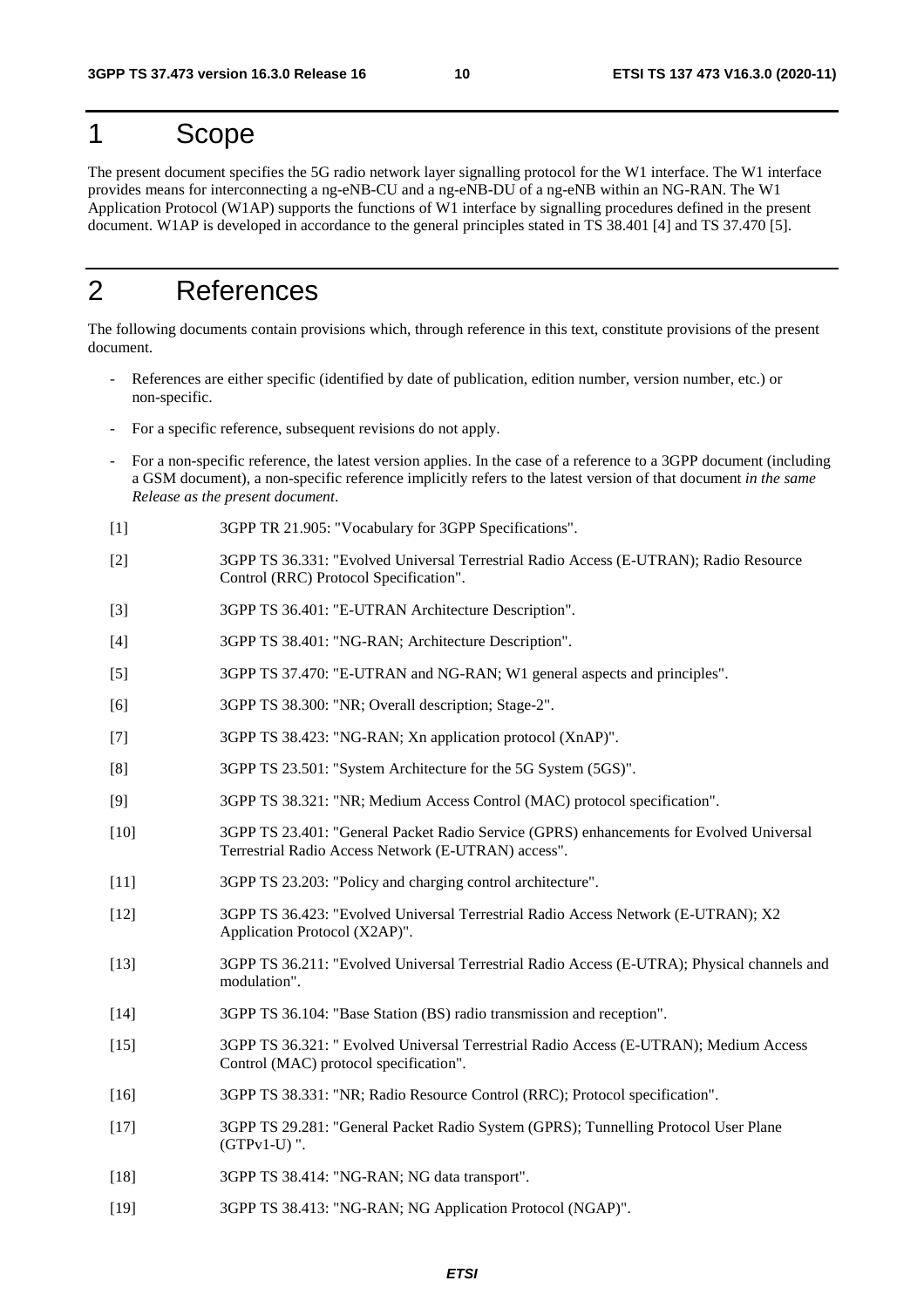# 1 Scope

The present document specifies the 5G radio network layer signalling protocol for the W1 interface. The W1 interface provides means for interconnecting a ng-eNB-CU and a ng-eNB-DU of a ng-eNB within an NG-RAN. The W1 Application Protocol (W1AP) supports the functions of W1 interface by signalling procedures defined in the present document. W1AP is developed in accordance to the general principles stated in TS 38.401 [4] and TS 37.470 [5].

# 2 References

The following documents contain provisions which, through reference in this text, constitute provisions of the present document.

- References are either specific (identified by date of publication, edition number, version number, etc.) or non-specific.
- For a specific reference, subsequent revisions do not apply.
- For a non-specific reference, the latest version applies. In the case of a reference to a 3GPP document (including a GSM document), a non-specific reference implicitly refers to the latest version of that document *in the same Release as the present document*.

[1] 3GPP TR 21.905: "Vocabulary for 3GPP Specifications".

[2] 3GPP TS 36.331: "Evolved Universal Terrestrial Radio Access (E-UTRAN); Radio Resource Control (RRC) Protocol Specification".

[3] 3GPP TS 36.401: "E-UTRAN Architecture Description".

[4] 3GPP TS 38.401: "NG-RAN; Architecture Description".

[5] 3GPP TS 37.470: "E-UTRAN and NG-RAN; W1 general aspects and principles".

[6] 3GPP TS 38.300: "NR; Overall description; Stage-2".

[7] 3GPP TS 38.423: "NG-RAN; Xn application protocol (XnAP)".

[8] 3GPP TS 23.501: "System Architecture for the 5G System (5GS)".

[9] 3GPP TS 38.321: "NR; Medium Access Control (MAC) protocol specification".

[10] 3GPP TS 23.401: "General Packet Radio Service (GPRS) enhancements for Evolved Universal Terrestrial Radio Access Network (E-UTRAN) access".

[11] 3GPP TS 23.203: "Policy and charging control architecture".

[12] 3GPP TS 36.423: "Evolved Universal Terrestrial Radio Access Network (E-UTRAN); X2 Application Protocol (X2AP)".

[13] 3GPP TS 36.211: "Evolved Universal Terrestrial Radio Access (E-UTRA); Physical channels and modulation".

[14] 3GPP TS 36.104: "Base Station (BS) radio transmission and reception".

[15] 3GPP TS 36.321: " Evolved Universal Terrestrial Radio Access (E-UTRAN); Medium Access Control (MAC) protocol specification".

[16] 3GPP TS 38.331: "NR; Radio Resource Control (RRC); Protocol specification".

[17] 3GPP TS 29.281: "General Packet Radio System (GPRS); Tunnelling Protocol User Plane (GTPv1-U) ".

[18] 3GPP TS 38.414: "NG-RAN; NG data transport".

[19] 3GPP TS 38.413: "NG-RAN; NG Application Protocol (NGAP)".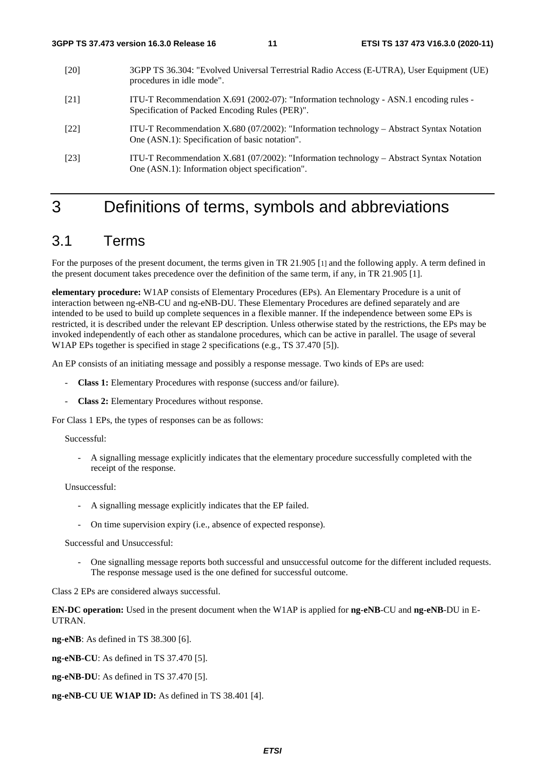[20] 3GPP TS 36.304: "Evolved Universal Terrestrial Radio Access (E-UTRA), User Equipment (UE) procedures in idle mode".

[21] ITU-T Recommendation X.691 (2002-07): "Information technology - ASN.1 encoding rules - Specification of Packed Encoding Rules (PER)".

[22] ITU-T Recommendation X.680 (07/2002): "Information technology – Abstract Syntax Notation One (ASN.1): Specification of basic notation".

[23] ITU-T Recommendation X.681 (07/2002): "Information technology – Abstract Syntax Notation One (ASN.1): Information object specification".

# 3 Definitions of terms, symbols and abbreviations

## 3.1 Terms

For the purposes of the present document, the terms given in TR 21.905 [1] and the following apply. A term defined in the present document takes precedence over the definition of the same term, if any, in TR 21.905 [1].

**elementary procedure:** W1AP consists of Elementary Procedures (EPs). An Elementary Procedure is a unit of interaction between ng-eNB-CU and ng-eNB-DU. These Elementary Procedures are defined separately and are intended to be used to build up complete sequences in a flexible manner. If the independence between some EPs is restricted, it is described under the relevant EP description. Unless otherwise stated by the restrictions, the EPs may be invoked independently of each other as standalone procedures, which can be active in parallel. The usage of several W1AP EPs together is specified in stage 2 specifications (e.g., TS 37.470 [5]).

An EP consists of an initiating message and possibly a response message. Two kinds of EPs are used:

- **Class 1:** Elementary Procedures with response (success and/or failure).
- **Class 2:** Elementary Procedures without response.

For Class 1 EPs, the types of responses can be as follows:

Successful:

- A signalling message explicitly indicates that the elementary procedure successfully completed with the receipt of the response.

Unsuccessful:

- A signalling message explicitly indicates that the EP failed.
- On time supervision expiry (i.e., absence of expected response).

Successful and Unsuccessful:

- One signalling message reports both successful and unsuccessful outcome for the different included requests. The response message used is the one defined for successful outcome.

Class 2 EPs are considered always successful.

**EN-DC operation:** Used in the present document when the W1AP is applied for **ng-eNB**-CU and **ng-eNB**-DU in E-UTRAN.

**ng-eNB**: As defined in TS 38.300 [6].

**ng-eNB-CU**: As defined in TS 37.470 [5].

**ng-eNB-DU**: As defined in TS 37.470 [5].

**ng-eNB-CU UE W1AP ID:** As defined in TS 38.401 [4].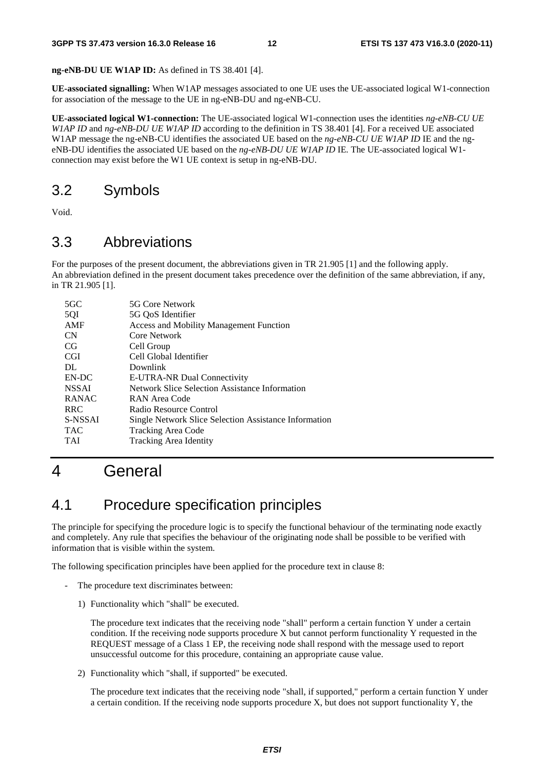**ng-eNB-DU UE W1AP ID:** As defined in TS 38.401 [4].

**UE-associated signalling:** When W1AP messages associated to one UE uses the UE-associated logical W1-connection for association of the message to the UE in ng-eNB-DU and ng-eNB-CU.

**UE-associated logical W1-connection:** The UE-associated logical W1-connection uses the identities *ng-eNB-CU UE W1AP ID* and *ng-eNB-DU UE W1AP ID* according to the definition in TS 38.401 [4]. For a received UE associated W1AP message the ng-eNB-CU identifies the associated UE based on the *ng-eNB-CU UE W1AP ID* IE and the ng-eNB-DU identifies the associated UE based on the *ng-eNB-DU UE W1AP ID* IE. The UE-associated logical W1-connection may exist before the W1 UE context is setup in ng-eNB-DU.

## 3.2 Symbols

Void.

## 3.3 Abbreviations

For the purposes of the present document, the abbreviations given in TR 21.905 [1] and the following apply.
An abbreviation defined in the present document takes precedence over the definition of the same abbreviation, if any, in TR 21.905 [1].

| | |
|---|---|
| 5GC | 5G Core Network |
| 5QI | 5G QoS Identifier |
| AMF | Access and Mobility Management Function |
| CN | Core Network |
| CG | Cell Group |
| CGI | Cell Global Identifier |
| DL | Downlink |
| EN-DC | E-UTRA-NR Dual Connectivity |
| NSSAI | Network Slice Selection Assistance Information |
| RANAC | RAN Area Code |
| RRC | Radio Resource Control |
| S-NSSAI | Single Network Slice Selection Assistance Information |
| TAC | Tracking Area Code |
| TAI | Tracking Area Identity |

# 4 General

## 4.1 Procedure specification principles

The principle for specifying the procedure logic is to specify the functional behaviour of the terminating node exactly and completely. Any rule that specifies the behaviour of the originating node shall be possible to be verified with information that is visible within the system.

The following specification principles have been applied for the procedure text in clause 8:

- The procedure text discriminates between:

    1) Functionality which "shall" be executed.

        The procedure text indicates that the receiving node "shall" perform a certain function Y under a certain condition. If the receiving node supports procedure X but cannot perform functionality Y requested in the REQUEST message of a Class 1 EP, the receiving node shall respond with the message used to report unsuccessful outcome for this procedure, containing an appropriate cause value.

    2) Functionality which "shall, if supported" be executed.

        The procedure text indicates that the receiving node "shall, if supported," perform a certain function Y under a certain condition. If the receiving node supports procedure X, but does not support functionality Y, the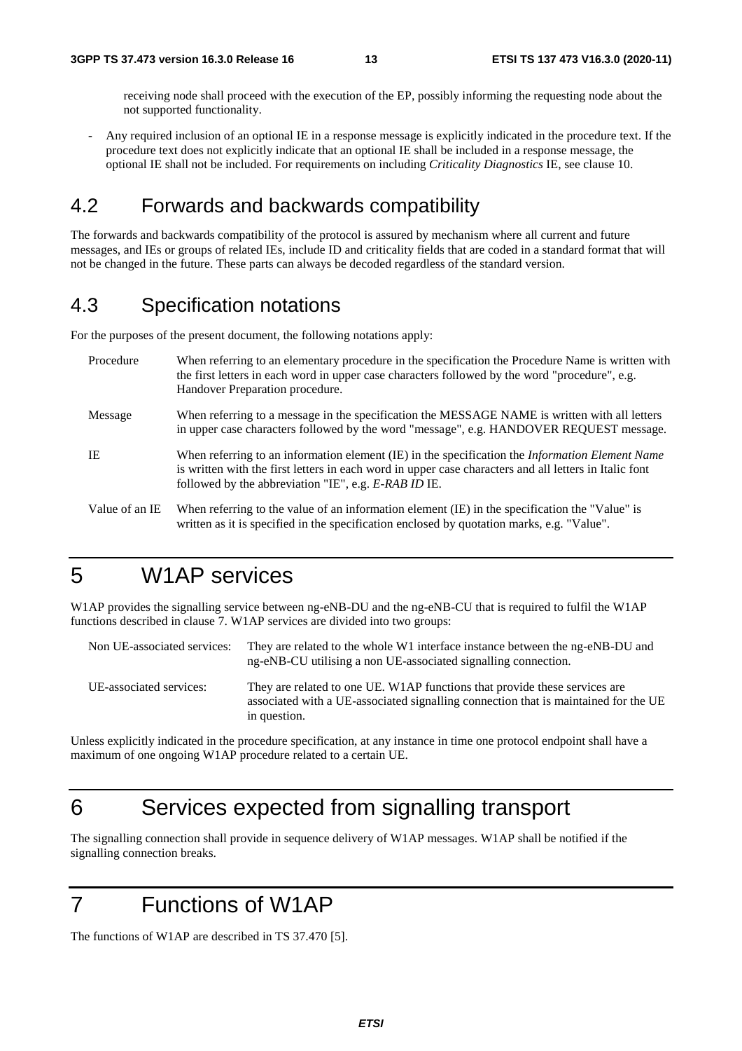receiving node shall proceed with the execution of the EP, possibly informing the requesting node about the not supported functionality.

- Any required inclusion of an optional IE in a response message is explicitly indicated in the procedure text. If the procedure text does not explicitly indicate that an optional IE shall be included in a response message, the optional IE shall not be included. For requirements on including *Criticality Diagnostics* IE, see clause 10.

## 4.2 Forwards and backwards compatibility

The forwards and backwards compatibility of the protocol is assured by mechanism where all current and future messages, and IEs or groups of related IEs, include ID and criticality fields that are coded in a standard format that will not be changed in the future. These parts can always be decoded regardless of the standard version.

## 4.3 Specification notations

For the purposes of the present document, the following notations apply:

Procedure — When referring to an elementary procedure in the specification the Procedure Name is written with the first letters in each word in upper case characters followed by the word "procedure", e.g. Handover Preparation procedure.

Message — When referring to a message in the specification the MESSAGE NAME is written with all letters in upper case characters followed by the word "message", e.g. HANDOVER REQUEST message.

IE — When referring to an information element (IE) in the specification the *Information Element Name* is written with the first letters in each word in upper case characters and all letters in Italic font followed by the abbreviation "IE", e.g. *E-RAB ID* IE.

Value of an IE — When referring to the value of an information element (IE) in the specification the "Value" is written as it is specified in the specification enclosed by quotation marks, e.g. "Value".

# 5 W1AP services

W1AP provides the signalling service between ng-eNB-DU and the ng-eNB-CU that is required to fulfil the W1AP functions described in clause 7. W1AP services are divided into two groups:

Non UE-associated services: They are related to the whole W1 interface instance between the ng-eNB-DU and ng-eNB-CU utilising a non UE-associated signalling connection.

UE-associated services: They are related to one UE. W1AP functions that provide these services are associated with a UE-associated signalling connection that is maintained for the UE in question.

Unless explicitly indicated in the procedure specification, at any instance in time one protocol endpoint shall have a maximum of one ongoing W1AP procedure related to a certain UE.

# 6 Services expected from signalling transport

The signalling connection shall provide in sequence delivery of W1AP messages. W1AP shall be notified if the signalling connection breaks.

# 7 Functions of W1AP

The functions of W1AP are described in TS 37.470 [5].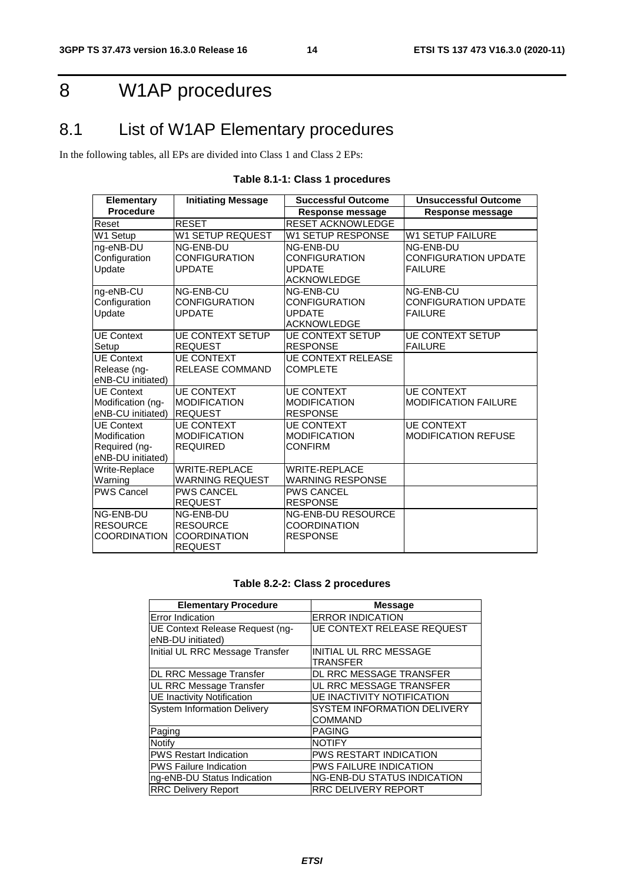# 8 W1AP procedures

## 8.1 List of W1AP Elementary procedures

In the following tables, all EPs are divided into Class 1 and Class 2 EPs:

**Table 8.1-1: Class 1 procedures**

| Elementary Procedure | Initiating Message | Successful Outcome | Unsuccessful Outcome |
|---|---|---|---|
| | | Response message | Response message |
| Reset | RESET | RESET ACKNOWLEDGE | |
| W1 Setup | W1 SETUP REQUEST | W1 SETUP RESPONSE | W1 SETUP FAILURE |
| ng-eNB-DU Configuration Update | NG-ENB-DU CONFIGURATION UPDATE | NG-ENB-DU CONFIGURATION UPDATE ACKNOWLEDGE | NG-ENB-DU CONFIGURATION UPDATE FAILURE |
| ng-eNB-CU Configuration Update | NG-ENB-CU CONFIGURATION UPDATE | NG-ENB-CU CONFIGURATION UPDATE ACKNOWLEDGE | NG-ENB-CU CONFIGURATION UPDATE FAILURE |
| UE Context Setup | UE CONTEXT SETUP REQUEST | UE CONTEXT SETUP RESPONSE | UE CONTEXT SETUP FAILURE |
| UE Context Release (ng-eNB-CU initiated) | UE CONTEXT RELEASE COMMAND | UE CONTEXT RELEASE COMPLETE | |
| UE Context Modification (ng-eNB-CU initiated) | UE CONTEXT MODIFICATION REQUEST | UE CONTEXT MODIFICATION RESPONSE | UE CONTEXT MODIFICATION FAILURE |
| UE Context Modification Required (ng-eNB-DU initiated) | UE CONTEXT MODIFICATION REQUIRED | UE CONTEXT MODIFICATION CONFIRM | UE CONTEXT MODIFICATION REFUSE |
| Write-Replace Warning | WRITE-REPLACE WARNING REQUEST | WRITE-REPLACE WARNING RESPONSE | |
| PWS Cancel | PWS CANCEL REQUEST | PWS CANCEL RESPONSE | |
| NG-ENB-DU RESOURCE COORDINATION | NG-ENB-DU RESOURCE COORDINATION REQUEST | NG-ENB-DU RESOURCE COORDINATION RESPONSE | |

**Table 8.2-2: Class 2 procedures**

| Elementary Procedure | Message |
|---|---|
| Error Indication | ERROR INDICATION |
| UE Context Release Request (ng-eNB-DU initiated) | UE CONTEXT RELEASE REQUEST |
| Initial UL RRC Message Transfer | INITIAL UL RRC MESSAGE TRANSFER |
| DL RRC Message Transfer | DL RRC MESSAGE TRANSFER |
| UL RRC Message Transfer | UL RRC MESSAGE TRANSFER |
| UE Inactivity Notification | UE INACTIVITY NOTIFICATION |
| System Information Delivery | SYSTEM INFORMATION DELIVERY COMMAND |
| Paging | PAGING |
| Notify | NOTIFY |
| PWS Restart Indication | PWS RESTART INDICATION |
| PWS Failure Indication | PWS FAILURE INDICATION |
| ng-eNB-DU Status Indication | NG-ENB-DU STATUS INDICATION |
| RRC Delivery Report | RRC DELIVERY REPORT |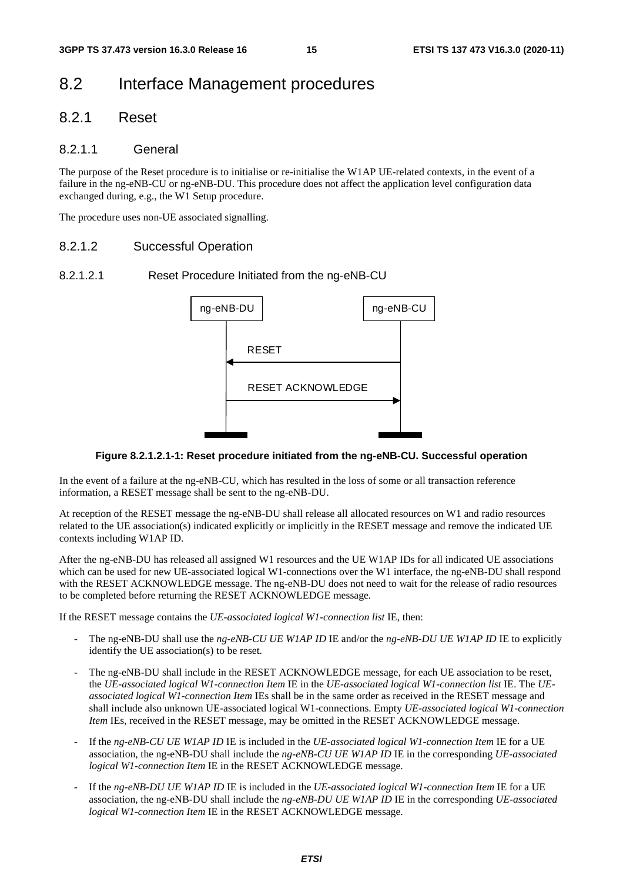# 8.2 Interface Management procedures

## 8.2.1 Reset

### 8.2.1.1 General

The purpose of the Reset procedure is to initialise or re-initialise the W1AP UE-related contexts, in the event of a failure in the ng-eNB-CU or ng-eNB-DU. This procedure does not affect the application level configuration data exchanged during, e.g., the W1 Setup procedure.

The procedure uses non-UE associated signalling.

### 8.2.1.2 Successful Operation

#### 8.2.1.2.1 Reset Procedure Initiated from the ng-eNB-CU

**Figure 8.2.1.2.1-1: Reset procedure initiated from the ng-eNB-CU. Successful operation**

In the event of a failure at the ng-eNB-CU, which has resulted in the loss of some or all transaction reference information, a RESET message shall be sent to the ng-eNB-DU.

At reception of the RESET message the ng-eNB-DU shall release all allocated resources on W1 and radio resources related to the UE association(s) indicated explicitly or implicitly in the RESET message and remove the indicated UE contexts including W1AP ID.

After the ng-eNB-DU has released all assigned W1 resources and the UE W1AP IDs for all indicated UE associations which can be used for new UE-associated logical W1-connections over the W1 interface, the ng-eNB-DU shall respond with the RESET ACKNOWLEDGE message. The ng-eNB-DU does not need to wait for the release of radio resources to be completed before returning the RESET ACKNOWLEDGE message.

If the RESET message contains the *UE-associated logical W1-connection list* IE, then:

- The ng-eNB-DU shall use the *ng-eNB-CU UE W1AP ID* IE and/or the *ng-eNB-DU UE W1AP ID* IE to explicitly identify the UE association(s) to be reset.
- The ng-eNB-DU shall include in the RESET ACKNOWLEDGE message, for each UE association to be reset, the *UE-associated logical W1-connection Item* IE in the *UE-associated logical W1-connection list* IE. The *UE-associated logical W1-connection Item* IEs shall be in the same order as received in the RESET message and shall include also unknown UE-associated logical W1-connections. Empty *UE-associated logical W1-connection Item* IEs, received in the RESET message, may be omitted in the RESET ACKNOWLEDGE message.
- If the *ng-eNB-CU UE W1AP ID* IE is included in the *UE-associated logical W1-connection Item* IE for a UE association, the ng-eNB-DU shall include the *ng-eNB-CU UE W1AP ID* IE in the corresponding *UE-associated logical W1-connection Item* IE in the RESET ACKNOWLEDGE message.
- If the *ng-eNB-DU UE W1AP ID* IE is included in the *UE-associated logical W1-connection Item* IE for a UE association, the ng-eNB-DU shall include the *ng-eNB-DU UE W1AP ID* IE in the corresponding *UE-associated logical W1-connection Item* IE in the RESET ACKNOWLEDGE message.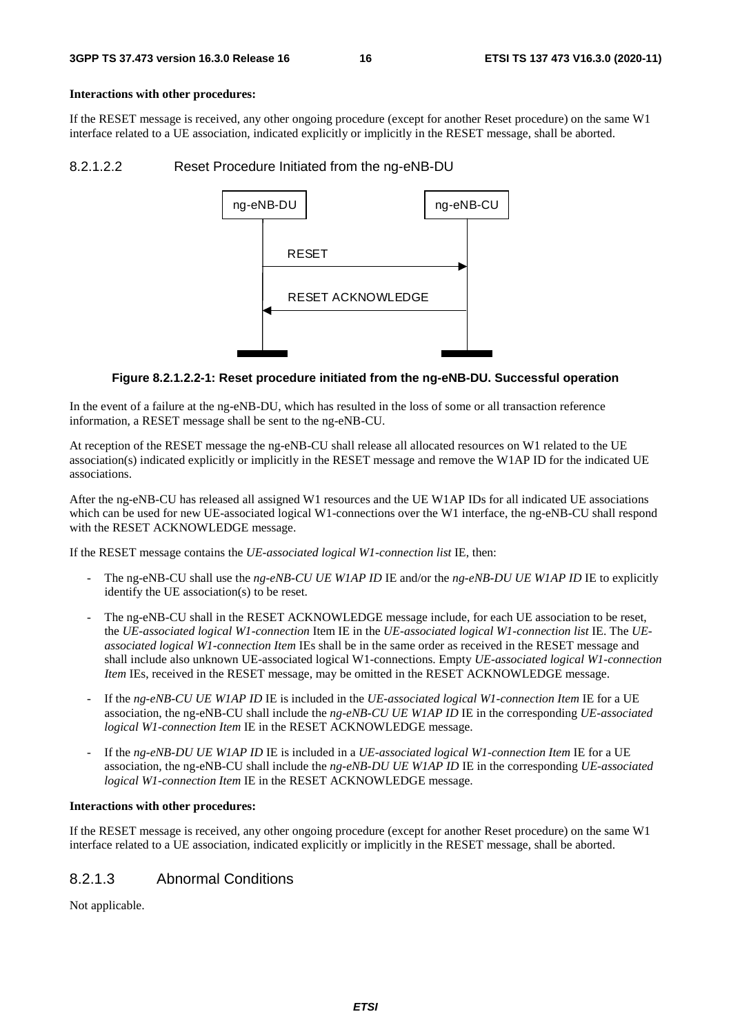**Interactions with other procedures:**

If the RESET message is received, any other ongoing procedure (except for another Reset procedure) on the same W1 interface related to a UE association, indicated explicitly or implicitly in the RESET message, shall be aborted.

#### 8.2.1.2.2 Reset Procedure Initiated from the ng-eNB-DU

**Figure 8.2.1.2.2-1: Reset procedure initiated from the ng-eNB-DU. Successful operation**

In the event of a failure at the ng-eNB-DU, which has resulted in the loss of some or all transaction reference information, a RESET message shall be sent to the ng-eNB-CU.

At reception of the RESET message the ng-eNB-CU shall release all allocated resources on W1 related to the UE association(s) indicated explicitly or implicitly in the RESET message and remove the W1AP ID for the indicated UE associations.

After the ng-eNB-CU has released all assigned W1 resources and the UE W1AP IDs for all indicated UE associations which can be used for new UE-associated logical W1-connections over the W1 interface, the ng-eNB-CU shall respond with the RESET ACKNOWLEDGE message.

If the RESET message contains the *UE-associated logical W1-connection list* IE, then:

- The ng-eNB-CU shall use the *ng-eNB-CU UE W1AP ID* IE and/or the *ng-eNB-DU UE W1AP ID* IE to explicitly identify the UE association(s) to be reset.
- The ng-eNB-CU shall in the RESET ACKNOWLEDGE message include, for each UE association to be reset, the *UE-associated logical W1-connection* Item IE in the *UE-associated logical W1-connection list* IE. The *UE-associated logical W1-connection Item* IEs shall be in the same order as received in the RESET message and shall include also unknown UE-associated logical W1-connections. Empty *UE-associated logical W1-connection Item* IEs, received in the RESET message, may be omitted in the RESET ACKNOWLEDGE message.
- If the *ng-eNB-CU UE W1AP ID* IE is included in the *UE-associated logical W1-connection Item* IE for a UE association, the ng-eNB-CU shall include the *ng-eNB-CU UE W1AP ID* IE in the corresponding *UE-associated logical W1-connection Item* IE in the RESET ACKNOWLEDGE message.
- If the *ng-eNB-DU UE W1AP ID* IE is included in a *UE-associated logical W1-connection Item* IE for a UE association, the ng-eNB-CU shall include the *ng-eNB-DU UE W1AP ID* IE in the corresponding *UE-associated logical W1-connection Item* IE in the RESET ACKNOWLEDGE message.

**Interactions with other procedures:**

If the RESET message is received, any other ongoing procedure (except for another Reset procedure) on the same W1 interface related to a UE association, indicated explicitly or implicitly in the RESET message, shall be aborted.

### 8.2.1.3 Abnormal Conditions

Not applicable.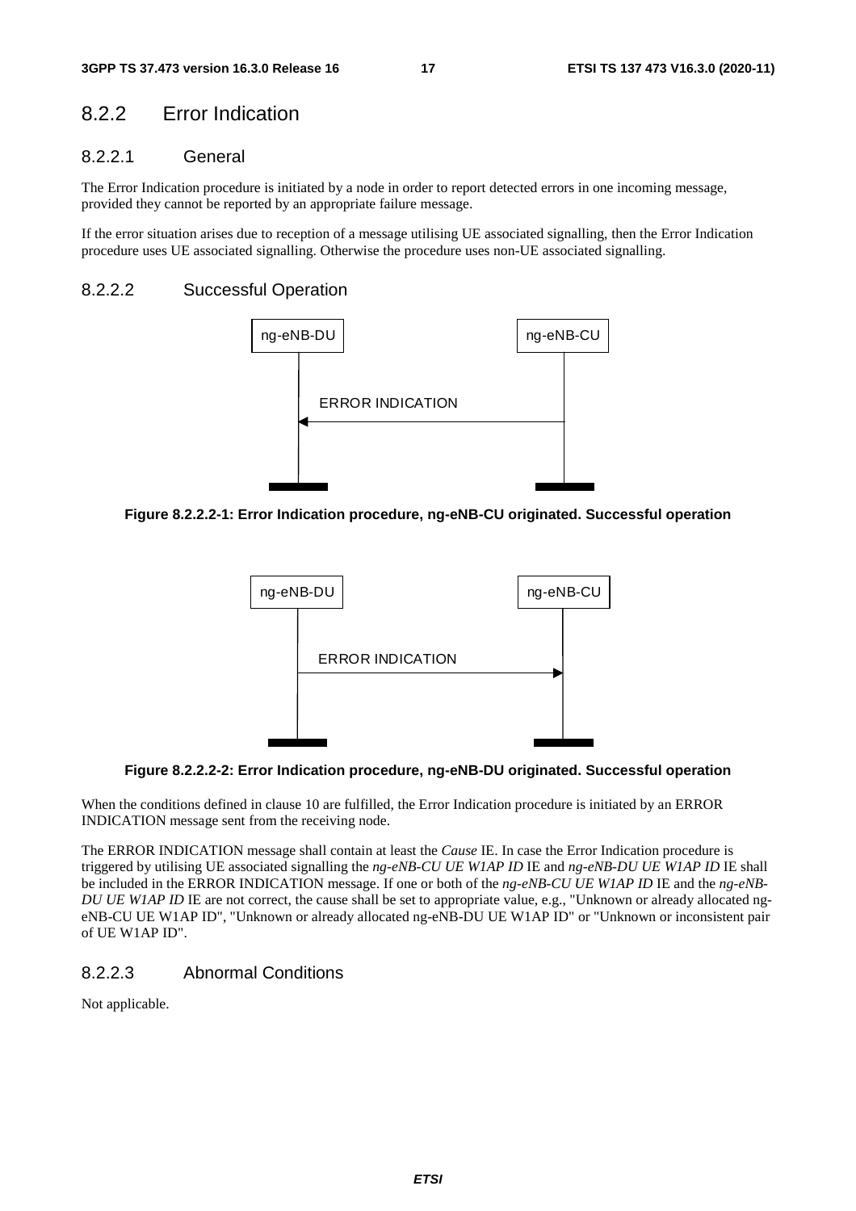## 8.2.2 Error Indication

### 8.2.2.1 General

The Error Indication procedure is initiated by a node in order to report detected errors in one incoming message, provided they cannot be reported by an appropriate failure message.

If the error situation arises due to reception of a message utilising UE associated signalling, then the Error Indication procedure uses UE associated signalling. Otherwise the procedure uses non-UE associated signalling.

### 8.2.2.2 Successful Operation

**Figure 8.2.2.2-1: Error Indication procedure, ng-eNB-CU originated. Successful operation**

**Figure 8.2.2.2-2: Error Indication procedure, ng-eNB-DU originated. Successful operation**

When the conditions defined in clause 10 are fulfilled, the Error Indication procedure is initiated by an ERROR INDICATION message sent from the receiving node.

The ERROR INDICATION message shall contain at least the *Cause* IE. In case the Error Indication procedure is triggered by utilising UE associated signalling the *ng-eNB-CU UE W1AP ID* IE and *ng-eNB-DU UE W1AP ID* IE shall be included in the ERROR INDICATION message. If one or both of the *ng-eNB-CU UE W1AP ID* IE and the *ng-eNB-DU UE W1AP ID* IE are not correct, the cause shall be set to appropriate value, e.g., "Unknown or already allocated ng-eNB-CU UE W1AP ID", "Unknown or already allocated ng-eNB-DU UE W1AP ID" or "Unknown or inconsistent pair of UE W1AP ID".

### 8.2.2.3 Abnormal Conditions

Not applicable.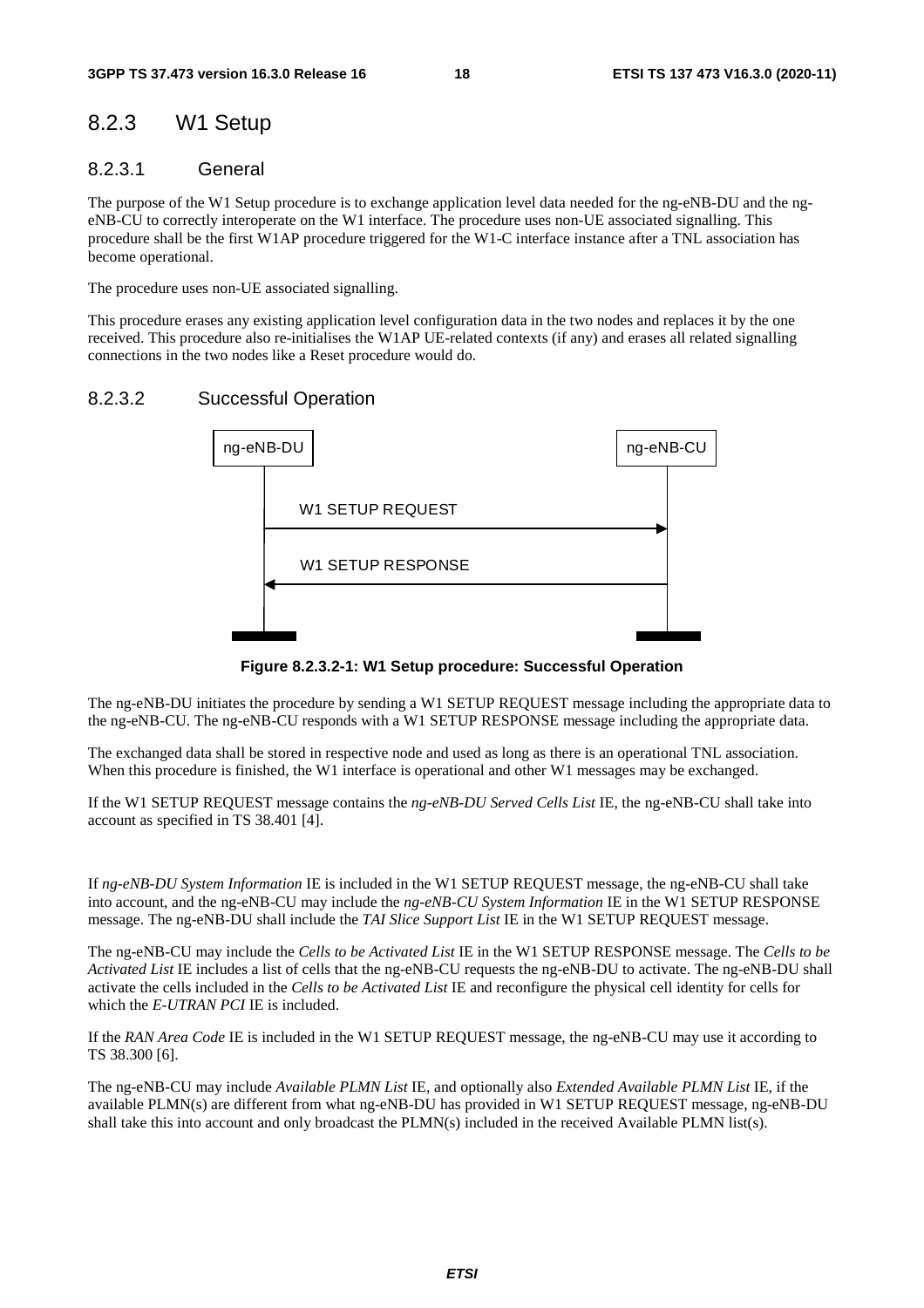### 8.2.3 W1 Setup

#### 8.2.3.1 General

The purpose of the W1 Setup procedure is to exchange application level data needed for the ng-eNB-DU and the ng-eNB-CU to correctly interoperate on the W1 interface. The procedure uses non-UE associated signalling. This procedure shall be the first W1AP procedure triggered for the W1-C interface instance after a TNL association has become operational.

The procedure uses non-UE associated signalling.

This procedure erases any existing application level configuration data in the two nodes and replaces it by the one received. This procedure also re-initialises the W1AP UE-related contexts (if any) and erases all related signalling connections in the two nodes like a Reset procedure would do.

#### 8.2.3.2 Successful Operation

ng-eNB-DU → ng-eNB-CU: W1 SETUP REQUEST

ng-eNB-CU → ng-eNB-DU: W1 SETUP RESPONSE

**Figure 8.2.3.2-1: W1 Setup procedure: Successful Operation**

The ng-eNB-DU initiates the procedure by sending a W1 SETUP REQUEST message including the appropriate data to the ng-eNB-CU. The ng-eNB-CU responds with a W1 SETUP RESPONSE message including the appropriate data.

The exchanged data shall be stored in respective node and used as long as there is an operational TNL association. When this procedure is finished, the W1 interface is operational and other W1 messages may be exchanged.

If the W1 SETUP REQUEST message contains the *ng-eNB-DU Served Cells List* IE, the ng-eNB-CU shall take into account as specified in TS 38.401 [4].

If *ng-eNB-DU System Information* IE is included in the W1 SETUP REQUEST message, the ng-eNB-CU shall take into account, and the ng-eNB-CU may include the *ng-eNB-CU System Information* IE in the W1 SETUP RESPONSE message. The ng-eNB-DU shall include the *TAI Slice Support List* IE in the W1 SETUP REQUEST message.

The ng-eNB-CU may include the *Cells to be Activated List* IE in the W1 SETUP RESPONSE message. The *Cells to be Activated List* IE includes a list of cells that the ng-eNB-CU requests the ng-eNB-DU to activate. The ng-eNB-DU shall activate the cells included in the *Cells to be Activated List* IE and reconfigure the physical cell identity for cells for which the *E-UTRAN PCI* IE is included.

If the *RAN Area Code* IE is included in the W1 SETUP REQUEST message, the ng-eNB-CU may use it according to TS 38.300 [6].

The ng-eNB-CU may include *Available PLMN List* IE, and optionally also *Extended Available PLMN List* IE, if the available PLMN(s) are different from what ng-eNB-DU has provided in W1 SETUP REQUEST message, ng-eNB-DU shall take this into account and only broadcast the PLMN(s) included in the received Available PLMN list(s).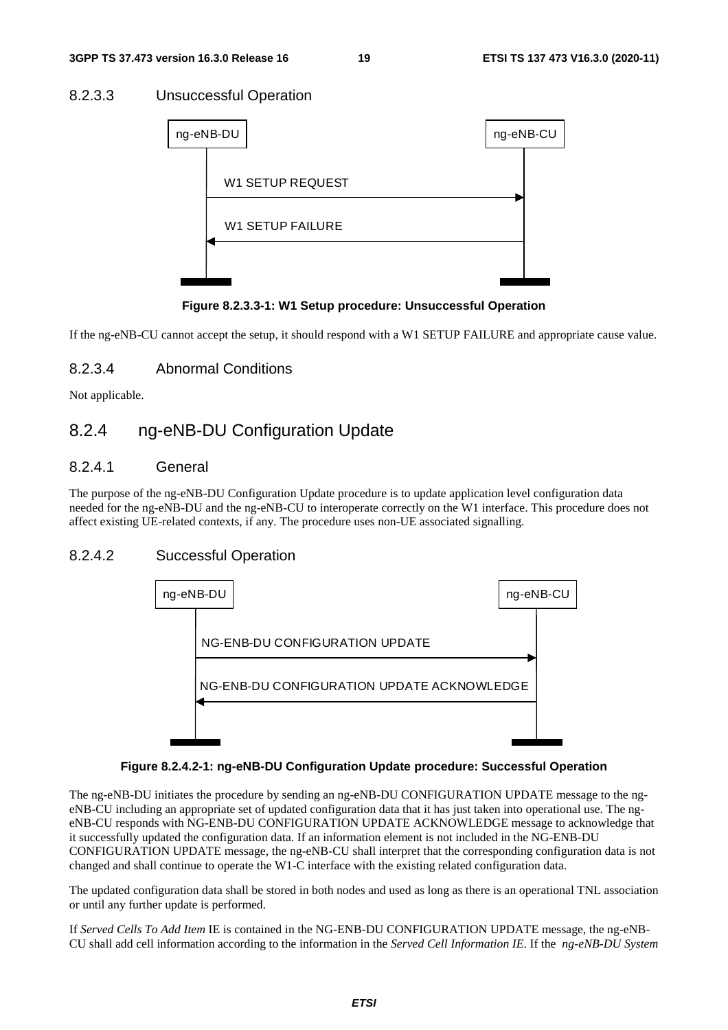#### 8.2.3.3 Unsuccessful Operation

**Figure 8.2.3.3-1: W1 Setup procedure: Unsuccessful Operation**

If the ng-eNB-CU cannot accept the setup, it should respond with a W1 SETUP FAILURE and appropriate cause value.

#### 8.2.3.4 Abnormal Conditions

Not applicable.

### 8.2.4 ng-eNB-DU Configuration Update

#### 8.2.4.1 General

The purpose of the ng-eNB-DU Configuration Update procedure is to update application level configuration data needed for the ng-eNB-DU and the ng-eNB-CU to interoperate correctly on the W1 interface. This procedure does not affect existing UE-related contexts, if any. The procedure uses non-UE associated signalling.

#### 8.2.4.2 Successful Operation

**Figure 8.2.4.2-1: ng-eNB-DU Configuration Update procedure: Successful Operation**

The ng-eNB-DU initiates the procedure by sending an ng-eNB-DU CONFIGURATION UPDATE message to the ng-eNB-CU including an appropriate set of updated configuration data that it has just taken into operational use. The ng-eNB-CU responds with NG-ENB-DU CONFIGURATION UPDATE ACKNOWLEDGE message to acknowledge that it successfully updated the configuration data. If an information element is not included in the NG-ENB-DU CONFIGURATION UPDATE message, the ng-eNB-CU shall interpret that the corresponding configuration data is not changed and shall continue to operate the W1-C interface with the existing related configuration data.

The updated configuration data shall be stored in both nodes and used as long as there is an operational TNL association or until any further update is performed.

If *Served Cells To Add Item* IE is contained in the NG-ENB-DU CONFIGURATION UPDATE message, the ng-eNB-CU shall add cell information according to the information in the *Served Cell Information IE*. If the *ng-eNB-DU System*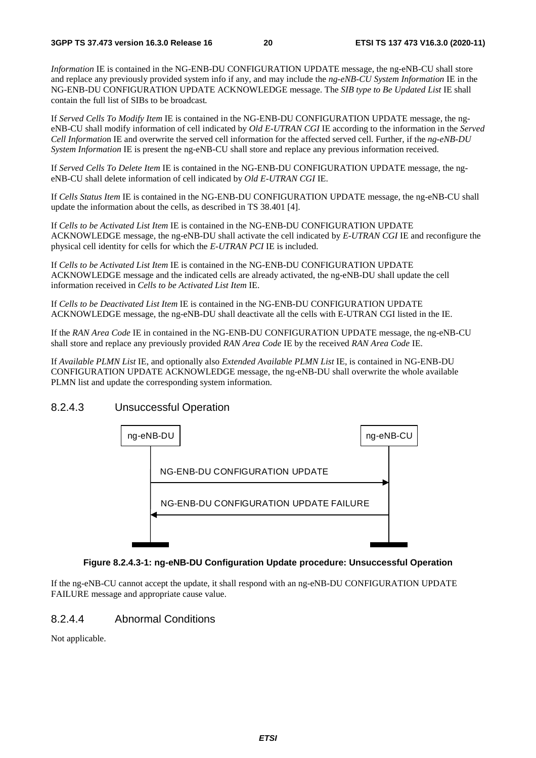*Information* IE is contained in the NG-ENB-DU CONFIGURATION UPDATE message, the ng-eNB-CU shall store and replace any previously provided system info if any, and may include the *ng-eNB-CU System Information* IE in the NG-ENB-DU CONFIGURATION UPDATE ACKNOWLEDGE message. The *SIB type to Be Updated List* IE shall contain the full list of SIBs to be broadcast.

If *Served Cells To Modify Item* IE is contained in the NG-ENB-DU CONFIGURATION UPDATE message, the ng-eNB-CU shall modify information of cell indicated by *Old E-UTRAN CGI* IE according to the information in the *Served Cell Informatio*n IE and overwrite the served cell information for the affected served cell. Further, if the *ng-eNB-DU System Information* IE is present the ng-eNB-CU shall store and replace any previous information received.

If *Served Cells To Delete Item* IE is contained in the NG-ENB-DU CONFIGURATION UPDATE message, the ng-eNB-CU shall delete information of cell indicated by *Old E-UTRAN CGI* IE.

If *Cells Status Item* IE is contained in the NG-ENB-DU CONFIGURATION UPDATE message, the ng-eNB-CU shall update the information about the cells, as described in TS 38.401 [4].

If *Cells to be Activated List Item* IE is contained in the NG-ENB-DU CONFIGURATION UPDATE ACKNOWLEDGE message, the ng-eNB-DU shall activate the cell indicated by *E-UTRAN CGI* IE and reconfigure the physical cell identity for cells for which the *E-UTRAN PCI* IE is included.

If *Cells to be Activated List Item* IE is contained in the NG-ENB-DU CONFIGURATION UPDATE ACKNOWLEDGE message and the indicated cells are already activated, the ng-eNB-DU shall update the cell information received in *Cells to be Activated List Item* IE.

If *Cells to be Deactivated List Item* IE is contained in the NG-ENB-DU CONFIGURATION UPDATE ACKNOWLEDGE message, the ng-eNB-DU shall deactivate all the cells with E-UTRAN CGI listed in the IE.

If the *RAN Area Code* IE in contained in the NG-ENB-DU CONFIGURATION UPDATE message, the ng-eNB-CU shall store and replace any previously provided *RAN Area Code* IE by the received *RAN Area Code* IE.

If *Available PLMN List* IE, and optionally also *Extended Available PLMN List* IE, is contained in NG-ENB-DU CONFIGURATION UPDATE ACKNOWLEDGE message, the ng-eNB-DU shall overwrite the whole available PLMN list and update the corresponding system information.

### 8.2.4.3 Unsuccessful Operation

```
ng-eNB-DU                                          ng-eNB-CU
    |                                                  |
    |   NG-ENB-DU CONFIGURATION UPDATE                 |
    |------------------------------------------------->|
    |                                                  |
    |   NG-ENB-DU CONFIGURATION UPDATE FAILURE         |
    |<-------------------------------------------------|
    |                                                  |
```

**Figure 8.2.4.3-1: ng-eNB-DU Configuration Update procedure: Unsuccessful Operation**

If the ng-eNB-CU cannot accept the update, it shall respond with an ng-eNB-DU CONFIGURATION UPDATE FAILURE message and appropriate cause value.

### 8.2.4.4 Abnormal Conditions

Not applicable.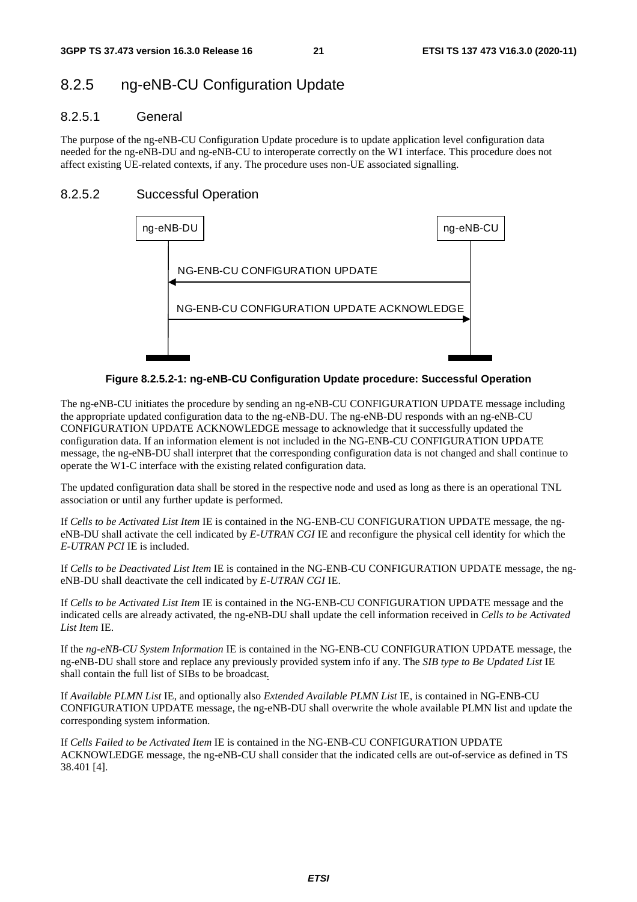## 8.2.5 ng-eNB-CU Configuration Update

### 8.2.5.1 General

The purpose of the ng-eNB-CU Configuration Update procedure is to update application level configuration data needed for the ng-eNB-DU and ng-eNB-CU to interoperate correctly on the W1 interface. This procedure does not affect existing UE-related contexts, if any. The procedure uses non-UE associated signalling.

### 8.2.5.2 Successful Operation

ng-eNB-DU ng-eNB-CU

NG-ENB-CU CONFIGURATION UPDATE

NG-ENB-CU CONFIGURATION UPDATE ACKNOWLEDGE

**Figure 8.2.5.2-1: ng-eNB-CU Configuration Update procedure: Successful Operation**

The ng-eNB-CU initiates the procedure by sending an ng-eNB-CU CONFIGURATION UPDATE message including the appropriate updated configuration data to the ng-eNB-DU. The ng-eNB-DU responds with an ng-eNB-CU CONFIGURATION UPDATE ACKNOWLEDGE message to acknowledge that it successfully updated the configuration data. If an information element is not included in the NG-ENB-CU CONFIGURATION UPDATE message, the ng-eNB-DU shall interpret that the corresponding configuration data is not changed and shall continue to operate the W1-C interface with the existing related configuration data.

The updated configuration data shall be stored in the respective node and used as long as there is an operational TNL association or until any further update is performed.

If *Cells to be Activated List Item* IE is contained in the NG-ENB-CU CONFIGURATION UPDATE message, the ng-eNB-DU shall activate the cell indicated by *E-UTRAN CGI* IE and reconfigure the physical cell identity for which the *E-UTRAN PCI* IE is included.

If *Cells to be Deactivated List Item* IE is contained in the NG-ENB-CU CONFIGURATION UPDATE message, the ng-eNB-DU shall deactivate the cell indicated by *E-UTRAN CGI* IE.

If *Cells to be Activated List Item* IE is contained in the NG-ENB-CU CONFIGURATION UPDATE message and the indicated cells are already activated, the ng-eNB-DU shall update the cell information received in *Cells to be Activated List Item* IE.

If the *ng-eNB-CU System Information* IE is contained in the NG-ENB-CU CONFIGURATION UPDATE message, the ng-eNB-DU shall store and replace any previously provided system info if any. The *SIB type to Be Updated List* IE shall contain the full list of SIBs to be broadcast.

If *Available PLMN List* IE, and optionally also *Extended Available PLMN List* IE, is contained in NG-ENB-CU CONFIGURATION UPDATE message, the ng-eNB-DU shall overwrite the whole available PLMN list and update the corresponding system information.

If *Cells Failed to be Activated Item* IE is contained in the NG-ENB-CU CONFIGURATION UPDATE ACKNOWLEDGE message, the ng-eNB-CU shall consider that the indicated cells are out-of-service as defined in TS 38.401 [4].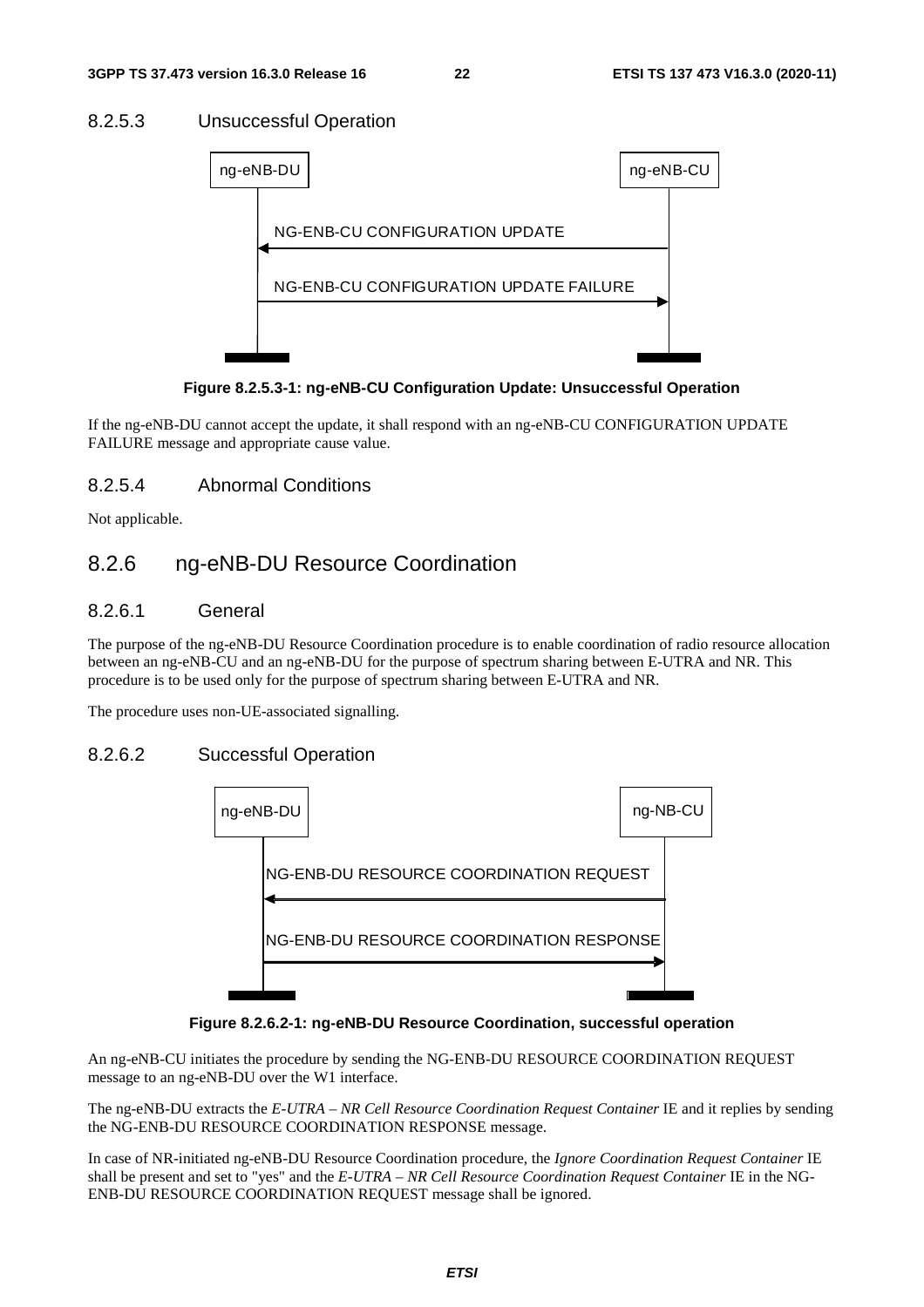#### 8.2.5.3 Unsuccessful Operation

Figure 8.2.5.3-1: ng-eNB-CU Configuration Update: Unsuccessful Operation

If the ng-eNB-DU cannot accept the update, it shall respond with an ng-eNB-CU CONFIGURATION UPDATE FAILURE message and appropriate cause value.

#### 8.2.5.4 Abnormal Conditions

Not applicable.

### 8.2.6 ng-eNB-DU Resource Coordination

#### 8.2.6.1 General

The purpose of the ng-eNB-DU Resource Coordination procedure is to enable coordination of radio resource allocation between an ng-eNB-CU and an ng-eNB-DU for the purpose of spectrum sharing between E-UTRA and NR. This procedure is to be used only for the purpose of spectrum sharing between E-UTRA and NR.

The procedure uses non-UE-associated signalling.

#### 8.2.6.2 Successful Operation

Figure 8.2.6.2-1: ng-eNB-DU Resource Coordination, successful operation

An ng-eNB-CU initiates the procedure by sending the NG-ENB-DU RESOURCE COORDINATION REQUEST message to an ng-eNB-DU over the W1 interface.

The ng-eNB-DU extracts the *E-UTRA – NR Cell Resource Coordination Request Container* IE and it replies by sending the NG-ENB-DU RESOURCE COORDINATION RESPONSE message.

In case of NR-initiated ng-eNB-DU Resource Coordination procedure, the *Ignore Coordination Request Container* IE shall be present and set to "yes" and the *E-UTRA – NR Cell Resource Coordination Request Container* IE in the NG-ENB-DU RESOURCE COORDINATION REQUEST message shall be ignored.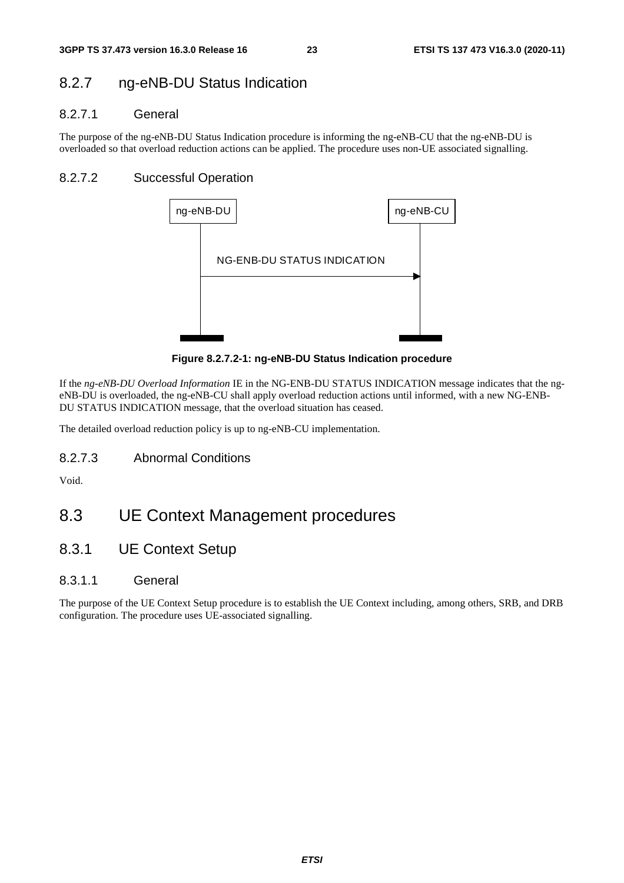### 8.2.7 ng-eNB-DU Status Indication

#### 8.2.7.1 General

The purpose of the ng-eNB-DU Status Indication procedure is informing the ng-eNB-CU that the ng-eNB-DU is overloaded so that overload reduction actions can be applied. The procedure uses non-UE associated signalling.

#### 8.2.7.2 Successful Operation

ng-eNB-DU → ng-eNB-CU: NG-ENB-DU STATUS INDICATION

**Figure 8.2.7.2-1: ng-eNB-DU Status Indication procedure**

If the *ng-eNB-DU Overload Information* IE in the NG-ENB-DU STATUS INDICATION message indicates that the ng-eNB-DU is overloaded, the ng-eNB-CU shall apply overload reduction actions until informed, with a new NG-ENB-DU STATUS INDICATION message, that the overload situation has ceased.

The detailed overload reduction policy is up to ng-eNB-CU implementation.

#### 8.2.7.3 Abnormal Conditions

Void.

## 8.3 UE Context Management procedures

### 8.3.1 UE Context Setup

#### 8.3.1.1 General

The purpose of the UE Context Setup procedure is to establish the UE Context including, among others, SRB, and DRB configuration. The procedure uses UE-associated signalling.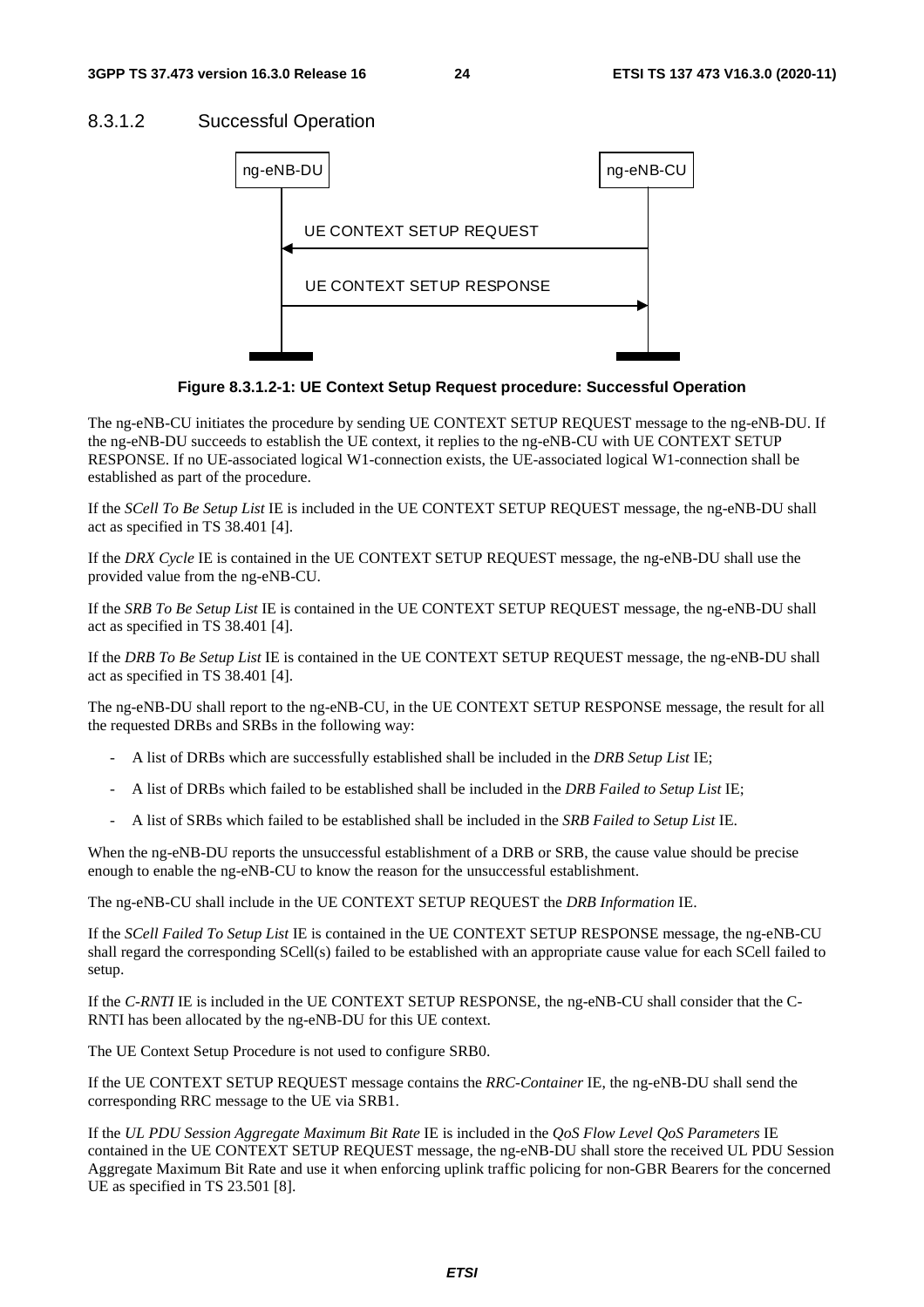#### 8.3.1.2 Successful Operation

**Figure 8.3.1.2-1: UE Context Setup Request procedure: Successful Operation**

The ng-eNB-CU initiates the procedure by sending UE CONTEXT SETUP REQUEST message to the ng-eNB-DU. If the ng-eNB-DU succeeds to establish the UE context, it replies to the ng-eNB-CU with UE CONTEXT SETUP RESPONSE. If no UE-associated logical W1-connection exists, the UE-associated logical W1-connection shall be established as part of the procedure.

If the *SCell To Be Setup List* IE is included in the UE CONTEXT SETUP REQUEST message, the ng-eNB-DU shall act as specified in TS 38.401 [4].

If the *DRX Cycle* IE is contained in the UE CONTEXT SETUP REQUEST message, the ng-eNB-DU shall use the provided value from the ng-eNB-CU.

If the *SRB To Be Setup List* IE is contained in the UE CONTEXT SETUP REQUEST message, the ng-eNB-DU shall act as specified in TS 38.401 [4].

If the *DRB To Be Setup List* IE is contained in the UE CONTEXT SETUP REQUEST message, the ng-eNB-DU shall act as specified in TS 38.401 [4].

The ng-eNB-DU shall report to the ng-eNB-CU, in the UE CONTEXT SETUP RESPONSE message, the result for all the requested DRBs and SRBs in the following way:

- A list of DRBs which are successfully established shall be included in the *DRB Setup List* IE;
- A list of DRBs which failed to be established shall be included in the *DRB Failed to Setup List* IE;
- A list of SRBs which failed to be established shall be included in the *SRB Failed to Setup List* IE.

When the ng-eNB-DU reports the unsuccessful establishment of a DRB or SRB, the cause value should be precise enough to enable the ng-eNB-CU to know the reason for the unsuccessful establishment.

The ng-eNB-CU shall include in the UE CONTEXT SETUP REQUEST the *DRB Information* IE.

If the *SCell Failed To Setup List* IE is contained in the UE CONTEXT SETUP RESPONSE message, the ng-eNB-CU shall regard the corresponding SCell(s) failed to be established with an appropriate cause value for each SCell failed to setup.

If the *C-RNTI* IE is included in the UE CONTEXT SETUP RESPONSE, the ng-eNB-CU shall consider that the C-RNTI has been allocated by the ng-eNB-DU for this UE context.

The UE Context Setup Procedure is not used to configure SRB0.

If the UE CONTEXT SETUP REQUEST message contains the *RRC-Container* IE, the ng-eNB-DU shall send the corresponding RRC message to the UE via SRB1.

If the *UL PDU Session Aggregate Maximum Bit Rate* IE is included in the *QoS Flow Level QoS Parameters* IE contained in the UE CONTEXT SETUP REQUEST message, the ng-eNB-DU shall store the received UL PDU Session Aggregate Maximum Bit Rate and use it when enforcing uplink traffic policing for non-GBR Bearers for the concerned UE as specified in TS 23.501 [8].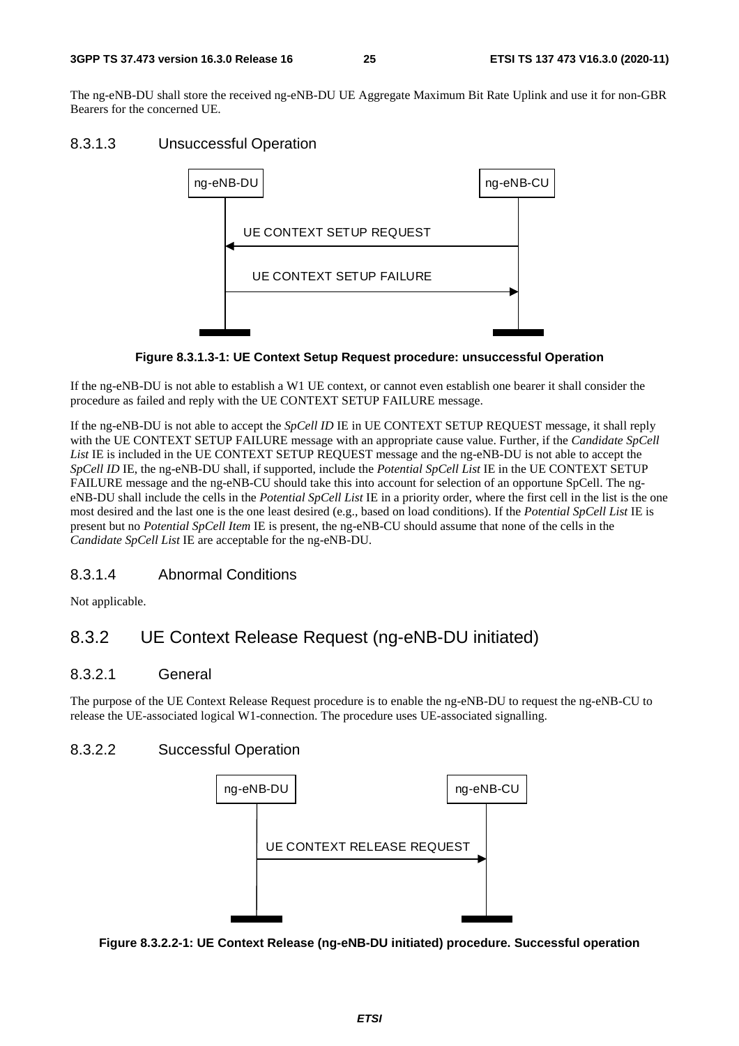The ng-eNB-DU shall store the received ng-eNB-DU UE Aggregate Maximum Bit Rate Uplink and use it for non-GBR Bearers for the concerned UE.

#### 8.3.1.3 Unsuccessful Operation

**Figure 8.3.1.3-1: UE Context Setup Request procedure: unsuccessful Operation**

If the ng-eNB-DU is not able to establish a W1 UE context, or cannot even establish one bearer it shall consider the procedure as failed and reply with the UE CONTEXT SETUP FAILURE message.

If the ng-eNB-DU is not able to accept the *SpCell ID* IE in UE CONTEXT SETUP REQUEST message, it shall reply with the UE CONTEXT SETUP FAILURE message with an appropriate cause value. Further, if the *Candidate SpCell List* IE is included in the UE CONTEXT SETUP REQUEST message and the ng-eNB-DU is not able to accept the *SpCell ID* IE, the ng-eNB-DU shall, if supported, include the *Potential SpCell List* IE in the UE CONTEXT SETUP FAILURE message and the ng-eNB-CU should take this into account for selection of an opportune SpCell. The ng-eNB-DU shall include the cells in the *Potential SpCell List* IE in a priority order, where the first cell in the list is the one most desired and the last one is the one least desired (e.g., based on load conditions). If the *Potential SpCell List* IE is present but no *Potential SpCell Item* IE is present, the ng-eNB-CU should assume that none of the cells in the *Candidate SpCell List* IE are acceptable for the ng-eNB-DU.

#### 8.3.1.4 Abnormal Conditions

Not applicable.

### 8.3.2 UE Context Release Request (ng-eNB-DU initiated)

#### 8.3.2.1 General

The purpose of the UE Context Release Request procedure is to enable the ng-eNB-DU to request the ng-eNB-CU to release the UE-associated logical W1-connection. The procedure uses UE-associated signalling.

#### 8.3.2.2 Successful Operation

**Figure 8.3.2.2-1: UE Context Release (ng-eNB-DU initiated) procedure. Successful operation**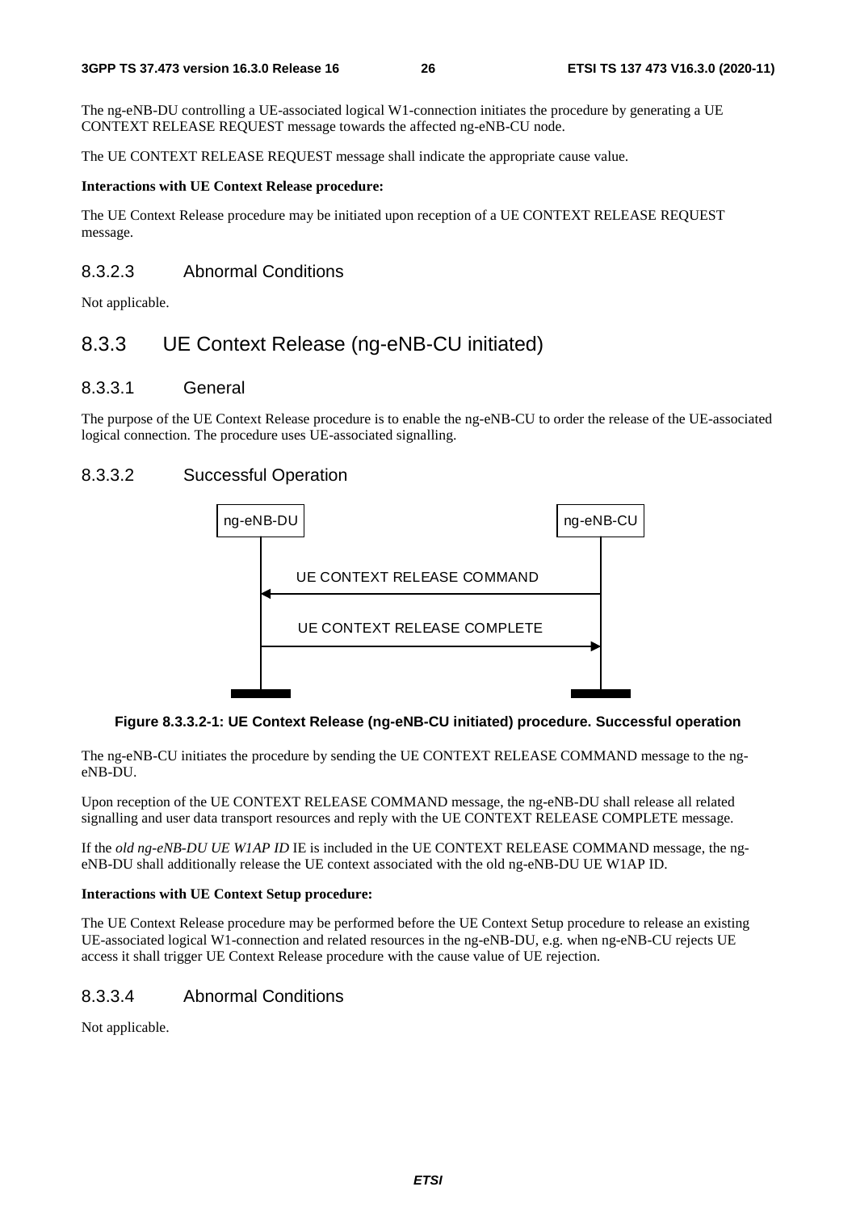The ng-eNB-DU controlling a UE-associated logical W1-connection initiates the procedure by generating a UE CONTEXT RELEASE REQUEST message towards the affected ng-eNB-CU node.

The UE CONTEXT RELEASE REQUEST message shall indicate the appropriate cause value.

**Interactions with UE Context Release procedure:**

The UE Context Release procedure may be initiated upon reception of a UE CONTEXT RELEASE REQUEST message.

#### 8.3.2.3 Abnormal Conditions

Not applicable.

### 8.3.3 UE Context Release (ng-eNB-CU initiated)

#### 8.3.3.1 General

The purpose of the UE Context Release procedure is to enable the ng-eNB-CU to order the release of the UE-associated logical connection. The procedure uses UE-associated signalling.

#### 8.3.3.2 Successful Operation

ng-eNB-DU | ng-eNB-CU

UE CONTEXT RELEASE COMMAND (ng-eNB-CU → ng-eNB-DU)

UE CONTEXT RELEASE COMPLETE (ng-eNB-DU → ng-eNB-CU)

**Figure 8.3.3.2-1: UE Context Release (ng-eNB-CU initiated) procedure. Successful operation**

The ng-eNB-CU initiates the procedure by sending the UE CONTEXT RELEASE COMMAND message to the ng-eNB-DU.

Upon reception of the UE CONTEXT RELEASE COMMAND message, the ng-eNB-DU shall release all related signalling and user data transport resources and reply with the UE CONTEXT RELEASE COMPLETE message.

If the *old ng-eNB-DU UE W1AP ID* IE is included in the UE CONTEXT RELEASE COMMAND message, the ng-eNB-DU shall additionally release the UE context associated with the old ng-eNB-DU UE W1AP ID.

**Interactions with UE Context Setup procedure:**

The UE Context Release procedure may be performed before the UE Context Setup procedure to release an existing UE-associated logical W1-connection and related resources in the ng-eNB-DU, e.g. when ng-eNB-CU rejects UE access it shall trigger UE Context Release procedure with the cause value of UE rejection.

#### 8.3.3.4 Abnormal Conditions

Not applicable.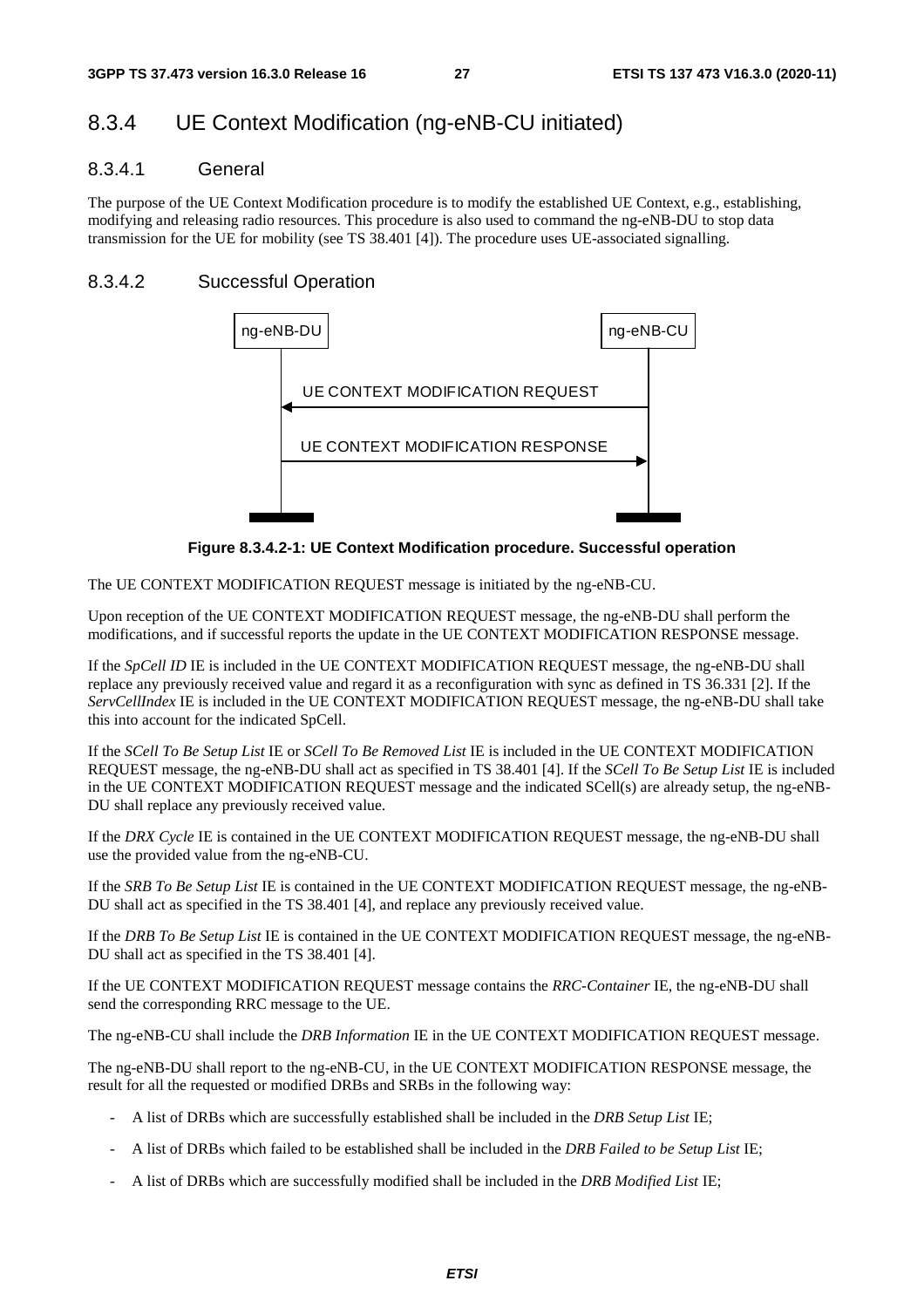## 8.3.4 UE Context Modification (ng-eNB-CU initiated)

### 8.3.4.1 General

The purpose of the UE Context Modification procedure is to modify the established UE Context, e.g., establishing, modifying and releasing radio resources. This procedure is also used to command the ng-eNB-DU to stop data transmission for the UE for mobility (see TS 38.401 [4]). The procedure uses UE-associated signalling.

### 8.3.4.2 Successful Operation

**Figure 8.3.4.2-1: UE Context Modification procedure. Successful operation**

The UE CONTEXT MODIFICATION REQUEST message is initiated by the ng-eNB-CU.

Upon reception of the UE CONTEXT MODIFICATION REQUEST message, the ng-eNB-DU shall perform the modifications, and if successful reports the update in the UE CONTEXT MODIFICATION RESPONSE message.

If the *SpCell ID* IE is included in the UE CONTEXT MODIFICATION REQUEST message, the ng-eNB-DU shall replace any previously received value and regard it as a reconfiguration with sync as defined in TS 36.331 [2]. If the *ServCellIndex* IE is included in the UE CONTEXT MODIFICATION REQUEST message, the ng-eNB-DU shall take this into account for the indicated SpCell.

If the *SCell To Be Setup List* IE or *SCell To Be Removed List* IE is included in the UE CONTEXT MODIFICATION REQUEST message, the ng-eNB-DU shall act as specified in TS 38.401 [4]. If the *SCell To Be Setup List* IE is included in the UE CONTEXT MODIFICATION REQUEST message and the indicated SCell(s) are already setup, the ng-eNB-DU shall replace any previously received value.

If the *DRX Cycle* IE is contained in the UE CONTEXT MODIFICATION REQUEST message, the ng-eNB-DU shall use the provided value from the ng-eNB-CU.

If the *SRB To Be Setup List* IE is contained in the UE CONTEXT MODIFICATION REQUEST message, the ng-eNB-DU shall act as specified in the TS 38.401 [4], and replace any previously received value.

If the *DRB To Be Setup List* IE is contained in the UE CONTEXT MODIFICATION REQUEST message, the ng-eNB-DU shall act as specified in the TS 38.401 [4].

If the UE CONTEXT MODIFICATION REQUEST message contains the *RRC-Container* IE, the ng-eNB-DU shall send the corresponding RRC message to the UE.

The ng-eNB-CU shall include the *DRB Information* IE in the UE CONTEXT MODIFICATION REQUEST message.

The ng-eNB-DU shall report to the ng-eNB-CU, in the UE CONTEXT MODIFICATION RESPONSE message, the result for all the requested or modified DRBs and SRBs in the following way:

- A list of DRBs which are successfully established shall be included in the *DRB Setup List* IE;
- A list of DRBs which failed to be established shall be included in the *DRB Failed to be Setup List* IE;
- A list of DRBs which are successfully modified shall be included in the *DRB Modified List* IE;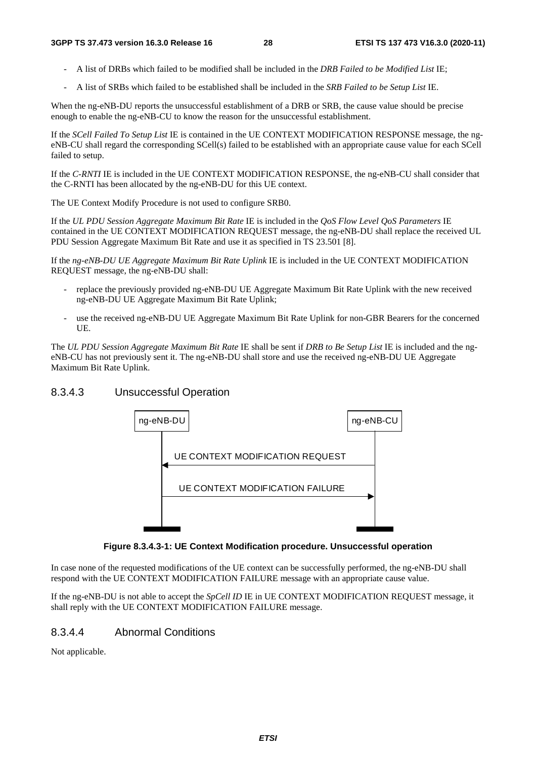- A list of DRBs which failed to be modified shall be included in the *DRB Failed to be Modified List* IE;
- A list of SRBs which failed to be established shall be included in the *SRB Failed to be Setup List* IE.

When the ng-eNB-DU reports the unsuccessful establishment of a DRB or SRB, the cause value should be precise enough to enable the ng-eNB-CU to know the reason for the unsuccessful establishment.

If the *SCell Failed To Setup List* IE is contained in the UE CONTEXT MODIFICATION RESPONSE message, the ng-eNB-CU shall regard the corresponding SCell(s) failed to be established with an appropriate cause value for each SCell failed to setup.

If the *C-RNTI* IE is included in the UE CONTEXT MODIFICATION RESPONSE, the ng-eNB-CU shall consider that the C-RNTI has been allocated by the ng-eNB-DU for this UE context.

The UE Context Modify Procedure is not used to configure SRB0.

If the *UL PDU Session Aggregate Maximum Bit Rate* IE is included in the *QoS Flow Level QoS Parameters* IE contained in the UE CONTEXT MODIFICATION REQUEST message, the ng-eNB-DU shall replace the received UL PDU Session Aggregate Maximum Bit Rate and use it as specified in TS 23.501 [8].

If the *ng-eNB-DU UE Aggregate Maximum Bit Rate Uplink* IE is included in the UE CONTEXT MODIFICATION REQUEST message, the ng-eNB-DU shall:

- replace the previously provided ng-eNB-DU UE Aggregate Maximum Bit Rate Uplink with the new received ng-eNB-DU UE Aggregate Maximum Bit Rate Uplink;
- use the received ng-eNB-DU UE Aggregate Maximum Bit Rate Uplink for non-GBR Bearers for the concerned UE.

The *UL PDU Session Aggregate Maximum Bit Rate* IE shall be sent if *DRB to Be Setup List* IE is included and the ng-eNB-CU has not previously sent it. The ng-eNB-DU shall store and use the received ng-eNB-DU UE Aggregate Maximum Bit Rate Uplink.

#### 8.3.4.3 Unsuccessful Operation

ng-eNB-DU | ng-eNB-CU

UE CONTEXT MODIFICATION REQUEST

UE CONTEXT MODIFICATION FAILURE

**Figure 8.3.4.3-1: UE Context Modification procedure. Unsuccessful operation**

In case none of the requested modifications of the UE context can be successfully performed, the ng-eNB-DU shall respond with the UE CONTEXT MODIFICATION FAILURE message with an appropriate cause value.

If the ng-eNB-DU is not able to accept the *SpCell ID* IE in UE CONTEXT MODIFICATION REQUEST message, it shall reply with the UE CONTEXT MODIFICATION FAILURE message.

#### 8.3.4.4 Abnormal Conditions

Not applicable.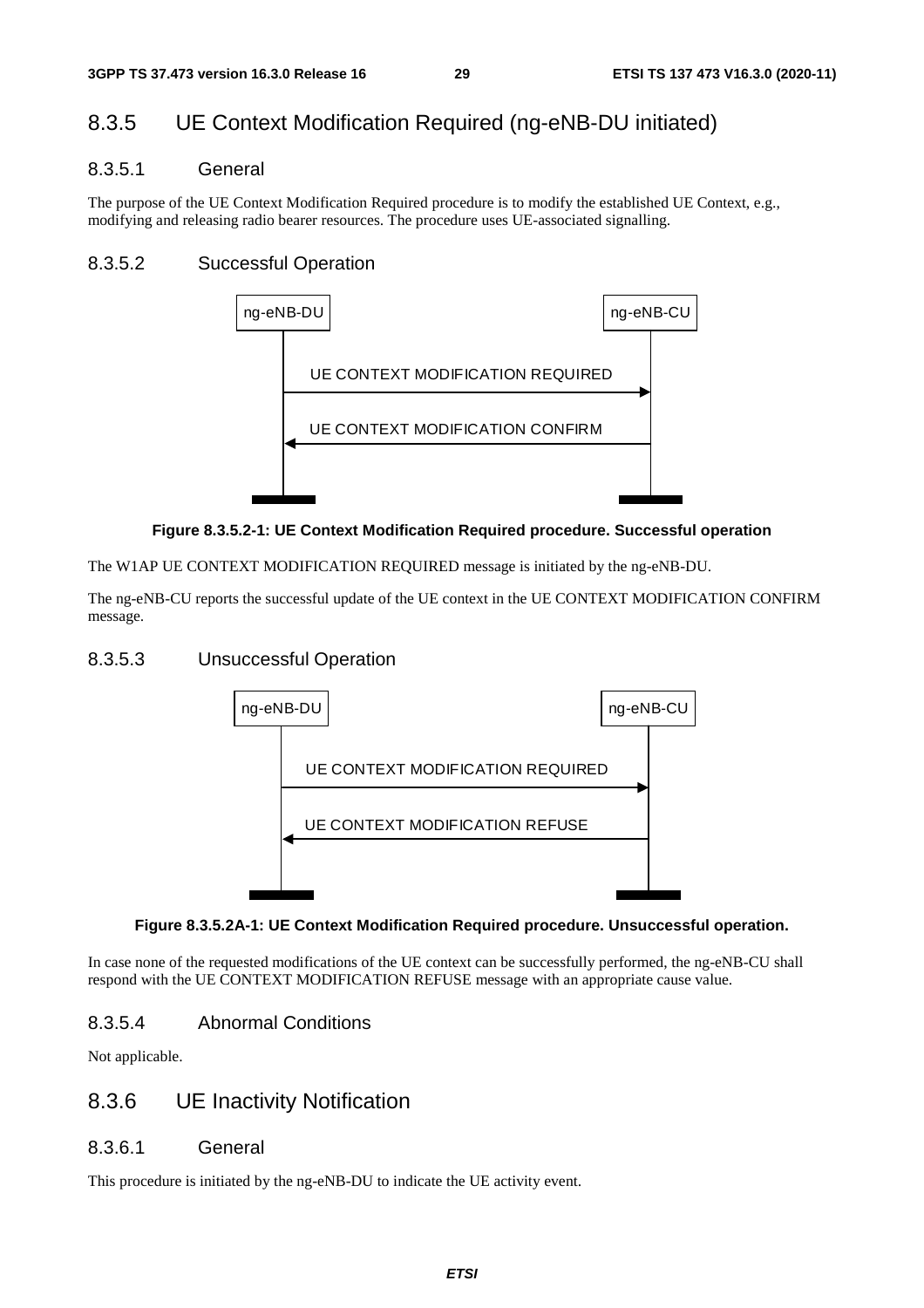### 8.3.5 UE Context Modification Required (ng-eNB-DU initiated)

#### 8.3.5.1 General

The purpose of the UE Context Modification Required procedure is to modify the established UE Context, e.g., modifying and releasing radio bearer resources. The procedure uses UE-associated signalling.

#### 8.3.5.2 Successful Operation

**Figure 8.3.5.2-1: UE Context Modification Required procedure. Successful operation**

The W1AP UE CONTEXT MODIFICATION REQUIRED message is initiated by the ng-eNB-DU.

The ng-eNB-CU reports the successful update of the UE context in the UE CONTEXT MODIFICATION CONFIRM message.

#### 8.3.5.3 Unsuccessful Operation

**Figure 8.3.5.2A-1: UE Context Modification Required procedure. Unsuccessful operation.**

In case none of the requested modifications of the UE context can be successfully performed, the ng-eNB-CU shall respond with the UE CONTEXT MODIFICATION REFUSE message with an appropriate cause value.

#### 8.3.5.4 Abnormal Conditions

Not applicable.

### 8.3.6 UE Inactivity Notification

#### 8.3.6.1 General

This procedure is initiated by the ng-eNB-DU to indicate the UE activity event.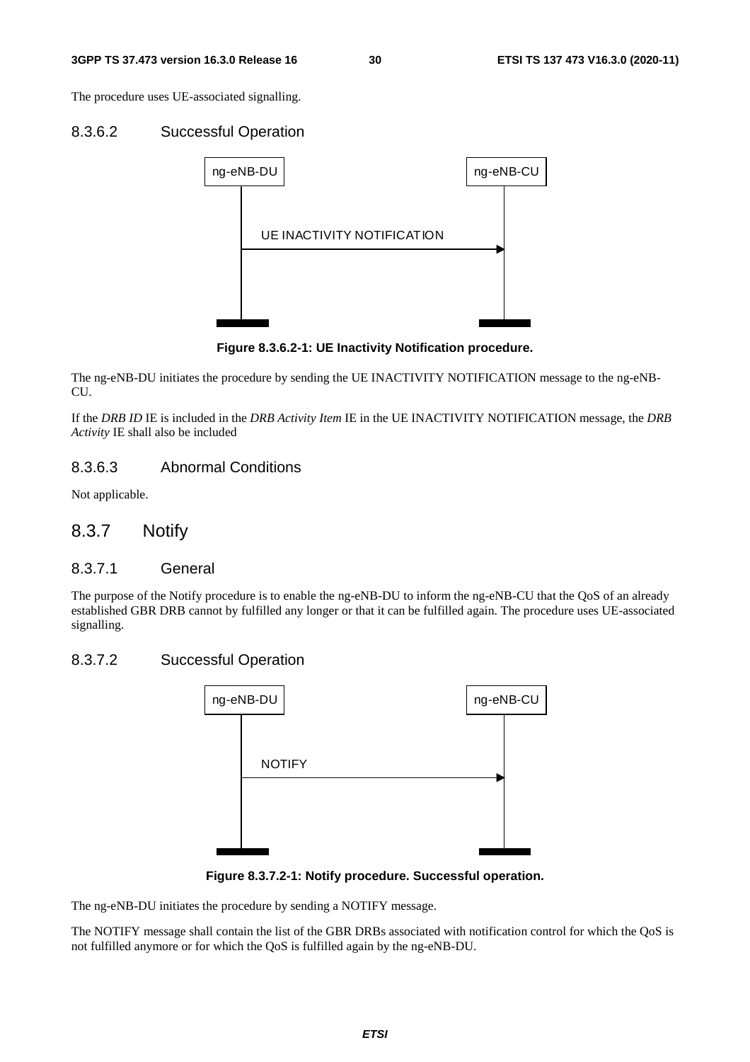The procedure uses UE-associated signalling.

#### 8.3.6.2 Successful Operation

**Figure 8.3.6.2-1: UE Inactivity Notification procedure.**

The ng-eNB-DU initiates the procedure by sending the UE INACTIVITY NOTIFICATION message to the ng-eNB-CU.

If the *DRB ID* IE is included in the *DRB Activity Item* IE in the UE INACTIVITY NOTIFICATION message, the *DRB Activity* IE shall also be included

#### 8.3.6.3 Abnormal Conditions

Not applicable.

### 8.3.7 Notify

#### 8.3.7.1 General

The purpose of the Notify procedure is to enable the ng-eNB-DU to inform the ng-eNB-CU that the QoS of an already established GBR DRB cannot by fulfilled any longer or that it can be fulfilled again. The procedure uses UE-associated signalling.

#### 8.3.7.2 Successful Operation

**Figure 8.3.7.2-1: Notify procedure. Successful operation.**

The ng-eNB-DU initiates the procedure by sending a NOTIFY message.

The NOTIFY message shall contain the list of the GBR DRBs associated with notification control for which the QoS is not fulfilled anymore or for which the QoS is fulfilled again by the ng-eNB-DU.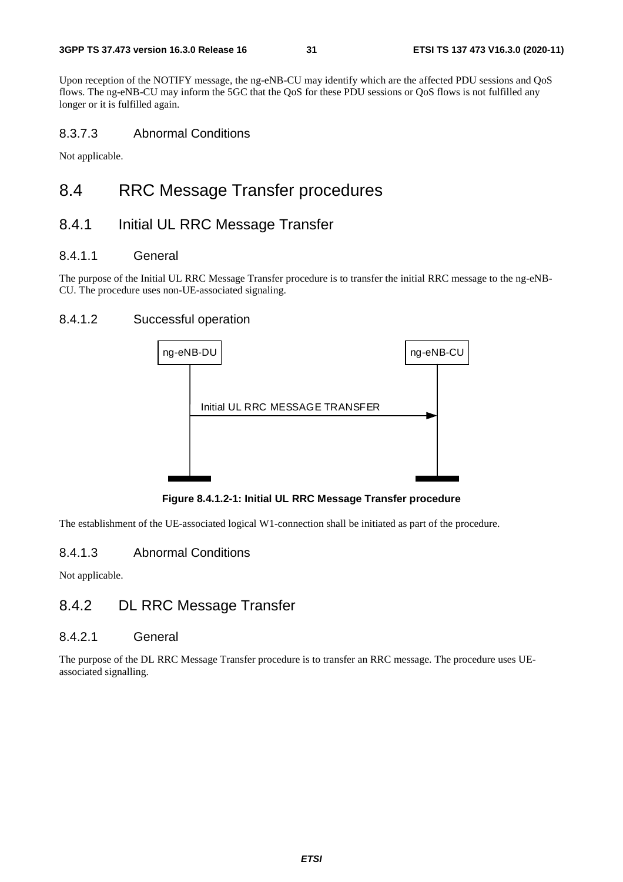Upon reception of the NOTIFY message, the ng-eNB-CU may identify which are the affected PDU sessions and QoS flows. The ng-eNB-CU may inform the 5GC that the QoS for these PDU sessions or QoS flows is not fulfilled any longer or it is fulfilled again.

#### 8.3.7.3 Abnormal Conditions

Not applicable.

## 8.4 RRC Message Transfer procedures

### 8.4.1 Initial UL RRC Message Transfer

#### 8.4.1.1 General

The purpose of the Initial UL RRC Message Transfer procedure is to transfer the initial RRC message to the ng-eNB-CU. The procedure uses non-UE-associated signaling.

#### 8.4.1.2 Successful operation

ng-eNB-DU → ng-eNB-CU: Initial UL RRC MESSAGE TRANSFER

**Figure 8.4.1.2-1: Initial UL RRC Message Transfer procedure**

The establishment of the UE-associated logical W1-connection shall be initiated as part of the procedure.

#### 8.4.1.3 Abnormal Conditions

Not applicable.

### 8.4.2 DL RRC Message Transfer

#### 8.4.2.1 General

The purpose of the DL RRC Message Transfer procedure is to transfer an RRC message. The procedure uses UE-associated signalling.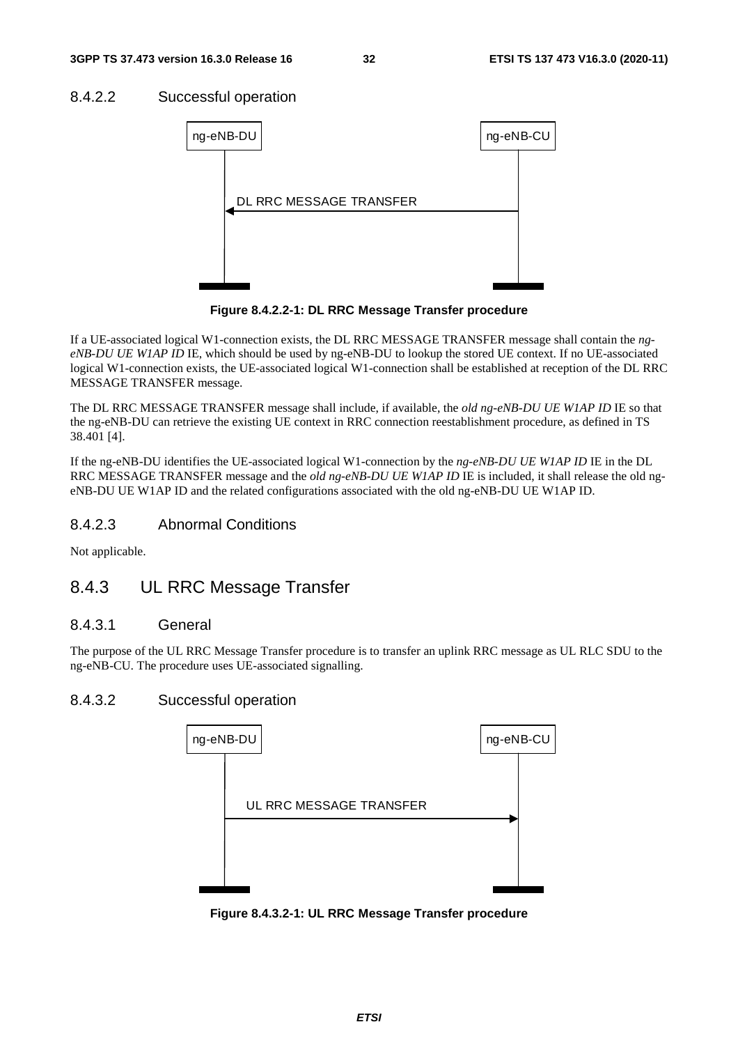#### 8.4.2.2 Successful operation

**Figure 8.4.2.2-1: DL RRC Message Transfer procedure**

If a UE-associated logical W1-connection exists, the DL RRC MESSAGE TRANSFER message shall contain the *ng-eNB-DU UE W1AP ID* IE, which should be used by ng-eNB-DU to lookup the stored UE context. If no UE-associated logical W1-connection exists, the UE-associated logical W1-connection shall be established at reception of the DL RRC MESSAGE TRANSFER message.

The DL RRC MESSAGE TRANSFER message shall include, if available, the *old ng-eNB-DU UE W1AP ID* IE so that the ng-eNB-DU can retrieve the existing UE context in RRC connection reestablishment procedure, as defined in TS 38.401 [4].

If the ng-eNB-DU identifies the UE-associated logical W1-connection by the *ng-eNB-DU UE W1AP ID* IE in the DL RRC MESSAGE TRANSFER message and the *old ng-eNB-DU UE W1AP ID* IE is included, it shall release the old ng-eNB-DU UE W1AP ID and the related configurations associated with the old ng-eNB-DU UE W1AP ID.

#### 8.4.2.3 Abnormal Conditions

Not applicable.

### 8.4.3 UL RRC Message Transfer

#### 8.4.3.1 General

The purpose of the UL RRC Message Transfer procedure is to transfer an uplink RRC message as UL RLC SDU to the ng-eNB-CU. The procedure uses UE-associated signalling.

#### 8.4.3.2 Successful operation

**Figure 8.4.3.2-1: UL RRC Message Transfer procedure**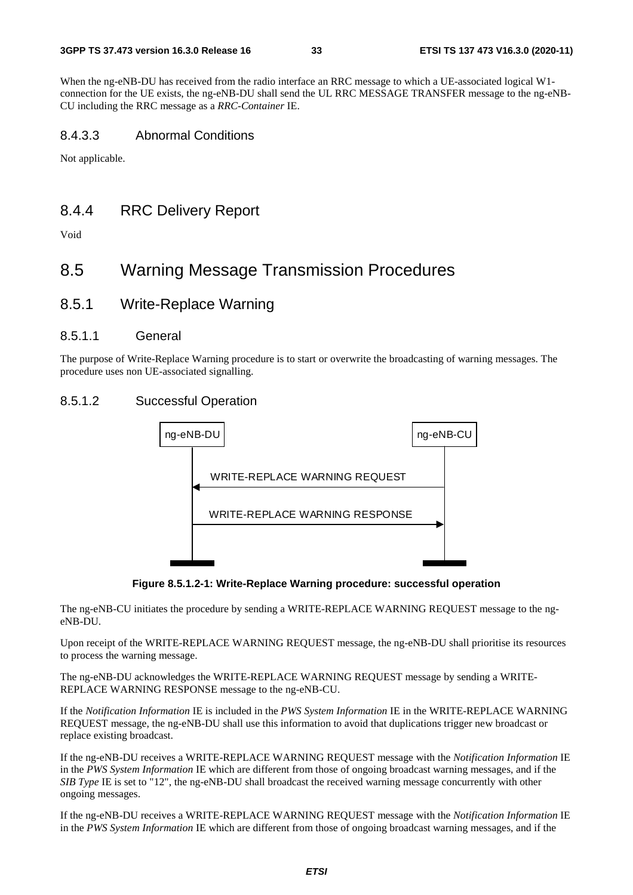When the ng-eNB-DU has received from the radio interface an RRC message to which a UE-associated logical W1-connection for the UE exists, the ng-eNB-DU shall send the UL RRC MESSAGE TRANSFER message to the ng-eNB-CU including the RRC message as a *RRC-Container* IE.

#### 8.4.3.3 Abnormal Conditions

Not applicable.

### 8.4.4 RRC Delivery Report

Void

## 8.5 Warning Message Transmission Procedures

### 8.5.1 Write-Replace Warning

#### 8.5.1.1 General

The purpose of Write-Replace Warning procedure is to start or overwrite the broadcasting of warning messages. The procedure uses non UE-associated signalling.

#### 8.5.1.2 Successful Operation

ng-eNB-DU | ng-eNB-CU

WRITE-REPLACE WARNING REQUEST

WRITE-REPLACE WARNING RESPONSE

**Figure 8.5.1.2-1: Write-Replace Warning procedure: successful operation**

The ng-eNB-CU initiates the procedure by sending a WRITE-REPLACE WARNING REQUEST message to the ng-eNB-DU.

Upon receipt of the WRITE-REPLACE WARNING REQUEST message, the ng-eNB-DU shall prioritise its resources to process the warning message.

The ng-eNB-DU acknowledges the WRITE-REPLACE WARNING REQUEST message by sending a WRITE-REPLACE WARNING RESPONSE message to the ng-eNB-CU.

If the *Notification Information* IE is included in the *PWS System Information* IE in the WRITE-REPLACE WARNING REQUEST message, the ng-eNB-DU shall use this information to avoid that duplications trigger new broadcast or replace existing broadcast.

If the ng-eNB-DU receives a WRITE-REPLACE WARNING REQUEST message with the *Notification Information* IE in the *PWS System Information* IE which are different from those of ongoing broadcast warning messages, and if the *SIB Type* IE is set to "12", the ng-eNB-DU shall broadcast the received warning message concurrently with other ongoing messages.

If the ng-eNB-DU receives a WRITE-REPLACE WARNING REQUEST message with the *Notification Information* IE in the *PWS System Information* IE which are different from those of ongoing broadcast warning messages, and if the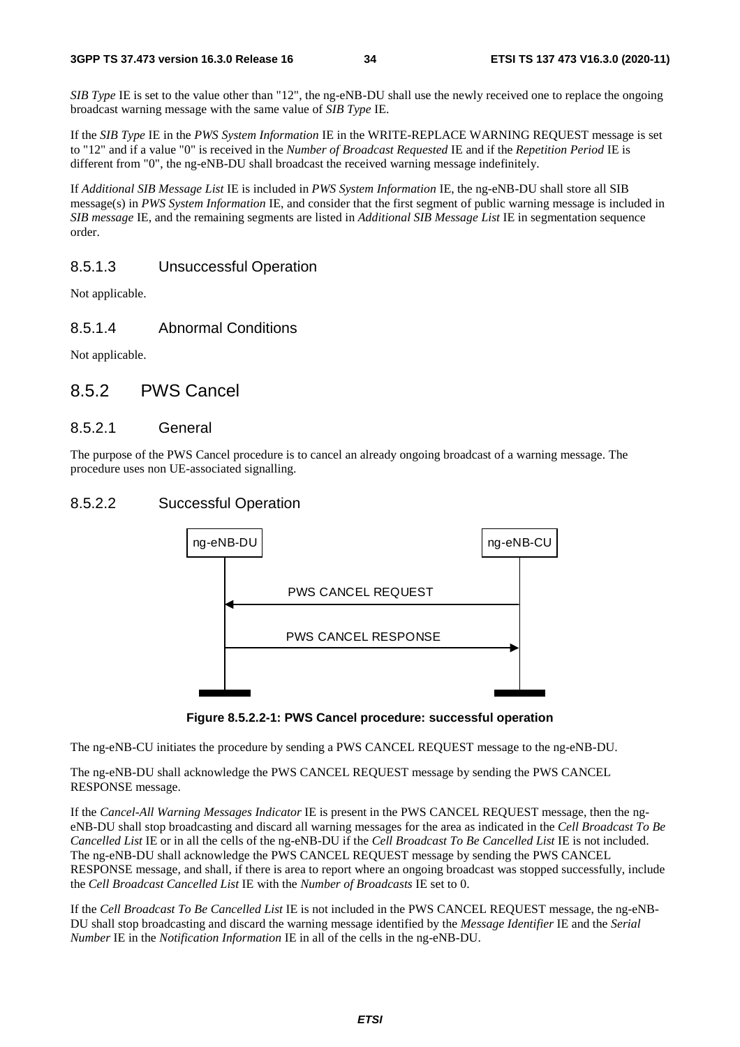*SIB Type* IE is set to the value other than "12", the ng-eNB-DU shall use the newly received one to replace the ongoing broadcast warning message with the same value of *SIB Type* IE.

If the *SIB Type* IE in the *PWS System Information* IE in the WRITE-REPLACE WARNING REQUEST message is set to "12" and if a value "0" is received in the *Number of Broadcast Requested* IE and if the *Repetition Period* IE is different from "0", the ng-eNB-DU shall broadcast the received warning message indefinitely.

If *Additional SIB Message List* IE is included in *PWS System Information* IE, the ng-eNB-DU shall store all SIB message(s) in *PWS System Information* IE, and consider that the first segment of public warning message is included in *SIB message* IE, and the remaining segments are listed in *Additional SIB Message List* IE in segmentation sequence order.

#### 8.5.1.3 Unsuccessful Operation

Not applicable.

#### 8.5.1.4 Abnormal Conditions

Not applicable.

### 8.5.2 PWS Cancel

#### 8.5.2.1 General

The purpose of the PWS Cancel procedure is to cancel an already ongoing broadcast of a warning message. The procedure uses non UE-associated signalling.

#### 8.5.2.2 Successful Operation

```
ng-eNB-DU                                  ng-eNB-CU
    |                                          |
    |<---------- PWS CANCEL REQUEST -----------|
    |                                          |
    |----------- PWS CANCEL RESPONSE --------->|
    |                                          |
```

**Figure 8.5.2.2-1: PWS Cancel procedure: successful operation**

The ng-eNB-CU initiates the procedure by sending a PWS CANCEL REQUEST message to the ng-eNB-DU.

The ng-eNB-DU shall acknowledge the PWS CANCEL REQUEST message by sending the PWS CANCEL RESPONSE message.

If the *Cancel-All Warning Messages Indicator* IE is present in the PWS CANCEL REQUEST message, then the ng-eNB-DU shall stop broadcasting and discard all warning messages for the area as indicated in the *Cell Broadcast To Be Cancelled List* IE or in all the cells of the ng-eNB-DU if the *Cell Broadcast To Be Cancelled List* IE is not included. The ng-eNB-DU shall acknowledge the PWS CANCEL REQUEST message by sending the PWS CANCEL RESPONSE message, and shall, if there is area to report where an ongoing broadcast was stopped successfully, include the *Cell Broadcast Cancelled List* IE with the *Number of Broadcasts* IE set to 0.

If the *Cell Broadcast To Be Cancelled List* IE is not included in the PWS CANCEL REQUEST message, the ng-eNB-DU shall stop broadcasting and discard the warning message identified by the *Message Identifier* IE and the *Serial Number* IE in the *Notification Information* IE in all of the cells in the ng-eNB-DU.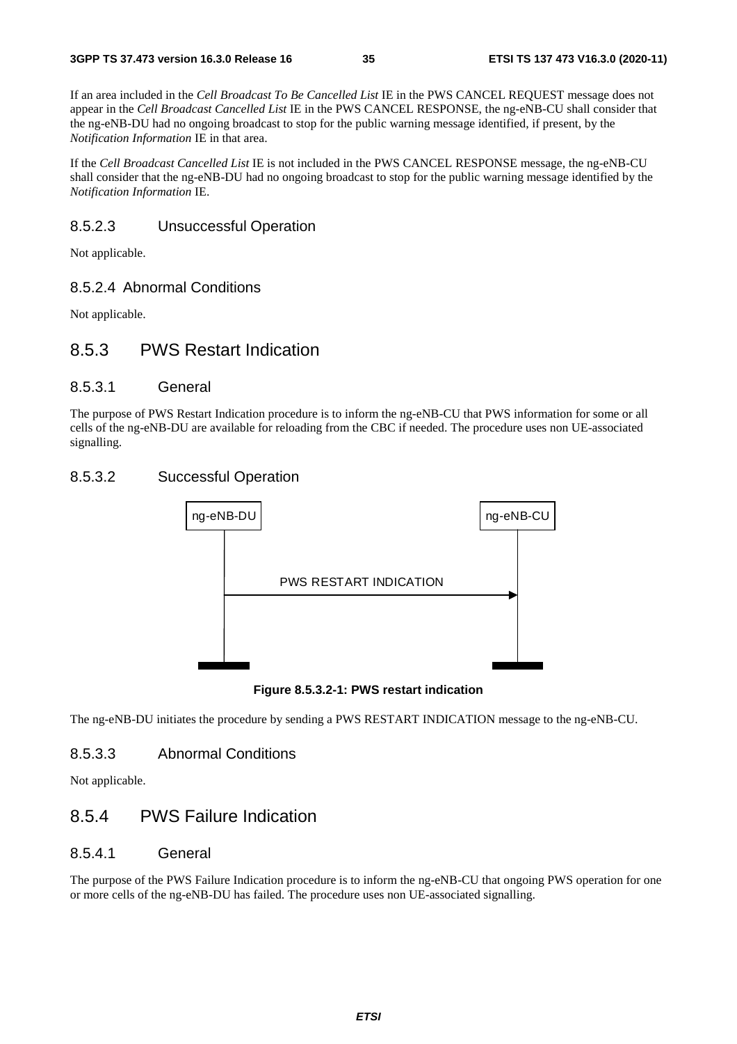If an area included in the *Cell Broadcast To Be Cancelled List* IE in the PWS CANCEL REQUEST message does not appear in the *Cell Broadcast Cancelled List* IE in the PWS CANCEL RESPONSE, the ng-eNB-CU shall consider that the ng-eNB-DU had no ongoing broadcast to stop for the public warning message identified, if present, by the *Notification Information* IE in that area.

If the *Cell Broadcast Cancelled List* IE is not included in the PWS CANCEL RESPONSE message, the ng-eNB-CU shall consider that the ng-eNB-DU had no ongoing broadcast to stop for the public warning message identified by the *Notification Information* IE.

#### 8.5.2.3 Unsuccessful Operation

Not applicable.

#### 8.5.2.4 Abnormal Conditions

Not applicable.

### 8.5.3 PWS Restart Indication

#### 8.5.3.1 General

The purpose of PWS Restart Indication procedure is to inform the ng-eNB-CU that PWS information for some or all cells of the ng-eNB-DU are available for reloading from the CBC if needed. The procedure uses non UE-associated signalling.

#### 8.5.3.2 Successful Operation

ng-eNB-DU → ng-eNB-CU: PWS RESTART INDICATION

**Figure 8.5.3.2-1: PWS restart indication**

The ng-eNB-DU initiates the procedure by sending a PWS RESTART INDICATION message to the ng-eNB-CU.

#### 8.5.3.3 Abnormal Conditions

Not applicable.

### 8.5.4 PWS Failure Indication

#### 8.5.4.1 General

The purpose of the PWS Failure Indication procedure is to inform the ng-eNB-CU that ongoing PWS operation for one or more cells of the ng-eNB-DU has failed. The procedure uses non UE-associated signalling.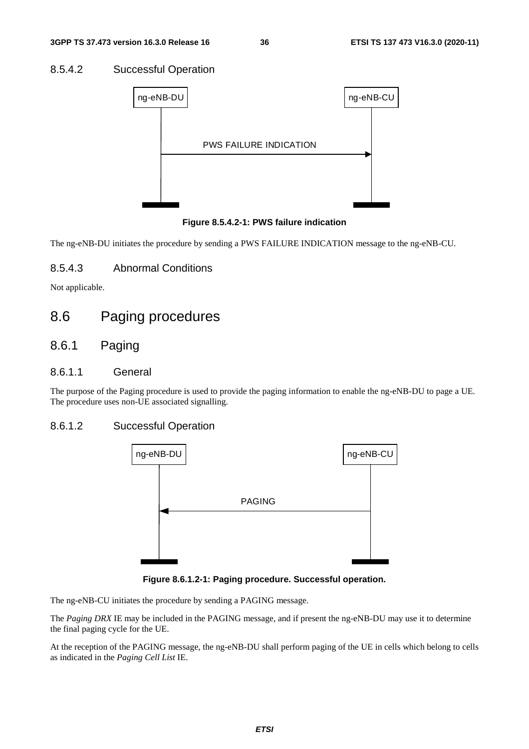#### 8.5.4.2 Successful Operation

ng-eNB-DU ng-eNB-CU

PWS FAILURE INDICATION

**Figure 8.5.4.2-1: PWS failure indication**

The ng-eNB-DU initiates the procedure by sending a PWS FAILURE INDICATION message to the ng-eNB-CU.

#### 8.5.4.3 Abnormal Conditions

Not applicable.

## 8.6 Paging procedures

### 8.6.1 Paging

#### 8.6.1.1 General

The purpose of the Paging procedure is used to provide the paging information to enable the ng-eNB-DU to page a UE. The procedure uses non-UE associated signalling.

#### 8.6.1.2 Successful Operation

ng-eNB-DU ng-eNB-CU

PAGING

**Figure 8.6.1.2-1: Paging procedure. Successful operation.**

The ng-eNB-CU initiates the procedure by sending a PAGING message.

The *Paging DRX* IE may be included in the PAGING message, and if present the ng-eNB-DU may use it to determine the final paging cycle for the UE.

At the reception of the PAGING message, the ng-eNB-DU shall perform paging of the UE in cells which belong to cells as indicated in the *Paging Cell List* IE.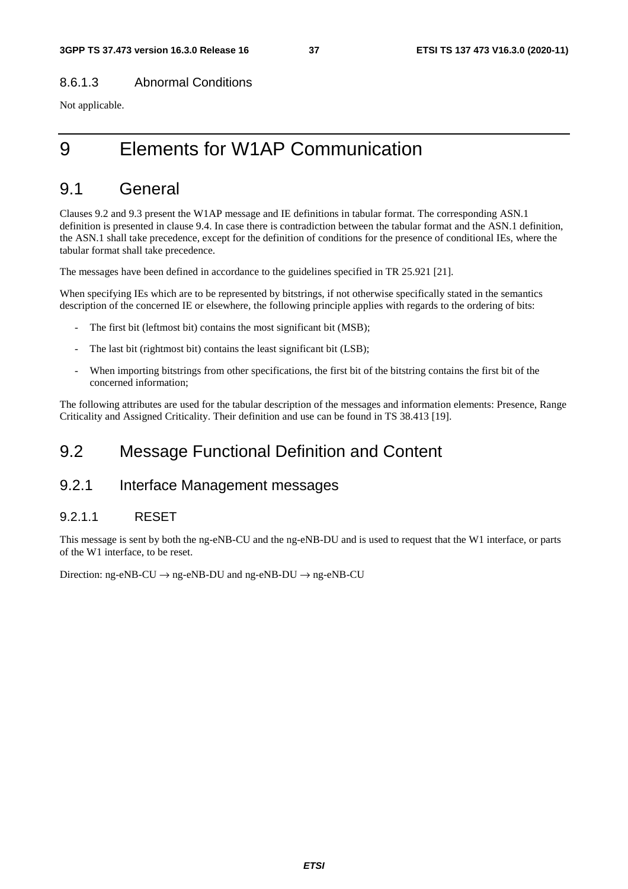#### 8.6.1.3 Abnormal Conditions

Not applicable.

# 9 Elements for W1AP Communication

## 9.1 General

Clauses 9.2 and 9.3 present the W1AP message and IE definitions in tabular format. The corresponding ASN.1 definition is presented in clause 9.4. In case there is contradiction between the tabular format and the ASN.1 definition, the ASN.1 shall take precedence, except for the definition of conditions for the presence of conditional IEs, where the tabular format shall take precedence.

The messages have been defined in accordance to the guidelines specified in TR 25.921 [21].

When specifying IEs which are to be represented by bitstrings, if not otherwise specifically stated in the semantics description of the concerned IE or elsewhere, the following principle applies with regards to the ordering of bits:

- The first bit (leftmost bit) contains the most significant bit (MSB);
- The last bit (rightmost bit) contains the least significant bit (LSB);
- When importing bitstrings from other specifications, the first bit of the bitstring contains the first bit of the concerned information;

The following attributes are used for the tabular description of the messages and information elements: Presence, Range Criticality and Assigned Criticality. Their definition and use can be found in TS 38.413 [19].

## 9.2 Message Functional Definition and Content

### 9.2.1 Interface Management messages

#### 9.2.1.1 RESET

This message is sent by both the ng-eNB-CU and the ng-eNB-DU and is used to request that the W1 interface, or parts of the W1 interface, to be reset.

Direction: ng-eNB-CU → ng-eNB-DU and ng-eNB-DU → ng-eNB-CU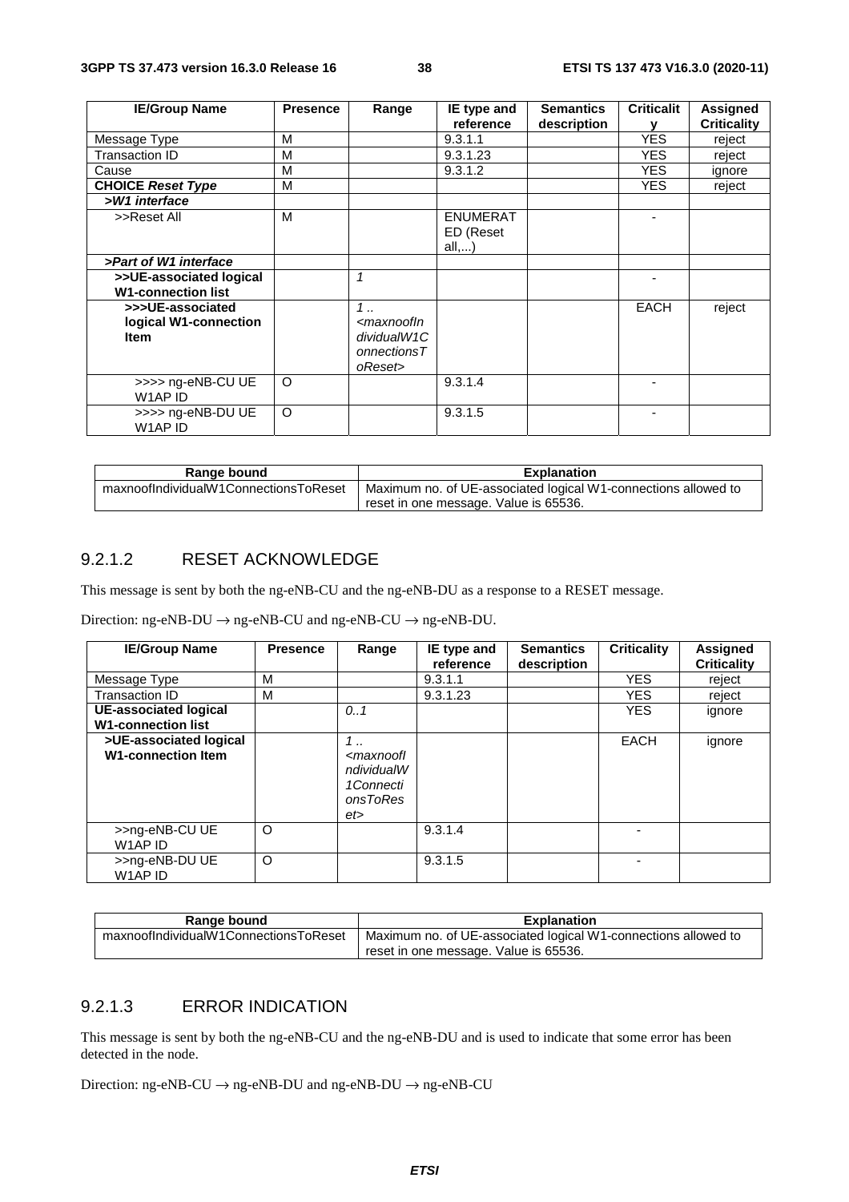| IE/Group Name | Presence | Range | IE type and reference | Semantics description | Criticality | Assigned Criticality |
|---|---|---|---|---|---|---|
| Message Type | M | | 9.3.1.1 | | YES | reject |
| Transaction ID | M | | 9.3.1.23 | | YES | reject |
| Cause | M | | 9.3.1.2 | | YES | ignore |
| **CHOICE *Reset Type*** | M | | | | YES | reject |
| ***>W1 interface*** | | | | | | |
| >>Reset All | M | | ENUMERATED (Reset all,...) | | - | |
| ***>Part of W1 interface*** | | | | | | |
| **>>UE-associated logical W1-connection list** | | *1* | | | - | |
| **>>>UE-associated logical W1-connection Item** | | *1 .. <maxnoofIndividualW1ConnectionsToReset>* | | | EACH | reject |
| >>>> ng-eNB-CU UE W1AP ID | O | | 9.3.1.4 | | - | |
| >>>> ng-eNB-DU UE W1AP ID | O | | 9.3.1.5 | | - | |

| Range bound | Explanation |
|---|---|
| maxnoofIndividualW1ConnectionsToReset | Maximum no. of UE-associated logical W1-connections allowed to reset in one message. Value is 65536. |

### 9.2.1.2 RESET ACKNOWLEDGE

This message is sent by both the ng-eNB-CU and the ng-eNB-DU as a response to a RESET message.

Direction: ng-eNB-DU → ng-eNB-CU and ng-eNB-CU → ng-eNB-DU.

| IE/Group Name | Presence | Range | IE type and reference | Semantics description | Criticality | Assigned Criticality |
|---|---|---|---|---|---|---|
| Message Type | M | | 9.3.1.1 | | YES | reject |
| Transaction ID | M | | 9.3.1.23 | | YES | reject |
| **UE-associated logical W1-connection list** | | *0..1* | | | YES | ignore |
| **>UE-associated logical W1-connection Item** | | *1 .. <maxnoofIndividualW1ConnectionsToReset>* | | | EACH | ignore |
| >>ng-eNB-CU UE W1AP ID | O | | 9.3.1.4 | | - | |
| >>ng-eNB-DU UE W1AP ID | O | | 9.3.1.5 | | - | |

| Range bound | Explanation |
|---|---|
| maxnoofIndividualW1ConnectionsToReset | Maximum no. of UE-associated logical W1-connections allowed to reset in one message. Value is 65536. |

### 9.2.1.3 ERROR INDICATION

This message is sent by both the ng-eNB-CU and the ng-eNB-DU and is used to indicate that some error has been detected in the node.

Direction: ng-eNB-CU → ng-eNB-DU and ng-eNB-DU → ng-eNB-CU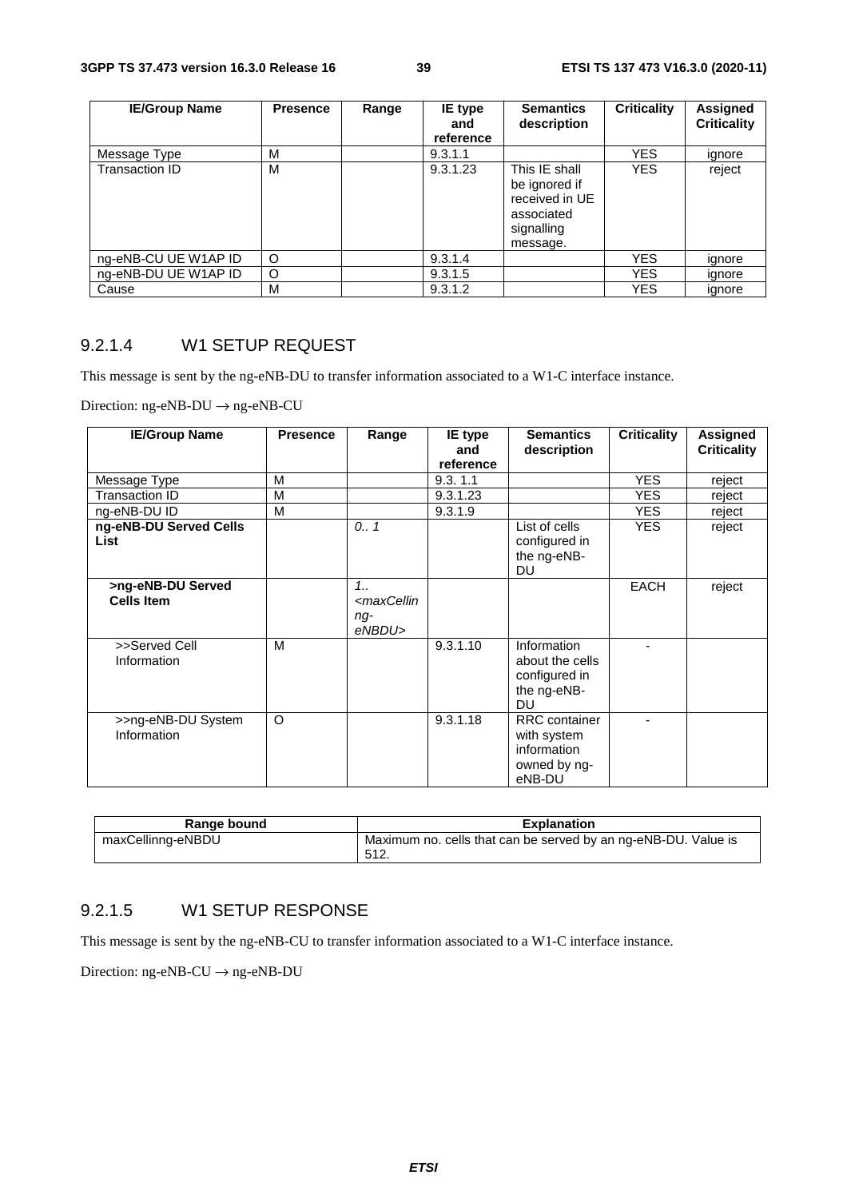| IE/Group Name | Presence | Range | IE type and reference | Semantics description | Criticality | Assigned Criticality |
|---|---|---|---|---|---|---|
| Message Type | M | | 9.3.1.1 | | YES | ignore |
| Transaction ID | M | | 9.3.1.23 | This IE shall be ignored if received in UE associated signalling message. | YES | reject |
| ng-eNB-CU UE W1AP ID | O | | 9.3.1.4 | | YES | ignore |
| ng-eNB-DU UE W1AP ID | O | | 9.3.1.5 | | YES | ignore |
| Cause | M | | 9.3.1.2 | | YES | ignore |

### 9.2.1.4 W1 SETUP REQUEST

This message is sent by the ng-eNB-DU to transfer information associated to a W1-C interface instance.

Direction: ng-eNB-DU → ng-eNB-CU

| IE/Group Name | Presence | Range | IE type and reference | Semantics description | Criticality | Assigned Criticality |
|---|---|---|---|---|---|---|
| Message Type | M | | 9.3. 1.1 | | YES | reject |
| Transaction ID | M | | 9.3.1.23 | | YES | reject |
| ng-eNB-DU ID | M | | 9.3.1.9 | | YES | reject |
| **ng-eNB-DU Served Cells List** | | *0.. 1* | | List of cells configured in the ng-eNB-DU | YES | reject |
| **>ng-eNB-DU Served Cells Item** | | *1.. <maxCellinng-eNBDU>* | | | EACH | reject |
| >>Served Cell Information | M | | 9.3.1.10 | Information about the cells configured in the ng-eNB-DU | - | |
| >>ng-eNB-DU System Information | O | | 9.3.1.18 | RRC container with system information owned by ng-eNB-DU | - | |

| Range bound | Explanation |
|---|---|
| maxCellinng-eNBDU | Maximum no. cells that can be served by an ng-eNB-DU. Value is 512. |

### 9.2.1.5 W1 SETUP RESPONSE

This message is sent by the ng-eNB-CU to transfer information associated to a W1-C interface instance.

Direction: ng-eNB-CU → ng-eNB-DU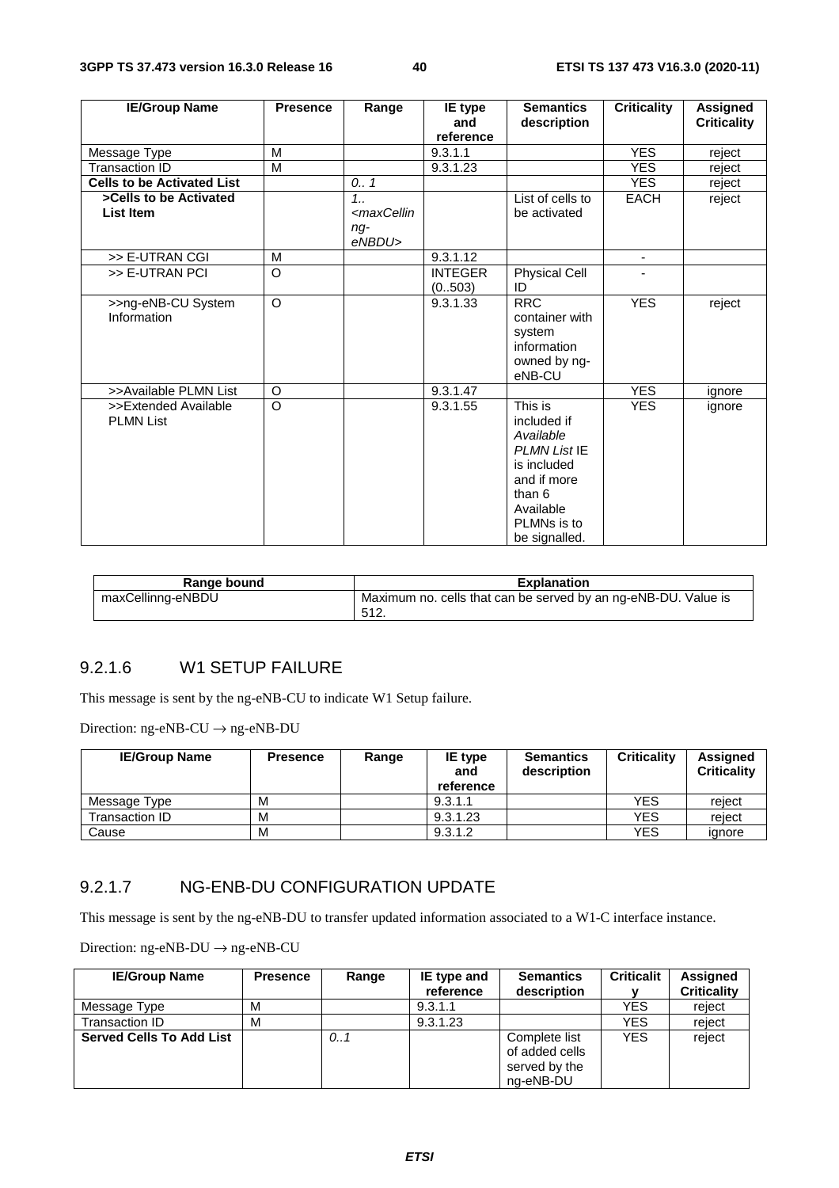| IE/Group Name | Presence | Range | IE type and reference | Semantics description | Criticality | Assigned Criticality |
|---|---|---|---|---|---|---|
| Message Type | M | | 9.3.1.1 | | YES | reject |
| Transaction ID | M | | 9.3.1.23 | | YES | reject |
| **Cells to be Activated List** | | *0.. 1* | | | YES | reject |
| **>Cells to be Activated List Item** | | *1.. <maxCellinng-eNBDU>* | | List of cells to be activated | EACH | reject |
| >> E-UTRAN CGI | M | | 9.3.1.12 | | - | |
| >> E-UTRAN PCI | O | | INTEGER (0..503) | Physical Cell ID | - | |
| >>ng-eNB-CU System Information | O | | 9.3.1.33 | RRC container with system information owned by ng-eNB-CU | YES | reject |
| >>Available PLMN List | O | | 9.3.1.47 | | YES | ignore |
| >>Extended Available PLMN List | O | | 9.3.1.55 | This is included if *Available PLMN List* IE is included and if more than 6 Available PLMNs is to be signalled. | YES | ignore |

| Range bound | Explanation |
|---|---|
| maxCellinng-eNBDU | Maximum no. cells that can be served by an ng-eNB-DU. Value is 512. |

### 9.2.1.6 W1 SETUP FAILURE

This message is sent by the ng-eNB-CU to indicate W1 Setup failure.

Direction: ng-eNB-CU → ng-eNB-DU

| IE/Group Name | Presence | Range | IE type and reference | Semantics description | Criticality | Assigned Criticality |
|---|---|---|---|---|---|---|
| Message Type | M | | 9.3.1.1 | | YES | reject |
| Transaction ID | M | | 9.3.1.23 | | YES | reject |
| Cause | M | | 9.3.1.2 | | YES | ignore |

### 9.2.1.7 NG-ENB-DU CONFIGURATION UPDATE

This message is sent by the ng-eNB-DU to transfer updated information associated to a W1-C interface instance.

Direction: ng-eNB-DU → ng-eNB-CU

| IE/Group Name | Presence | Range | IE type and reference | Semantics description | Criticality | Assigned Criticality |
|---|---|---|---|---|---|---|
| Message Type | M | | 9.3.1.1 | | YES | reject |
| Transaction ID | M | | 9.3.1.23 | | YES | reject |
| **Served Cells To Add List** | | *0..1* | | Complete list of added cells served by the ng-eNB-DU | YES | reject |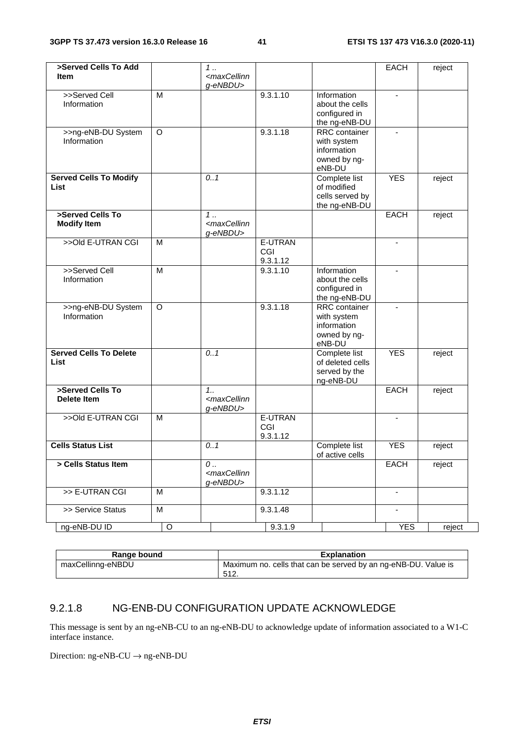| >Served Cells To Add Item | | 1 .. <maxCellinng-eNBDU> | | | EACH | reject |
|---|---|---|---|---|---|---|
| >>Served Cell Information | M | | 9.3.1.10 | Information about the cells configured in the ng-eNB-DU | - | |
| >>ng-eNB-DU System Information | O | | 9.3.1.18 | RRC container with system information owned by ng-eNB-DU | - | |
| **Served Cells To Modify List** | | 0..1 | | Complete list of modified cells served by the ng-eNB-DU | YES | reject |
| **>Served Cells To Modify Item** | | 1 .. <maxCellinng-eNBDU> | | | EACH | reject |
| >>Old E-UTRAN CGI | M | | E-UTRAN CGI 9.3.1.12 | | - | |
| >>Served Cell Information | M | | 9.3.1.10 | Information about the cells configured in the ng-eNB-DU | - | |
| >>ng-eNB-DU System Information | O | | 9.3.1.18 | RRC container with system information owned by ng-eNB-DU | - | |
| **Served Cells To Delete List** | | 0..1 | | Complete list of deleted cells served by the ng-eNB-DU | YES | reject |
| **>Served Cells To Delete Item** | | 1.. <maxCellinng-eNBDU> | | | EACH | reject |
| >>Old E-UTRAN CGI | M | | E-UTRAN CGI 9.3.1.12 | | - | |
| **Cells Status List** | | 0..1 | | Complete list of active cells | YES | reject |
| **> Cells Status Item** | | 0 .. <maxCellinng-eNBDU> | | | EACH | reject |
| >> E-UTRAN CGI | M | | 9.3.1.12 | | - | |
| >> Service Status | M | | 9.3.1.48 | | - | |
| ng-eNB-DU ID | O | | 9.3.1.9 | | YES | reject |

| Range bound | Explanation |
|---|---|
| maxCellinng-eNBDU | Maximum no. cells that can be served by an ng-eNB-DU. Value is 512. |

### 9.2.1.8 NG-ENB-DU CONFIGURATION UPDATE ACKNOWLEDGE

This message is sent by an ng-eNB-CU to an ng-eNB-DU to acknowledge update of information associated to a W1-C interface instance.

Direction: ng-eNB-CU → ng-eNB-DU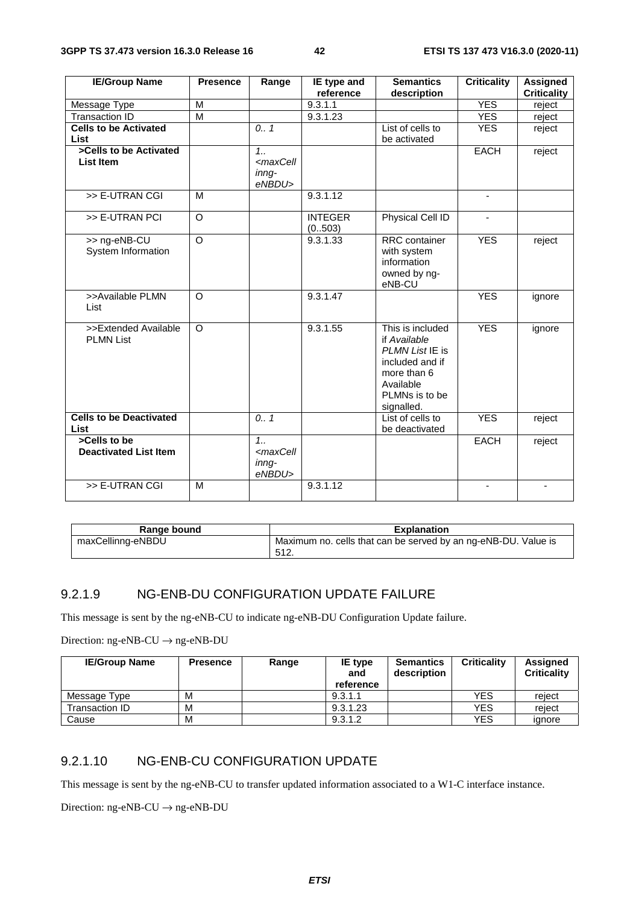| IE/Group Name | Presence | Range | IE type and reference | Semantics description | Criticality | Assigned Criticality |
|---|---|---|---|---|---|---|
| Message Type | M | | 9.3.1.1 | | YES | reject |
| Transaction ID | M | | 9.3.1.23 | | YES | reject |
| **Cells to be Activated List** | | *0.. 1* | | List of cells to be activated | YES | reject |
| **>Cells to be Activated List Item** | | *1.. <maxCellinng-eNBDU>* | | | EACH | reject |
| >> E-UTRAN CGI | M | | 9.3.1.12 | | - | |
| >> E-UTRAN PCI | O | | INTEGER (0..503) | Physical Cell ID | - | |
| >> ng-eNB-CU System Information | O | | 9.3.1.33 | RRC container with system information owned by ng-eNB-CU | YES | reject |
| >>Available PLMN List | O | | 9.3.1.47 | | YES | ignore |
| >>Extended Available PLMN List | O | | 9.3.1.55 | This is included if *Available PLMN List* IE is included and if more than 6 Available PLMNs is to be signalled. | YES | ignore |
| **Cells to be Deactivated List** | | *0.. 1* | | List of cells to be deactivated | YES | reject |
| **>Cells to be Deactivated List Item** | | *1.. <maxCellinng-eNBDU>* | | | EACH | reject |
| >> E-UTRAN CGI | M | | 9.3.1.12 | | - | - |

| Range bound | Explanation |
|---|---|
| maxCellinng-eNBDU | Maximum no. cells that can be served by an ng-eNB-DU. Value is 512. |

### 9.2.1.9 NG-ENB-DU CONFIGURATION UPDATE FAILURE

This message is sent by the ng-eNB-CU to indicate ng-eNB-DU Configuration Update failure.

Direction: ng-eNB-CU → ng-eNB-DU

| IE/Group Name | Presence | Range | IE type and reference | Semantics description | Criticality | Assigned Criticality |
|---|---|---|---|---|---|---|
| Message Type | M | | 9.3.1.1 | | YES | reject |
| Transaction ID | M | | 9.3.1.23 | | YES | reject |
| Cause | M | | 9.3.1.2 | | YES | ignore |

### 9.2.1.10 NG-ENB-CU CONFIGURATION UPDATE

This message is sent by the ng-eNB-CU to transfer updated information associated to a W1-C interface instance.

Direction: ng-eNB-CU → ng-eNB-DU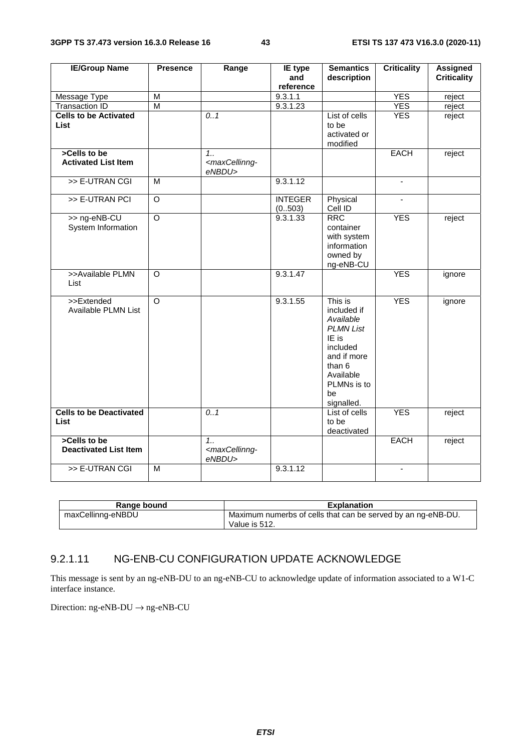| IE/Group Name | Presence | Range | IE type and reference | Semantics description | Criticality | Assigned Criticality |
|---|---|---|---|---|---|---|
| Message Type | M | | 9.3.1.1 | | YES | reject |
| Transaction ID | M | | 9.3.1.23 | | YES | reject |
| **Cells to be Activated List** | | *0..1* | | List of cells to be activated or modified | YES | reject |
| **>Cells to be Activated List Item** | | *1..<maxCellinng-eNBDU>* | | | EACH | reject |
| >> E-UTRAN CGI | M | | 9.3.1.12 | | - | |
| >> E-UTRAN PCI | O | | INTEGER (0..503) | Physical Cell ID | - | |
| >> ng-eNB-CU System Information | O | | 9.3.1.33 | RRC container with system information owned by ng-eNB-CU | YES | reject |
| >>Available PLMN List | O | | 9.3.1.47 | | YES | ignore |
| >>Extended Available PLMN List | O | | 9.3.1.55 | This is included if *Available PLMN List* IE is included and if more than 6 Available PLMNs is to be signalled. | YES | ignore |
| **Cells to be Deactivated List** | | *0..1* | | List of cells to be deactivated | YES | reject |
| **>Cells to be Deactivated List Item** | | *1..<maxCellinng-eNBDU>* | | | EACH | reject |
| >> E-UTRAN CGI | M | | 9.3.1.12 | | - | |

| Range bound | Explanation |
|---|---|
| maxCellinng-eNBDU | Maximum numerbs of cells that can be served by an ng-eNB-DU. Value is 512. |

### 9.2.1.11 NG-ENB-CU CONFIGURATION UPDATE ACKNOWLEDGE

This message is sent by an ng-eNB-DU to an ng-eNB-CU to acknowledge update of information associated to a W1-C interface instance.

Direction: ng-eNB-DU → ng-eNB-CU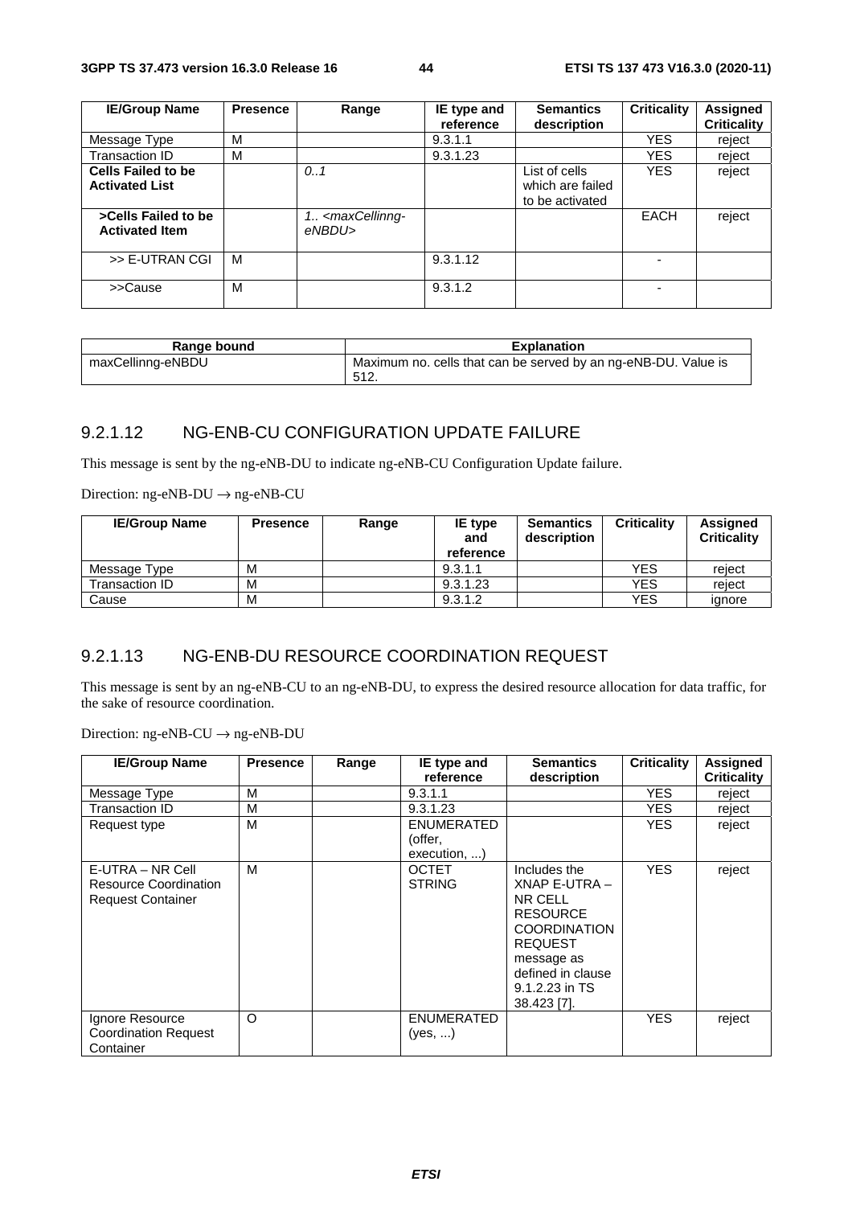| IE/Group Name | Presence | Range | IE type and reference | Semantics description | Criticality | Assigned Criticality |
|---|---|---|---|---|---|---|
| Message Type | M | | 9.3.1.1 | | YES | reject |
| Transaction ID | M | | 9.3.1.23 | | YES | reject |
| **Cells Failed to be Activated List** | | *0..1* | | List of cells which are failed to be activated | YES | reject |
| **>Cells Failed to be Activated Item** | | *1.. <maxCellinng-eNBDU>* | | | EACH | reject |
| >> E-UTRAN CGI | M | | 9.3.1.12 | | - | |
| >>Cause | M | | 9.3.1.2 | | - | |

| Range bound | Explanation |
|---|---|
| maxCellinng-eNBDU | Maximum no. cells that can be served by an ng-eNB-DU. Value is 512. |

### 9.2.1.12 NG-ENB-CU CONFIGURATION UPDATE FAILURE

This message is sent by the ng-eNB-DU to indicate ng-eNB-CU Configuration Update failure.

Direction: ng-eNB-DU → ng-eNB-CU

| IE/Group Name | Presence | Range | IE type and reference | Semantics description | Criticality | Assigned Criticality |
|---|---|---|---|---|---|---|
| Message Type | M | | 9.3.1.1 | | YES | reject |
| Transaction ID | M | | 9.3.1.23 | | YES | reject |
| Cause | M | | 9.3.1.2 | | YES | ignore |

### 9.2.1.13 NG-ENB-DU RESOURCE COORDINATION REQUEST

This message is sent by an ng-eNB-CU to an ng-eNB-DU, to express the desired resource allocation for data traffic, for the sake of resource coordination.

Direction: ng-eNB-CU → ng-eNB-DU

| IE/Group Name | Presence | Range | IE type and reference | Semantics description | Criticality | Assigned Criticality |
|---|---|---|---|---|---|---|
| Message Type | M | | 9.3.1.1 | | YES | reject |
| Transaction ID | M | | 9.3.1.23 | | YES | reject |
| Request type | M | | ENUMERATED (offer, execution, ...) | | YES | reject |
| E-UTRA – NR Cell Resource Coordination Request Container | M | | OCTET STRING | Includes the XNAP E-UTRA – NR CELL RESOURCE COORDINATION REQUEST message as defined in clause 9.1.2.23 in TS 38.423 [7]. | YES | reject |
| Ignore Resource Coordination Request Container | O | | ENUMERATED (yes, ...) | | YES | reject |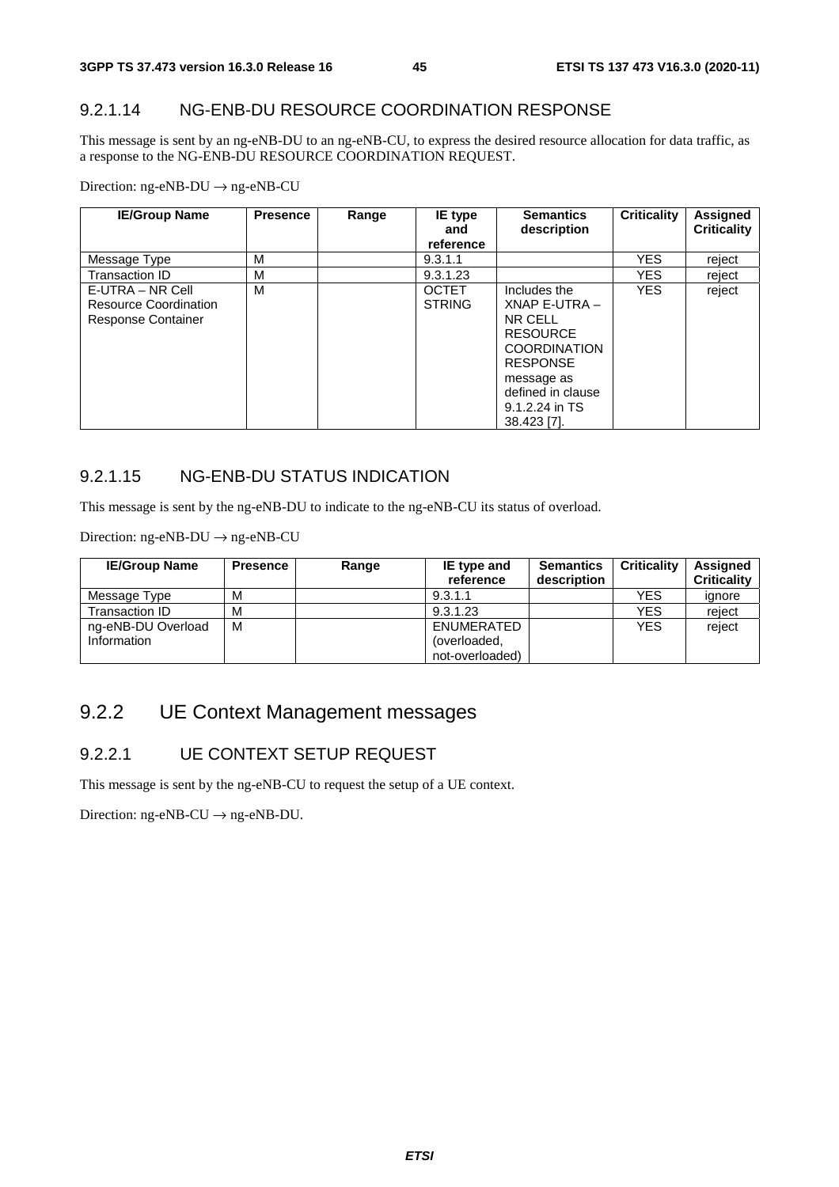### 9.2.1.14 NG-ENB-DU RESOURCE COORDINATION RESPONSE

This message is sent by an ng-eNB-DU to an ng-eNB-CU, to express the desired resource allocation for data traffic, as a response to the NG-ENB-DU RESOURCE COORDINATION REQUEST.

Direction: ng-eNB-DU → ng-eNB-CU

| IE/Group Name | Presence | Range | IE type and reference | Semantics description | Criticality | Assigned Criticality |
|---|---|---|---|---|---|---|
| Message Type | M | | 9.3.1.1 | | YES | reject |
| Transaction ID | M | | 9.3.1.23 | | YES | reject |
| E-UTRA – NR Cell Resource Coordination Response Container | M | | OCTET STRING | Includes the XNAP E-UTRA – NR CELL RESOURCE COORDINATION RESPONSE message as defined in clause 9.1.2.24 in TS 38.423 [7]. | YES | reject |

### 9.2.1.15 NG-ENB-DU STATUS INDICATION

This message is sent by the ng-eNB-DU to indicate to the ng-eNB-CU its status of overload.

Direction: ng-eNB-DU → ng-eNB-CU

| IE/Group Name | Presence | Range | IE type and reference | Semantics description | Criticality | Assigned Criticality |
|---|---|---|---|---|---|---|
| Message Type | M | | 9.3.1.1 | | YES | ignore |
| Transaction ID | M | | 9.3.1.23 | | YES | reject |
| ng-eNB-DU Overload Information | M | | ENUMERATED (overloaded, not-overloaded) | | YES | reject |

## 9.2.2 UE Context Management messages

### 9.2.2.1 UE CONTEXT SETUP REQUEST

This message is sent by the ng-eNB-CU to request the setup of a UE context.

Direction: ng-eNB-CU → ng-eNB-DU.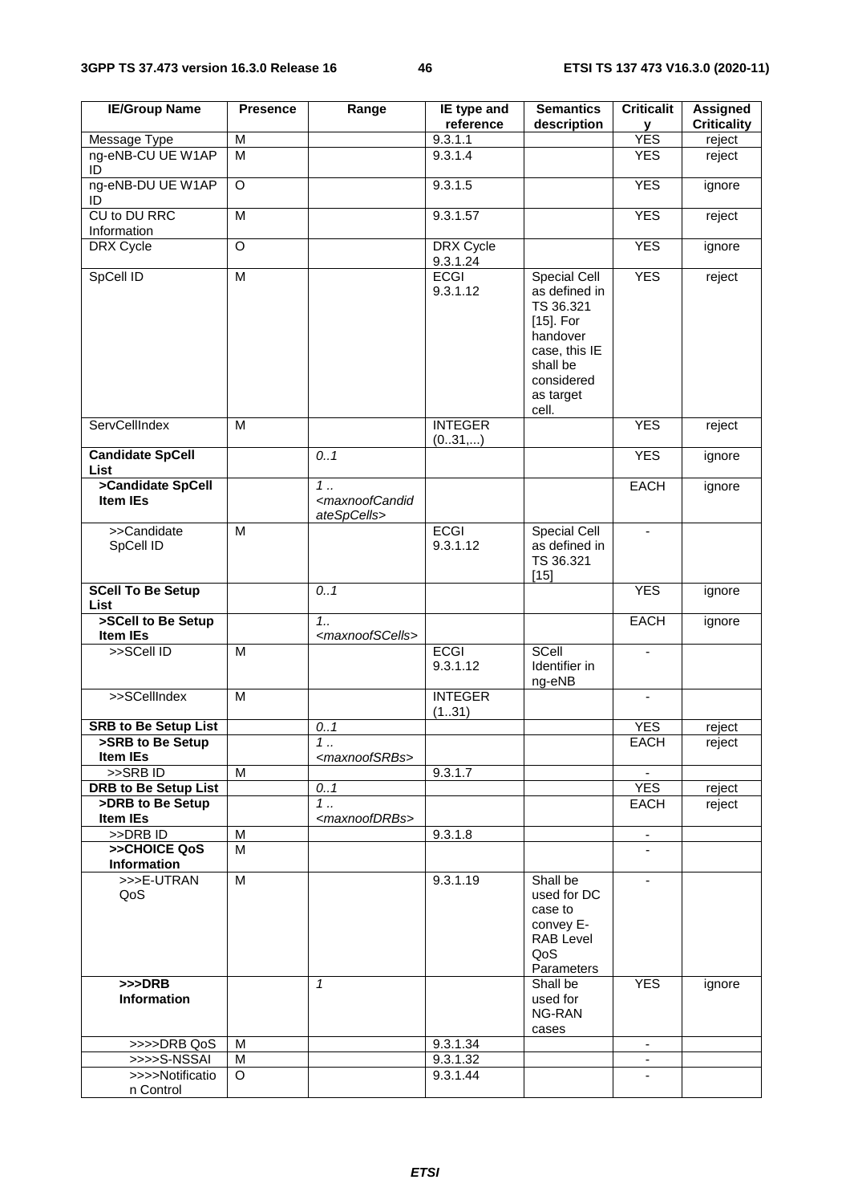| IE/Group Name | Presence | Range | IE type and reference | Semantics description | Criticality | Assigned Criticality |
|---|---|---|---|---|---|---|
| Message Type | M | | 9.3.1.1 | | YES | reject |
| ng-eNB-CU UE W1AP ID | M | | 9.3.1.4 | | YES | reject |
| ng-eNB-DU UE W1AP ID | O | | 9.3.1.5 | | YES | ignore |
| CU to DU RRC Information | M | | 9.3.1.57 | | YES | reject |
| DRX Cycle | O | | DRX Cycle 9.3.1.24 | | YES | ignore |
| SpCell ID | M | | ECGI 9.3.1.12 | Special Cell as defined in TS 36.321 [15]. For handover case, this IE shall be considered as target cell. | YES | reject |
| ServCellIndex | M | | INTEGER (0..31,...) | | YES | reject |
| **Candidate SpCell List** | | *0..1* | | | YES | ignore |
| **>Candidate SpCell Item IEs** | | *1 .. <maxnoofCandidateSpCells>* | | | EACH | ignore |
| >>Candidate SpCell ID | M | | ECGI 9.3.1.12 | Special Cell as defined in TS 36.321 [15] | - | |
| **SCell To Be Setup List** | | *0..1* | | | YES | ignore |
| **>SCell to Be Setup Item IEs** | | *1.. <maxnoofSCells>* | | | EACH | ignore |
| >>SCell ID | M | | ECGI 9.3.1.12 | SCell Identifier in ng-eNB | - | |
| >>SCellIndex | M | | INTEGER (1..31) | | - | |
| **SRB to Be Setup List** | | *0..1* | | | YES | reject |
| **>SRB to Be Setup Item IEs** | | *1 .. <maxnoofSRBs>* | | | EACH | reject |
| >>SRB ID | M | | 9.3.1.7 | | - | |
| **DRB to Be Setup List** | | *0..1* | | | YES | reject |
| **>DRB to Be Setup Item IEs** | | *1 .. <maxnoofDRBs>* | | | EACH | reject |
| >>DRB ID | M | | 9.3.1.8 | | - | |
| **>>CHOICE QoS Information** | M | | | | - | |
| >>>E-UTRAN QoS | M | | 9.3.1.19 | Shall be used for DC case to convey E-RAB Level QoS Parameters | - | |
| **>>>DRB Information** | | *1* | | Shall be used for NG-RAN cases | YES | ignore |
| >>>>DRB QoS | M | | 9.3.1.34 | | - | |
| >>>>S-NSSAI | M | | 9.3.1.32 | | - | |
| >>>>Notification Control | O | | 9.3.1.44 | | - | |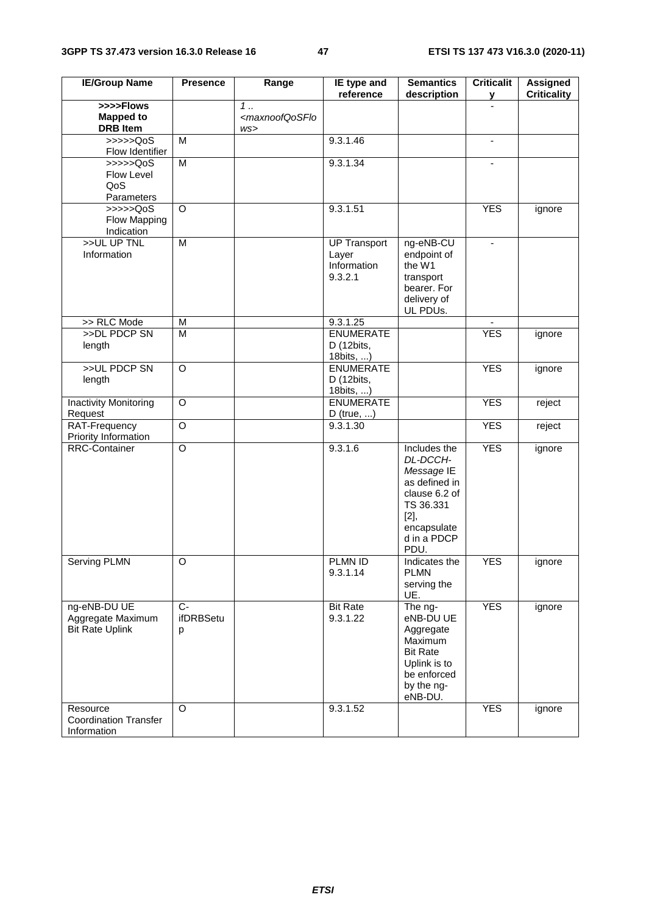| IE/Group Name | Presence | Range | IE type and reference | Semantics description | Criticality | Assigned Criticality |
|---|---|---|---|---|---|---|
| **>>>>Flows Mapped to DRB Item** | | *1 .. <maxnoofQoSFlows>* | | | - | |
| >>>>>QoS Flow Identifier | M | | 9.3.1.46 | | - | |
| >>>>>QoS Flow Level QoS Parameters | M | | 9.3.1.34 | | - | |
| >>>>>QoS Flow Mapping Indication | O | | 9.3.1.51 | | YES | ignore |
| >>UL UP TNL Information | M | | UP Transport Layer Information 9.3.2.1 | ng-eNB-CU endpoint of the W1 transport bearer. For delivery of UL PDUs. | - | |
| >> RLC Mode | M | | 9.3.1.25 | | - | |
| >>DL PDCP SN length | M | | ENUMERATED (12bits, 18bits, ...) | | YES | ignore |
| >>UL PDCP SN length | O | | ENUMERATED (12bits, 18bits, ...) | | YES | ignore |
| Inactivity Monitoring Request | O | | ENUMERATED (true, ...) | | YES | reject |
| RAT-Frequency Priority Information | O | | 9.3.1.30 | | YES | reject |
| RRC-Container | O | | 9.3.1.6 | Includes the *DL-DCCH-Message* IE as defined in clause 6.2 of TS 36.331 [2], encapsulated in a PDCP PDU. | YES | ignore |
| Serving PLMN | O | | PLMN ID 9.3.1.14 | Indicates the PLMN serving the UE. | YES | ignore |
| ng-eNB-DU UE Aggregate Maximum Bit Rate Uplink | C-ifDRBSetup | | Bit Rate 9.3.1.22 | The ng-eNB-DU UE Aggregate Maximum Bit Rate Uplink is to be enforced by the ng-eNB-DU. | YES | ignore |
| Resource Coordination Transfer Information | O | | 9.3.1.52 | | YES | ignore |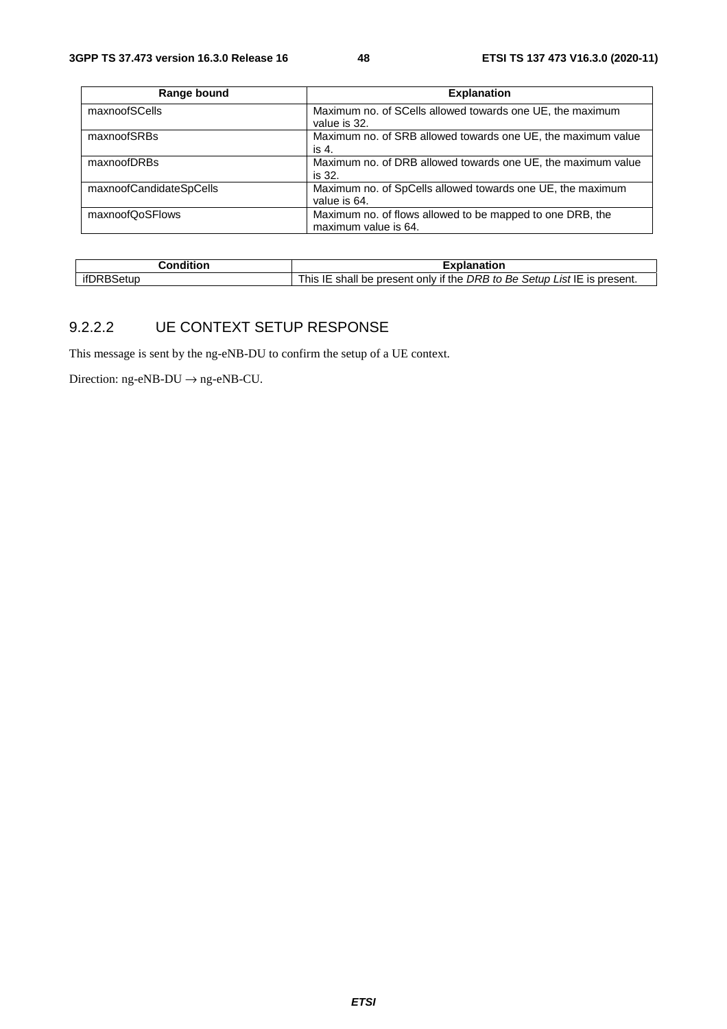| Range bound | Explanation |
|---|---|
| maxnoofSCells | Maximum no. of SCells allowed towards one UE, the maximum value is 32. |
| maxnoofSRBs | Maximum no. of SRB allowed towards one UE, the maximum value is 4. |
| maxnoofDRBs | Maximum no. of DRB allowed towards one UE, the maximum value is 32. |
| maxnoofCandidateSpCells | Maximum no. of SpCells allowed towards one UE, the maximum value is 64. |
| maxnoofQoSFlows | Maximum no. of flows allowed to be mapped to one DRB, the maximum value is 64. |

| Condition | Explanation |
|---|---|
| ifDRBSetup | This IE shall be present only if the *DRB to Be Setup List* IE is present. |

### 9.2.2.2 UE CONTEXT SETUP RESPONSE

This message is sent by the ng-eNB-DU to confirm the setup of a UE context.

Direction: ng-eNB-DU → ng-eNB-CU.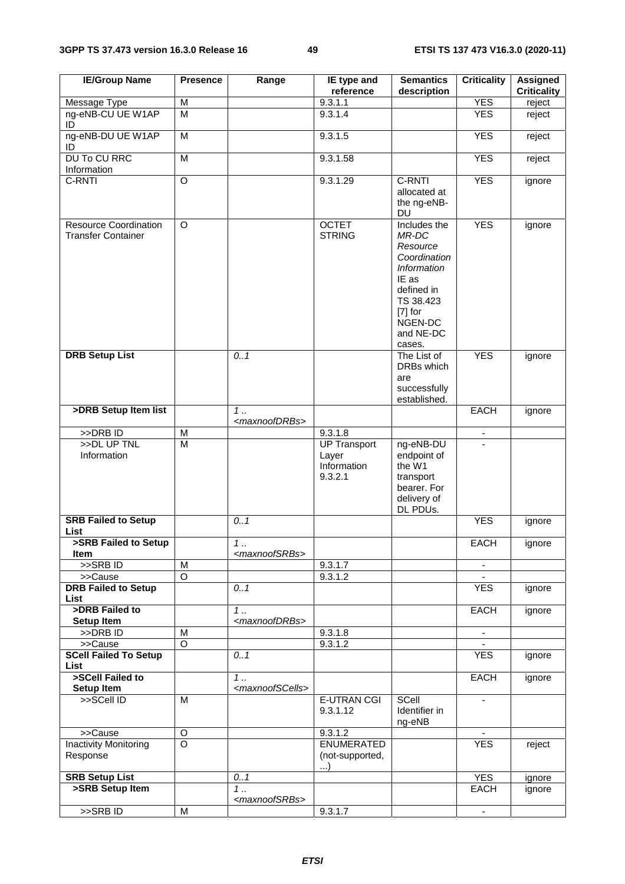| IE/Group Name | Presence | Range | IE type and reference | Semantics description | Criticality | Assigned Criticality |
|---|---|---|---|---|---|---|
| Message Type | M | | 9.3.1.1 | | YES | reject |
| ng-eNB-CU UE W1AP ID | M | | 9.3.1.4 | | YES | reject |
| ng-eNB-DU UE W1AP ID | M | | 9.3.1.5 | | YES | reject |
| DU To CU RRC Information | M | | 9.3.1.58 | | YES | reject |
| C-RNTI | O | | 9.3.1.29 | C-RNTI allocated at the ng-eNB-DU | YES | ignore |
| Resource Coordination Transfer Container | O | | OCTET STRING | Includes the *MR-DC Resource Coordination Information* IE as defined in TS 38.423 [7] for NGEN-DC and NE-DC cases. | YES | ignore |
| **DRB Setup List** | | *0..1* | | The List of DRBs which are successfully established. | YES | ignore |
| **>DRB Setup Item list** | | *1 .. <maxnoofDRBs>* | | | EACH | ignore |
| >>DRB ID | M | | 9.3.1.8 | | - | |
| >>DL UP TNL Information | M | | UP Transport Layer Information 9.3.2.1 | ng-eNB-DU endpoint of the W1 transport bearer. For delivery of DL PDUs. | - | |
| **SRB Failed to Setup List** | | *0..1* | | | YES | ignore |
| **>SRB Failed to Setup Item** | | *1 .. <maxnoofSRBs>* | | | EACH | ignore |
| >>SRB ID | M | | 9.3.1.7 | | - | |
| >>Cause | O | | 9.3.1.2 | | - | |
| **DRB Failed to Setup List** | | *0..1* | | | YES | ignore |
| **>DRB Failed to Setup Item** | | *1 .. <maxnoofDRBs>* | | | EACH | ignore |
| >>DRB ID | M | | 9.3.1.8 | | - | |
| >>Cause | O | | 9.3.1.2 | | - | |
| **SCell Failed To Setup List** | | *0..1* | | | YES | ignore |
| **>SCell Failed to Setup Item** | | *1 .. <maxnoofSCells>* | | | EACH | ignore |
| >>SCell ID | M | | E-UTRAN CGI 9.3.1.12 | SCell Identifier in ng-eNB | - | |
| >>Cause | O | | 9.3.1.2 | | - | |
| Inactivity Monitoring Response | O | | ENUMERATED (not-supported, ...) | | YES | reject |
| **SRB Setup List** | | *0..1* | | | YES | ignore |
| **>SRB Setup Item** | | *1 .. <maxnoofSRBs>* | | | EACH | ignore |
| >>SRB ID | M | | 9.3.1.7 | | - | |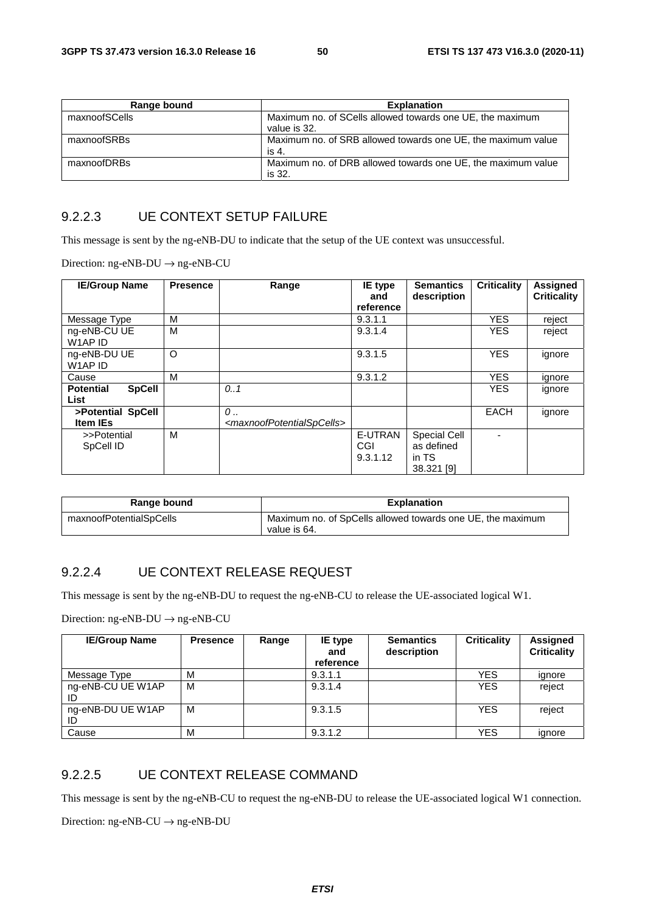| Range bound | Explanation |
|---|---|
| maxnoofSCells | Maximum no. of SCells allowed towards one UE, the maximum value is 32. |
| maxnoofSRBs | Maximum no. of SRB allowed towards one UE, the maximum value is 4. |
| maxnoofDRBs | Maximum no. of DRB allowed towards one UE, the maximum value is 32. |

### 9.2.2.3 UE CONTEXT SETUP FAILURE

This message is sent by the ng-eNB-DU to indicate that the setup of the UE context was unsuccessful.

Direction: ng-eNB-DU → ng-eNB-CU

| IE/Group Name | Presence | Range | IE type and reference | Semantics description | Criticality | Assigned Criticality |
|---|---|---|---|---|---|---|
| Message Type | M | | 9.3.1.1 | | YES | reject |
| ng-eNB-CU UE W1AP ID | M | | 9.3.1.4 | | YES | reject |
| ng-eNB-DU UE W1AP ID | O | | 9.3.1.5 | | YES | ignore |
| Cause | M | | 9.3.1.2 | | YES | ignore |
| **Potential SpCell List** | | *0..1* | | | YES | ignore |
| **>Potential SpCell Item IEs** | | *0 .. <maxnoofPotentialSpCells>* | | | EACH | ignore |
| >>Potential SpCell ID | M | | E-UTRAN CGI 9.3.1.12 | Special Cell as defined in TS 38.321 [9] | - | |

| Range bound | Explanation |
|---|---|
| maxnoofPotentialSpCells | Maximum no. of SpCells allowed towards one UE, the maximum value is 64. |

### 9.2.2.4 UE CONTEXT RELEASE REQUEST

This message is sent by the ng-eNB-DU to request the ng-eNB-CU to release the UE-associated logical W1.

Direction: ng-eNB-DU → ng-eNB-CU

| IE/Group Name | Presence | Range | IE type and reference | Semantics description | Criticality | Assigned Criticality |
|---|---|---|---|---|---|---|
| Message Type | M | | 9.3.1.1 | | YES | ignore |
| ng-eNB-CU UE W1AP ID | M | | 9.3.1.4 | | YES | reject |
| ng-eNB-DU UE W1AP ID | M | | 9.3.1.5 | | YES | reject |
| Cause | M | | 9.3.1.2 | | YES | ignore |

### 9.2.2.5 UE CONTEXT RELEASE COMMAND

This message is sent by the ng-eNB-CU to request the ng-eNB-DU to release the UE-associated logical W1 connection.

Direction: ng-eNB-CU → ng-eNB-DU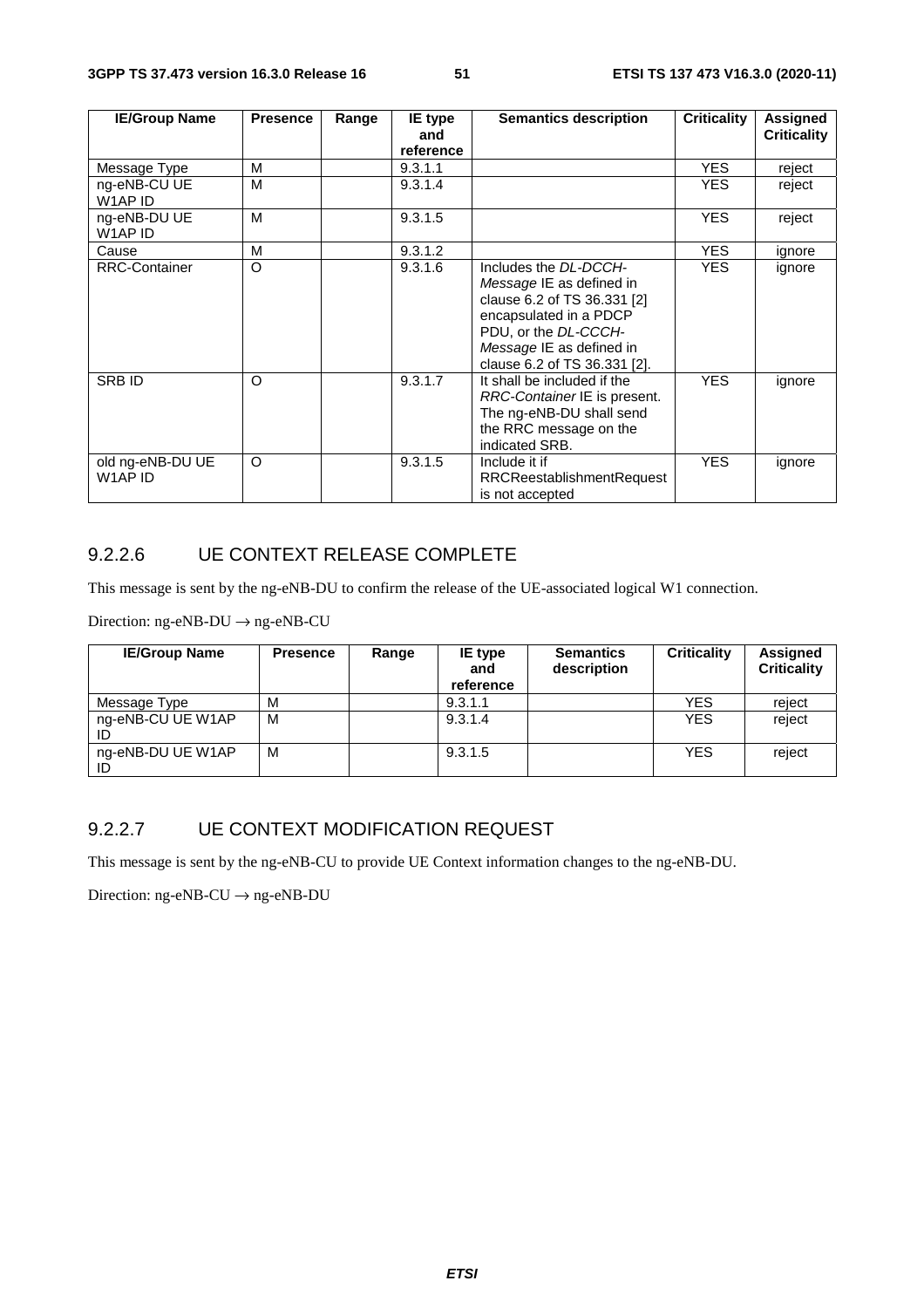| IE/Group Name | Presence | Range | IE type and reference | Semantics description | Criticality | Assigned Criticality |
|---|---|---|---|---|---|---|
| Message Type | M | | 9.3.1.1 | | YES | reject |
| ng-eNB-CU UE W1AP ID | M | | 9.3.1.4 | | YES | reject |
| ng-eNB-DU UE W1AP ID | M | | 9.3.1.5 | | YES | reject |
| Cause | M | | 9.3.1.2 | | YES | ignore |
| RRC-Container | O | | 9.3.1.6 | Includes the *DL-DCCH-Message* IE as defined in clause 6.2 of TS 36.331 [2] encapsulated in a PDCP PDU, or the *DL-CCCH-Message* IE as defined in clause 6.2 of TS 36.331 [2]. | YES | ignore |
| SRB ID | O | | 9.3.1.7 | It shall be included if the *RRC-Container* IE is present. The ng-eNB-DU shall send the RRC message on the indicated SRB. | YES | ignore |
| old ng-eNB-DU UE W1AP ID | O | | 9.3.1.5 | Include it if RRCReestablishmentRequest is not accepted | YES | ignore |

### 9.2.2.6 UE CONTEXT RELEASE COMPLETE

This message is sent by the ng-eNB-DU to confirm the release of the UE-associated logical W1 connection.

Direction: ng-eNB-DU → ng-eNB-CU

| IE/Group Name | Presence | Range | IE type and reference | Semantics description | Criticality | Assigned Criticality |
|---|---|---|---|---|---|---|
| Message Type | M | | 9.3.1.1 | | YES | reject |
| ng-eNB-CU UE W1AP ID | M | | 9.3.1.4 | | YES | reject |
| ng-eNB-DU UE W1AP ID | M | | 9.3.1.5 | | YES | reject |

### 9.2.2.7 UE CONTEXT MODIFICATION REQUEST

This message is sent by the ng-eNB-CU to provide UE Context information changes to the ng-eNB-DU.

Direction: ng-eNB-CU → ng-eNB-DU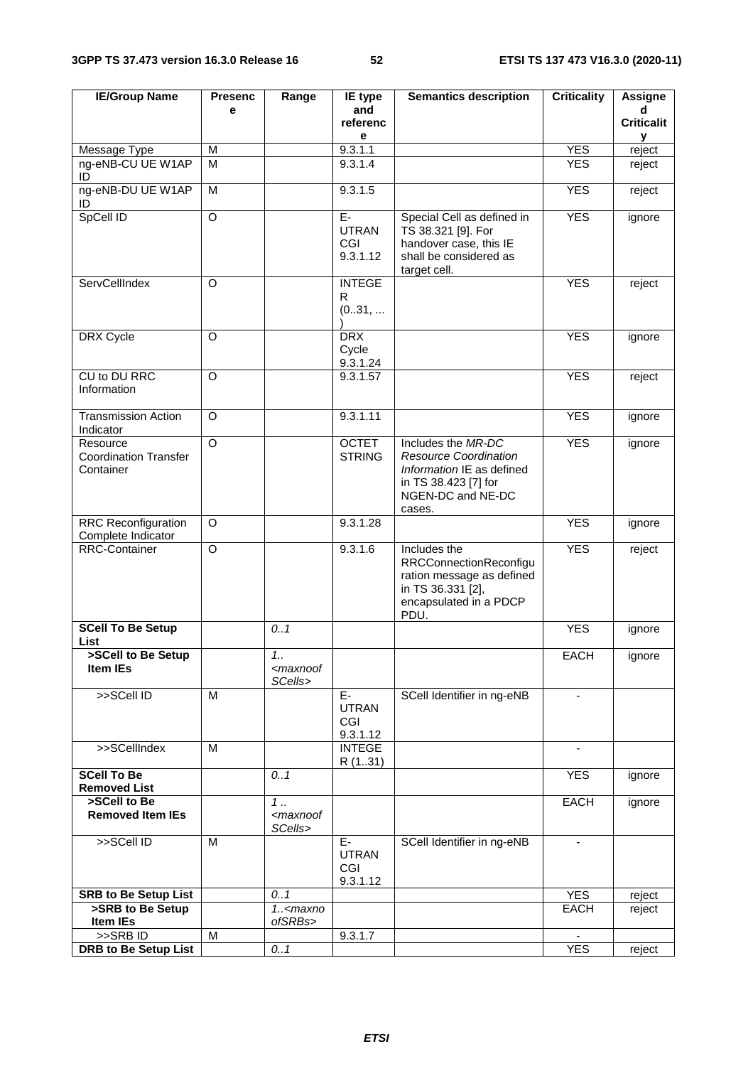| IE/Group Name | Presence | Range | IE type and reference | Semantics description | Criticality | Assigned Criticality |
|---|---|---|---|---|---|---|
| Message Type | M | | 9.3.1.1 | | YES | reject |
| ng-eNB-CU UE W1AP ID | M | | 9.3.1.4 | | YES | reject |
| ng-eNB-DU UE W1AP ID | M | | 9.3.1.5 | | YES | reject |
| SpCell ID | O | | E-UTRAN CGI 9.3.1.12 | Special Cell as defined in TS 38.321 [9]. For handover case, this IE shall be considered as target cell. | YES | ignore |
| ServCellIndex | O | | INTEGER (0..31, ...) | | YES | reject |
| DRX Cycle | O | | DRX Cycle 9.3.1.24 | | YES | ignore |
| CU to DU RRC Information | O | | 9.3.1.57 | | YES | reject |
| Transmission Action Indicator | O | | 9.3.1.11 | | YES | ignore |
| Resource Coordination Transfer Container | O | | OCTET STRING | Includes the *MR-DC Resource Coordination Information* IE as defined in TS 38.423 [7] for NGEN-DC and NE-DC cases. | YES | ignore |
| RRC Reconfiguration Complete Indicator | O | | 9.3.1.28 | | YES | ignore |
| RRC-Container | O | | 9.3.1.6 | Includes the RRCConnectionReconfiguration message as defined in TS 36.331 [2], encapsulated in a PDCP PDU. | YES | reject |
| **SCell To Be Setup List** | | *0..1* | | | YES | ignore |
| **>SCell to Be Setup Item IEs** | | *1..<maxnoofSCells>* | | | EACH | ignore |
| >>SCell ID | M | | E-UTRAN CGI 9.3.1.12 | SCell Identifier in ng-eNB | - | |
| >>SCellIndex | M | | INTEGER (1..31) | | - | |
| **SCell To Be Removed List** | | *0..1* | | | YES | ignore |
| **>SCell to Be Removed Item IEs** | | *1 ..<maxnoofSCells>* | | | EACH | ignore |
| >>SCell ID | M | | E-UTRAN CGI 9.3.1.12 | SCell Identifier in ng-eNB | - | |
| **SRB to Be Setup List** | | *0..1* | | | YES | reject |
| **>SRB to Be Setup Item IEs** | | *1..<maxnoofSRBs>* | | | EACH | reject |
| >>SRB ID | M | | 9.3.1.7 | | - | |
| **DRB to Be Setup List** | | *0..1* | | | YES | reject |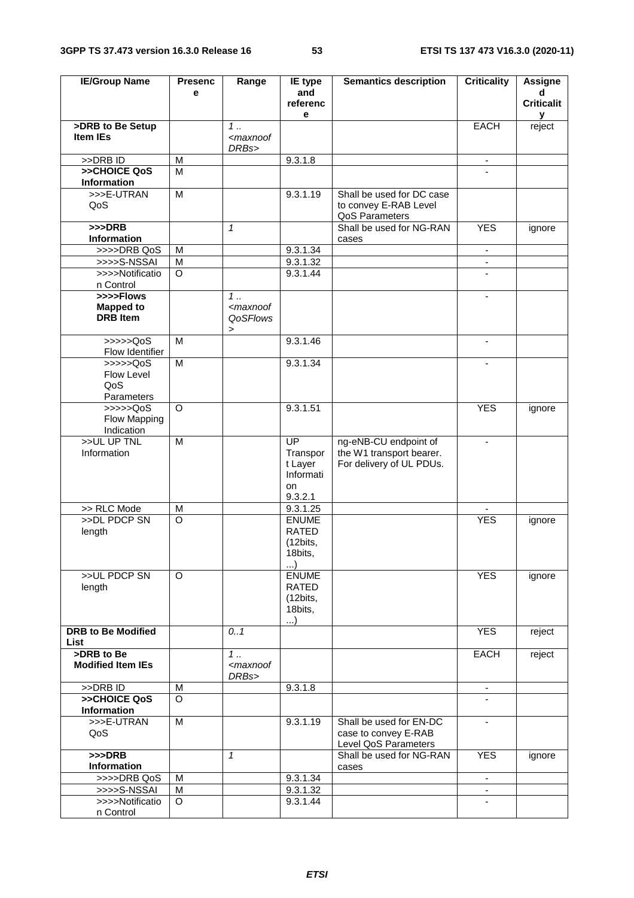| IE/Group Name | Presence | Range | IE type and reference | Semantics description | Criticality | Assigned Criticality |
|---|---|---|---|---|---|---|
| **>DRB to Be Setup Item IEs** | | *1 .. <maxnoofDRBs>* | | | EACH | reject |
| >>DRB ID | M | | 9.3.1.8 | | - | |
| **>>CHOICE QoS Information** | M | | | | - | |
| >>>E-UTRAN QoS | M | | 9.3.1.19 | Shall be used for DC case to convey E-RAB Level QoS Parameters | | |
| **>>>DRB Information** | | *1* | | Shall be used for NG-RAN cases | YES | ignore |
| >>>>DRB QoS | M | | 9.3.1.34 | | - | |
| >>>>S-NSSAI | M | | 9.3.1.32 | | - | |
| >>>>Notification Control | O | | 9.3.1.44 | | - | |
| **>>>>Flows Mapped to DRB Item** | | *1 .. <maxnoofQoSFlows>* | | | - | |
| >>>>>QoS Flow Identifier | M | | 9.3.1.46 | | - | |
| >>>>>QoS Flow Level QoS Parameters | M | | 9.3.1.34 | | - | |
| >>>>>QoS Flow Mapping Indication | O | | 9.3.1.51 | | YES | ignore |
| >>UL UP TNL Information | M | | UP Transport Layer Information 9.3.2.1 | ng-eNB-CU endpoint of the W1 transport bearer. For delivery of UL PDUs. | - | |
| >> RLC Mode | M | | 9.3.1.25 | | - | |
| >>DL PDCP SN length | O | | ENUMERATED (12bits, 18bits, ...) | | YES | ignore |
| >>UL PDCP SN length | O | | ENUMERATED (12bits, 18bits, ...) | | YES | ignore |
| **DRB to Be Modified List** | | *0..1* | | | YES | reject |
| **>DRB to Be Modified Item IEs** | | *1 .. <maxnoofDRBs>* | | | EACH | reject |
| >>DRB ID | M | | 9.3.1.8 | | - | |
| **>>CHOICE QoS Information** | O | | | | - | |
| >>>E-UTRAN QoS | M | | 9.3.1.19 | Shall be used for EN-DC case to convey E-RAB Level QoS Parameters | - | |
| **>>>DRB Information** | | *1* | | Shall be used for NG-RAN cases | YES | ignore |
| >>>>DRB QoS | M | | 9.3.1.34 | | - | |
| >>>>S-NSSAI | M | | 9.3.1.32 | | - | |
| >>>>Notification Control | O | | 9.3.1.44 | | - | |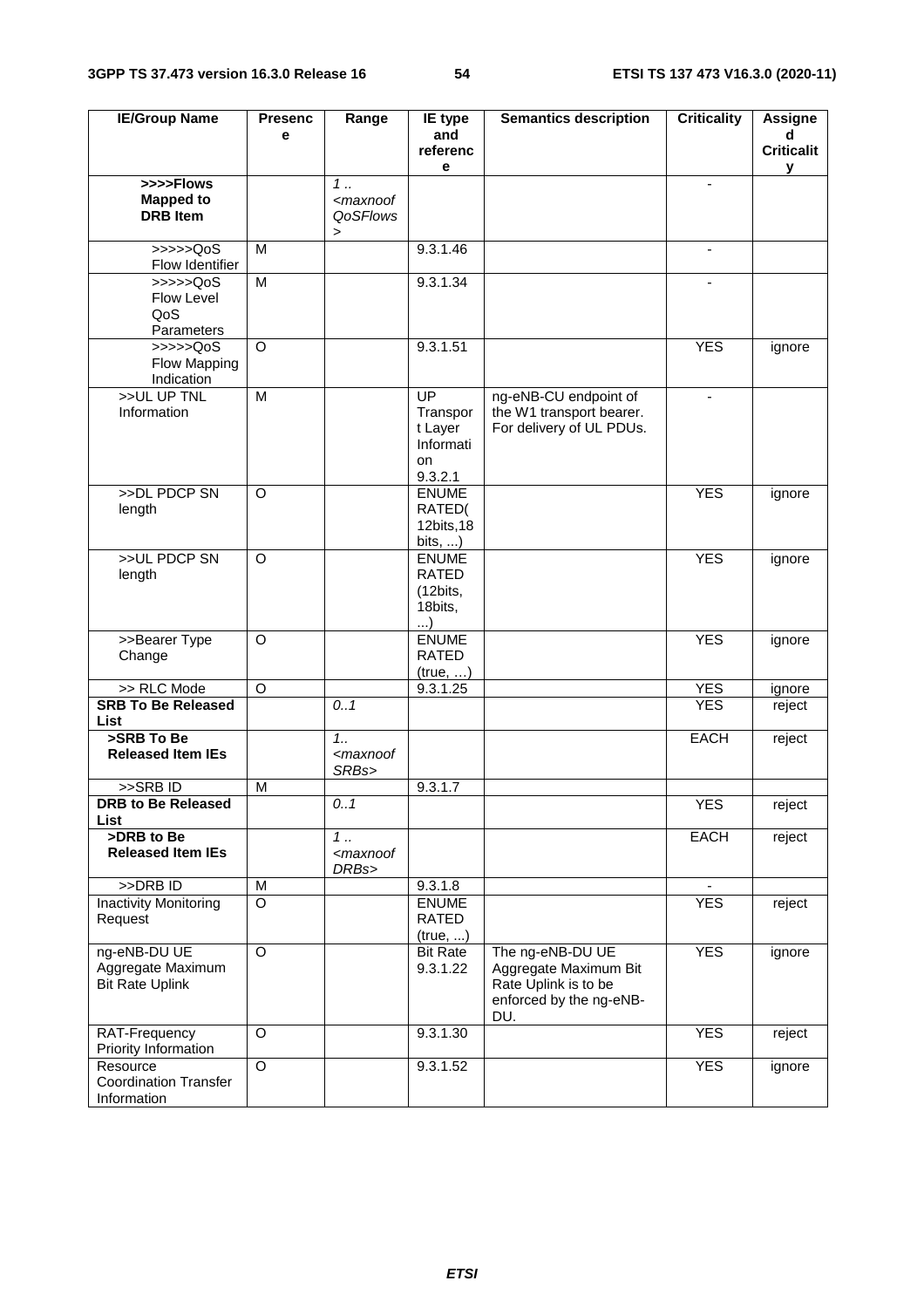| IE/Group Name | Presence | Range | IE type and reference | Semantics description | Criticality | Assigned Criticality |
|---|---|---|---|---|---|---|
| **>>>>Flows Mapped to DRB Item** | | *1 .. <maxnoofQoSFlows>* | | | - | |
| >>>>>QoS Flow Identifier | M | | 9.3.1.46 | | - | |
| >>>>>QoS Flow Level QoS Parameters | M | | 9.3.1.34 | | - | |
| >>>>>QoS Flow Mapping Indication | O | | 9.3.1.51 | | YES | ignore |
| >>UL UP TNL Information | M | | UP Transport Layer Information 9.3.2.1 | ng-eNB-CU endpoint of the W1 transport bearer. For delivery of UL PDUs. | - | |
| >>DL PDCP SN length | O | | ENUMERATED(12bits,18bits, ...) | | YES | ignore |
| >>UL PDCP SN length | O | | ENUMERATED (12bits, 18bits, ...) | | YES | ignore |
| >>Bearer Type Change | O | | ENUMERATED (true, …) | | YES | ignore |
| >> RLC Mode | O | | 9.3.1.25 | | YES | ignore |
| **SRB To Be Released List** | | *0..1* | | | YES | reject |
| **>SRB To Be Released Item IEs** | | *1.. <maxnoofSRBs>* | | | EACH | reject |
| >>SRB ID | M | | 9.3.1.7 | | | |
| **DRB to Be Released List** | | *0..1* | | | YES | reject |
| **>DRB to Be Released Item IEs** | | *1 .. <maxnoofDRBs>* | | | EACH | reject |
| >>DRB ID | M | | 9.3.1.8 | | - | |
| Inactivity Monitoring Request | O | | ENUMERATED (true, ...) | | YES | reject |
| ng-eNB-DU UE Aggregate Maximum Bit Rate Uplink | O | | Bit Rate 9.3.1.22 | The ng-eNB-DU UE Aggregate Maximum Bit Rate Uplink is to be enforced by the ng-eNB-DU. | YES | ignore |
| RAT-Frequency Priority Information | O | | 9.3.1.30 | | YES | reject |
| Resource Coordination Transfer Information | O | | 9.3.1.52 | | YES | ignore |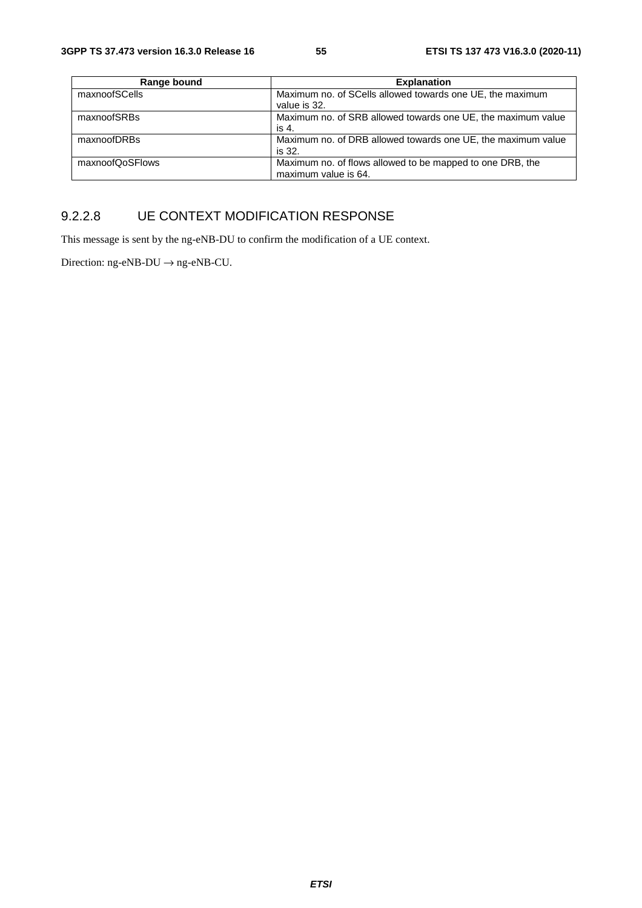| Range bound | Explanation |
| --- | --- |
| maxnoofSCells | Maximum no. of SCells allowed towards one UE, the maximum value is 32. |
| maxnoofSRBs | Maximum no. of SRB allowed towards one UE, the maximum value is 4. |
| maxnoofDRBs | Maximum no. of DRB allowed towards one UE, the maximum value is 32. |
| maxnoofQoSFlows | Maximum no. of flows allowed to be mapped to one DRB, the maximum value is 64. |

### 9.2.2.8 UE CONTEXT MODIFICATION RESPONSE

This message is sent by the ng-eNB-DU to confirm the modification of a UE context.

Direction: ng-eNB-DU → ng-eNB-CU.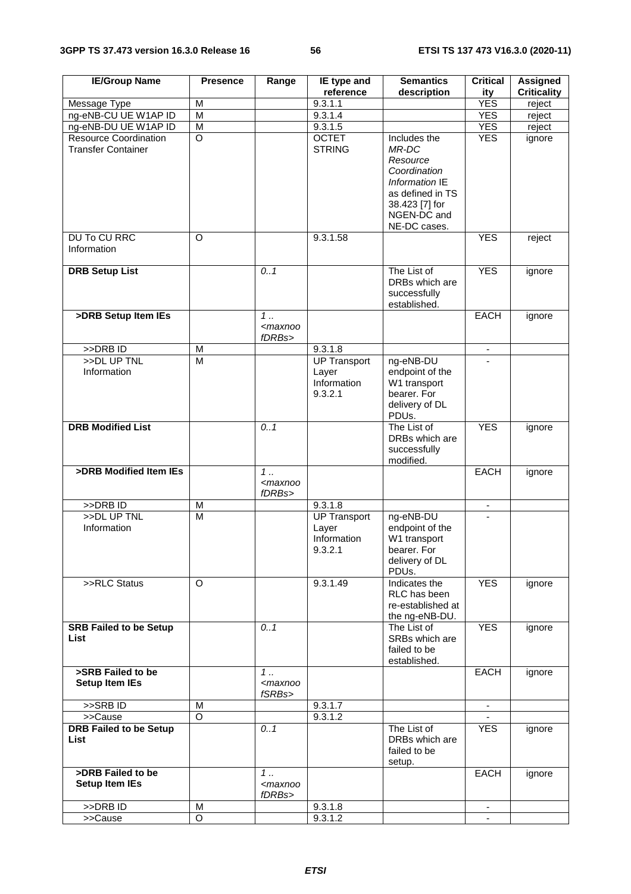| IE/Group Name | Presence | Range | IE type and reference | Semantics description | Criticality | Assigned Criticality |
|---|---|---|---|---|---|---|
| Message Type | M | | 9.3.1.1 | | YES | reject |
| ng-eNB-CU UE W1AP ID | M | | 9.3.1.4 | | YES | reject |
| ng-eNB-DU UE W1AP ID | M | | 9.3.1.5 | | YES | reject |
| Resource Coordination Transfer Container | O | | OCTET STRING | Includes the *MR-DC Resource Coordination Information* IE as defined in TS 38.423 [7] for NGEN-DC and NE-DC cases. | YES | ignore |
| DU To CU RRC Information | O | | 9.3.1.58 | | YES | reject |
| **DRB Setup List** | | *0..1* | | The List of DRBs which are successfully established. | YES | ignore |
| **>DRB Setup Item IEs** | | *1 .. <maxnoofDRBs>* | | | EACH | ignore |
| >>DRB ID | M | | 9.3.1.8 | | - | |
| >>DL UP TNL Information | M | | UP Transport Layer Information 9.3.2.1 | ng-eNB-DU endpoint of the W1 transport bearer. For delivery of DL PDUs. | - | |
| **DRB Modified List** | | *0..1* | | The List of DRBs which are successfully modified. | YES | ignore |
| **>DRB Modified Item IEs** | | *1 .. <maxnoofDRBs>* | | | EACH | ignore |
| >>DRB ID | M | | 9.3.1.8 | | - | |
| >>DL UP TNL Information | M | | UP Transport Layer Information 9.3.2.1 | ng-eNB-DU endpoint of the W1 transport bearer. For delivery of DL PDUs. | - | |
| >>RLC Status | O | | 9.3.1.49 | Indicates the RLC has been re-established at the ng-eNB-DU. | YES | ignore |
| **SRB Failed to be Setup List** | | *0..1* | | The List of SRBs which are failed to be established. | YES | ignore |
| **>SRB Failed to be Setup Item IEs** | | *1 .. <maxnoofSRBs>* | | | EACH | ignore |
| >>SRB ID | M | | 9.3.1.7 | | - | |
| >>Cause | O | | 9.3.1.2 | | - | |
| **DRB Failed to be Setup List** | | *0..1* | | The List of DRBs which are failed to be setup. | YES | ignore |
| **>DRB Failed to be Setup Item IEs** | | *1 .. <maxnoofDRBs>* | | | EACH | ignore |
| >>DRB ID | M | | 9.3.1.8 | | - | |
| >>Cause | O | | 9.3.1.2 | | - | |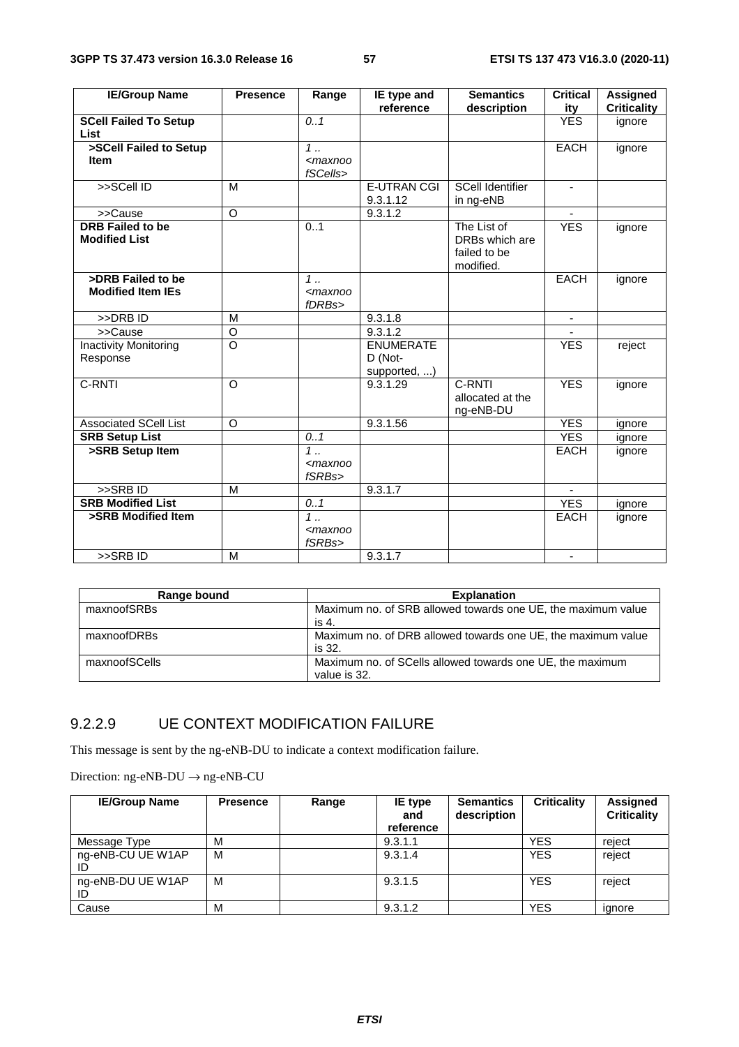| IE/Group Name | Presence | Range | IE type and reference | Semantics description | Criticality | Assigned Criticality |
|---|---|---|---|---|---|---|
| **SCell Failed To Setup List** | | *0..1* | | | YES | ignore |
| **>SCell Failed to Setup Item** | | *1 .. <maxnoofSCells>* | | | EACH | ignore |
| >>SCell ID | M | | E-UTRAN CGI 9.3.1.12 | SCell Identifier in ng-eNB | - | |
| >>Cause | O | | 9.3.1.2 | | - | |
| **DRB Failed to be Modified List** | | 0..1 | | The List of DRBs which are failed to be modified. | YES | ignore |
| **>DRB Failed to be Modified Item IEs** | | *1 .. <maxnoofDRBs>* | | | EACH | ignore |
| >>DRB ID | M | | 9.3.1.8 | | - | |
| >>Cause | O | | 9.3.1.2 | | - | |
| Inactivity Monitoring Response | O | | ENUMERATED (Not-supported, ...) | | YES | reject |
| C-RNTI | O | | 9.3.1.29 | C-RNTI allocated at the ng-eNB-DU | YES | ignore |
| Associated SCell List | O | | 9.3.1.56 | | YES | ignore |
| **SRB Setup List** | | *0..1* | | | YES | ignore |
| **>SRB Setup Item** | | *1 .. <maxnoofSRBs>* | | | EACH | ignore |
| >>SRB ID | M | | 9.3.1.7 | | - | |
| **SRB Modified List** | | *0..1* | | | YES | ignore |
| **>SRB Modified Item** | | *1 .. <maxnoofSRBs>* | | | EACH | ignore |
| >>SRB ID | M | | 9.3.1.7 | | - | |

| Range bound | Explanation |
|---|---|
| maxnoofSRBs | Maximum no. of SRB allowed towards one UE, the maximum value is 4. |
| maxnoofDRBs | Maximum no. of DRB allowed towards one UE, the maximum value is 32. |
| maxnoofSCells | Maximum no. of SCells allowed towards one UE, the maximum value is 32. |

### 9.2.2.9 UE CONTEXT MODIFICATION FAILURE

This message is sent by the ng-eNB-DU to indicate a context modification failure.

Direction: ng-eNB-DU → ng-eNB-CU

| IE/Group Name | Presence | Range | IE type and reference | Semantics description | Criticality | Assigned Criticality |
|---|---|---|---|---|---|---|
| Message Type | M | | 9.3.1.1 | | YES | reject |
| ng-eNB-CU UE W1AP ID | M | | 9.3.1.4 | | YES | reject |
| ng-eNB-DU UE W1AP ID | M | | 9.3.1.5 | | YES | reject |
| Cause | M | | 9.3.1.2 | | YES | ignore |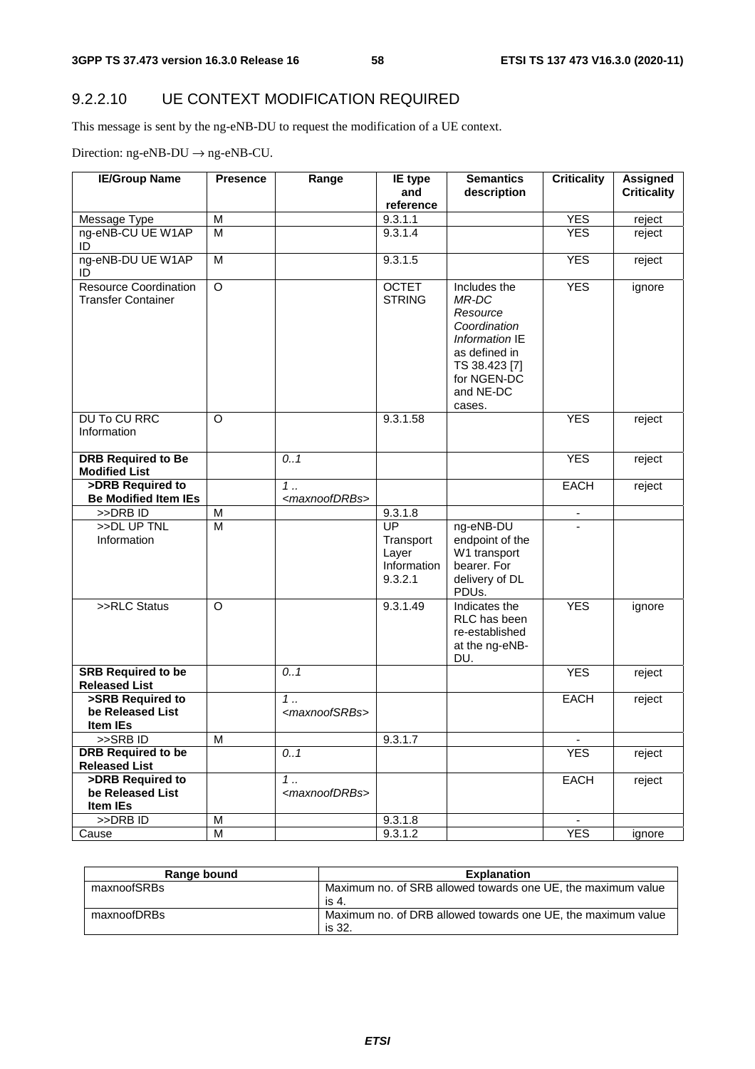### 9.2.2.10 UE CONTEXT MODIFICATION REQUIRED

This message is sent by the ng-eNB-DU to request the modification of a UE context.

Direction: ng-eNB-DU → ng-eNB-CU.

| IE/Group Name | Presence | Range | IE type and reference | Semantics description | Criticality | Assigned Criticality |
|---|---|---|---|---|---|---|
| Message Type | M | | 9.3.1.1 | | YES | reject |
| ng-eNB-CU UE W1AP ID | M | | 9.3.1.4 | | YES | reject |
| ng-eNB-DU UE W1AP ID | M | | 9.3.1.5 | | YES | reject |
| Resource Coordination Transfer Container | O | | OCTET STRING | Includes the *MR-DC Resource Coordination Information* IE as defined in TS 38.423 [7] for NGEN-DC and NE-DC cases. | YES | ignore |
| DU To CU RRC Information | O | | 9.3.1.58 | | YES | reject |
| **DRB Required to Be Modified List** | | *0..1* | | | YES | reject |
| **>DRB Required to Be Modified Item IEs** | | *1 .. <maxnoofDRBs>* | | | EACH | reject |
| >>DRB ID | M | | 9.3.1.8 | | - | |
| >>DL UP TNL Information | M | | UP Transport Layer Information 9.3.2.1 | ng-eNB-DU endpoint of the W1 transport bearer. For delivery of DL PDUs. | - | |
| >>RLC Status | O | | 9.3.1.49 | Indicates the RLC has been re-established at the ng-eNB-DU. | YES | ignore |
| **SRB Required to be Released List** | | *0..1* | | | YES | reject |
| **>SRB Required to be Released List Item IEs** | | *1 .. <maxnoofSRBs>* | | | EACH | reject |
| >>SRB ID | M | | 9.3.1.7 | | - | |
| **DRB Required to be Released List** | | *0..1* | | | YES | reject |
| **>DRB Required to be Released List Item IEs** | | *1 .. <maxnoofDRBs>* | | | EACH | reject |
| >>DRB ID | M | | 9.3.1.8 | | - | |
| Cause | M | | 9.3.1.2 | | YES | ignore |

| Range bound | Explanation |
|---|---|
| maxnoofSRBs | Maximum no. of SRB allowed towards one UE, the maximum value is 4. |
| maxnoofDRBs | Maximum no. of DRB allowed towards one UE, the maximum value is 32. |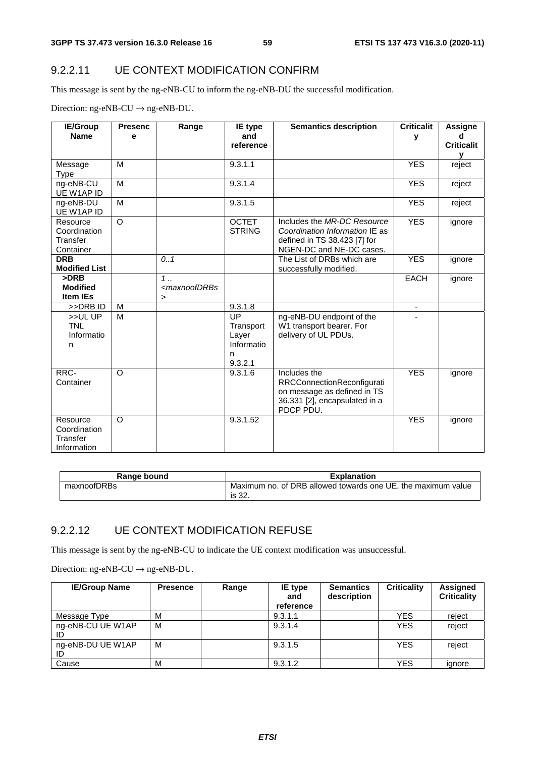### 9.2.2.11 UE CONTEXT MODIFICATION CONFIRM

This message is sent by the ng-eNB-CU to inform the ng-eNB-DU the successful modification.

Direction: ng-eNB-CU → ng-eNB-DU.

| IE/Group Name | Presence | Range | IE type and reference | Semantics description | Criticality | Assigned Criticality |
|---|---|---|---|---|---|---|
| Message Type | M | | 9.3.1.1 | | YES | reject |
| ng-eNB-CU UE W1AP ID | M | | 9.3.1.4 | | YES | reject |
| ng-eNB-DU UE W1AP ID | M | | 9.3.1.5 | | YES | reject |
| Resource Coordination Transfer Container | O | | OCTET STRING | Includes the *MR-DC Resource Coordination Information* IE as defined in TS 38.423 [7] for NGEN-DC and NE-DC cases. | YES | ignore |
| **DRB Modified List** | | *0..1* | | The List of DRBs which are successfully modified. | YES | ignore |
| **>DRB Modified Item IEs** | | *1 .. <maxnoofDRBs>* | | | EACH | ignore |
| >>DRB ID | M | | 9.3.1.8 | | - | |
| >>UL UP TNL Information | M | | UP Transport Layer Information 9.3.2.1 | ng-eNB-DU endpoint of the W1 transport bearer. For delivery of UL PDUs. | - | |
| RRC-Container | O | | 9.3.1.6 | Includes the RRCConnectionReconfiguration message as defined in TS 36.331 [2], encapsulated in a PDCP PDU. | YES | ignore |
| Resource Coordination Transfer Information | O | | 9.3.1.52 | | YES | ignore |

| Range bound | Explanation |
|---|---|
| maxnoofDRBs | Maximum no. of DRB allowed towards one UE, the maximum value is 32. |

### 9.2.2.12 UE CONTEXT MODIFICATION REFUSE

This message is sent by the ng-eNB-CU to indicate the UE context modification was unsuccessful.

Direction: ng-eNB-CU → ng-eNB-DU.

| IE/Group Name | Presence | Range | IE type and reference | Semantics description | Criticality | Assigned Criticality |
|---|---|---|---|---|---|---|
| Message Type | M | | 9.3.1.1 | | YES | reject |
| ng-eNB-CU UE W1AP ID | M | | 9.3.1.4 | | YES | reject |
| ng-eNB-DU UE W1AP ID | M | | 9.3.1.5 | | YES | reject |
| Cause | M | | 9.3.1.2 | | YES | ignore |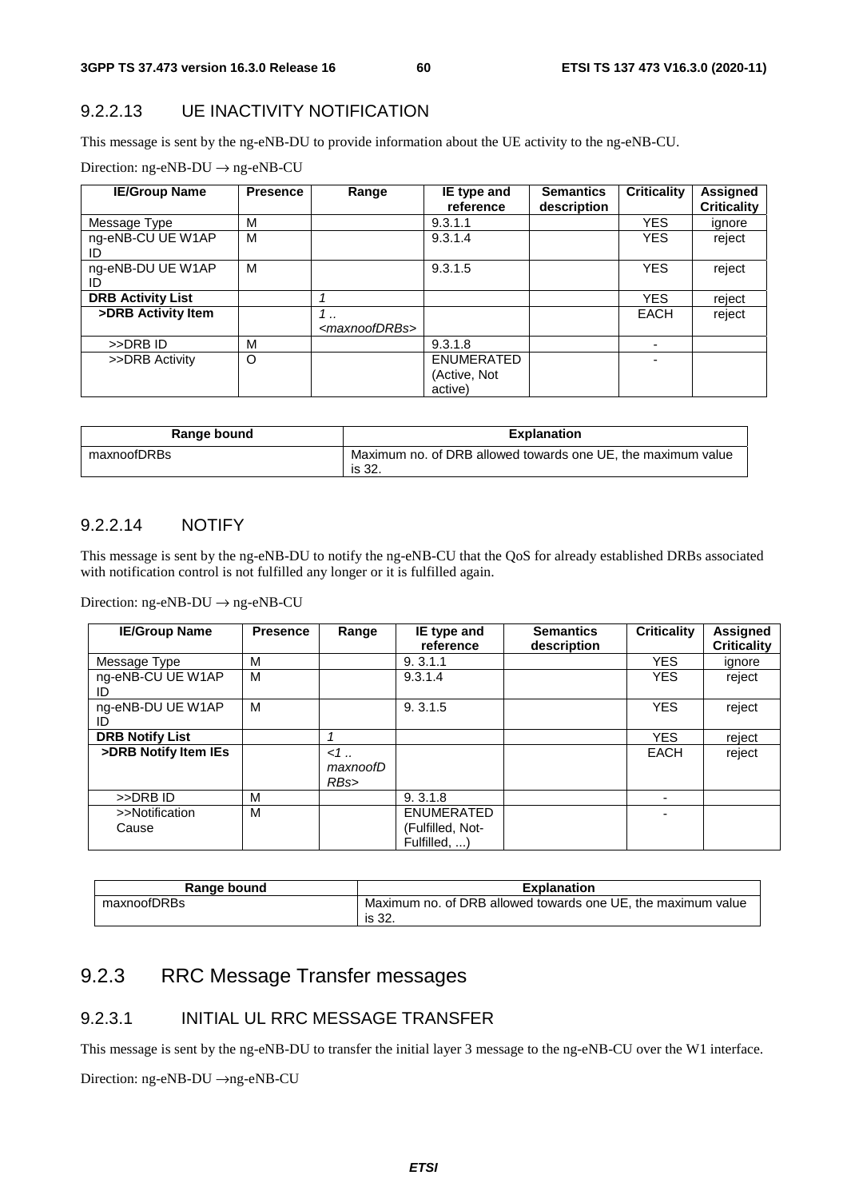### 9.2.2.13 UE INACTIVITY NOTIFICATION

This message is sent by the ng-eNB-DU to provide information about the UE activity to the ng-eNB-CU.

Direction: ng-eNB-DU → ng-eNB-CU

| IE/Group Name | Presence | Range | IE type and reference | Semantics description | Criticality | Assigned Criticality |
|---|---|---|---|---|---|---|
| Message Type | M | | 9.3.1.1 | | YES | ignore |
| ng-eNB-CU UE W1AP ID | M | | 9.3.1.4 | | YES | reject |
| ng-eNB-DU UE W1AP ID | M | | 9.3.1.5 | | YES | reject |
| **DRB Activity List** | | *1* | | | YES | reject |
| **>DRB Activity Item** | | *1 .. <maxnoofDRBs>* | | | EACH | reject |
| >>DRB ID | M | | 9.3.1.8 | | - | |
| >>DRB Activity | O | | ENUMERATED (Active, Not active) | | - | |

| Range bound | Explanation |
|---|---|
| maxnoofDRBs | Maximum no. of DRB allowed towards one UE, the maximum value is 32. |

### 9.2.2.14 NOTIFY

This message is sent by the ng-eNB-DU to notify the ng-eNB-CU that the QoS for already established DRBs associated with notification control is not fulfilled any longer or it is fulfilled again.

Direction: ng-eNB-DU → ng-eNB-CU

| IE/Group Name | Presence | Range | IE type and reference | Semantics description | Criticality | Assigned Criticality |
|---|---|---|---|---|---|---|
| Message Type | M | | 9. 3.1.1 | | YES | ignore |
| ng-eNB-CU UE W1AP ID | M | | 9.3.1.4 | | YES | reject |
| ng-eNB-DU UE W1AP ID | M | | 9. 3.1.5 | | YES | reject |
| **DRB Notify List** | | *1* | | | YES | reject |
| **>DRB Notify Item IEs** | | *<1 .. maxnoofDRBs>* | | | EACH | reject |
| >>DRB ID | M | | 9. 3.1.8 | | - | |
| >>Notification Cause | M | | ENUMERATED (Fulfilled, Not-Fulfilled, ...) | | - | |

| Range bound | Explanation |
|---|---|
| maxnoofDRBs | Maximum no. of DRB allowed towards one UE, the maximum value is 32. |

## 9.2.3 RRC Message Transfer messages

### 9.2.3.1 INITIAL UL RRC MESSAGE TRANSFER

This message is sent by the ng-eNB-DU to transfer the initial layer 3 message to the ng-eNB-CU over the W1 interface.

Direction: ng-eNB-DU →ng-eNB-CU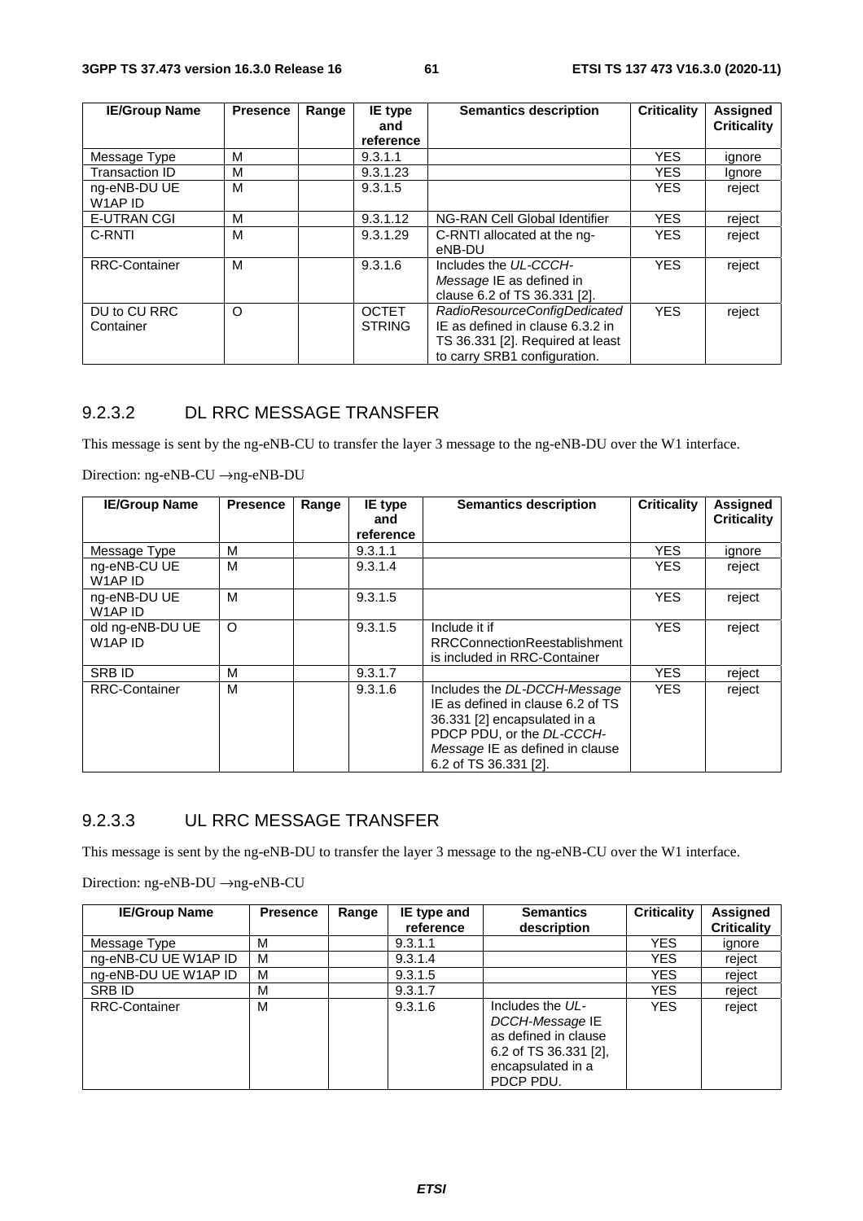| IE/Group Name | Presence | Range | IE type and reference | Semantics description | Criticality | Assigned Criticality |
|---|---|---|---|---|---|---|
| Message Type | M | | 9.3.1.1 | | YES | ignore |
| Transaction ID | M | | 9.3.1.23 | | YES | Ignore |
| ng-eNB-DU UE W1AP ID | M | | 9.3.1.5 | | YES | reject |
| E-UTRAN CGI | M | | 9.3.1.12 | NG-RAN Cell Global Identifier | YES | reject |
| C-RNTI | M | | 9.3.1.29 | C-RNTI allocated at the ng-eNB-DU | YES | reject |
| RRC-Container | M | | 9.3.1.6 | Includes the *UL-CCCH-Message* IE as defined in clause 6.2 of TS 36.331 [2]. | YES | reject |
| DU to CU RRC Container | O | | OCTET STRING | *RadioResourceConfigDedicated* IE as defined in clause 6.3.2 in TS 36.331 [2]. Required at least to carry SRB1 configuration. | YES | reject |

### 9.2.3.2 DL RRC MESSAGE TRANSFER

This message is sent by the ng-eNB-CU to transfer the layer 3 message to the ng-eNB-DU over the W1 interface.

Direction: ng-eNB-CU →ng-eNB-DU

| IE/Group Name | Presence | Range | IE type and reference | Semantics description | Criticality | Assigned Criticality |
|---|---|---|---|---|---|---|
| Message Type | M | | 9.3.1.1 | | YES | ignore |
| ng-eNB-CU UE W1AP ID | M | | 9.3.1.4 | | YES | reject |
| ng-eNB-DU UE W1AP ID | M | | 9.3.1.5 | | YES | reject |
| old ng-eNB-DU UE W1AP ID | O | | 9.3.1.5 | Include it if RRCConnectionReestablishment is included in RRC-Container | YES | reject |
| SRB ID | M | | 9.3.1.7 | | YES | reject |
| RRC-Container | M | | 9.3.1.6 | Includes the *DL-DCCH-Message* IE as defined in clause 6.2 of TS 36.331 [2] encapsulated in a PDCP PDU, or the *DL-CCCH-Message* IE as defined in clause 6.2 of TS 36.331 [2]. | YES | reject |

### 9.2.3.3 UL RRC MESSAGE TRANSFER

This message is sent by the ng-eNB-DU to transfer the layer 3 message to the ng-eNB-CU over the W1 interface.

Direction: ng-eNB-DU →ng-eNB-CU

| IE/Group Name | Presence | Range | IE type and reference | Semantics description | Criticality | Assigned Criticality |
|---|---|---|---|---|---|---|
| Message Type | M | | 9.3.1.1 | | YES | ignore |
| ng-eNB-CU UE W1AP ID | M | | 9.3.1.4 | | YES | reject |
| ng-eNB-DU UE W1AP ID | M | | 9.3.1.5 | | YES | reject |
| SRB ID | M | | 9.3.1.7 | | YES | reject |
| RRC-Container | M | | 9.3.1.6 | Includes the *UL-DCCH-Message* IE as defined in clause 6.2 of TS 36.331 [2], encapsulated in a PDCP PDU. | YES | reject |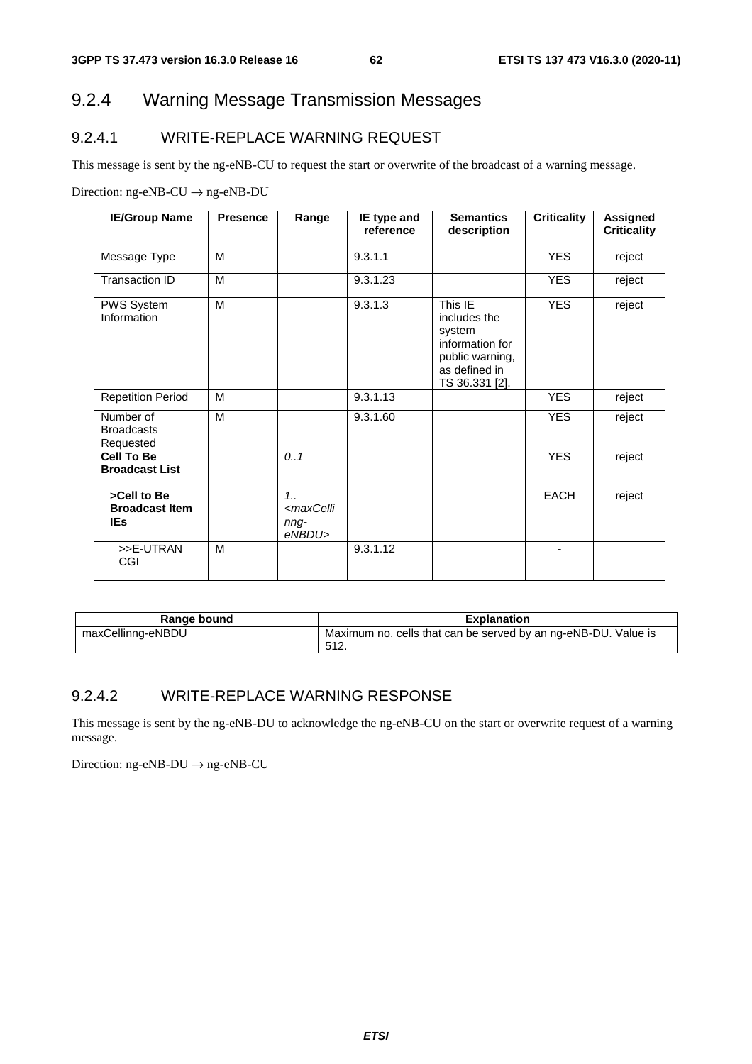### 9.2.4 Warning Message Transmission Messages

#### 9.2.4.1 WRITE-REPLACE WARNING REQUEST

This message is sent by the ng-eNB-CU to request the start or overwrite of the broadcast of a warning message.

Direction: ng-eNB-CU → ng-eNB-DU

| IE/Group Name | Presence | Range | IE type and reference | Semantics description | Criticality | Assigned Criticality |
|---|---|---|---|---|---|---|
| Message Type | M | | 9.3.1.1 | | YES | reject |
| Transaction ID | M | | 9.3.1.23 | | YES | reject |
| PWS System Information | M | | 9.3.1.3 | This IE includes the system information for public warning, as defined in TS 36.331 [2]. | YES | reject |
| Repetition Period | M | | 9.3.1.13 | | YES | reject |
| Number of Broadcasts Requested | M | | 9.3.1.60 | | YES | reject |
| **Cell To Be Broadcast List** | | *0..1* | | | YES | reject |
| **>Cell to Be Broadcast Item IEs** | | *1..<maxCellinng-eNBDU>* | | | EACH | reject |
| >>E-UTRAN CGI | M | | 9.3.1.12 | | - | |

| Range bound | Explanation |
|---|---|
| maxCellinng-eNBDU | Maximum no. cells that can be served by an ng-eNB-DU. Value is 512. |

#### 9.2.4.2 WRITE-REPLACE WARNING RESPONSE

This message is sent by the ng-eNB-DU to acknowledge the ng-eNB-CU on the start or overwrite request of a warning message.

Direction: ng-eNB-DU → ng-eNB-CU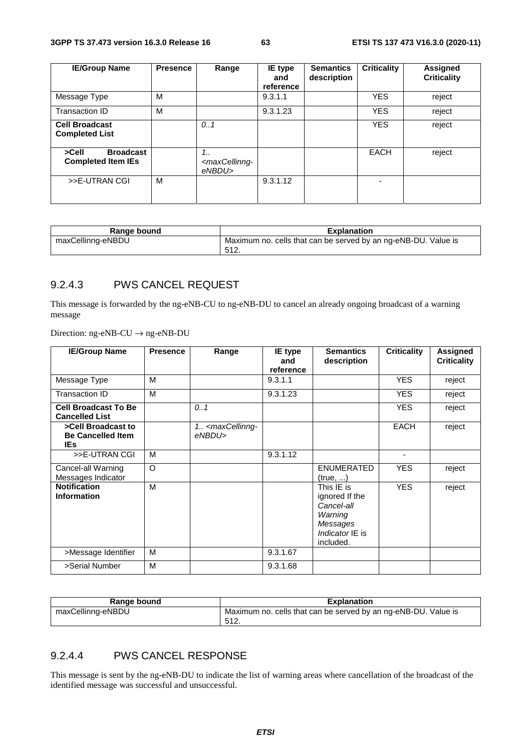| IE/Group Name | Presence | Range | IE type and reference | Semantics description | Criticality | Assigned Criticality |
|---|---|---|---|---|---|---|
| Message Type | M | | 9.3.1.1 | | YES | reject |
| Transaction ID | M | | 9.3.1.23 | | YES | reject |
| **Cell Broadcast Completed List** | | *0..1* | | | YES | reject |
| **>Cell Broadcast Completed Item IEs** | | *1..<maxCellinng-eNBDU>* | | | EACH | reject |
| >>E-UTRAN CGI | M | | 9.3.1.12 | | - | |

| Range bound | Explanation |
|---|---|
| maxCellinng-eNBDU | Maximum no. cells that can be served by an ng-eNB-DU. Value is 512. |

### 9.2.4.3 PWS CANCEL REQUEST

This message is forwarded by the ng-eNB-CU to ng-eNB-DU to cancel an already ongoing broadcast of a warning message

Direction: ng-eNB-CU → ng-eNB-DU

| IE/Group Name | Presence | Range | IE type and reference | Semantics description | Criticality | Assigned Criticality |
|---|---|---|---|---|---|---|
| Message Type | M | | 9.3.1.1 | | YES | reject |
| Transaction ID | M | | 9.3.1.23 | | YES | reject |
| **Cell Broadcast To Be Cancelled List** | | *0..1* | | | YES | reject |
| **>Cell Broadcast to Be Cancelled Item IEs** | | *1.. <maxCellinng-eNBDU>* | | | EACH | reject |
| >>E-UTRAN CGI | M | | 9.3.1.12 | | - | |
| Cancel-all Warning Messages Indicator | O | | | ENUMERATED (true, ...) | YES | reject |
| **Notification Information** | M | | | This IE is ignored If the *Cancel-all Warning Messages Indicator* IE is included. | YES | reject |
| >Message Identifier | M | | 9.3.1.67 | | | |
| >Serial Number | M | | 9.3.1.68 | | | |

| Range bound | Explanation |
|---|---|
| maxCellinng-eNBDU | Maximum no. cells that can be served by an ng-eNB-DU. Value is 512. |

### 9.2.4.4 PWS CANCEL RESPONSE

This message is sent by the ng-eNB-DU to indicate the list of warning areas where cancellation of the broadcast of the identified message was successful and unsuccessful.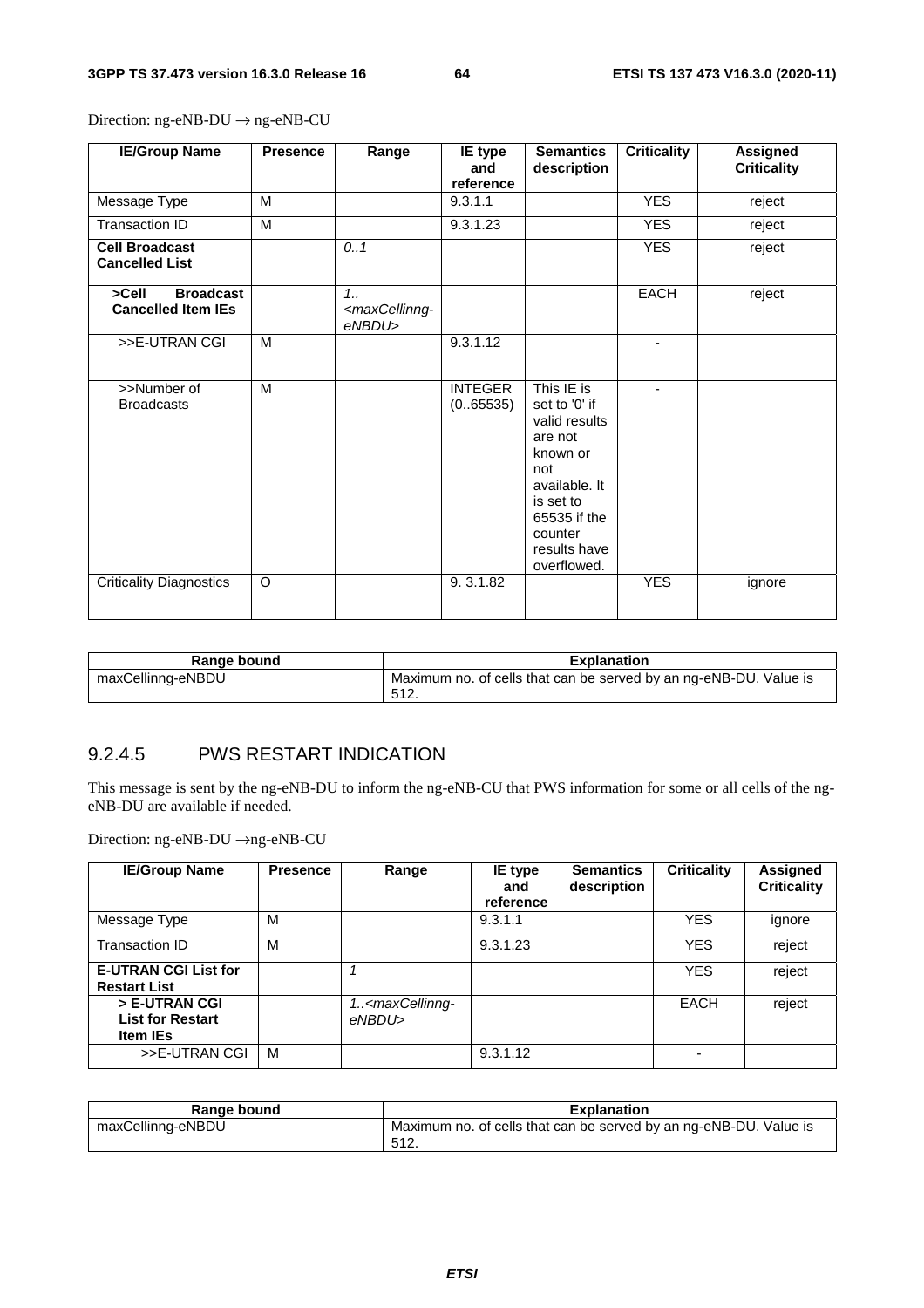Direction: ng-eNB-DU → ng-eNB-CU

| IE/Group Name | Presence | Range | IE type and reference | Semantics description | Criticality | Assigned Criticality |
|---|---|---|---|---|---|---|
| Message Type | M | | 9.3.1.1 | | YES | reject |
| Transaction ID | M | | 9.3.1.23 | | YES | reject |
| **Cell Broadcast Cancelled List** | | *0..1* | | | YES | reject |
| **>Cell Broadcast Cancelled Item IEs** | | *1..<maxCellinng-eNBDU>* | | | EACH | reject |
| >>E-UTRAN CGI | M | | 9.3.1.12 | | - | |
| >>Number of Broadcasts | M | | INTEGER (0..65535) | This IE is set to '0' if valid results are not known or not available. It is set to 65535 if the counter results have overflowed. | - | |
| Criticality Diagnostics | O | | 9. 3.1.82 | | YES | ignore |

| Range bound | Explanation |
|---|---|
| maxCellinng-eNBDU | Maximum no. of cells that can be served by an ng-eNB-DU. Value is 512. |

### 9.2.4.5 PWS RESTART INDICATION

This message is sent by the ng-eNB-DU to inform the ng-eNB-CU that PWS information for some or all cells of the ng-eNB-DU are available if needed.

Direction: ng-eNB-DU →ng-eNB-CU

| IE/Group Name | Presence | Range | IE type and reference | Semantics description | Criticality | Assigned Criticality |
|---|---|---|---|---|---|---|
| Message Type | M | | 9.3.1.1 | | YES | ignore |
| Transaction ID | M | | 9.3.1.23 | | YES | reject |
| **E-UTRAN CGI List for Restart List** | | *1* | | | YES | reject |
| **> E-UTRAN CGI List for Restart Item IEs** | | *1..<maxCellinng-eNBDU>* | | | EACH | reject |
| >>E-UTRAN CGI | M | | 9.3.1.12 | | - | |

| Range bound | Explanation |
|---|---|
| maxCellinng-eNBDU | Maximum no. of cells that can be served by an ng-eNB-DU. Value is 512. |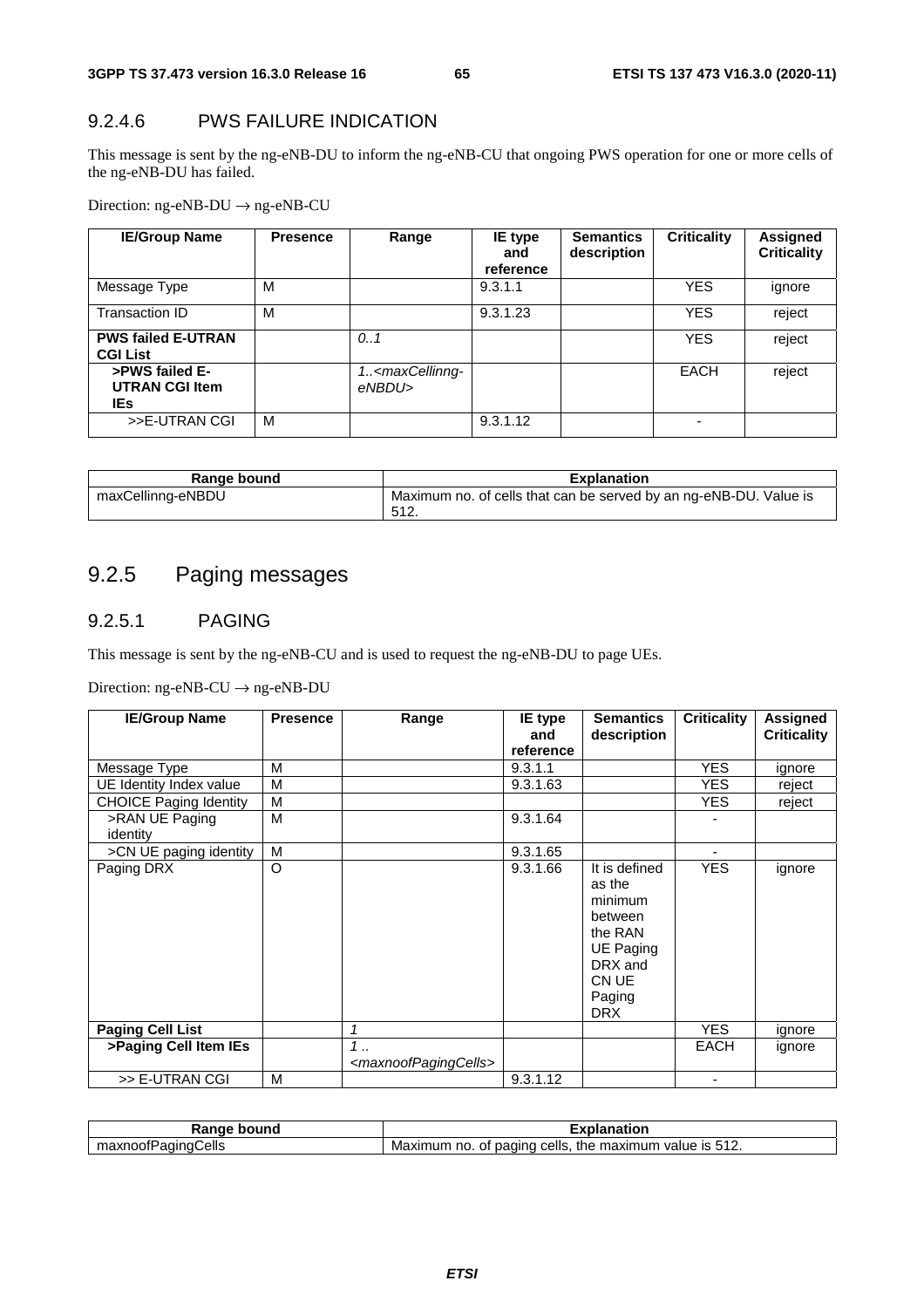### 9.2.4.6 PWS FAILURE INDICATION

This message is sent by the ng-eNB-DU to inform the ng-eNB-CU that ongoing PWS operation for one or more cells of the ng-eNB-DU has failed.

Direction: ng-eNB-DU → ng-eNB-CU

| IE/Group Name | Presence | Range | IE type and reference | Semantics description | Criticality | Assigned Criticality |
|---|---|---|---|---|---|---|
| Message Type | M | | 9.3.1.1 | | YES | ignore |
| Transaction ID | M | | 9.3.1.23 | | YES | reject |
| **PWS failed E-UTRAN CGI List** | | *0..1* | | | YES | reject |
| **>PWS failed E-UTRAN CGI Item IEs** | | *1..<maxCellinng-eNBDU>* | | | EACH | reject |
| >>E-UTRAN CGI | M | | 9.3.1.12 | | - | |

| Range bound | Explanation |
|---|---|
| maxCellinng-eNBDU | Maximum no. of cells that can be served by an ng-eNB-DU. Value is 512. |

## 9.2.5 Paging messages

### 9.2.5.1 PAGING

This message is sent by the ng-eNB-CU and is used to request the ng-eNB-DU to page UEs.

Direction: ng-eNB-CU → ng-eNB-DU

| IE/Group Name | Presence | Range | IE type and reference | Semantics description | Criticality | Assigned Criticality |
|---|---|---|---|---|---|---|
| Message Type | M | | 9.3.1.1 | | YES | ignore |
| UE Identity Index value | M | | 9.3.1.63 | | YES | reject |
| CHOICE Paging Identity | M | | | | YES | reject |
| >RAN UE Paging identity | M | | 9.3.1.64 | | - | |
| >CN UE paging identity | M | | 9.3.1.65 | | - | |
| Paging DRX | O | | 9.3.1.66 | It is defined as the minimum between the RAN UE Paging DRX and CN UE Paging DRX | YES | ignore |
| **Paging Cell List** | | *1* | | | YES | ignore |
| **>Paging Cell Item IEs** | | *1 .. <maxnoofPagingCells>* | | | EACH | ignore |
| >> E-UTRAN CGI | M | | 9.3.1.12 | | - | |

| Range bound | Explanation |
|---|---|
| maxnoofPagingCells | Maximum no. of paging cells, the maximum value is 512. |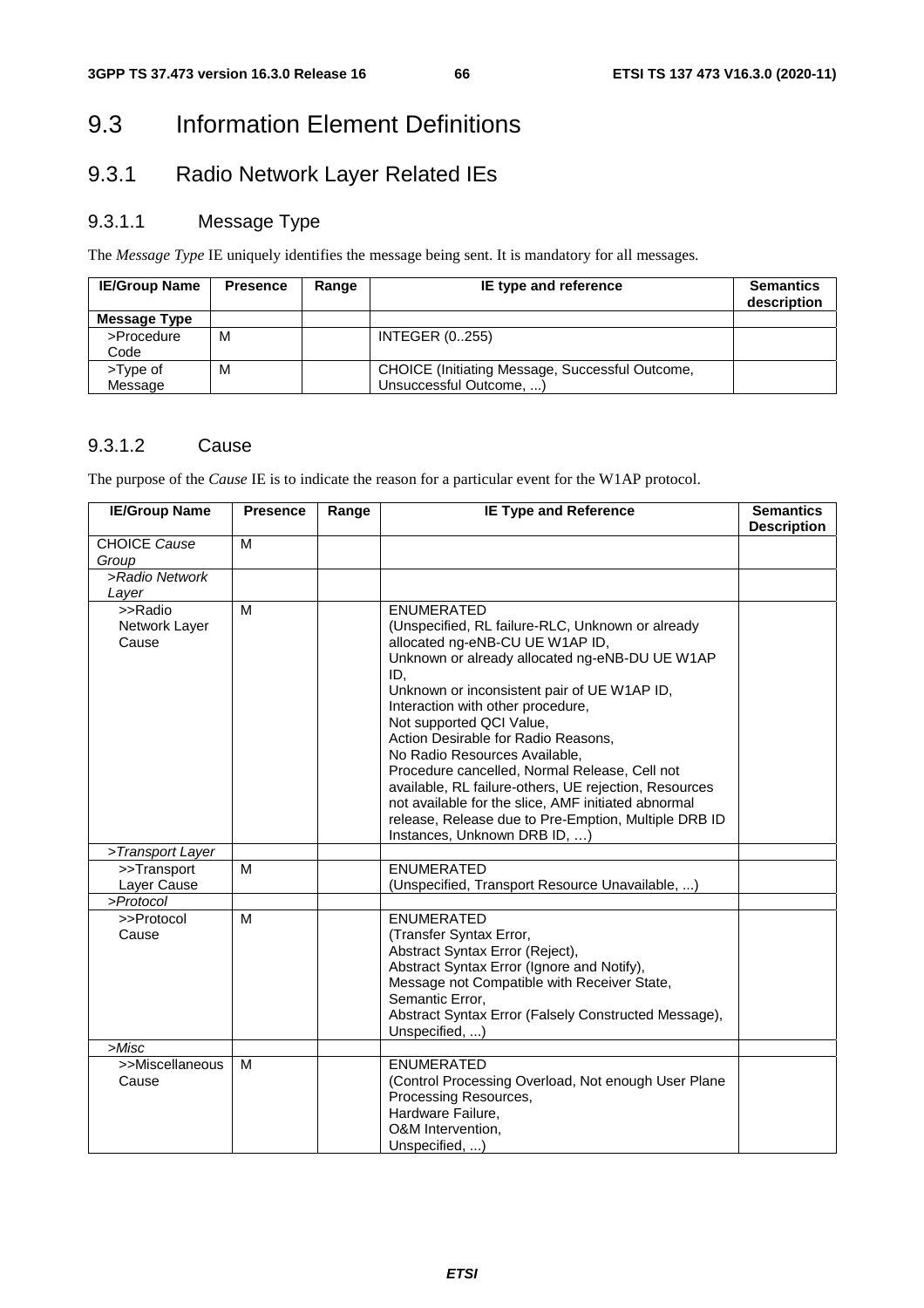# 9.3 Information Element Definitions

## 9.3.1 Radio Network Layer Related IEs

### 9.3.1.1 Message Type

The *Message Type* IE uniquely identifies the message being sent. It is mandatory for all messages.

| IE/Group Name | Presence | Range | IE type and reference | Semantics description |
|---|---|---|---|---|
| **Message Type** | | | | |
| >Procedure Code | M | | INTEGER (0..255) | |
| >Type of Message | M | | CHOICE (Initiating Message, Successful Outcome, Unsuccessful Outcome, ...) | |

### 9.3.1.2 Cause

The purpose of the *Cause* IE is to indicate the reason for a particular event for the W1AP protocol.

| IE/Group Name | Presence | Range | IE Type and Reference | Semantics Description |
|---|---|---|---|---|
| CHOICE *Cause Group* | M | | | |
| *>Radio Network Layer* | | | | |
| >>Radio Network Layer Cause | M | | ENUMERATED (Unspecified, RL failure-RLC, Unknown or already allocated ng-eNB-CU UE W1AP ID, Unknown or already allocated ng-eNB-DU UE W1AP ID, Unknown or inconsistent pair of UE W1AP ID, Interaction with other procedure, Not supported QCI Value, Action Desirable for Radio Reasons, No Radio Resources Available, Procedure cancelled, Normal Release, Cell not available, RL failure-others, UE rejection, Resources not available for the slice, AMF initiated abnormal release, Release due to Pre-Emption, Multiple DRB ID Instances, Unknown DRB ID, …) | |
| *>Transport Layer* | | | | |
| >>Transport Layer Cause | M | | ENUMERATED (Unspecified, Transport Resource Unavailable, ...) | |
| *>Protocol* | | | | |
| >>Protocol Cause | M | | ENUMERATED (Transfer Syntax Error, Abstract Syntax Error (Reject), Abstract Syntax Error (Ignore and Notify), Message not Compatible with Receiver State, Semantic Error, Abstract Syntax Error (Falsely Constructed Message), Unspecified, ...) | |
| *>Misc* | | | | |
| >>Miscellaneous Cause | M | | ENUMERATED (Control Processing Overload, Not enough User Plane Processing Resources, Hardware Failure, O&M Intervention, Unspecified, ...) | |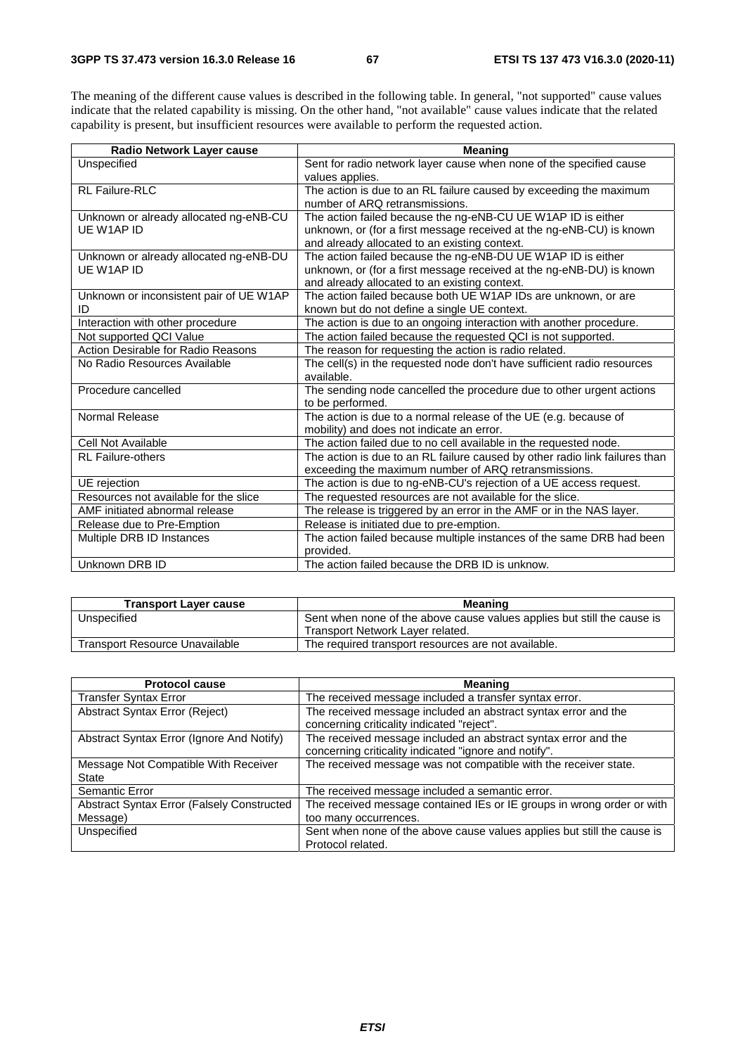The meaning of the different cause values is described in the following table. In general, "not supported" cause values indicate that the related capability is missing. On the other hand, "not available" cause values indicate that the related capability is present, but insufficient resources were available to perform the requested action.

| Radio Network Layer cause | Meaning |
|---|---|
| Unspecified | Sent for radio network layer cause when none of the specified cause values applies. |
| RL Failure-RLC | The action is due to an RL failure caused by exceeding the maximum number of ARQ retransmissions. |
| Unknown or already allocated ng-eNB-CU UE W1AP ID | The action failed because the ng-eNB-CU UE W1AP ID is either unknown, or (for a first message received at the ng-eNB-CU) is known and already allocated to an existing context. |
| Unknown or already allocated ng-eNB-DU UE W1AP ID | The action failed because the ng-eNB-DU UE W1AP ID is either unknown, or (for a first message received at the ng-eNB-DU) is known and already allocated to an existing context. |
| Unknown or inconsistent pair of UE W1AP ID | The action failed because both UE W1AP IDs are unknown, or are known but do not define a single UE context. |
| Interaction with other procedure | The action is due to an ongoing interaction with another procedure. |
| Not supported QCI Value | The action failed because the requested QCI is not supported. |
| Action Desirable for Radio Reasons | The reason for requesting the action is radio related. |
| No Radio Resources Available | The cell(s) in the requested node don't have sufficient radio resources available. |
| Procedure cancelled | The sending node cancelled the procedure due to other urgent actions to be performed. |
| Normal Release | The action is due to a normal release of the UE (e.g. because of mobility) and does not indicate an error. |
| Cell Not Available | The action failed due to no cell available in the requested node. |
| RL Failure-others | The action is due to an RL failure caused by other radio link failures than exceeding the maximum number of ARQ retransmissions. |
| UE rejection | The action is due to ng-eNB-CU's rejection of a UE access request. |
| Resources not available for the slice | The requested resources are not available for the slice. |
| AMF initiated abnormal release | The release is triggered by an error in the AMF or in the NAS layer. |
| Release due to Pre-Emption | Release is initiated due to pre-emption. |
| Multiple DRB ID Instances | The action failed because multiple instances of the same DRB had been provided. |
| Unknown DRB ID | The action failed because the DRB ID is unknow. |

| Transport Layer cause | Meaning |
|---|---|
| Unspecified | Sent when none of the above cause values applies but still the cause is Transport Network Layer related. |
| Transport Resource Unavailable | The required transport resources are not available. |

| Protocol cause | Meaning |
|---|---|
| Transfer Syntax Error | The received message included a transfer syntax error. |
| Abstract Syntax Error (Reject) | The received message included an abstract syntax error and the concerning criticality indicated "reject". |
| Abstract Syntax Error (Ignore And Notify) | The received message included an abstract syntax error and the concerning criticality indicated "ignore and notify". |
| Message Not Compatible With Receiver State | The received message was not compatible with the receiver state. |
| Semantic Error | The received message included a semantic error. |
| Abstract Syntax Error (Falsely Constructed Message) | The received message contained IEs or IE groups in wrong order or with too many occurrences. |
| Unspecified | Sent when none of the above cause values applies but still the cause is Protocol related. |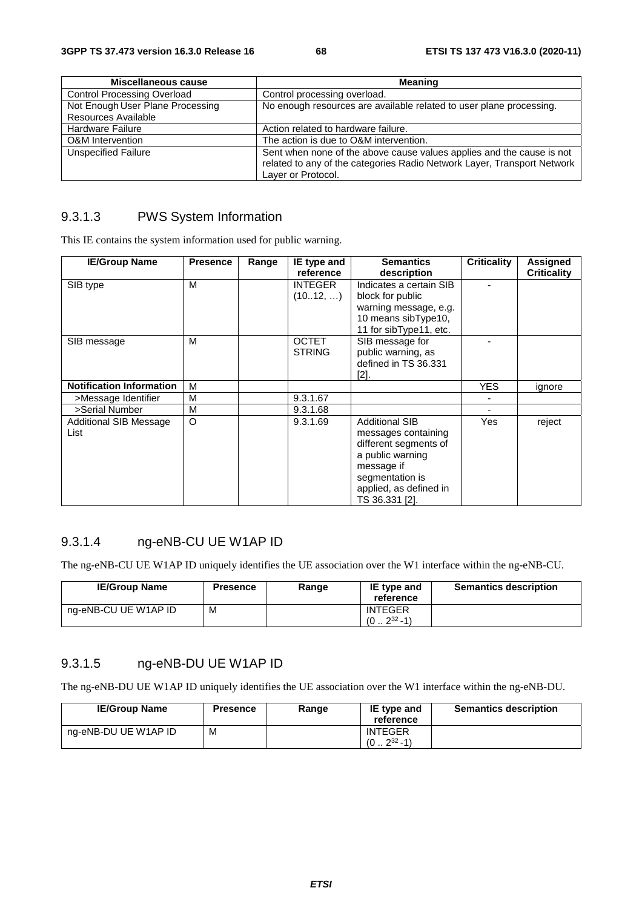| Miscellaneous cause | Meaning |
| --- | --- |
| Control Processing Overload | Control processing overload. |
| Not Enough User Plane Processing Resources Available | No enough resources are available related to user plane processing. |
| Hardware Failure | Action related to hardware failure. |
| O&M Intervention | The action is due to O&M intervention. |
| Unspecified Failure | Sent when none of the above cause values applies and the cause is not related to any of the categories Radio Network Layer, Transport Network Layer or Protocol. |

### 9.3.1.3 PWS System Information

This IE contains the system information used for public warning.

| IE/Group Name | Presence | Range | IE type and reference | Semantics description | Criticality | Assigned Criticality |
| --- | --- | --- | --- | --- | --- | --- |
| SIB type | M | | INTEGER (10..12, …) | Indicates a certain SIB block for public warning message, e.g. 10 means sibType10, 11 for sibType11, etc. | - | |
| SIB message | M | | OCTET STRING | SIB message for public warning, as defined in TS 36.331 [2]. | - | |
| **Notification Information** | M | | | | YES | ignore |
| >Message Identifier | M | | 9.3.1.67 | | - | |
| >Serial Number | M | | 9.3.1.68 | | - | |
| Additional SIB Message List | O | | 9.3.1.69 | Additional SIB messages containing different segments of a public warning message if segmentation is applied, as defined in TS 36.331 [2]. | Yes | reject |

### 9.3.1.4 ng-eNB-CU UE W1AP ID

The ng-eNB-CU UE W1AP ID uniquely identifies the UE association over the W1 interface within the ng-eNB-CU.

| IE/Group Name | Presence | Range | IE type and reference | Semantics description |
| --- | --- | --- | --- | --- |
| ng-eNB-CU UE W1AP ID | M | | INTEGER ($0 .. 2^{32}-1$) | |

### 9.3.1.5 ng-eNB-DU UE W1AP ID

The ng-eNB-DU UE W1AP ID uniquely identifies the UE association over the W1 interface within the ng-eNB-DU.

| IE/Group Name | Presence | Range | IE type and reference | Semantics description |
| --- | --- | --- | --- | --- |
| ng-eNB-DU UE W1AP ID | M | | INTEGER ($0 .. 2^{32}-1$) | |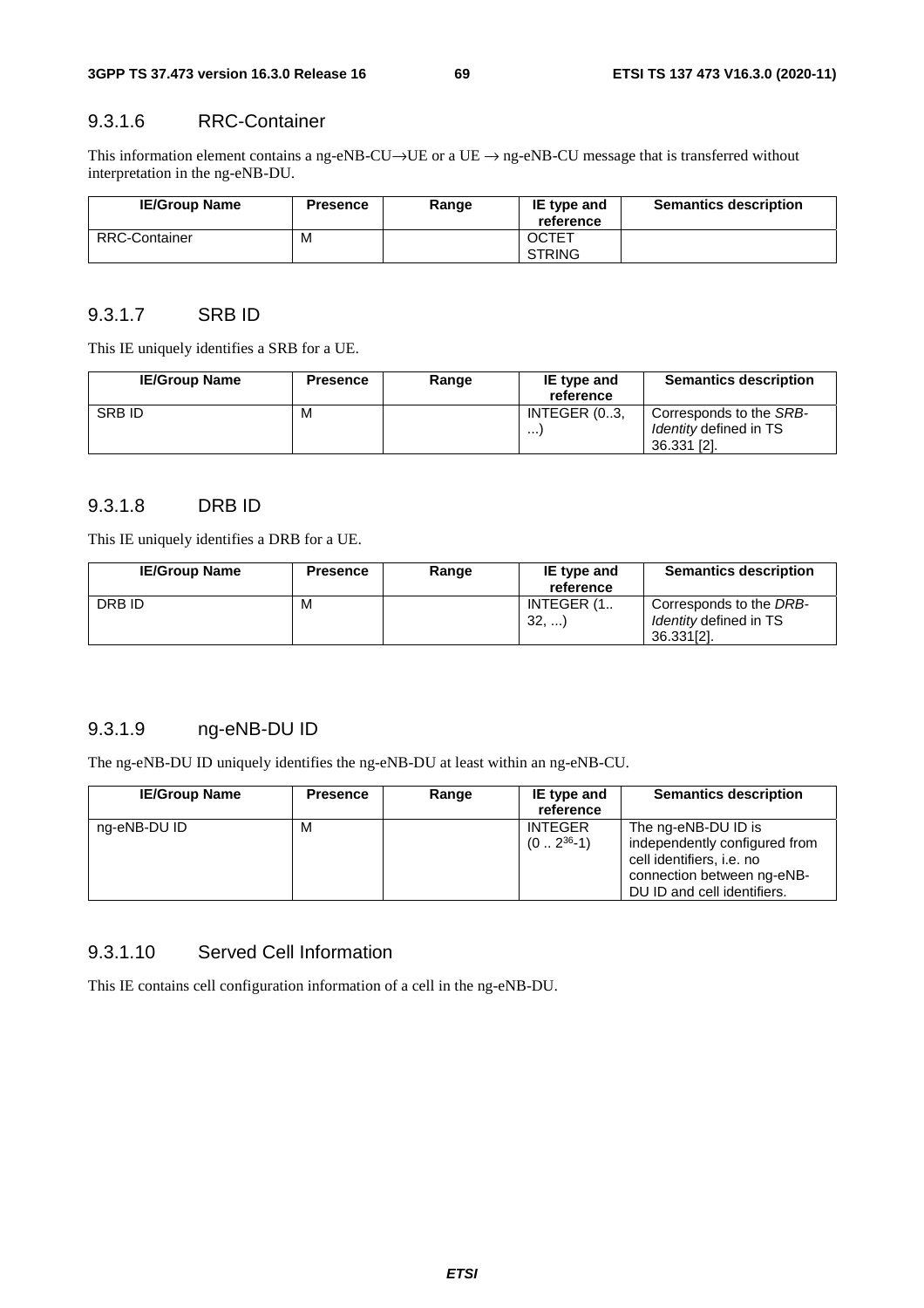### 9.3.1.6 RRC-Container

This information element contains a ng-eNB-CU→UE or a UE → ng-eNB-CU message that is transferred without interpretation in the ng-eNB-DU.

| IE/Group Name | Presence | Range | IE type and reference | Semantics description |
|---|---|---|---|---|
| RRC-Container | M | | OCTET STRING | |

### 9.3.1.7 SRB ID

This IE uniquely identifies a SRB for a UE.

| IE/Group Name | Presence | Range | IE type and reference | Semantics description |
|---|---|---|---|---|
| SRB ID | M | | INTEGER (0..3, ...) | Corresponds to the *SRB-Identity* defined in TS 36.331 [2]. |

### 9.3.1.8 DRB ID

This IE uniquely identifies a DRB for a UE.

| IE/Group Name | Presence | Range | IE type and reference | Semantics description |
|---|---|---|---|---|
| DRB ID | M | | INTEGER (1.. 32, ...) | Corresponds to the *DRB-Identity* defined in TS 36.331[2]. |

### 9.3.1.9 ng-eNB-DU ID

The ng-eNB-DU ID uniquely identifies the ng-eNB-DU at least within an ng-eNB-CU.

| IE/Group Name | Presence | Range | IE type and reference | Semantics description |
|---|---|---|---|---|
| ng-eNB-DU ID | M | | INTEGER ($0 .. 2^{36}-1$) | The ng-eNB-DU ID is independently configured from cell identifiers, i.e. no connection between ng-eNB-DU ID and cell identifiers. |

### 9.3.1.10 Served Cell Information

This IE contains cell configuration information of a cell in the ng-eNB-DU.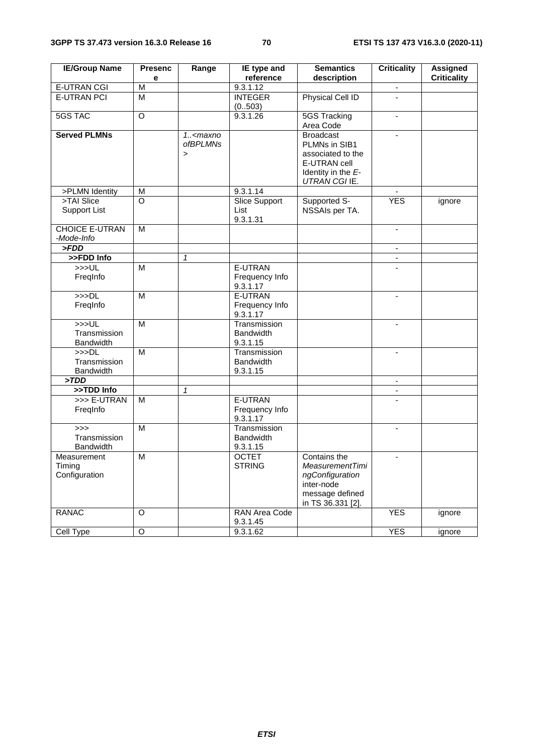| IE/Group Name | Presence | Range | IE type and reference | Semantics description | Criticality | Assigned Criticality |
|---|---|---|---|---|---|---|
| E-UTRAN CGI | M | | 9.3.1.12 | | - | |
| E-UTRAN PCI | M | | INTEGER (0..503) | Physical Cell ID | - | |
| 5GS TAC | O | | 9.3.1.26 | 5GS Tracking Area Code | - | |
| **Served PLMNs** | | *1..<maxnoofBPLMNs>* | | Broadcast PLMNs in SIB1 associated to the E-UTRAN cell Identity in the *E-UTRAN CGI* IE. | - | |
| >PLMN Identity | M | | 9.3.1.14 | | - | |
| >TAI Slice Support List | O | | Slice Support List 9.3.1.31 | Supported S-NSSAIs per TA. | YES | ignore |
| CHOICE E-UTRAN *-Mode-Info* | M | | | | - | |
| ***>FDD*** | | | | | - | |
| **>>FDD Info** | | *1* | | | - | |
| >>>UL FreqInfo | M | | E-UTRAN Frequency Info 9.3.1.17 | | - | |
| >>>DL FreqInfo | M | | E-UTRAN Frequency Info 9.3.1.17 | | - | |
| >>>UL Transmission Bandwidth | M | | Transmission Bandwidth 9.3.1.15 | | - | |
| >>>DL Transmission Bandwidth | M | | Transmission Bandwidth 9.3.1.15 | | - | |
| ***>TDD*** | | | | | - | |
| **>>TDD Info** | | *1* | | | - | |
| >>> E-UTRAN FreqInfo | M | | E-UTRAN Frequency Info 9.3.1.17 | | - | |
| >>> Transmission Bandwidth | M | | Transmission Bandwidth 9.3.1.15 | | - | |
| Measurement Timing Configuration | M | | OCTET STRING | Contains the *MeasurementTimingConfiguration* inter-node message defined in TS 36.331 [2]. | - | |
| RANAC | O | | RAN Area Code 9.3.1.45 | | YES | ignore |
| Cell Type | O | | 9.3.1.62 | | YES | ignore |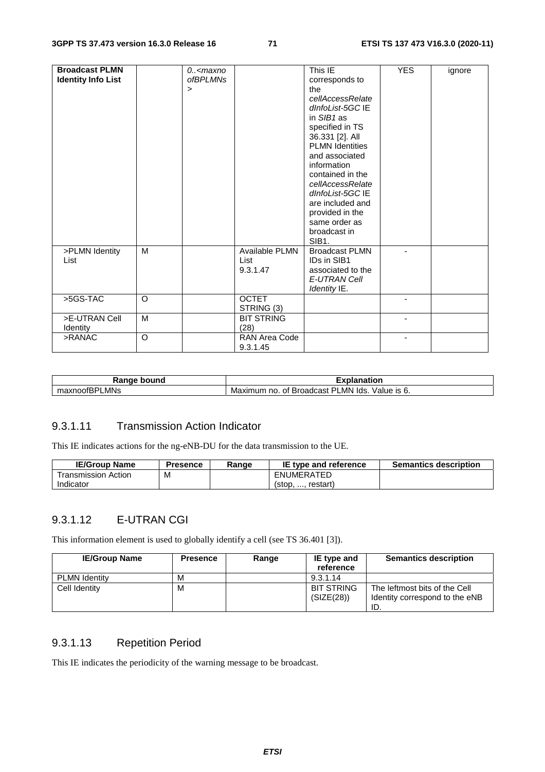| Broadcast PLMN Identity Info List | | 0..<maxnoofBPLMNs> | | This IE corresponds to the *cellAccessRelatedInfoList-5GC* IE in *SIB1* as specified in TS 36.331 [2]. All PLMN Identities and associated information contained in the *cellAccessRelatedInfoList-5GC* IE are included and provided in the same order as broadcast in SIB1. | YES | ignore |
|---|---|---|---|---|---|---|
| >PLMN Identity List | M | | Available PLMN List 9.3.1.47 | Broadcast PLMN IDs in SIB1 associated to the *E-UTRAN Cell Identity* IE. | - | |
| >5GS-TAC | O | | OCTET STRING (3) | | - | |
| >E-UTRAN Cell Identity | M | | BIT STRING (28) | | - | |
| >RANAC | O | | RAN Area Code 9.3.1.45 | | - | |

| Range bound | Explanation |
|---|---|
| maxnoofBPLMNs | Maximum no. of Broadcast PLMN Ids. Value is 6. |

### 9.3.1.11 Transmission Action Indicator

This IE indicates actions for the ng-eNB-DU for the data transmission to the UE.

| IE/Group Name | Presence | Range | IE type and reference | Semantics description |
|---|---|---|---|---|
| Transmission Action Indicator | M | | ENUMERATED (stop, ..., restart) | |

### 9.3.1.12 E-UTRAN CGI

This information element is used to globally identify a cell (see TS 36.401 [3]).

| IE/Group Name | Presence | Range | IE type and reference | Semantics description |
|---|---|---|---|---|
| PLMN Identity | M | | 9.3.1.14 | |
| Cell Identity | M | | BIT STRING (SIZE(28)) | The leftmost bits of the Cell Identity correspond to the eNB ID. |

### 9.3.1.13 Repetition Period

This IE indicates the periodicity of the warning message to be broadcast.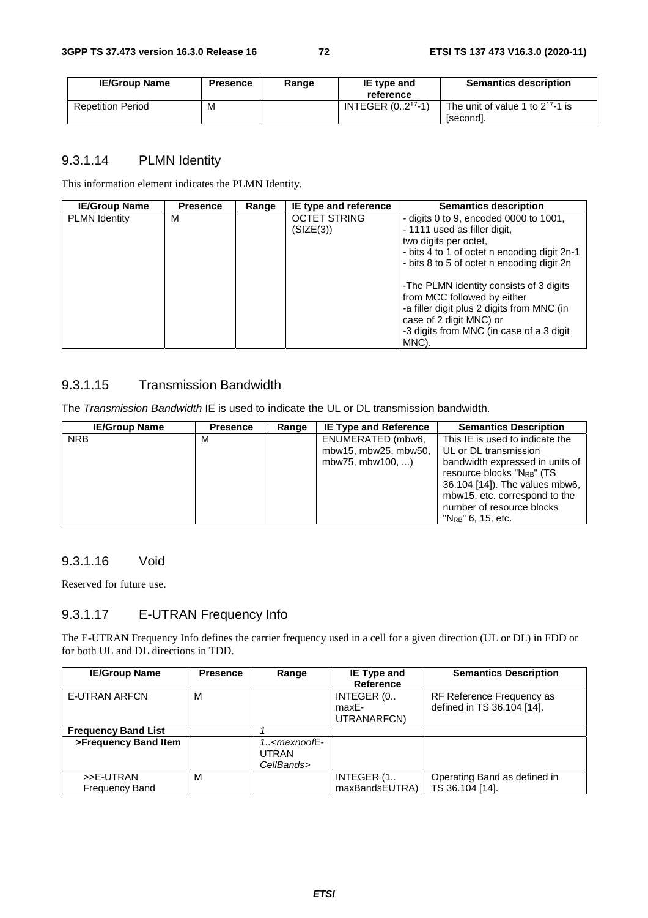| IE/Group Name | Presence | Range | IE type and reference | Semantics description |
|---|---|---|---|---|
| Repetition Period | M | | INTEGER (0..$2^{17}$-1) | The unit of value 1 to $2^{17}$-1 is [second]. |

### 9.3.1.14 PLMN Identity

This information element indicates the PLMN Identity.

| IE/Group Name | Presence | Range | IE type and reference | Semantics description |
|---|---|---|---|---|
| PLMN Identity | M | | OCTET STRING (SIZE(3)) | - digits 0 to 9, encoded 0000 to 1001,<br>- 1111 used as filler digit,<br>two digits per octet,<br>- bits 4 to 1 of octet n encoding digit 2n-1<br>- bits 8 to 5 of octet n encoding digit 2n<br><br>-The PLMN identity consists of 3 digits from MCC followed by either<br>-a filler digit plus 2 digits from MNC (in case of 2 digit MNC) or<br>-3 digits from MNC (in case of a 3 digit MNC). |

### 9.3.1.15 Transmission Bandwidth

The *Transmission Bandwidth* IE is used to indicate the UL or DL transmission bandwidth.

| IE/Group Name | Presence | Range | IE Type and Reference | Semantics Description |
|---|---|---|---|---|
| NRB | M | | ENUMERATED (mbw6, mbw15, mbw25, mbw50, mbw75, mbw100, ...) | This IE is used to indicate the UL or DL transmission bandwidth expressed in units of resource blocks "$N_{RB}$" (TS 36.104 [14]). The values mbw6, mbw15, etc. correspond to the number of resource blocks "$N_{RB}$" 6, 15, etc. |

### 9.3.1.16 Void

Reserved for future use.

### 9.3.1.17 E-UTRAN Frequency Info

The E-UTRAN Frequency Info defines the carrier frequency used in a cell for a given direction (UL or DL) in FDD or for both UL and DL directions in TDD.

| IE/Group Name | Presence | Range | IE Type and Reference | Semantics Description |
|---|---|---|---|---|
| E-UTRAN ARFCN | M | | INTEGER (0.. maxE-UTRANARFCN) | RF Reference Frequency as defined in TS 36.104 [14]. |
| **Frequency Band List** | | *1* | | |
| **>Frequency Band Item** | | *1..<maxnoofE-UTRAN CellBands>* | | |
| >>E-UTRAN Frequency Band | M | | INTEGER (1.. maxBandsEUTRA) | Operating Band as defined in TS 36.104 [14]. |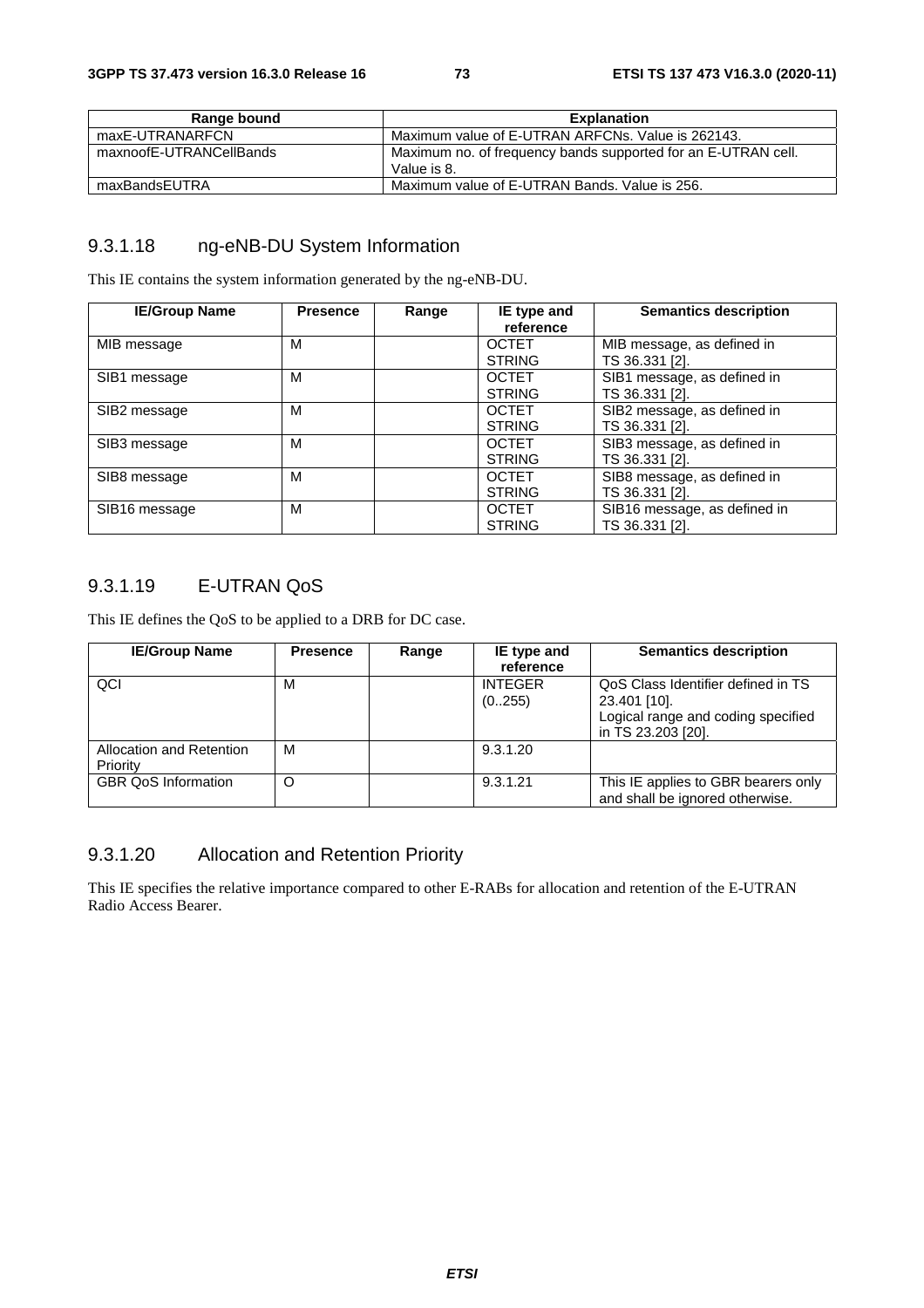| Range bound | Explanation |
|---|---|
| maxE-UTRANARFCN | Maximum value of E-UTRAN ARFCNs. Value is 262143. |
| maxnoofE-UTRANCellBands | Maximum no. of frequency bands supported for an E-UTRAN cell. Value is 8. |
| maxBandsEUTRA | Maximum value of E-UTRAN Bands. Value is 256. |

### 9.3.1.18 ng-eNB-DU System Information

This IE contains the system information generated by the ng-eNB-DU.

| IE/Group Name | Presence | Range | IE type and reference | Semantics description |
|---|---|---|---|---|
| MIB message | M | | OCTET STRING | MIB message, as defined in TS 36.331 [2]. |
| SIB1 message | M | | OCTET STRING | SIB1 message, as defined in TS 36.331 [2]. |
| SIB2 message | M | | OCTET STRING | SIB2 message, as defined in TS 36.331 [2]. |
| SIB3 message | M | | OCTET STRING | SIB3 message, as defined in TS 36.331 [2]. |
| SIB8 message | M | | OCTET STRING | SIB8 message, as defined in TS 36.331 [2]. |
| SIB16 message | M | | OCTET STRING | SIB16 message, as defined in TS 36.331 [2]. |

### 9.3.1.19 E-UTRAN QoS

This IE defines the QoS to be applied to a DRB for DC case.

| IE/Group Name | Presence | Range | IE type and reference | Semantics description |
|---|---|---|---|---|
| QCI | M | | INTEGER (0..255) | QoS Class Identifier defined in TS 23.401 [10]. Logical range and coding specified in TS 23.203 [20]. |
| Allocation and Retention Priority | M | | 9.3.1.20 | |
| GBR QoS Information | O | | 9.3.1.21 | This IE applies to GBR bearers only and shall be ignored otherwise. |

### 9.3.1.20 Allocation and Retention Priority

This IE specifies the relative importance compared to other E-RABs for allocation and retention of the E-UTRAN Radio Access Bearer.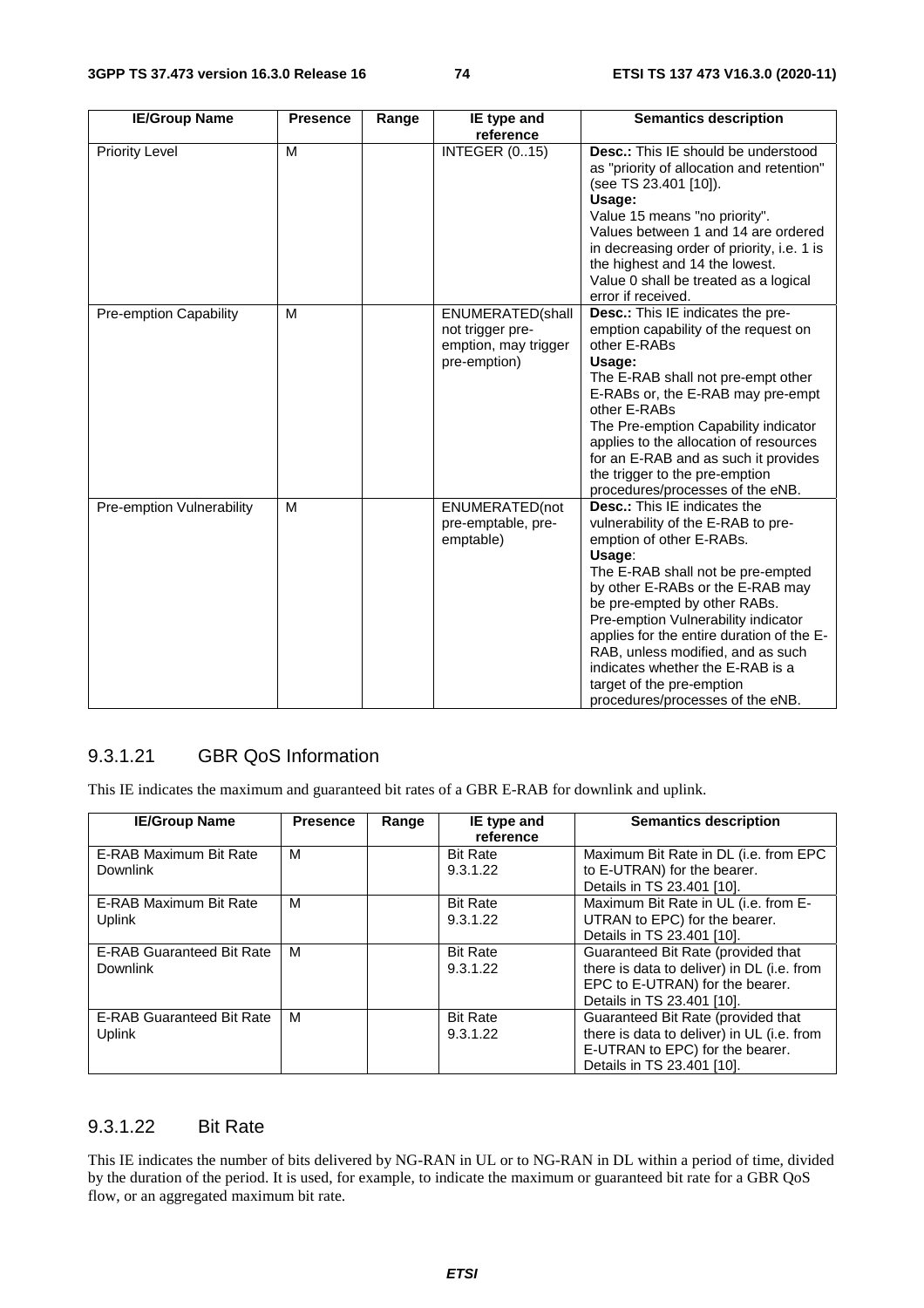| IE/Group Name | Presence | Range | IE type and reference | Semantics description |
|---|---|---|---|---|
| Priority Level | M | | INTEGER (0..15) | **Desc.:** This IE should be understood as "priority of allocation and retention" (see TS 23.401 [10]).<br>**Usage:**<br>Value 15 means "no priority".<br>Values between 1 and 14 are ordered in decreasing order of priority, i.e. 1 is the highest and 14 the lowest.<br>Value 0 shall be treated as a logical error if received. |
| Pre-emption Capability | M | | ENUMERATED(shall not trigger pre-emption, may trigger pre-emption) | **Desc.:** This IE indicates the pre-emption capability of the request on other E-RABs<br>**Usage:**<br>The E-RAB shall not pre-empt other E-RABs or, the E-RAB may pre-empt other E-RABs<br>The Pre-emption Capability indicator applies to the allocation of resources for an E-RAB and as such it provides the trigger to the pre-emption procedures/processes of the eNB. |
| Pre-emption Vulnerability | M | | ENUMERATED(not pre-emptable, pre-emptable) | **Desc.:** This IE indicates the vulnerability of the E-RAB to pre-emption of other E-RABs.<br>**Usage**:<br>The E-RAB shall not be pre-empted by other E-RABs or the E-RAB may be pre-empted by other RABs.<br>Pre-emption Vulnerability indicator applies for the entire duration of the E-RAB, unless modified, and as such indicates whether the E-RAB is a target of the pre-emption procedures/processes of the eNB. |

### 9.3.1.21 GBR QoS Information

This IE indicates the maximum and guaranteed bit rates of a GBR E-RAB for downlink and uplink.

| IE/Group Name | Presence | Range | IE type and reference | Semantics description |
|---|---|---|---|---|
| E-RAB Maximum Bit Rate Downlink | M | | Bit Rate 9.3.1.22 | Maximum Bit Rate in DL (i.e. from EPC to E-UTRAN) for the bearer. Details in TS 23.401 [10]. |
| E-RAB Maximum Bit Rate Uplink | M | | Bit Rate 9.3.1.22 | Maximum Bit Rate in UL (i.e. from E-UTRAN to EPC) for the bearer. Details in TS 23.401 [10]. |
| E-RAB Guaranteed Bit Rate Downlink | M | | Bit Rate 9.3.1.22 | Guaranteed Bit Rate (provided that there is data to deliver) in DL (i.e. from EPC to E-UTRAN) for the bearer. Details in TS 23.401 [10]. |
| E-RAB Guaranteed Bit Rate Uplink | M | | Bit Rate 9.3.1.22 | Guaranteed Bit Rate (provided that there is data to deliver) in UL (i.e. from E-UTRAN to EPC) for the bearer. Details in TS 23.401 [10]. |

### 9.3.1.22 Bit Rate

This IE indicates the number of bits delivered by NG-RAN in UL or to NG-RAN in DL within a period of time, divided by the duration of the period. It is used, for example, to indicate the maximum or guaranteed bit rate for a GBR QoS flow, or an aggregated maximum bit rate.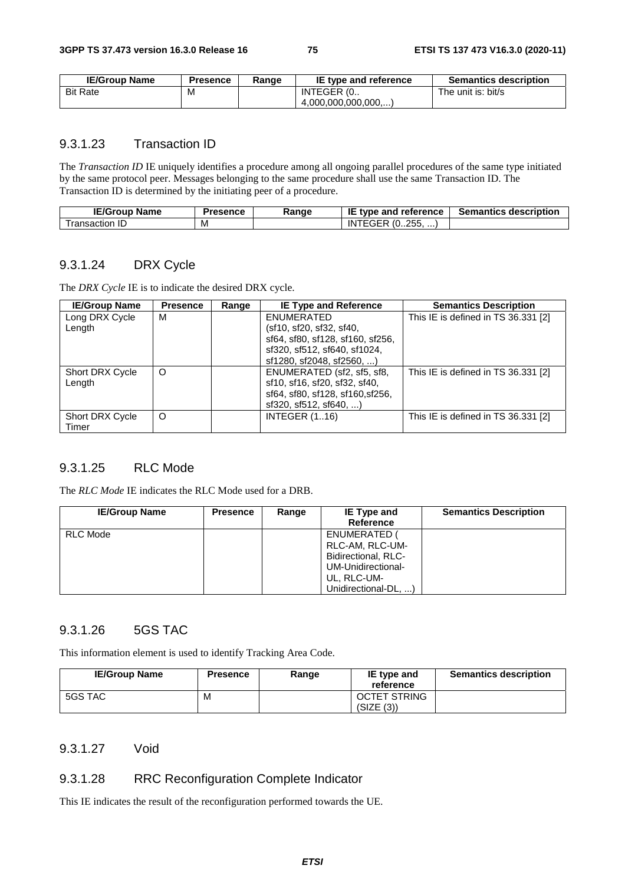| IE/Group Name | Presence | Range | IE type and reference | Semantics description |
|---|---|---|---|---|
| Bit Rate | M | | INTEGER (0.. 4,000,000,000,000,...) | The unit is: bit/s |

### 9.3.1.23 Transaction ID

The *Transaction ID* IE uniquely identifies a procedure among all ongoing parallel procedures of the same type initiated by the same protocol peer. Messages belonging to the same procedure shall use the same Transaction ID. The Transaction ID is determined by the initiating peer of a procedure.

| IE/Group Name | Presence | Range | IE type and reference | Semantics description |
|---|---|---|---|---|
| Transaction ID | M | | INTEGER (0..255, ...) | |

### 9.3.1.24 DRX Cycle

The *DRX Cycle* IE is to indicate the desired DRX cycle.

| IE/Group Name | Presence | Range | IE Type and Reference | Semantics Description |
|---|---|---|---|---|
| Long DRX Cycle Length | M | | ENUMERATED (sf10, sf20, sf32, sf40, sf64, sf80, sf128, sf160, sf256, sf320, sf512, sf640, sf1024, sf1280, sf2048, sf2560, ...) | This IE is defined in TS 36.331 [2] |
| Short DRX Cycle Length | O | | ENUMERATED (sf2, sf5, sf8, sf10, sf16, sf20, sf32, sf40, sf64, sf80, sf128, sf160,sf256, sf320, sf512, sf640, ...) | This IE is defined in TS 36.331 [2] |
| Short DRX Cycle Timer | O | | INTEGER (1..16) | This IE is defined in TS 36.331 [2] |

### 9.3.1.25 RLC Mode

The *RLC Mode* IE indicates the RLC Mode used for a DRB.

| IE/Group Name | Presence | Range | IE Type and Reference | Semantics Description |
|---|---|---|---|---|
| RLC Mode | | | ENUMERATED ( RLC-AM, RLC-UM-Bidirectional, RLC-UM-Unidirectional-UL, RLC-UM-Unidirectional-DL, ...) | |

### 9.3.1.26 5GS TAC

This information element is used to identify Tracking Area Code.

| IE/Group Name | Presence | Range | IE type and reference | Semantics description |
|---|---|---|---|---|
| 5GS TAC | M | | OCTET STRING (SIZE (3)) | |

### 9.3.1.27 Void

### 9.3.1.28 RRC Reconfiguration Complete Indicator

This IE indicates the result of the reconfiguration performed towards the UE.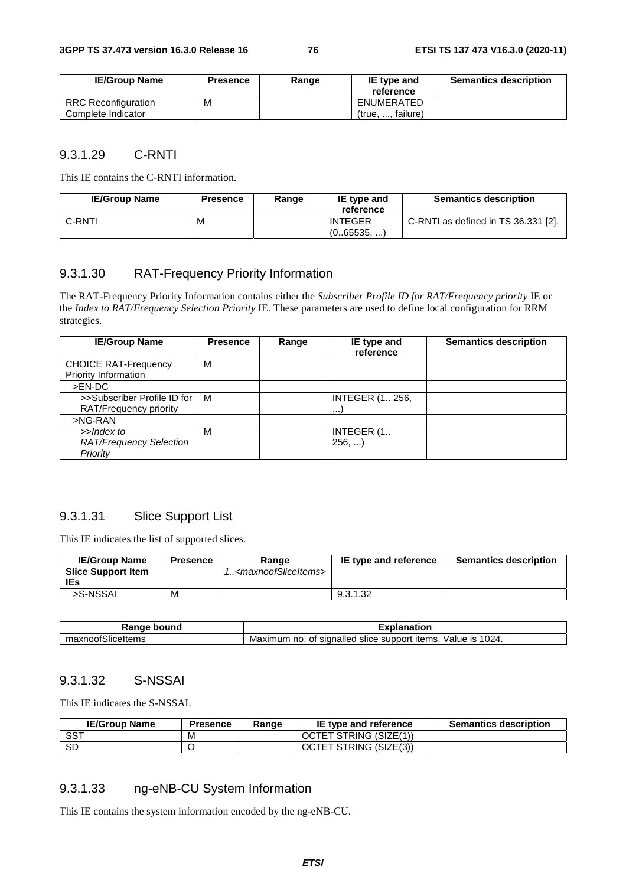| IE/Group Name | Presence | Range | IE type and reference | Semantics description |
|---|---|---|---|---|
| RRC Reconfiguration Complete Indicator | M | | ENUMERATED (true, ..., failure) | |

### 9.3.1.29 C-RNTI

This IE contains the C-RNTI information.

| IE/Group Name | Presence | Range | IE type and reference | Semantics description |
|---|---|---|---|---|
| C-RNTI | M | | INTEGER (0..65535, ...) | C-RNTI as defined in TS 36.331 [2]. |

### 9.3.1.30 RAT-Frequency Priority Information

The RAT-Frequency Priority Information contains either the *Subscriber Profile ID for RAT/Frequency priority* IE or the *Index to RAT/Frequency Selection Priority* IE. These parameters are used to define local configuration for RRM strategies.

| IE/Group Name | Presence | Range | IE type and reference | Semantics description |
|---|---|---|---|---|
| CHOICE RAT-Frequency Priority Information | M | | | |
| >EN-DC | | | | |
| >>Subscriber Profile ID for RAT/Frequency priority | M | | INTEGER (1.. 256, ...) | |
| >NG-RAN | | | | |
| *>>Index to RAT/Frequency Selection Priority* | M | | INTEGER (1.. 256, ...) | |

### 9.3.1.31 Slice Support List

This IE indicates the list of supported slices.

| IE/Group Name | Presence | Range | IE type and reference | Semantics description |
|---|---|---|---|---|
| **Slice Support Item IEs** | | *1..<maxnoofSliceItems>* | | |
| >S-NSSAI | M | | 9.3.1.32 | |

| Range bound | Explanation |
|---|---|
| maxnoofSliceItems | Maximum no. of signalled slice support items. Value is 1024. |

### 9.3.1.32 S-NSSAI

This IE indicates the S-NSSAI.

| IE/Group Name | Presence | Range | IE type and reference | Semantics description |
|---|---|---|---|---|
| SST | M | | OCTET STRING (SIZE(1)) | |
| SD | O | | OCTET STRING (SIZE(3)) | |

### 9.3.1.33 ng-eNB-CU System Information

This IE contains the system information encoded by the ng-eNB-CU.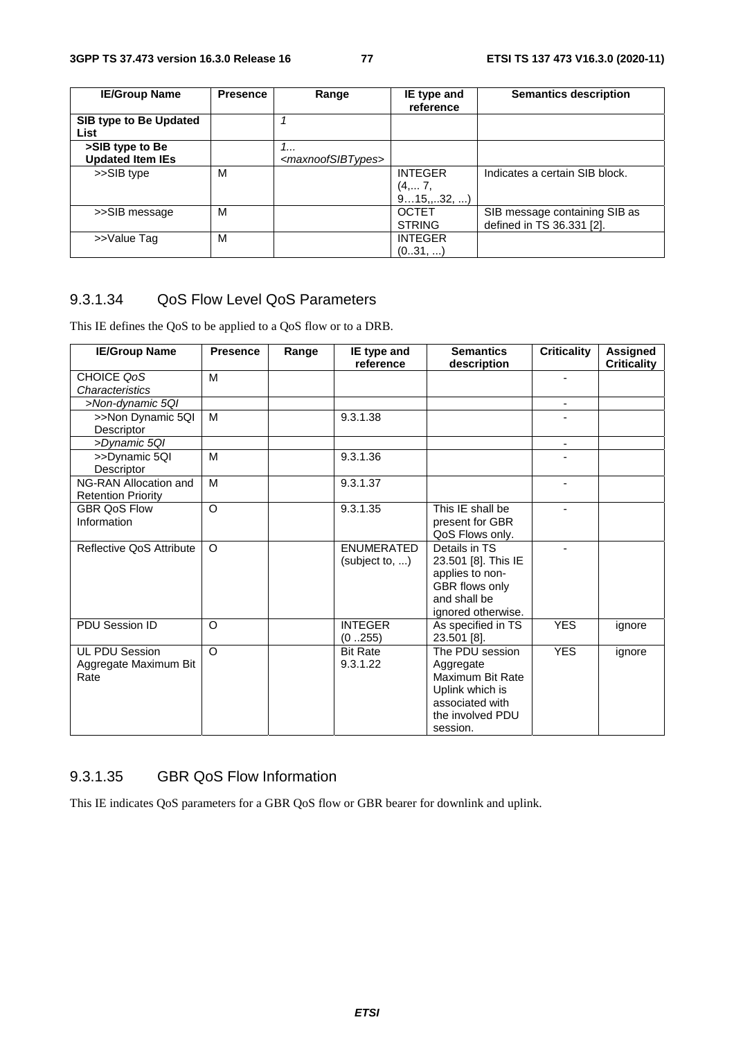| IE/Group Name | Presence | Range | IE type and reference | Semantics description |
|---|---|---|---|---|
| **SIB type to Be Updated List** | | *1* | | |
| **>SIB type to Be Updated Item IEs** | | *1... <maxnoofSIBTypes>* | | |
| >>SIB type | M | | INTEGER (4,... 7, 9…15,..32, ...) | Indicates a certain SIB block. |
| >>SIB message | M | | OCTET STRING | SIB message containing SIB as defined in TS 36.331 [2]. |
| >>Value Tag | M | | INTEGER (0..31, ...) | |

### 9.3.1.34 QoS Flow Level QoS Parameters

This IE defines the QoS to be applied to a QoS flow or to a DRB.

| IE/Group Name | Presence | Range | IE type and reference | Semantics description | Criticality | Assigned Criticality |
|---|---|---|---|---|---|---|
| CHOICE *QoS Characteristics* | M | | | | - | |
| *>Non-dynamic 5QI* | | | | | - | |
| >>Non Dynamic 5QI Descriptor | M | | 9.3.1.38 | | - | |
| *>Dynamic 5QI* | | | | | - | |
| >>Dynamic 5QI Descriptor | M | | 9.3.1.36 | | - | |
| NG-RAN Allocation and Retention Priority | M | | 9.3.1.37 | | - | |
| GBR QoS Flow Information | O | | 9.3.1.35 | This IE shall be present for GBR QoS Flows only. | - | |
| Reflective QoS Attribute | O | | ENUMERATED (subject to, ...) | Details in TS 23.501 [8]. This IE applies to non-GBR flows only and shall be ignored otherwise. | - | |
| PDU Session ID | O | | INTEGER (0 ..255) | As specified in TS 23.501 [8]. | YES | ignore |
| UL PDU Session Aggregate Maximum Bit Rate | O | | Bit Rate 9.3.1.22 | The PDU session Aggregate Maximum Bit Rate Uplink which is associated with the involved PDU session. | YES | ignore |

### 9.3.1.35 GBR QoS Flow Information

This IE indicates QoS parameters for a GBR QoS flow or GBR bearer for downlink and uplink.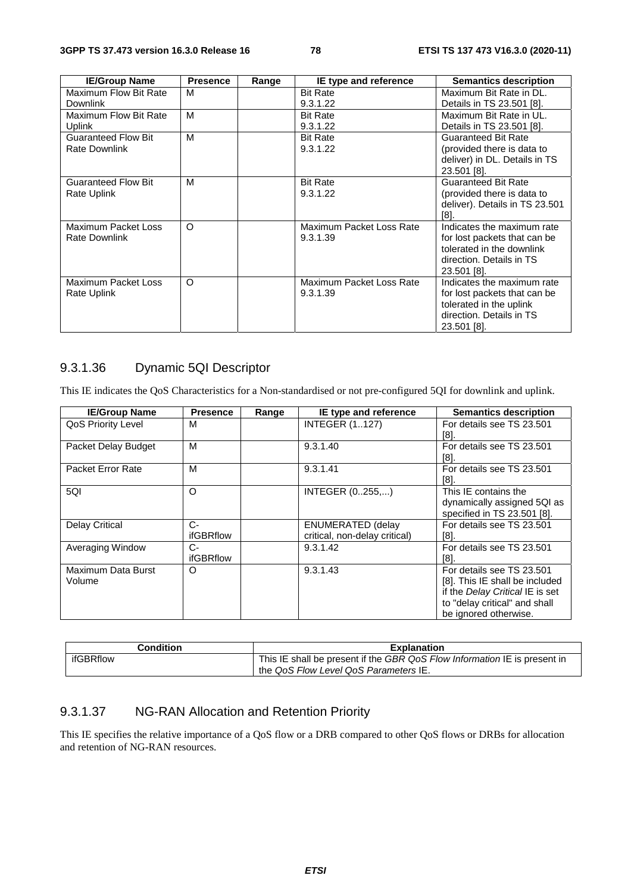| IE/Group Name | Presence | Range | IE type and reference | Semantics description |
|---|---|---|---|---|
| Maximum Flow Bit Rate Downlink | M | | Bit Rate 9.3.1.22 | Maximum Bit Rate in DL. Details in TS 23.501 [8]. |
| Maximum Flow Bit Rate Uplink | M | | Bit Rate 9.3.1.22 | Maximum Bit Rate in UL. Details in TS 23.501 [8]. |
| Guaranteed Flow Bit Rate Downlink | M | | Bit Rate 9.3.1.22 | Guaranteed Bit Rate (provided there is data to deliver) in DL. Details in TS 23.501 [8]. |
| Guaranteed Flow Bit Rate Uplink | M | | Bit Rate 9.3.1.22 | Guaranteed Bit Rate (provided there is data to deliver). Details in TS 23.501 [8]. |
| Maximum Packet Loss Rate Downlink | O | | Maximum Packet Loss Rate 9.3.1.39 | Indicates the maximum rate for lost packets that can be tolerated in the downlink direction. Details in TS 23.501 [8]. |
| Maximum Packet Loss Rate Uplink | O | | Maximum Packet Loss Rate 9.3.1.39 | Indicates the maximum rate for lost packets that can be tolerated in the uplink direction. Details in TS 23.501 [8]. |

### 9.3.1.36 Dynamic 5QI Descriptor

This IE indicates the QoS Characteristics for a Non-standardised or not pre-configured 5QI for downlink and uplink.

| IE/Group Name | Presence | Range | IE type and reference | Semantics description |
|---|---|---|---|---|
| QoS Priority Level | M | | INTEGER (1..127) | For details see TS 23.501 [8]. |
| Packet Delay Budget | M | | 9.3.1.40 | For details see TS 23.501 [8]. |
| Packet Error Rate | M | | 9.3.1.41 | For details see TS 23.501 [8]. |
| 5QI | O | | INTEGER (0..255,...) | This IE contains the dynamically assigned 5QI as specified in TS 23.501 [8]. |
| Delay Critical | C-ifGBRflow | | ENUMERATED (delay critical, non-delay critical) | For details see TS 23.501 [8]. |
| Averaging Window | C-ifGBRflow | | 9.3.1.42 | For details see TS 23.501 [8]. |
| Maximum Data Burst Volume | O | | 9.3.1.43 | For details see TS 23.501 [8]. This IE shall be included if the *Delay Critical* IE is set to "delay critical" and shall be ignored otherwise. |

| Condition | Explanation |
|---|---|
| ifGBRflow | This IE shall be present if the *GBR QoS Flow Information* IE is present in the *QoS Flow Level QoS Parameters* IE. |

### 9.3.1.37 NG-RAN Allocation and Retention Priority

This IE specifies the relative importance of a QoS flow or a DRB compared to other QoS flows or DRBs for allocation and retention of NG-RAN resources.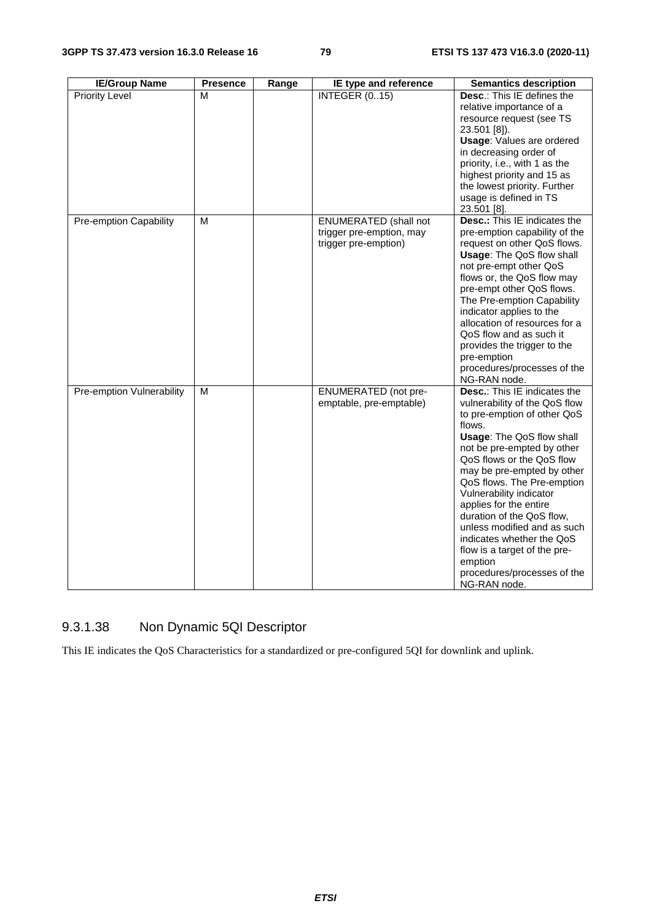| IE/Group Name | Presence | Range | IE type and reference | Semantics description |
|---|---|---|---|---|
| Priority Level | M | | INTEGER (0..15) | **Desc**.: This IE defines the relative importance of a resource request (see TS 23.501 [8]). **Usage**: Values are ordered in decreasing order of priority, i.e., with 1 as the highest priority and 15 as the lowest priority. Further usage is defined in TS 23.501 [8]. |
| Pre-emption Capability | M | | ENUMERATED (shall not trigger pre-emption, may trigger pre-emption) | **Desc.:** This IE indicates the pre-emption capability of the request on other QoS flows. **Usage**: The QoS flow shall not pre-empt other QoS flows or, the QoS flow may pre-empt other QoS flows. The Pre-emption Capability indicator applies to the allocation of resources for a QoS flow and as such it provides the trigger to the pre-emption procedures/processes of the NG-RAN node. |
| Pre-emption Vulnerability | M | | ENUMERATED (not pre-emptable, pre-emptable) | **Desc.**: This IE indicates the vulnerability of the QoS flow to pre-emption of other QoS flows. **Usage**: The QoS flow shall not be pre-empted by other QoS flows or the QoS flow may be pre-empted by other QoS flows. The Pre-emption Vulnerability indicator applies for the entire duration of the QoS flow, unless modified and as such indicates whether the QoS flow is a target of the pre-emption procedures/processes of the NG-RAN node. |

### 9.3.1.38 Non Dynamic 5QI Descriptor

This IE indicates the QoS Characteristics for a standardized or pre-configured 5QI for downlink and uplink.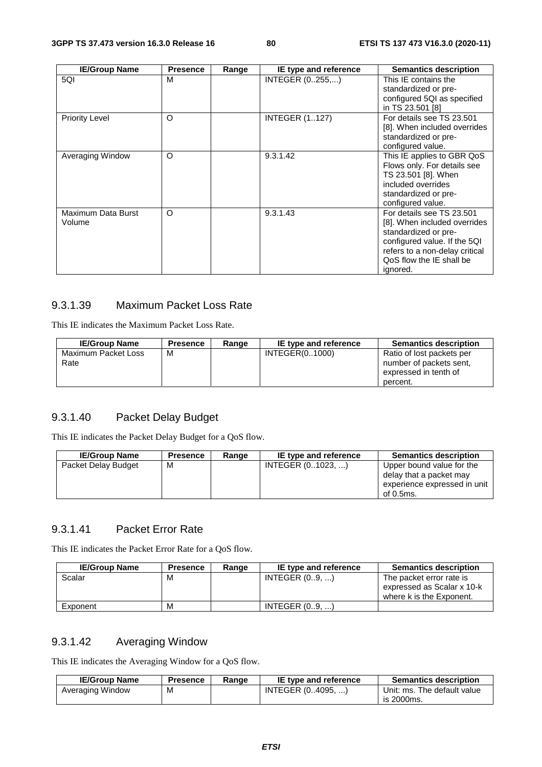| IE/Group Name | Presence | Range | IE type and reference | Semantics description |
|---|---|---|---|---|
| 5QI | M | | INTEGER (0..255,...) | This IE contains the standardized or pre-configured 5QI as specified in TS 23.501 [8] |
| Priority Level | O | | INTEGER (1..127) | For details see TS 23.501 [8]. When included overrides standardized or pre-configured value. |
| Averaging Window | O | | 9.3.1.42 | This IE applies to GBR QoS Flows only. For details see TS 23.501 [8]. When included overrides standardized or pre-configured value. |
| Maximum Data Burst Volume | O | | 9.3.1.43 | For details see TS 23.501 [8]. When included overrides standardized or pre-configured value. If the 5QI refers to a non-delay critical QoS flow the IE shall be ignored. |

### 9.3.1.39 Maximum Packet Loss Rate

This IE indicates the Maximum Packet Loss Rate.

| IE/Group Name | Presence | Range | IE type and reference | Semantics description |
|---|---|---|---|---|
| Maximum Packet Loss Rate | M | | INTEGER(0..1000) | Ratio of lost packets per number of packets sent, expressed in tenth of percent. |

### 9.3.1.40 Packet Delay Budget

This IE indicates the Packet Delay Budget for a QoS flow.

| IE/Group Name | Presence | Range | IE type and reference | Semantics description |
|---|---|---|---|---|
| Packet Delay Budget | M | | INTEGER (0..1023, ...) | Upper bound value for the delay that a packet may experience expressed in unit of 0.5ms. |

### 9.3.1.41 Packet Error Rate

This IE indicates the Packet Error Rate for a QoS flow.

| IE/Group Name | Presence | Range | IE type and reference | Semantics description |
|---|---|---|---|---|
| Scalar | M | | INTEGER (0..9, ...) | The packet error rate is expressed as Scalar x 10-k where k is the Exponent. |
| Exponent | M | | INTEGER (0..9, ...) | |

### 9.3.1.42 Averaging Window

This IE indicates the Averaging Window for a QoS flow.

| IE/Group Name | Presence | Range | IE type and reference | Semantics description |
|---|---|---|---|---|
| Averaging Window | M | | INTEGER (0..4095, ...) | Unit: ms. The default value is 2000ms. |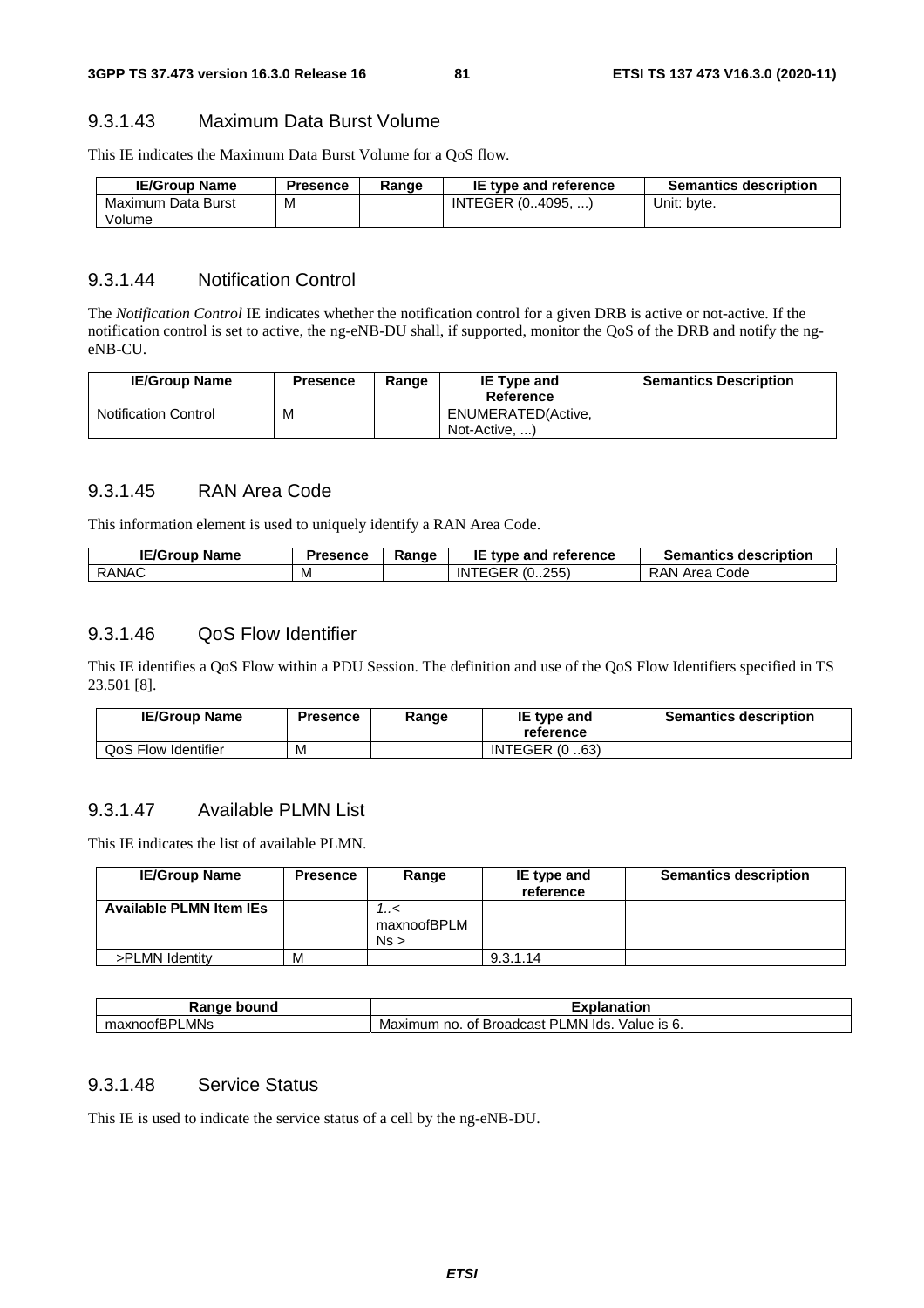### 9.3.1.43 Maximum Data Burst Volume

This IE indicates the Maximum Data Burst Volume for a QoS flow.

| IE/Group Name | Presence | Range | IE type and reference | Semantics description |
|---|---|---|---|---|
| Maximum Data Burst Volume | M | | INTEGER (0..4095, ...) | Unit: byte. |

### 9.3.1.44 Notification Control

The *Notification Control* IE indicates whether the notification control for a given DRB is active or not-active. If the notification control is set to active, the ng-eNB-DU shall, if supported, monitor the QoS of the DRB and notify the ng-eNB-CU.

| IE/Group Name | Presence | Range | IE Type and Reference | Semantics Description |
|---|---|---|---|---|
| Notification Control | M | | ENUMERATED(Active, Not-Active, ...) | |

### 9.3.1.45 RAN Area Code

This information element is used to uniquely identify a RAN Area Code.

| IE/Group Name | Presence | Range | IE type and reference | Semantics description |
|---|---|---|---|---|
| RANAC | M | | INTEGER (0..255) | RAN Area Code |

### 9.3.1.46 QoS Flow Identifier

This IE identifies a QoS Flow within a PDU Session. The definition and use of the QoS Flow Identifiers specified in TS 23.501 [8].

| IE/Group Name | Presence | Range | IE type and reference | Semantics description |
|---|---|---|---|---|
| QoS Flow Identifier | M | | INTEGER (0 ..63) | |

### 9.3.1.47 Available PLMN List

This IE indicates the list of available PLMN.

| IE/Group Name | Presence | Range | IE type and reference | Semantics description |
|---|---|---|---|---|
| **Available PLMN Item IEs** | | *1..< maxnoofBPLMNs >* | | |
| >PLMN Identity | M | | 9.3.1.14 | |

| Range bound | Explanation |
|---|---|
| maxnoofBPLMNs | Maximum no. of Broadcast PLMN Ids. Value is 6. |

### 9.3.1.48 Service Status

This IE is used to indicate the service status of a cell by the ng-eNB-DU.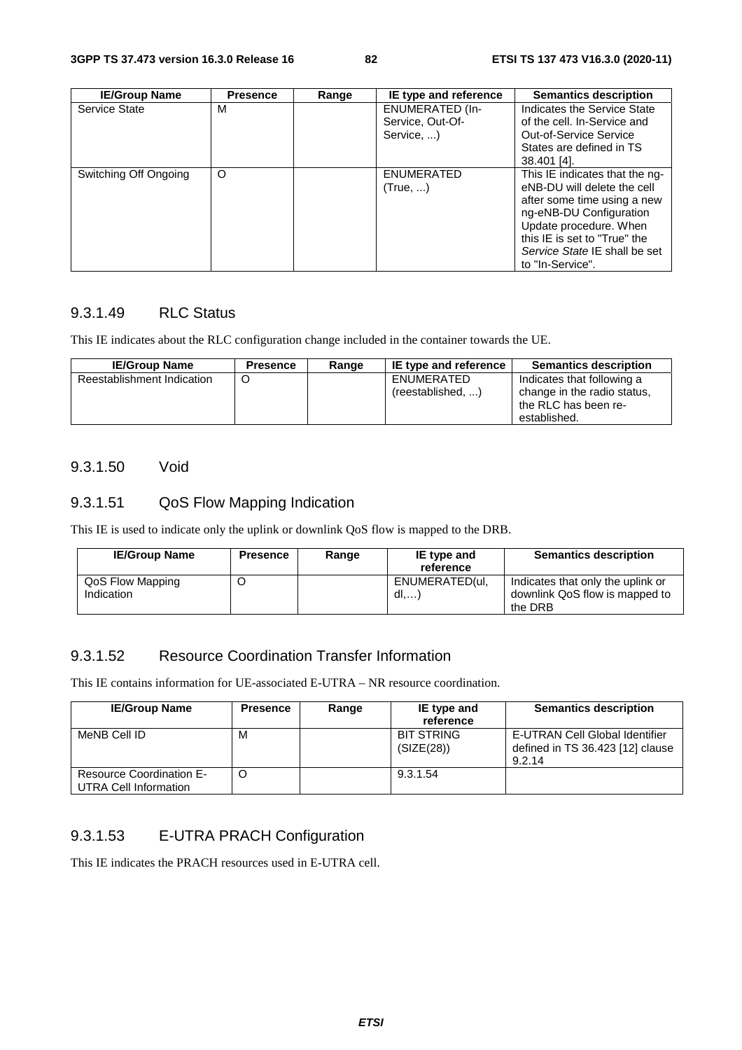| IE/Group Name | Presence | Range | IE type and reference | Semantics description |
|---|---|---|---|---|
| Service State | M | | ENUMERATED (In-Service, Out-Of-Service, ...) | Indicates the Service State of the cell. In-Service and Out-of-Service Service States are defined in TS 38.401 [4]. |
| Switching Off Ongoing | O | | ENUMERATED (True, ...) | This IE indicates that the ng-eNB-DU will delete the cell after some time using a new ng-eNB-DU Configuration Update procedure. When this IE is set to "True" the *Service State* IE shall be set to "In-Service". |

### 9.3.1.49 RLC Status

This IE indicates about the RLC configuration change included in the container towards the UE.

| IE/Group Name | Presence | Range | IE type and reference | Semantics description |
|---|---|---|---|---|
| Reestablishment Indication | O | | ENUMERATED (reestablished, ...) | Indicates that following a change in the radio status, the RLC has been re-established. |

### 9.3.1.50 Void

### 9.3.1.51 QoS Flow Mapping Indication

This IE is used to indicate only the uplink or downlink QoS flow is mapped to the DRB.

| IE/Group Name | Presence | Range | IE type and reference | Semantics description |
|---|---|---|---|---|
| QoS Flow Mapping Indication | O | | ENUMERATED(ul, dl,…) | Indicates that only the uplink or downlink QoS flow is mapped to the DRB |

### 9.3.1.52 Resource Coordination Transfer Information

This IE contains information for UE-associated E-UTRA – NR resource coordination.

| IE/Group Name | Presence | Range | IE type and reference | Semantics description |
|---|---|---|---|---|
| MeNB Cell ID | M | | BIT STRING (SIZE(28)) | E-UTRAN Cell Global Identifier defined in TS 36.423 [12] clause 9.2.14 |
| Resource Coordination E-UTRA Cell Information | O | | 9.3.1.54 | |

### 9.3.1.53 E-UTRA PRACH Configuration

This IE indicates the PRACH resources used in E-UTRA cell.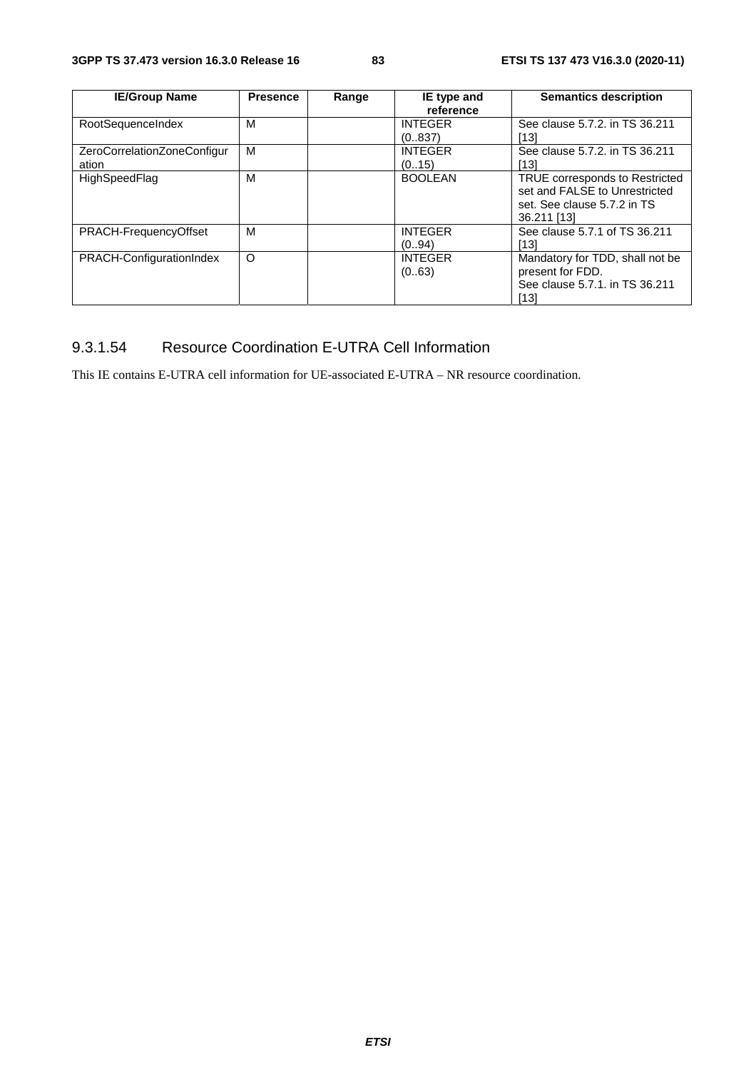| IE/Group Name | Presence | Range | IE type and reference | Semantics description |
|---|---|---|---|---|
| RootSequenceIndex | M | | INTEGER (0..837) | See clause 5.7.2. in TS 36.211 [13] |
| ZeroCorrelationZoneConfiguration | M | | INTEGER (0..15) | See clause 5.7.2. in TS 36.211 [13] |
| HighSpeedFlag | M | | BOOLEAN | TRUE corresponds to Restricted set and FALSE to Unrestricted set. See clause 5.7.2 in TS 36.211 [13] |
| PRACH-FrequencyOffset | M | | INTEGER (0..94) | See clause 5.7.1 of TS 36.211 [13] |
| PRACH-ConfigurationIndex | O | | INTEGER (0..63) | Mandatory for TDD, shall not be present for FDD. See clause 5.7.1. in TS 36.211 [13] |

### 9.3.1.54 Resource Coordination E-UTRA Cell Information

This IE contains E-UTRA cell information for UE-associated E-UTRA – NR resource coordination.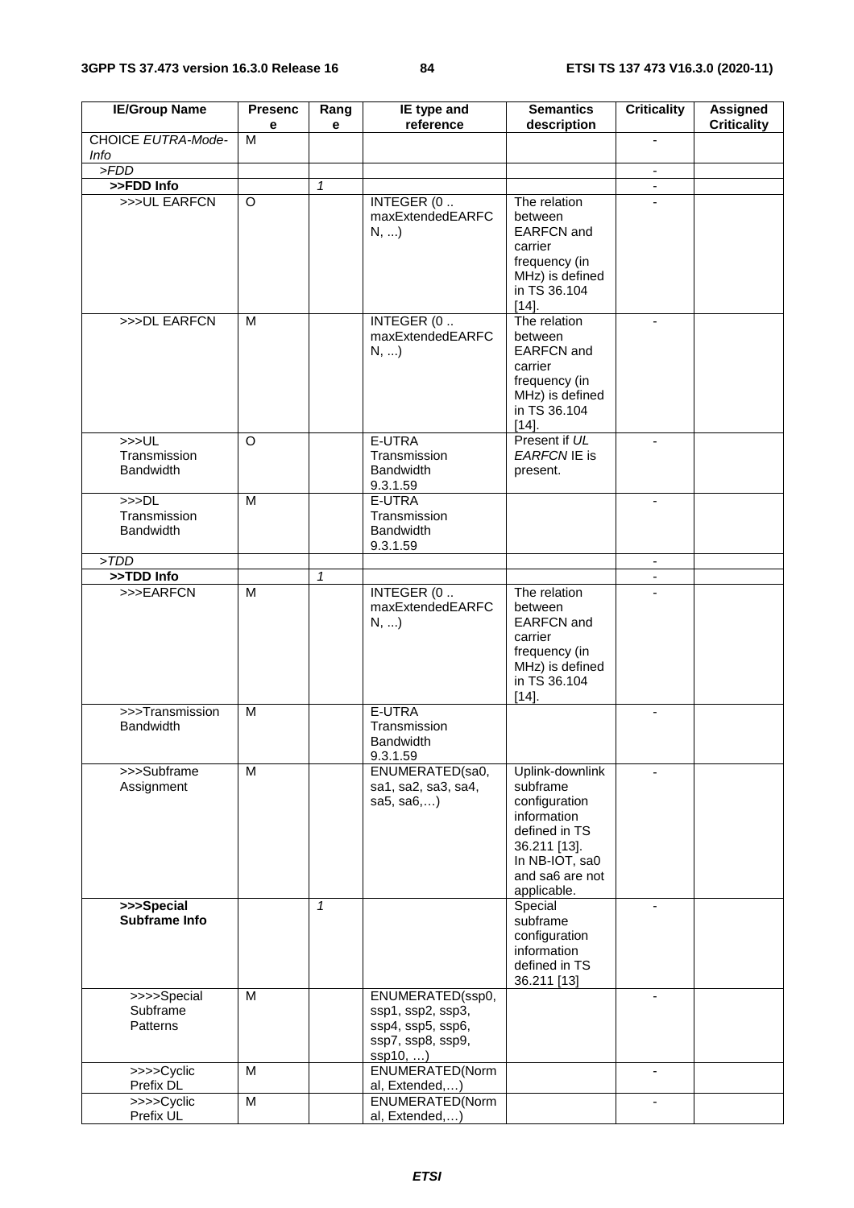| IE/Group Name | Presence | Range | IE type and reference | Semantics description | Criticality | Assigned Criticality |
|---|---|---|---|---|---|---|
| CHOICE *EUTRA-Mode-Info* | M | | | | - | |
| *>FDD* | | | | | - | |
| **>>FDD Info** | | *1* | | | - | |
| >>>UL EARFCN | O | | INTEGER (0 .. maxExtendedEARFCN, ...) | The relation between EARFCN and carrier frequency (in MHz) is defined in TS 36.104 [14]. | - | |
| >>>DL EARFCN | M | | INTEGER (0 .. maxExtendedEARFCN, ...) | The relation between EARFCN and carrier frequency (in MHz) is defined in TS 36.104 [14]. | - | |
| >>>UL Transmission Bandwidth | O | | E-UTRA Transmission Bandwidth 9.3.1.59 | Present if *UL EARFCN* IE is present. | - | |
| >>>DL Transmission Bandwidth | M | | E-UTRA Transmission Bandwidth 9.3.1.59 | | - | |
| *>TDD* | | | | | - | |
| **>>TDD Info** | | *1* | | | - | |
| >>>EARFCN | M | | INTEGER (0 .. maxExtendedEARFCN, ...) | The relation between EARFCN and carrier frequency (in MHz) is defined in TS 36.104 [14]. | - | |
| >>>Transmission Bandwidth | M | | E-UTRA Transmission Bandwidth 9.3.1.59 | | - | |
| >>>Subframe Assignment | M | | ENUMERATED(sa0, sa1, sa2, sa3, sa4, sa5, sa6,…) | Uplink-downlink subframe configuration information defined in TS 36.211 [13]. In NB-IOT, sa0 and sa6 are not applicable. | - | |
| **>>>Special Subframe Info** | | *1* | | Special subframe configuration information defined in TS 36.211 [13] | - | |
| >>>>Special Subframe Patterns | M | | ENUMERATED(ssp0, ssp1, ssp2, ssp3, ssp4, ssp5, ssp6, ssp7, ssp8, ssp9, ssp10, …) | | - | |
| >>>>Cyclic Prefix DL | M | | ENUMERATED(Normal, Extended,…) | | - | |
| >>>>Cyclic Prefix UL | M | | ENUMERATED(Normal, Extended,…) | | - | |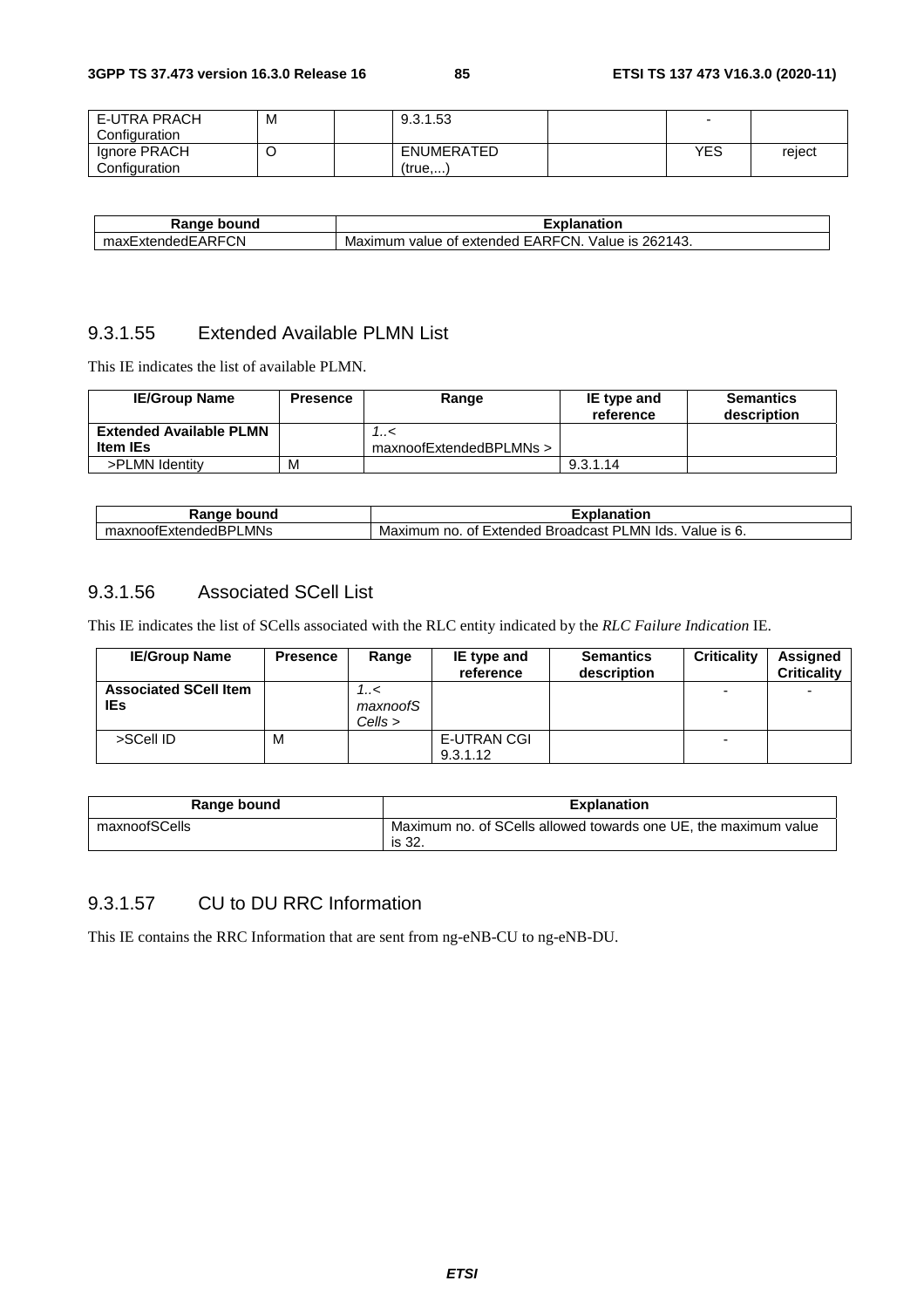| E-UTRA PRACH Configuration | M | | 9.3.1.53 | | - | |
|---|---|---|---|---|---|---|
| Ignore PRACH Configuration | O | | ENUMERATED (true,...) | | YES | reject |

| Range bound | Explanation |
|---|---|
| maxExtendedEARFCN | Maximum value of extended EARFCN. Value is 262143. |

### 9.3.1.55 Extended Available PLMN List

This IE indicates the list of available PLMN.

| IE/Group Name | Presence | Range | IE type and reference | Semantics description |
|---|---|---|---|---|
| **Extended Available PLMN Item IEs** | | *1..< maxnoofExtendedBPLMNs >* | | |
| >PLMN Identity | M | | 9.3.1.14 | |

| Range bound | Explanation |
|---|---|
| maxnoofExtendedBPLMNs | Maximum no. of Extended Broadcast PLMN Ids. Value is 6. |

### 9.3.1.56 Associated SCell List

This IE indicates the list of SCells associated with the RLC entity indicated by the *RLC Failure Indication* IE.

| IE/Group Name | Presence | Range | IE type and reference | Semantics description | Criticality | Assigned Criticality |
|---|---|---|---|---|---|---|
| **Associated SCell Item IEs** | | *1..< maxnoofSCells >* | | | - | - |
| >SCell ID | M | | E-UTRAN CGI 9.3.1.12 | | - | |

| Range bound | Explanation |
|---|---|
| maxnoofSCells | Maximum no. of SCells allowed towards one UE, the maximum value is 32. |

### 9.3.1.57 CU to DU RRC Information

This IE contains the RRC Information that are sent from ng-eNB-CU to ng-eNB-DU.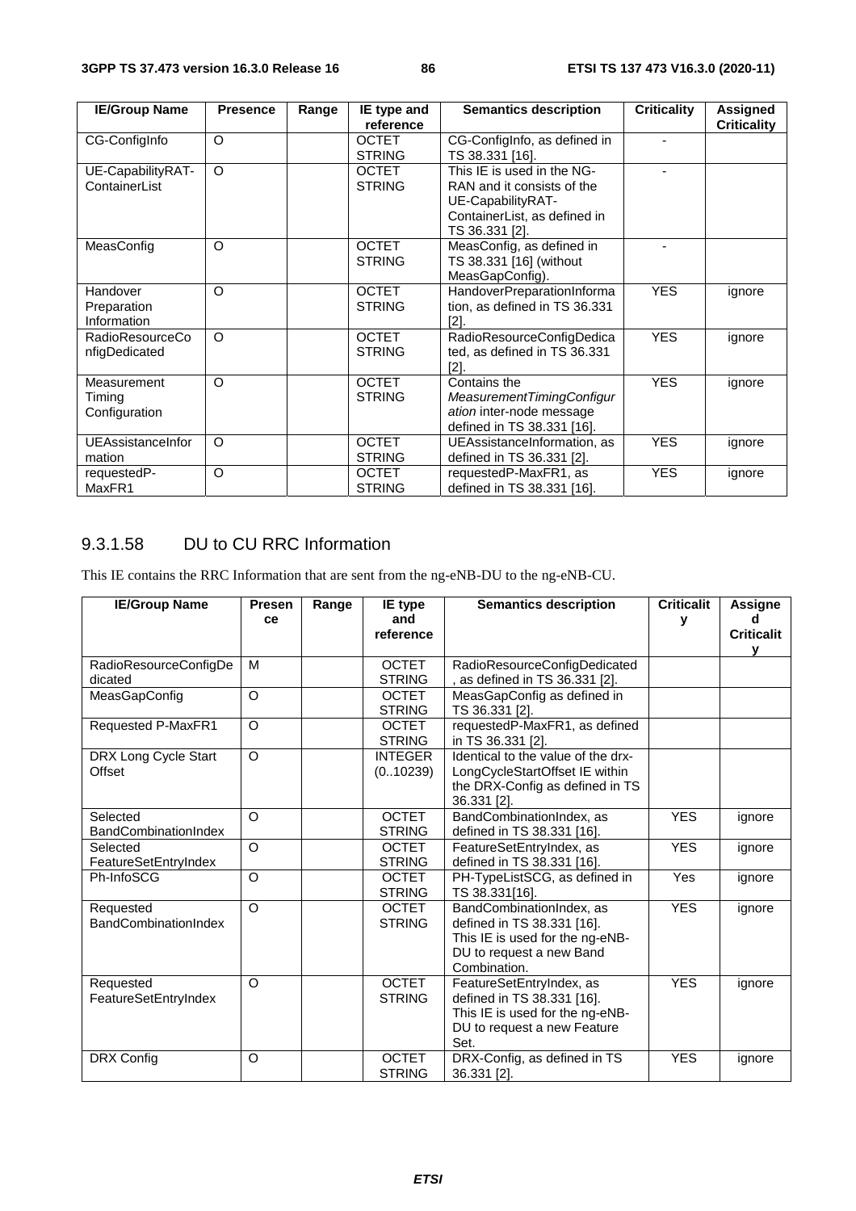| IE/Group Name | Presence | Range | IE type and reference | Semantics description | Criticality | Assigned Criticality |
|---|---|---|---|---|---|---|
| CG-ConfigInfo | O | | OCTET STRING | CG-ConfigInfo, as defined in TS 38.331 [16]. | - | |
| UE-CapabilityRAT-ContainerList | O | | OCTET STRING | This IE is used in the NG-RAN and it consists of the UE-CapabilityRAT-ContainerList, as defined in TS 36.331 [2]. | - | |
| MeasConfig | O | | OCTET STRING | MeasConfig, as defined in TS 38.331 [16] (without MeasGapConfig). | - | |
| Handover Preparation Information | O | | OCTET STRING | HandoverPreparationInformation, as defined in TS 36.331 [2]. | YES | ignore |
| RadioResourceConfigDedicated | O | | OCTET STRING | RadioResourceConfigDedicated, as defined in TS 36.331 [2]. | YES | ignore |
| Measurement Timing Configuration | O | | OCTET STRING | Contains the *MeasurementTimingConfiguration* inter-node message defined in TS 38.331 [16]. | YES | ignore |
| UEAssistanceInformation | O | | OCTET STRING | UEAssistanceInformation, as defined in TS 36.331 [2]. | YES | ignore |
| requestedP-MaxFR1 | O | | OCTET STRING | requestedP-MaxFR1, as defined in TS 38.331 [16]. | YES | ignore |

### 9.3.1.58 DU to CU RRC Information

This IE contains the RRC Information that are sent from the ng-eNB-DU to the ng-eNB-CU.

| IE/Group Name | Presence | Range | IE type and reference | Semantics description | Criticality | Assigned Criticality |
|---|---|---|---|---|---|---|
| RadioResourceConfigDedicated | M | | OCTET STRING | RadioResourceConfigDedicated, as defined in TS 36.331 [2]. | | |
| MeasGapConfig | O | | OCTET STRING | MeasGapConfig as defined in TS 36.331 [2]. | | |
| Requested P-MaxFR1 | O | | OCTET STRING | requestedP-MaxFR1, as defined in TS 36.331 [2]. | | |
| DRX Long Cycle Start Offset | O | | INTEGER (0..10239) | Identical to the value of the drx-LongCycleStartOffset IE within the DRX-Config as defined in TS 36.331 [2]. | | |
| Selected BandCombinationIndex | O | | OCTET STRING | BandCombinationIndex, as defined in TS 38.331 [16]. | YES | ignore |
| Selected FeatureSetEntryIndex | O | | OCTET STRING | FeatureSetEntryIndex, as defined in TS 38.331 [16]. | YES | ignore |
| Ph-InfoSCG | O | | OCTET STRING | PH-TypeListSCG, as defined in TS 38.331[16]. | Yes | ignore |
| Requested BandCombinationIndex | O | | OCTET STRING | BandCombinationIndex, as defined in TS 38.331 [16]. This IE is used for the ng-eNB-DU to request a new Band Combination. | YES | ignore |
| Requested FeatureSetEntryIndex | O | | OCTET STRING | FeatureSetEntryIndex, as defined in TS 38.331 [16]. This IE is used for the ng-eNB-DU to request a new Feature Set. | YES | ignore |
| DRX Config | O | | OCTET STRING | DRX-Config, as defined in TS 36.331 [2]. | YES | ignore |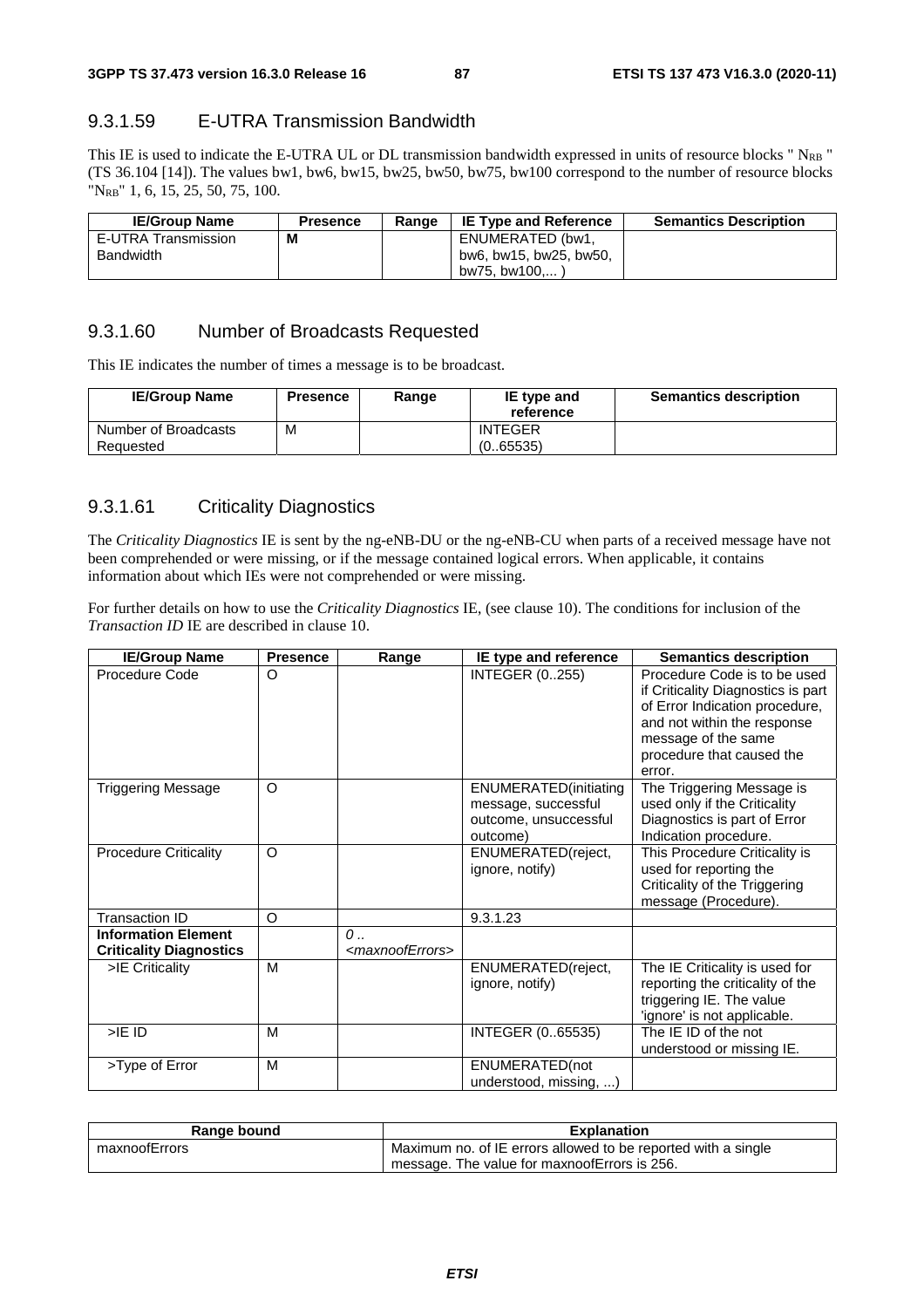### 9.3.1.59 E-UTRA Transmission Bandwidth

This IE is used to indicate the E-UTRA UL or DL transmission bandwidth expressed in units of resource blocks " $N_{RB}$ " (TS 36.104 [14]). The values bw1, bw6, bw15, bw25, bw50, bw75, bw100 correspond to the number of resource blocks "$N_{RB}$" 1, 6, 15, 25, 50, 75, 100.

| IE/Group Name | Presence | Range | IE Type and Reference | Semantics Description |
|---|---|---|---|---|
| E-UTRA Transmission Bandwidth | M | | ENUMERATED (bw1, bw6, bw15, bw25, bw50, bw75, bw100,... ) | |

### 9.3.1.60 Number of Broadcasts Requested

This IE indicates the number of times a message is to be broadcast.

| IE/Group Name | Presence | Range | IE type and reference | Semantics description |
|---|---|---|---|---|
| Number of Broadcasts Requested | M | | INTEGER (0..65535) | |

### 9.3.1.61 Criticality Diagnostics

The *Criticality Diagnostics* IE is sent by the ng-eNB-DU or the ng-eNB-CU when parts of a received message have not been comprehended or were missing, or if the message contained logical errors. When applicable, it contains information about which IEs were not comprehended or were missing.

For further details on how to use the *Criticality Diagnostics* IE, (see clause 10). The conditions for inclusion of the *Transaction ID* IE are described in clause 10.

| IE/Group Name | Presence | Range | IE type and reference | Semantics description |
|---|---|---|---|---|
| Procedure Code | O | | INTEGER (0..255) | Procedure Code is to be used if Criticality Diagnostics is part of Error Indication procedure, and not within the response message of the same procedure that caused the error. |
| Triggering Message | O | | ENUMERATED(initiating message, successful outcome, unsuccessful outcome) | The Triggering Message is used only if the Criticality Diagnostics is part of Error Indication procedure. |
| Procedure Criticality | O | | ENUMERATED(reject, ignore, notify) | This Procedure Criticality is used for reporting the Criticality of the Triggering message (Procedure). |
| Transaction ID | O | | 9.3.1.23 | |
| **Information Element Criticality Diagnostics** | | *0 .. <maxnoofErrors>* | | |
| >IE Criticality | M | | ENUMERATED(reject, ignore, notify) | The IE Criticality is used for reporting the criticality of the triggering IE. The value 'ignore' is not applicable. |
| >IE ID | M | | INTEGER (0..65535) | The IE ID of the not understood or missing IE. |
| >Type of Error | M | | ENUMERATED(not understood, missing, ...) | |

| Range bound | Explanation |
|---|---|
| maxnoofErrors | Maximum no. of IE errors allowed to be reported with a single message. The value for maxnoofErrors is 256. |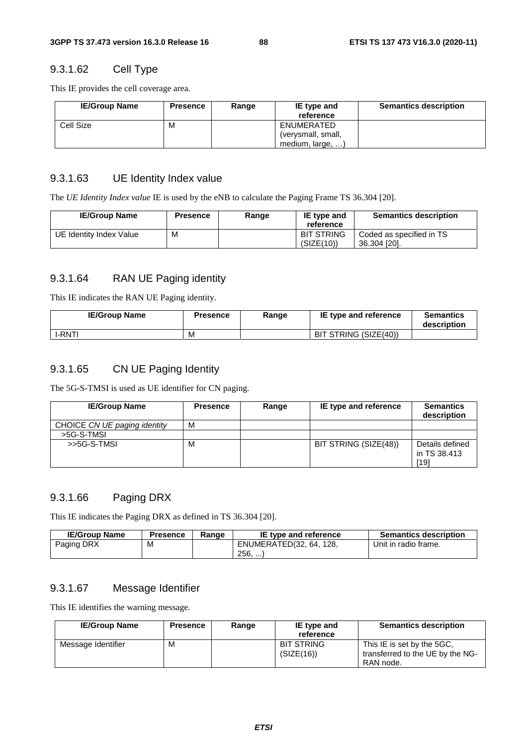### 9.3.1.62 Cell Type

This IE provides the cell coverage area.

| IE/Group Name | Presence | Range | IE type and reference | Semantics description |
|---|---|---|---|---|
| Cell Size | M | | ENUMERATED (verysmall, small, medium, large, …) | |

### 9.3.1.63 UE Identity Index value

The *UE Identity Index value* IE is used by the eNB to calculate the Paging Frame TS 36.304 [20].

| IE/Group Name | Presence | Range | IE type and reference | Semantics description |
|---|---|---|---|---|
| UE Identity Index Value | M | | BIT STRING (SIZE(10)) | Coded as specified in TS 36.304 [20]. |

### 9.3.1.64 RAN UE Paging identity

This IE indicates the RAN UE Paging identity.

| IE/Group Name | Presence | Range | IE type and reference | Semantics description |
|---|---|---|---|---|
| I-RNTI | M | | BIT STRING (SIZE(40)) | |

### 9.3.1.65 CN UE Paging Identity

The 5G-S-TMSI is used as UE identifier for CN paging.

| IE/Group Name | Presence | Range | IE type and reference | Semantics description |
|---|---|---|---|---|
| CHOICE *CN UE paging identity* | M | | | |
| >5G-S-TMSI | | | | |
| >>5G-S-TMSI | M | | BIT STRING (SIZE(48)) | Details defined in TS 38.413 [19] |

### 9.3.1.66 Paging DRX

This IE indicates the Paging DRX as defined in TS 36.304 [20].

| IE/Group Name | Presence | Range | IE type and reference | Semantics description |
|---|---|---|---|---|
| Paging DRX | M | | ENUMERATED(32, 64, 128, 256, ...) | Unit in radio frame. |

### 9.3.1.67 Message Identifier

This IE identifies the warning message.

| IE/Group Name | Presence | Range | IE type and reference | Semantics description |
|---|---|---|---|---|
| Message Identifier | M | | BIT STRING (SIZE(16)) | This IE is set by the 5GC, transferred to the UE by the NG-RAN node. |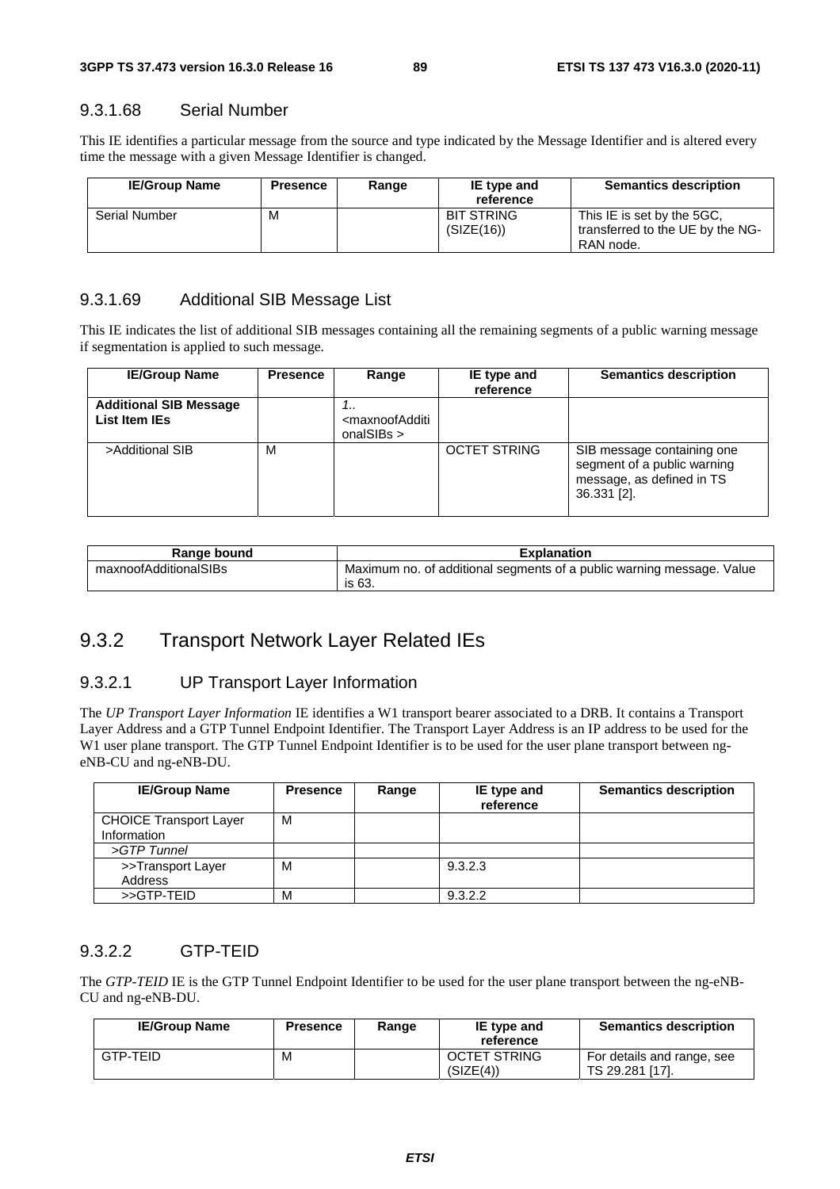#### 9.3.1.68 Serial Number

This IE identifies a particular message from the source and type indicated by the Message Identifier and is altered every time the message with a given Message Identifier is changed.

| IE/Group Name | Presence | Range | IE type and reference | Semantics description |
|---|---|---|---|---|
| Serial Number | M | | BIT STRING (SIZE(16)) | This IE is set by the 5GC, transferred to the UE by the NG-RAN node. |

#### 9.3.1.69 Additional SIB Message List

This IE indicates the list of additional SIB messages containing all the remaining segments of a public warning message if segmentation is applied to such message.

| IE/Group Name | Presence | Range | IE type and reference | Semantics description |
|---|---|---|---|---|
| **Additional SIB Message List Item IEs** | | *1..<maxnoofAdditionalSIBs >* | | |
| >Additional SIB | M | | OCTET STRING | SIB message containing one segment of a public warning message, as defined in TS 36.331 [2]. |

| Range bound | Explanation |
|---|---|
| maxnoofAdditionalSIBs | Maximum no. of additional segments of a public warning message. Value is 63. |

### 9.3.2 Transport Network Layer Related IEs

#### 9.3.2.1 UP Transport Layer Information

The *UP Transport Layer Information* IE identifies a W1 transport bearer associated to a DRB. It contains a Transport Layer Address and a GTP Tunnel Endpoint Identifier. The Transport Layer Address is an IP address to be used for the W1 user plane transport. The GTP Tunnel Endpoint Identifier is to be used for the user plane transport between ng-eNB-CU and ng-eNB-DU.

| IE/Group Name | Presence | Range | IE type and reference | Semantics description |
|---|---|---|---|---|
| CHOICE Transport Layer Information | M | | | |
| *>GTP Tunnel* | | | | |
| >>Transport Layer Address | M | | 9.3.2.3 | |
| >>GTP-TEID | M | | 9.3.2.2 | |

#### 9.3.2.2 GTP-TEID

The *GTP-TEID* IE is the GTP Tunnel Endpoint Identifier to be used for the user plane transport between the ng-eNB-CU and ng-eNB-DU.

| IE/Group Name | Presence | Range | IE type and reference | Semantics description |
|---|---|---|---|---|
| GTP-TEID | M | | OCTET STRING (SIZE(4)) | For details and range, see TS 29.281 [17]. |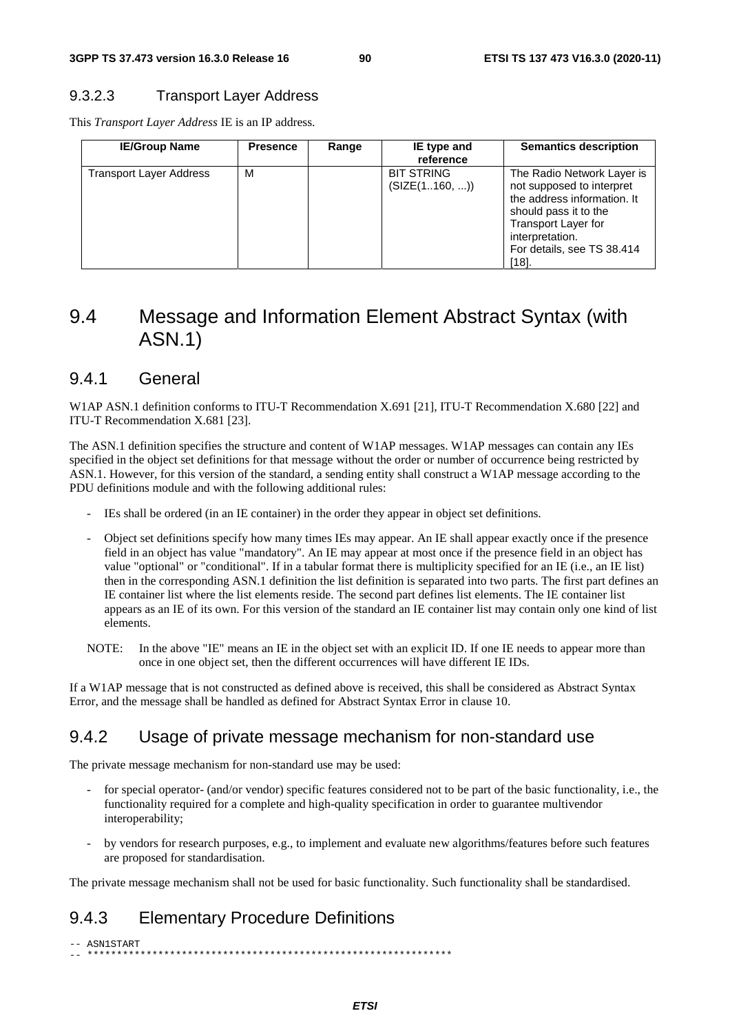#### 9.3.2.3 Transport Layer Address

This *Transport Layer Address* IE is an IP address.

| IE/Group Name | Presence | Range | IE type and reference | Semantics description |
|---|---|---|---|---|
| Transport Layer Address | M | | BIT STRING (SIZE(1..160, ...)) | The Radio Network Layer is not supposed to interpret the address information. It should pass it to the Transport Layer for interpretation. For details, see TS 38.414 [18]. |

## 9.4 Message and Information Element Abstract Syntax (with ASN.1)

### 9.4.1 General

W1AP ASN.1 definition conforms to ITU-T Recommendation X.691 [21], ITU-T Recommendation X.680 [22] and ITU-T Recommendation X.681 [23].

The ASN.1 definition specifies the structure and content of W1AP messages. W1AP messages can contain any IEs specified in the object set definitions for that message without the order or number of occurrence being restricted by ASN.1. However, for this version of the standard, a sending entity shall construct a W1AP message according to the PDU definitions module and with the following additional rules:

- IEs shall be ordered (in an IE container) in the order they appear in object set definitions.
- Object set definitions specify how many times IEs may appear. An IE shall appear exactly once if the presence field in an object has value "mandatory". An IE may appear at most once if the presence field in an object has value "optional" or "conditional". If in a tabular format there is multiplicity specified for an IE (i.e., an IE list) then in the corresponding ASN.1 definition the list definition is separated into two parts. The first part defines an IE container list where the list elements reside. The second part defines list elements. The IE container list appears as an IE of its own. For this version of the standard an IE container list may contain only one kind of list elements.

NOTE: In the above "IE" means an IE in the object set with an explicit ID. If one IE needs to appear more than once in one object set, then the different occurrences will have different IE IDs.

If a W1AP message that is not constructed as defined above is received, this shall be considered as Abstract Syntax Error, and the message shall be handled as defined for Abstract Syntax Error in clause 10.

### 9.4.2 Usage of private message mechanism for non-standard use

The private message mechanism for non-standard use may be used:

- for special operator- (and/or vendor) specific features considered not to be part of the basic functionality, i.e., the functionality required for a complete and high-quality specification in order to guarantee multivendor interoperability;
- by vendors for research purposes, e.g., to implement and evaluate new algorithms/features before such features are proposed for standardisation.

The private message mechanism shall not be used for basic functionality. Such functionality shall be standardised.

### 9.4.3 Elementary Procedure Definitions

```
-- ASN1START
-- **************************************************************
```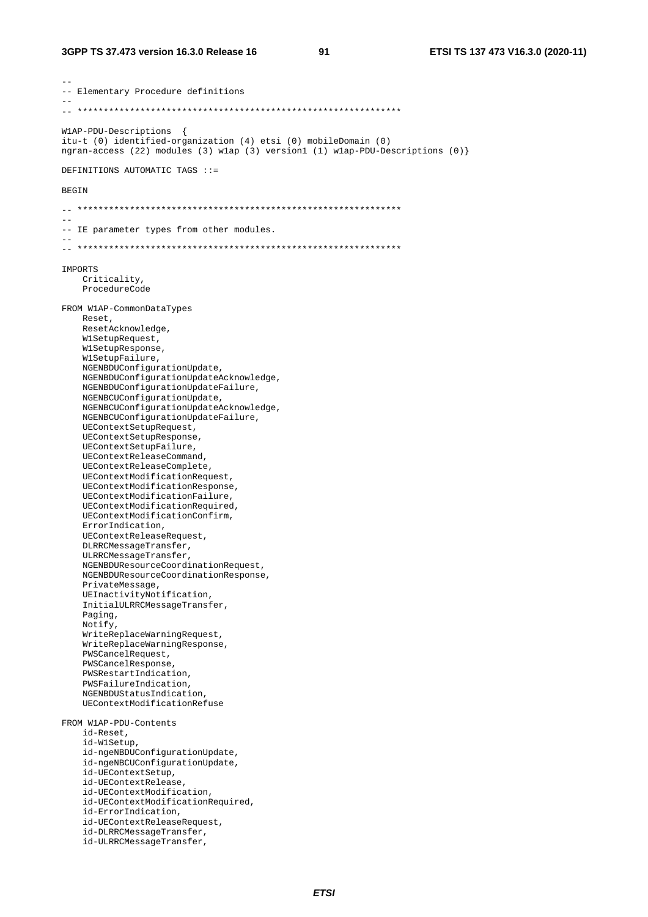```
--
-- Elementary Procedure definitions
--
-- **************************************************************

W1AP-PDU-Descriptions  {
itu-t (0) identified-organization (4) etsi (0) mobileDomain (0)
ngran-access (22) modules (3) w1ap (3) version1 (1) w1ap-PDU-Descriptions (0)}

DEFINITIONS AUTOMATIC TAGS ::=

BEGIN

-- **************************************************************
--
-- IE parameter types from other modules.
--
-- **************************************************************

IMPORTS
    Criticality,
    ProcedureCode

FROM W1AP-CommonDataTypes
    Reset,
    ResetAcknowledge,
    W1SetupRequest,
    W1SetupResponse,
    W1SetupFailure,
    NGENBDUConfigurationUpdate,
    NGENBDUConfigurationUpdateAcknowledge,
    NGENBDUConfigurationUpdateFailure,
    NGENBCUConfigurationUpdate,
    NGENBCUConfigurationUpdateAcknowledge,
    NGENBCUConfigurationUpdateFailure,
    UEContextSetupRequest,
    UEContextSetupResponse,
    UEContextSetupFailure,
    UEContextReleaseCommand,
    UEContextReleaseComplete,
    UEContextModificationRequest,
    UEContextModificationResponse,
    UEContextModificationFailure,
    UEContextModificationRequired,
    UEContextModificationConfirm,
    ErrorIndication,
    UEContextReleaseRequest,
    DLRRCMessageTransfer,
    ULRRCMessageTransfer,
    NGENBDUResourceCoordinationRequest,
    NGENBDUResourceCoordinationResponse,
    PrivateMessage,
    UEInactivityNotification,
    InitialULRRCMessageTransfer,
    Paging,
    Notify,
    WriteReplaceWarningRequest,
    WriteReplaceWarningResponse,
    PWSCancelRequest,
    PWSCancelResponse,
    PWSRestartIndication,
    PWSFailureIndication,
    NGENBDUStatusIndication,
    UEContextModificationRefuse

FROM W1AP-PDU-Contents
    id-Reset,
    id-W1Setup,
    id-ngeNBDUConfigurationUpdate,
    id-ngeNBCUConfigurationUpdate,
    id-UEContextSetup,
    id-UEContextRelease,
    id-UEContextModification,
    id-UEContextModificationRequired,
    id-ErrorIndication,
    id-UEContextReleaseRequest,
    id-DLRRCMessageTransfer,
    id-ULRRCMessageTransfer,
```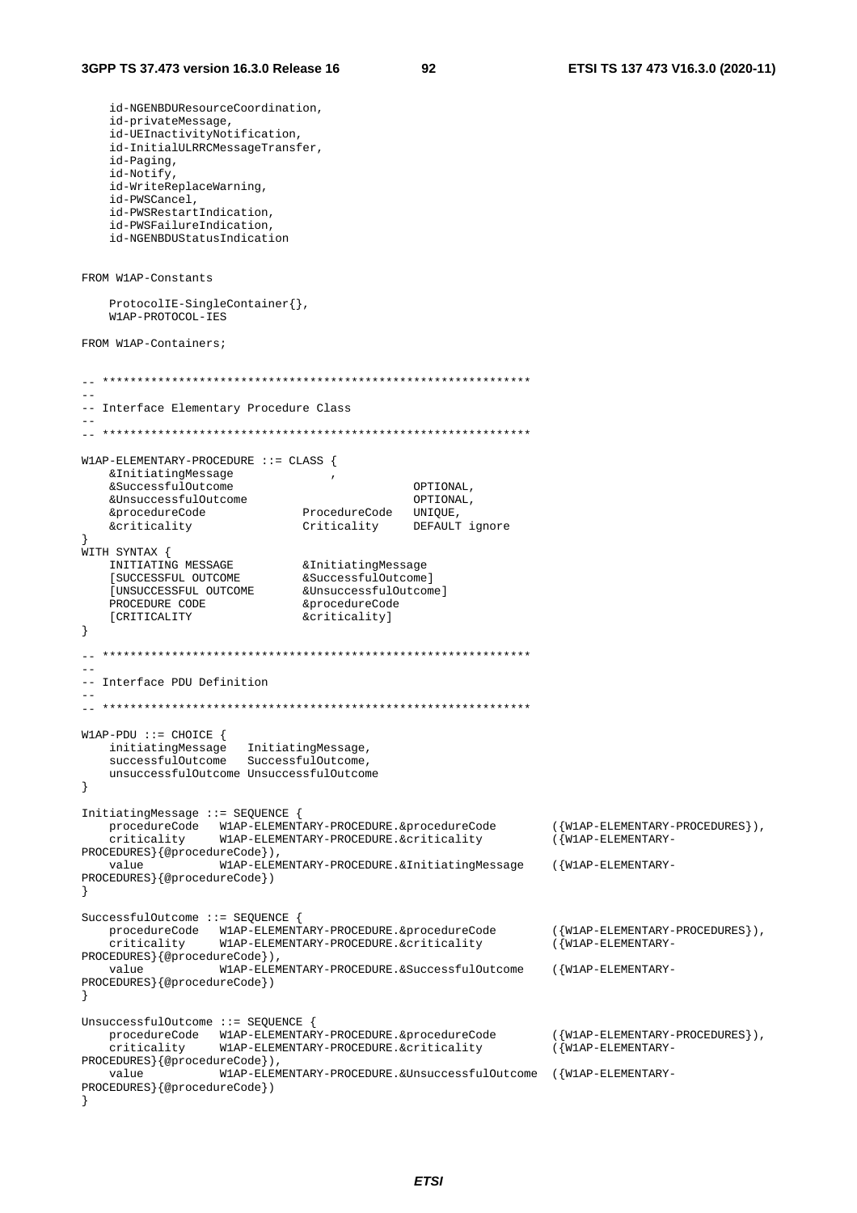```
	id-NGENBDUResourceCoordination,
	id-privateMessage,
	id-UEInactivityNotification,
	id-InitialULRRCMessageTransfer,
	id-Paging,
	id-Notify,
	id-WriteReplaceWarning,
	id-PWSCancel,
	id-PWSRestartIndication,
	id-PWSFailureIndication,
	id-NGENBDUStatusIndication


FROM W1AP-Constants

	ProtocolIE-SingleContainer{},
	W1AP-PROTOCOL-IES

FROM W1AP-Containers;


-- **************************************************************
--
-- Interface Elementary Procedure Class
--
-- **************************************************************

W1AP-ELEMENTARY-PROCEDURE ::= CLASS {
	&InitiatingMessage				,
	&SuccessfulOutcome							OPTIONAL,
	&UnsuccessfulOutcome						OPTIONAL,
	&procedureCode			ProcedureCode	UNIQUE,
	&criticality			Criticality		DEFAULT ignore
}
WITH SYNTAX {
	INITIATING MESSAGE			&InitiatingMessage
	[SUCCESSFUL OUTCOME			&SuccessfulOutcome]
	[UNSUCCESSFUL OUTCOME		&UnsuccessfulOutcome]
	PROCEDURE CODE				&procedureCode
	[CRITICALITY				&criticality]
}

-- **************************************************************
--
-- Interface PDU Definition
--
-- **************************************************************

W1AP-PDU ::= CHOICE {
	initiatingMessage	InitiatingMessage,
	successfulOutcome	SuccessfulOutcome,
	unsuccessfulOutcome	UnsuccessfulOutcome
}

InitiatingMessage ::= SEQUENCE {
	procedureCode	W1AP-ELEMENTARY-PROCEDURE.&procedureCode		({W1AP-ELEMENTARY-PROCEDURES}),
	criticality		W1AP-ELEMENTARY-PROCEDURE.&criticality			({W1AP-ELEMENTARY-PROCEDURES}{@procedureCode}),
	value			W1AP-ELEMENTARY-PROCEDURE.&InitiatingMessage	({W1AP-ELEMENTARY-PROCEDURES}{@procedureCode})
}

SuccessfulOutcome ::= SEQUENCE {
	procedureCode	W1AP-ELEMENTARY-PROCEDURE.&procedureCode		({W1AP-ELEMENTARY-PROCEDURES}),
	criticality		W1AP-ELEMENTARY-PROCEDURE.&criticality			({W1AP-ELEMENTARY-PROCEDURES}{@procedureCode}),
	value			W1AP-ELEMENTARY-PROCEDURE.&SuccessfulOutcome	({W1AP-ELEMENTARY-PROCEDURES}{@procedureCode})
}

UnsuccessfulOutcome ::= SEQUENCE {
	procedureCode	W1AP-ELEMENTARY-PROCEDURE.&procedureCode		({W1AP-ELEMENTARY-PROCEDURES}),
	criticality		W1AP-ELEMENTARY-PROCEDURE.&criticality			({W1AP-ELEMENTARY-PROCEDURES}{@procedureCode}),
	value			W1AP-ELEMENTARY-PROCEDURE.&UnsuccessfulOutcome	({W1AP-ELEMENTARY-PROCEDURES}{@procedureCode})
}
```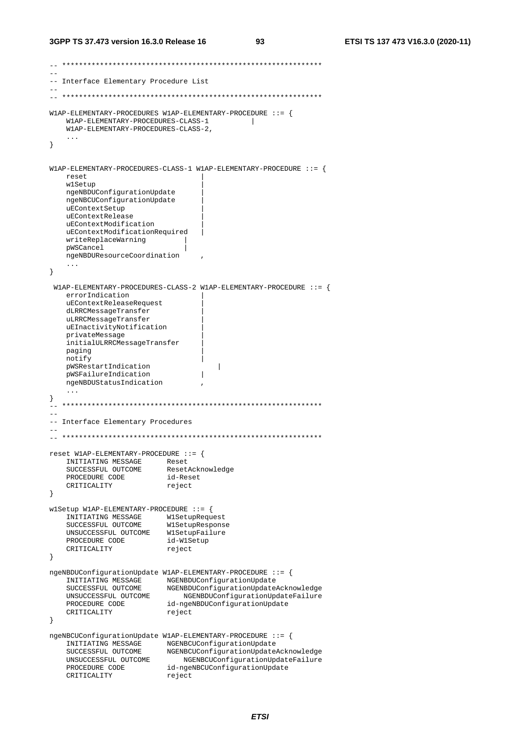```
-- **************************************************************
--
-- Interface Elementary Procedure List
--
-- **************************************************************

W1AP-ELEMENTARY-PROCEDURES W1AP-ELEMENTARY-PROCEDURE ::= {
    W1AP-ELEMENTARY-PROCEDURES-CLASS-1          |
    W1AP-ELEMENTARY-PROCEDURES-CLASS-2,
    ...
}


W1AP-ELEMENTARY-PROCEDURES-CLASS-1 W1AP-ELEMENTARY-PROCEDURE ::= {
    reset                           |
    w1Setup                         |
    ngeNBDUConfigurationUpdate      |
    ngeNBCUConfigurationUpdate      |
    uEContextSetup                  |
    uEContextRelease                |
    uEContextModification           |
    uEContextModificationRequired   |
    writeReplaceWarning         |
    pWSCancel                   |
    ngeNBDUResourceCoordination     ,
    ...
}

 W1AP-ELEMENTARY-PROCEDURES-CLASS-2 W1AP-ELEMENTARY-PROCEDURE ::= {
    errorIndication                 |
    uEContextReleaseRequest         |
    dLRRCMessageTransfer            |
    uLRRCMessageTransfer            |
    uEInactivityNotification        |
    privateMessage                  |
    initialULRRCMessageTransfer     |
    paging                          |
    notify                          |
    pWSRestartIndication                |
    pWSFailureIndication            |
    ngeNBDUStatusIndication         ,
    ...
}
-- **************************************************************
--
-- Interface Elementary Procedures
--
-- **************************************************************

reset W1AP-ELEMENTARY-PROCEDURE ::= {
    INITIATING MESSAGE      Reset
    SUCCESSFUL OUTCOME      ResetAcknowledge
    PROCEDURE CODE          id-Reset
    CRITICALITY             reject
}

w1Setup W1AP-ELEMENTARY-PROCEDURE ::= {
    INITIATING MESSAGE      W1SetupRequest
    SUCCESSFUL OUTCOME      W1SetupResponse
    UNSUCCESSFUL OUTCOME    W1SetupFailure
    PROCEDURE CODE          id-W1Setup
    CRITICALITY             reject
}

ngeNBDUConfigurationUpdate W1AP-ELEMENTARY-PROCEDURE ::= {
    INITIATING MESSAGE      NGENBDUConfigurationUpdate
    SUCCESSFUL OUTCOME      NGENBDUConfigurationUpdateAcknowledge
    UNSUCCESSFUL OUTCOME        NGENBDUConfigurationUpdateFailure
    PROCEDURE CODE          id-ngeNBDUConfigurationUpdate
    CRITICALITY             reject
}

ngeNBCUConfigurationUpdate W1AP-ELEMENTARY-PROCEDURE ::= {
    INITIATING MESSAGE      NGENBCUConfigurationUpdate
    SUCCESSFUL OUTCOME      NGENBCUConfigurationUpdateAcknowledge
    UNSUCCESSFUL OUTCOME        NGENBCUConfigurationUpdateFailure
    PROCEDURE CODE          id-ngeNBCUConfigurationUpdate
    CRITICALITY             reject
```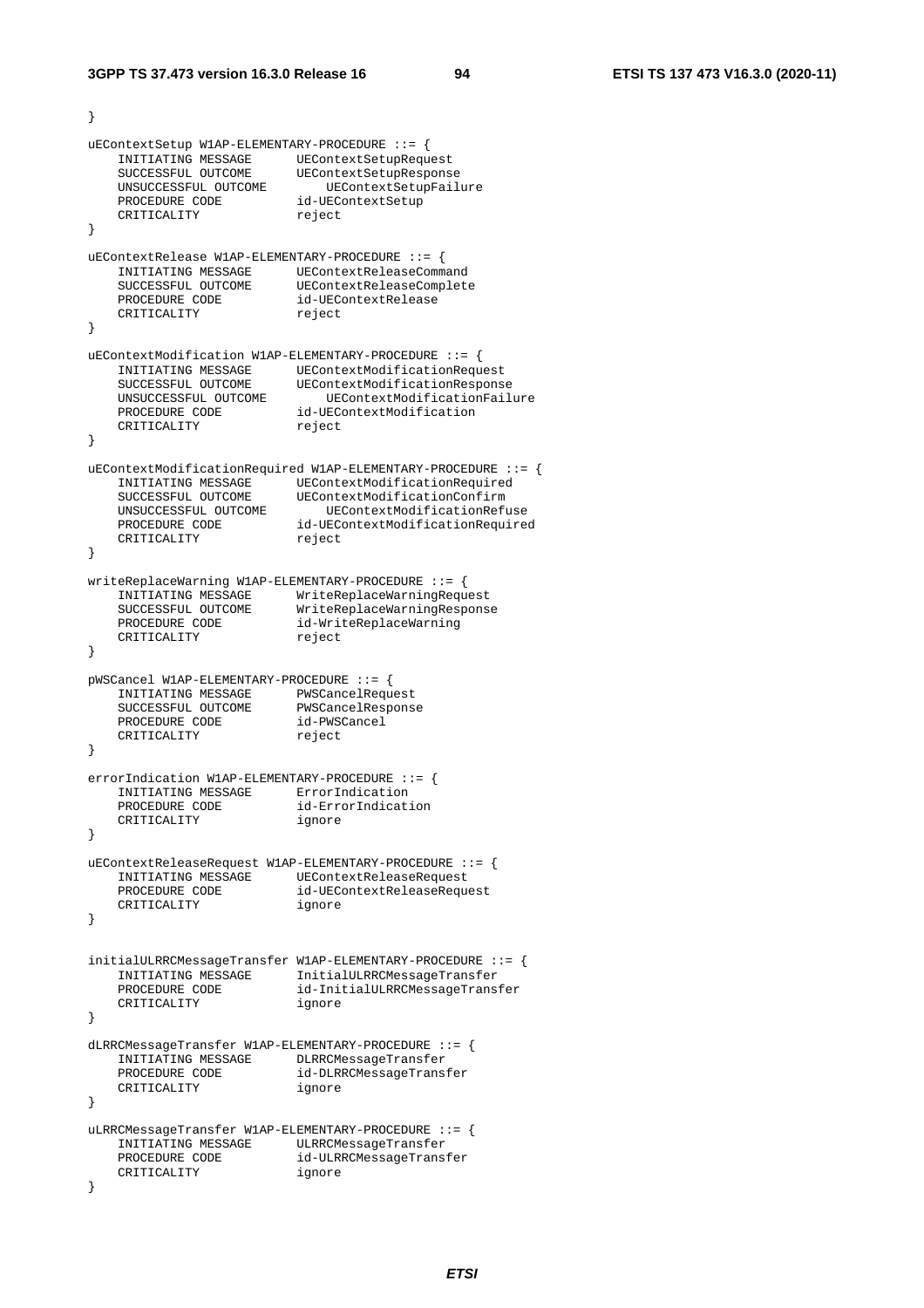```
}

uEContextSetup W1AP-ELEMENTARY-PROCEDURE ::= {
    INITIATING MESSAGE      UEContextSetupRequest
    SUCCESSFUL OUTCOME      UEContextSetupResponse
    UNSUCCESSFUL OUTCOME        UEContextSetupFailure
    PROCEDURE CODE          id-UEContextSetup
    CRITICALITY             reject
}

uEContextRelease W1AP-ELEMENTARY-PROCEDURE ::= {
    INITIATING MESSAGE      UEContextReleaseCommand
    SUCCESSFUL OUTCOME      UEContextReleaseComplete
    PROCEDURE CODE          id-UEContextRelease
    CRITICALITY             reject
}

uEContextModification W1AP-ELEMENTARY-PROCEDURE ::= {
    INITIATING MESSAGE      UEContextModificationRequest
    SUCCESSFUL OUTCOME      UEContextModificationResponse
    UNSUCCESSFUL OUTCOME        UEContextModificationFailure
    PROCEDURE CODE          id-UEContextModification
    CRITICALITY             reject
}

uEContextModificationRequired W1AP-ELEMENTARY-PROCEDURE ::= {
    INITIATING MESSAGE      UEContextModificationRequired
    SUCCESSFUL OUTCOME      UEContextModificationConfirm
    UNSUCCESSFUL OUTCOME        UEContextModificationRefuse
    PROCEDURE CODE          id-UEContextModificationRequired
    CRITICALITY             reject
}

writeReplaceWarning W1AP-ELEMENTARY-PROCEDURE ::= {
    INITIATING MESSAGE      WriteReplaceWarningRequest
    SUCCESSFUL OUTCOME      WriteReplaceWarningResponse
    PROCEDURE CODE          id-WriteReplaceWarning
    CRITICALITY             reject
}

pWSCancel W1AP-ELEMENTARY-PROCEDURE ::= {
    INITIATING MESSAGE      PWSCancelRequest
    SUCCESSFUL OUTCOME      PWSCancelResponse
    PROCEDURE CODE          id-PWSCancel
    CRITICALITY             reject
}

errorIndication W1AP-ELEMENTARY-PROCEDURE ::= {
    INITIATING MESSAGE      ErrorIndication
    PROCEDURE CODE          id-ErrorIndication
    CRITICALITY             ignore
}

uEContextReleaseRequest W1AP-ELEMENTARY-PROCEDURE ::= {
    INITIATING MESSAGE      UEContextReleaseRequest
    PROCEDURE CODE          id-UEContextReleaseRequest
    CRITICALITY             ignore
}


initialULRRCMessageTransfer W1AP-ELEMENTARY-PROCEDURE ::= {
    INITIATING MESSAGE      InitialULRRCMessageTransfer
    PROCEDURE CODE          id-InitialULRRCMessageTransfer
    CRITICALITY             ignore
}

dLRRCMessageTransfer W1AP-ELEMENTARY-PROCEDURE ::= {
    INITIATING MESSAGE      DLRRCMessageTransfer
    PROCEDURE CODE          id-DLRRCMessageTransfer
    CRITICALITY             ignore
}

uLRRCMessageTransfer W1AP-ELEMENTARY-PROCEDURE ::= {
    INITIATING MESSAGE      ULRRCMessageTransfer
    PROCEDURE CODE          id-ULRRCMessageTransfer
    CRITICALITY             ignore
}
```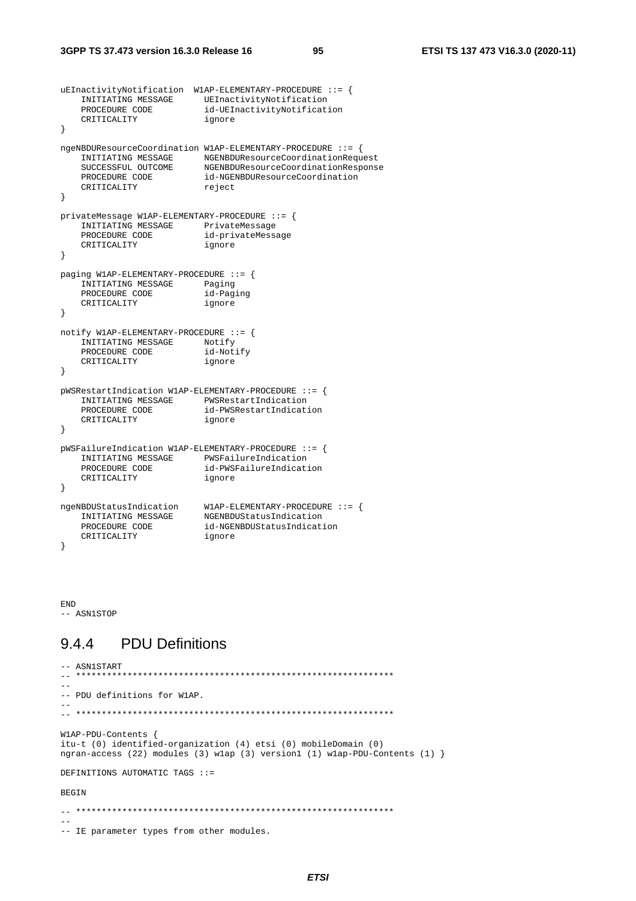```
uEInactivityNotification  W1AP-ELEMENTARY-PROCEDURE ::= {
	INITIATING MESSAGE		UEInactivityNotification
	PROCEDURE CODE			id-UEInactivityNotification
	CRITICALITY			ignore
}

ngeNBDUResourceCoordination W1AP-ELEMENTARY-PROCEDURE ::= {
	INITIATING MESSAGE		NGENBDUResourceCoordinationRequest
	SUCCESSFUL OUTCOME		NGENBDUResourceCoordinationResponse
	PROCEDURE CODE			id-NGENBDUResourceCoordination
	CRITICALITY			reject
}

privateMessage W1AP-ELEMENTARY-PROCEDURE ::= {
	INITIATING MESSAGE		PrivateMessage
	PROCEDURE CODE			id-privateMessage
	CRITICALITY			ignore
}

paging W1AP-ELEMENTARY-PROCEDURE ::= {
	INITIATING MESSAGE		Paging
	PROCEDURE CODE			id-Paging
	CRITICALITY			ignore
}

notify W1AP-ELEMENTARY-PROCEDURE ::= {
	INITIATING MESSAGE		Notify
	PROCEDURE CODE			id-Notify
	CRITICALITY			ignore
}

pWSRestartIndication W1AP-ELEMENTARY-PROCEDURE ::= {
	INITIATING MESSAGE		PWSRestartIndication
	PROCEDURE CODE			id-PWSRestartIndication
	CRITICALITY			ignore
}

pWSFailureIndication W1AP-ELEMENTARY-PROCEDURE ::= {
	INITIATING MESSAGE		PWSFailureIndication
	PROCEDURE CODE			id-PWSFailureIndication
	CRITICALITY			ignore
}

ngeNBDUStatusIndication		W1AP-ELEMENTARY-PROCEDURE ::= {
	INITIATING MESSAGE		NGENBDUStatusIndication
	PROCEDURE CODE			id-NGENBDUStatusIndication
	CRITICALITY			ignore
}



END
-- ASN1STOP
```

### 9.4.4 PDU Definitions

```
-- ASN1START
-- **************************************************************
--
-- PDU definitions for W1AP.
--
-- **************************************************************

W1AP-PDU-Contents {
itu-t (0) identified-organization (4) etsi (0) mobileDomain (0)
ngran-access (22) modules (3) w1ap (3) version1 (1) w1ap-PDU-Contents (1) }

DEFINITIONS AUTOMATIC TAGS ::=

BEGIN

-- **************************************************************
--
-- IE parameter types from other modules.
```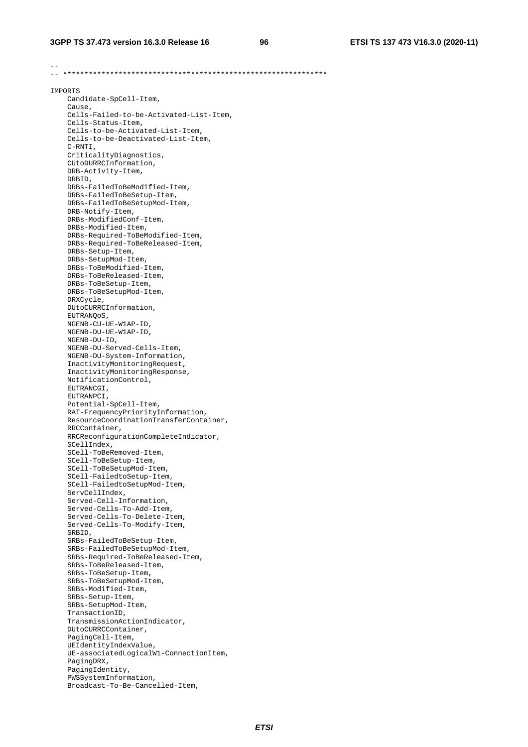```
--
-- **************************************************************

IMPORTS
	Candidate-SpCell-Item,
	Cause,
	Cells-Failed-to-be-Activated-List-Item,
	Cells-Status-Item,
	Cells-to-be-Activated-List-Item,
	Cells-to-be-Deactivated-List-Item,
	C-RNTI,
	CriticalityDiagnostics,
	CUtoDURRCInformation,
	DRB-Activity-Item,
	DRBID,
	DRBs-FailedToBeModified-Item,
	DRBs-FailedToBeSetup-Item,
	DRBs-FailedToBeSetupMod-Item,
	DRB-Notify-Item,
	DRBs-ModifiedConf-Item,
	DRBs-Modified-Item,
	DRBs-Required-ToBeModified-Item,
	DRBs-Required-ToBeReleased-Item,
	DRBs-Setup-Item,
	DRBs-SetupMod-Item,
	DRBs-ToBeModified-Item,
	DRBs-ToBeReleased-Item,
	DRBs-ToBeSetup-Item,
	DRBs-ToBeSetupMod-Item,
	DRXCycle,
	DUtoCURRCInformation,
	EUTRANQoS,
	NGENB-CU-UE-W1AP-ID,
	NGENB-DU-UE-W1AP-ID,
	NGENB-DU-ID,
	NGENB-DU-Served-Cells-Item,
	NGENB-DU-System-Information,
	InactivityMonitoringRequest,
	InactivityMonitoringResponse,
	NotificationControl,
	EUTRANCGI,
	EUTRANPCI,
	Potential-SpCell-Item,
	RAT-FrequencyPriorityInformation,
	ResourceCoordinationTransferContainer,
	RRCContainer,
	RRCReconfigurationCompleteIndicator,
	SCellIndex,
	SCell-ToBeRemoved-Item,
	SCell-ToBeSetup-Item,
	SCell-ToBeSetupMod-Item,
	SCell-FailedtoSetup-Item,
	SCell-FailedtoSetupMod-Item,
	ServCellIndex,
	Served-Cell-Information,
	Served-Cells-To-Add-Item,
	Served-Cells-To-Delete-Item,
	Served-Cells-To-Modify-Item,
	SRBID,
	SRBs-FailedToBeSetup-Item,
	SRBs-FailedToBeSetupMod-Item,
	SRBs-Required-ToBeReleased-Item,
	SRBs-ToBeReleased-Item,
	SRBs-ToBeSetup-Item,
	SRBs-ToBeSetupMod-Item,
	SRBs-Modified-Item,
	SRBs-Setup-Item,
	SRBs-SetupMod-Item,
	TransactionID,
	TransmissionActionIndicator,
	DUtoCURRCContainer,
	PagingCell-Item,
	UEIdentityIndexValue,
	UE-associatedLogicalW1-ConnectionItem,
	PagingDRX,
	PagingIdentity,
	PWSSystemInformation,
	Broadcast-To-Be-Cancelled-Item,
```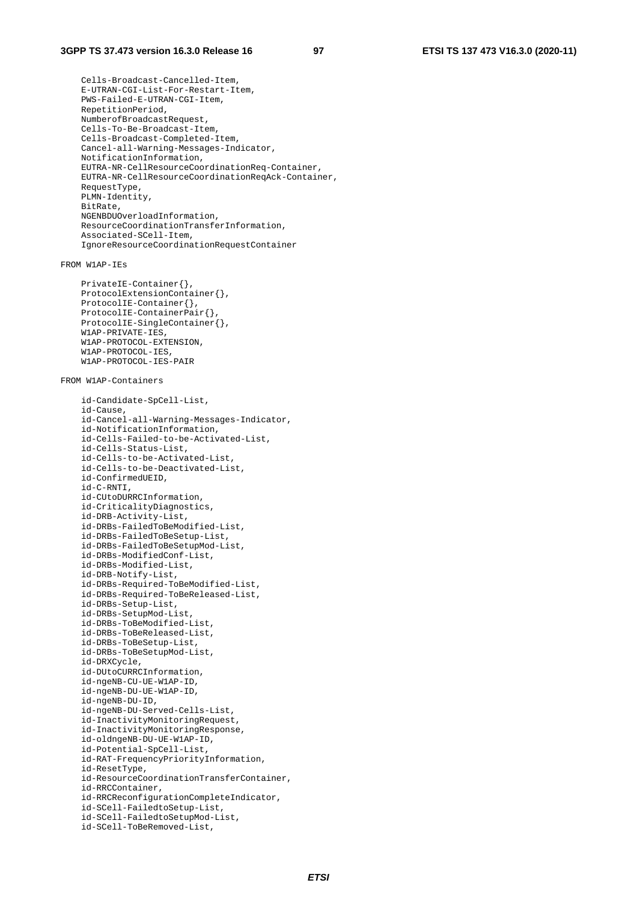```
	Cells-Broadcast-Cancelled-Item,
	E-UTRAN-CGI-List-For-Restart-Item,
	PWS-Failed-E-UTRAN-CGI-Item,
	RepetitionPeriod,
	NumberofBroadcastRequest,
	Cells-To-Be-Broadcast-Item,
	Cells-Broadcast-Completed-Item,
	Cancel-all-Warning-Messages-Indicator,
	NotificationInformation,
	EUTRA-NR-CellResourceCoordinationReq-Container,
	EUTRA-NR-CellResourceCoordinationReqAck-Container,
	RequestType,
	PLMN-Identity,
	BitRate,
	NGENBDUOverloadInformation,
	ResourceCoordinationTransferInformation,
	Associated-SCell-Item,
	IgnoreResourceCoordinationRequestContainer

FROM W1AP-IEs

	PrivateIE-Container{},
	ProtocolExtensionContainer{},
	ProtocolIE-Container{},
	ProtocolIE-ContainerPair{},
	ProtocolIE-SingleContainer{},
	W1AP-PRIVATE-IES,
	W1AP-PROTOCOL-EXTENSION,
	W1AP-PROTOCOL-IES,
	W1AP-PROTOCOL-IES-PAIR

FROM W1AP-Containers

	id-Candidate-SpCell-List,
	id-Cause,
	id-Cancel-all-Warning-Messages-Indicator,
	id-NotificationInformation,
	id-Cells-Failed-to-be-Activated-List,
	id-Cells-Status-List,
	id-Cells-to-be-Activated-List,
	id-Cells-to-be-Deactivated-List,
	id-ConfirmedUEID,
	id-C-RNTI,
	id-CUtoDURRCInformation,
	id-CriticalityDiagnostics,
	id-DRB-Activity-List,
	id-DRBs-FailedToBeModified-List,
	id-DRBs-FailedToBeSetup-List,
	id-DRBs-FailedToBeSetupMod-List,
	id-DRBs-ModifiedConf-List,
	id-DRBs-Modified-List,
	id-DRB-Notify-List,
	id-DRBs-Required-ToBeModified-List,
	id-DRBs-Required-ToBeReleased-List,
	id-DRBs-Setup-List,
	id-DRBs-SetupMod-List,
	id-DRBs-ToBeModified-List,
	id-DRBs-ToBeReleased-List,
	id-DRBs-ToBeSetup-List,
	id-DRBs-ToBeSetupMod-List,
	id-DRXCycle,
	id-DUtoCURRCInformation,
	id-ngeNB-CU-UE-W1AP-ID,
	id-ngeNB-DU-UE-W1AP-ID,
	id-ngeNB-DU-ID,
	id-ngeNB-DU-Served-Cells-List,
	id-InactivityMonitoringRequest,
	id-InactivityMonitoringResponse,
	id-oldngeNB-DU-UE-W1AP-ID,
	id-Potential-SpCell-List,
	id-RAT-FrequencyPriorityInformation,
	id-ResetType,
	id-ResourceCoordinationTransferContainer,
	id-RRCContainer,
	id-RRCReconfigurationCompleteIndicator,
	id-SCell-FailedtoSetup-List,
	id-SCell-FailedtoSetupMod-List,
	id-SCell-ToBeRemoved-List,
```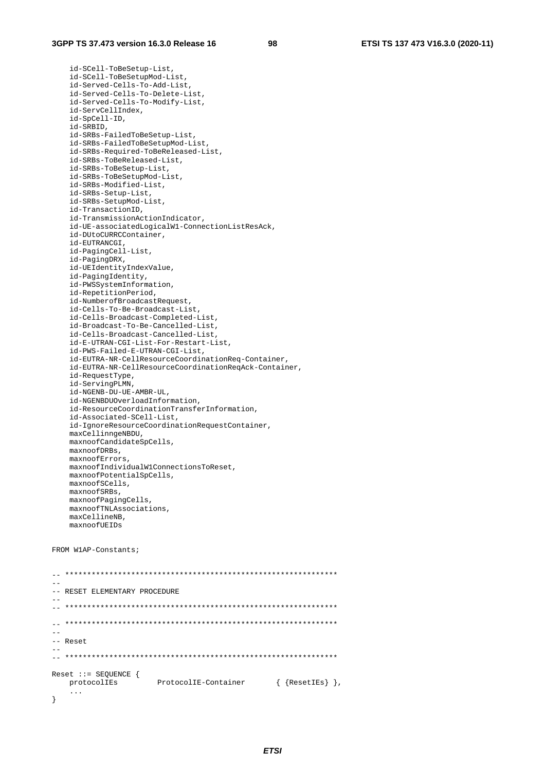```
	id-SCell-ToBeSetup-List,
	id-SCell-ToBeSetupMod-List,
	id-Served-Cells-To-Add-List,
	id-Served-Cells-To-Delete-List,
	id-Served-Cells-To-Modify-List,
	id-ServCellIndex,
	id-SpCell-ID,
	id-SRBID,
	id-SRBs-FailedToBeSetup-List,
	id-SRBs-FailedToBeSetupMod-List,
	id-SRBs-Required-ToBeReleased-List,
	id-SRBs-ToBeReleased-List,
	id-SRBs-ToBeSetup-List,
	id-SRBs-ToBeSetupMod-List,
	id-SRBs-Modified-List,
	id-SRBs-Setup-List,
	id-SRBs-SetupMod-List,
	id-TransactionID,
	id-TransmissionActionIndicator,
	id-UE-associatedLogicalW1-ConnectionListResAck,
	id-DUtoCURRCContainer,
	id-EUTRANCGI,
	id-PagingCell-List,
	id-PagingDRX,
	id-UEIdentityIndexValue,
	id-PagingIdentity,
	id-PWSSystemInformation,
	id-RepetitionPeriod,
	id-NumberofBroadcastRequest,
	id-Cells-To-Be-Broadcast-List,
	id-Cells-Broadcast-Completed-List,
	id-Broadcast-To-Be-Cancelled-List,
	id-Cells-Broadcast-Cancelled-List,
	id-E-UTRAN-CGI-List-For-Restart-List,
	id-PWS-Failed-E-UTRAN-CGI-List,
	id-EUTRA-NR-CellResourceCoordinationReq-Container,
	id-EUTRA-NR-CellResourceCoordinationReqAck-Container,
	id-RequestType,
	id-ServingPLMN,
	id-NGENB-DU-UE-AMBR-UL,
	id-NGENBDUOverloadInformation,
	id-ResourceCoordinationTransferInformation,
	id-Associated-SCell-List,
	id-IgnoreResourceCoordinationRequestContainer,
	maxCellinngeNBDU,
	maxnoofCandidateSpCells,
	maxnoofDRBs,
	maxnoofErrors,
	maxnoofIndividualW1ConnectionsToReset,
	maxnoofPotentialSpCells,
	maxnoofSCells,
	maxnoofSRBs,
	maxnoofPagingCells,
	maxnoofTNLAssociations,
	maxCellineNB,
	maxnoofUEIDs

FROM W1AP-Constants;


-- **************************************************************
--
-- RESET ELEMENTARY PROCEDURE
--
-- **************************************************************

-- **************************************************************
--
-- Reset
--
-- **************************************************************

Reset ::= SEQUENCE {
	protocolIEs		ProtocolIE-Container		{ {ResetIEs} },
	...
}
```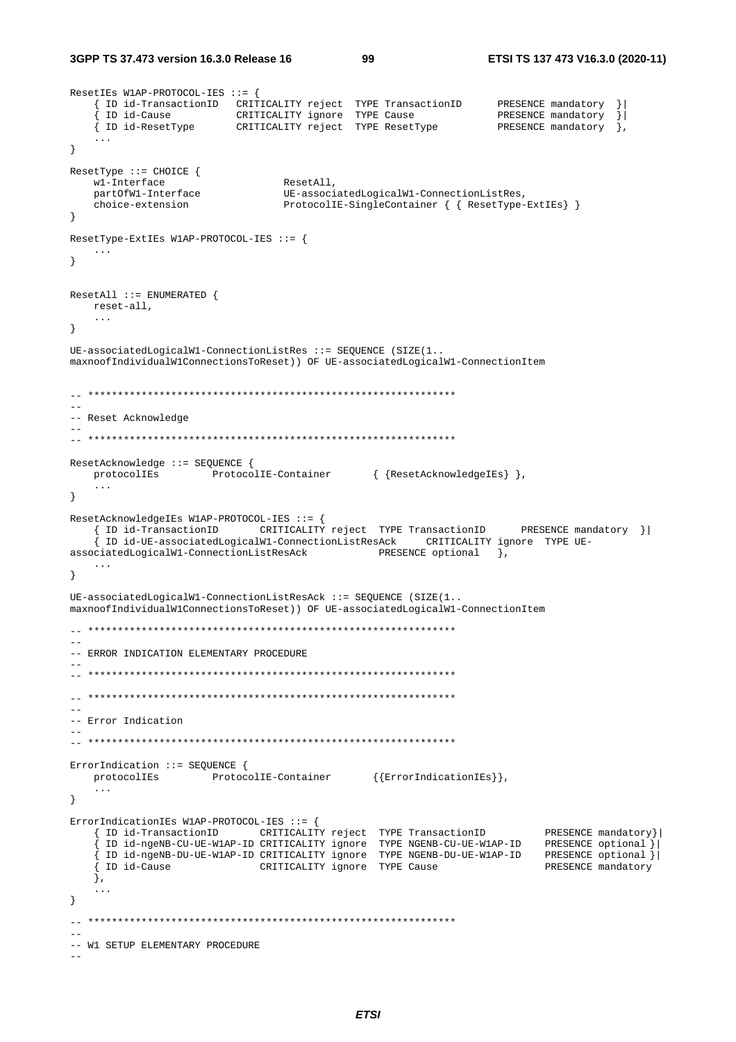```
ResetIEs W1AP-PROTOCOL-IES ::= {
	{ ID id-TransactionID	CRITICALITY reject	TYPE TransactionID		PRESENCE mandatory	}|
	{ ID id-Cause			CRITICALITY ignore	TYPE Cause				PRESENCE mandatory	}|
	{ ID id-ResetType		CRITICALITY reject	TYPE ResetType			PRESENCE mandatory	},
	...
}

ResetType ::= CHOICE {
	w1-Interface				ResetAll,
	partOfW1-Interface			UE-associatedLogicalW1-ConnectionListRes,
	choice-extension			ProtocolIE-SingleContainer { { ResetType-ExtIEs} }
}

ResetType-ExtIEs W1AP-PROTOCOL-IES ::= {
	...
}


ResetAll ::= ENUMERATED {
	reset-all,
	...
}

UE-associatedLogicalW1-ConnectionListRes ::= SEQUENCE (SIZE(1..
maxnoofIndividualW1ConnectionsToReset)) OF UE-associatedLogicalW1-ConnectionItem


-- **************************************************************
--
-- Reset Acknowledge
--
-- **************************************************************

ResetAcknowledge ::= SEQUENCE {
	protocolIEs		ProtocolIE-Container		{ {ResetAcknowledgeIEs} },
	...
}

ResetAcknowledgeIEs W1AP-PROTOCOL-IES ::= {
	{ ID id-TransactionID		CRITICALITY reject	TYPE TransactionID		PRESENCE mandatory	}|
	{ ID id-UE-associatedLogicalW1-ConnectionListResAck	CRITICALITY ignore	TYPE UE-
associatedLogicalW1-ConnectionListResAck		PRESENCE optional	},
	...
}

UE-associatedLogicalW1-ConnectionListResAck ::= SEQUENCE (SIZE(1..
maxnoofIndividualW1ConnectionsToReset)) OF UE-associatedLogicalW1-ConnectionItem

-- **************************************************************
--
-- ERROR INDICATION ELEMENTARY PROCEDURE
--
-- **************************************************************

-- **************************************************************
--
-- Error Indication
--
-- **************************************************************

ErrorIndication ::= SEQUENCE {
	protocolIEs		ProtocolIE-Container		{{ErrorIndicationIEs}},
	...
}

ErrorIndicationIEs W1AP-PROTOCOL-IES ::= {
	{ ID id-TransactionID		CRITICALITY reject	TYPE TransactionID			PRESENCE mandatory}|
	{ ID id-ngeNB-CU-UE-W1AP-ID	CRITICALITY ignore	TYPE NGENB-CU-UE-W1AP-ID	PRESENCE optional }|
	{ ID id-ngeNB-DU-UE-W1AP-ID	CRITICALITY ignore	TYPE NGENB-DU-UE-W1AP-ID	PRESENCE optional }|
	{ ID id-Cause				CRITICALITY ignore	TYPE Cause					PRESENCE mandatory
	},
	...
}

-- **************************************************************
--
-- W1 SETUP ELEMENTARY PROCEDURE
--
```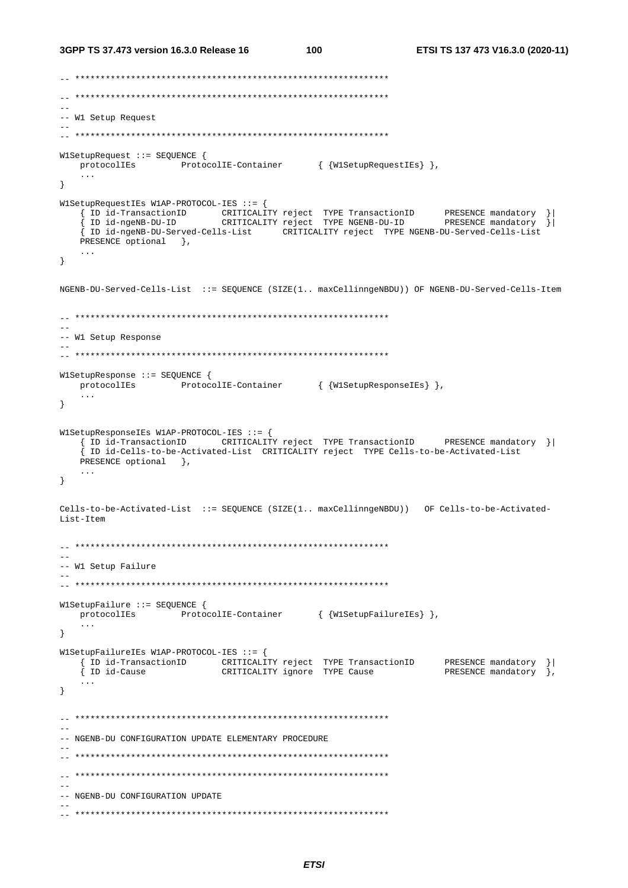```
-- **************************************************************

-- **************************************************************
--
-- W1 Setup Request
--
-- **************************************************************

W1SetupRequest ::= SEQUENCE {
	protocolIEs		ProtocolIE-Container		{ {W1SetupRequestIEs} },
	...
}

W1SetupRequestIEs W1AP-PROTOCOL-IES ::= {
	{ ID id-TransactionID		CRITICALITY reject	TYPE TransactionID		PRESENCE mandatory	}|
	{ ID id-ngeNB-DU-ID		CRITICALITY reject	TYPE NGENB-DU-ID		PRESENCE mandatory	}|
	{ ID id-ngeNB-DU-Served-Cells-List		CRITICALITY reject	TYPE NGENB-DU-Served-Cells-List
	PRESENCE optional	},
	...
}

NGENB-DU-Served-Cells-List  ::= SEQUENCE (SIZE(1.. maxCellinngeNBDU)) OF NGENB-DU-Served-Cells-Item

-- **************************************************************
--
-- W1 Setup Response
--
-- **************************************************************

W1SetupResponse ::= SEQUENCE {
	protocolIEs		ProtocolIE-Container		{ {W1SetupResponseIEs} },
	...
}


W1SetupResponseIEs W1AP-PROTOCOL-IES ::= {
	{ ID id-TransactionID		CRITICALITY reject	TYPE TransactionID		PRESENCE mandatory	}|
	{ ID id-Cells-to-be-Activated-List	CRITICALITY reject	TYPE Cells-to-be-Activated-List
	PRESENCE optional	},
	...
}

Cells-to-be-Activated-List  ::= SEQUENCE (SIZE(1.. maxCellinngeNBDU))	OF Cells-to-be-Activated-
List-Item

-- **************************************************************
--
-- W1 Setup Failure
--
-- **************************************************************

W1SetupFailure ::= SEQUENCE {
	protocolIEs		ProtocolIE-Container		{ {W1SetupFailureIEs} },
	...
}

W1SetupFailureIEs W1AP-PROTOCOL-IES ::= {
	{ ID id-TransactionID		CRITICALITY reject	TYPE TransactionID		PRESENCE mandatory	}|
	{ ID id-Cause			CRITICALITY ignore	TYPE Cause			PRESENCE mandatory	},
	...
}

-- **************************************************************
--
-- NGENB-DU CONFIGURATION UPDATE ELEMENTARY PROCEDURE
--
-- **************************************************************

-- **************************************************************
--
-- NGENB-DU CONFIGURATION UPDATE
--
-- **************************************************************
```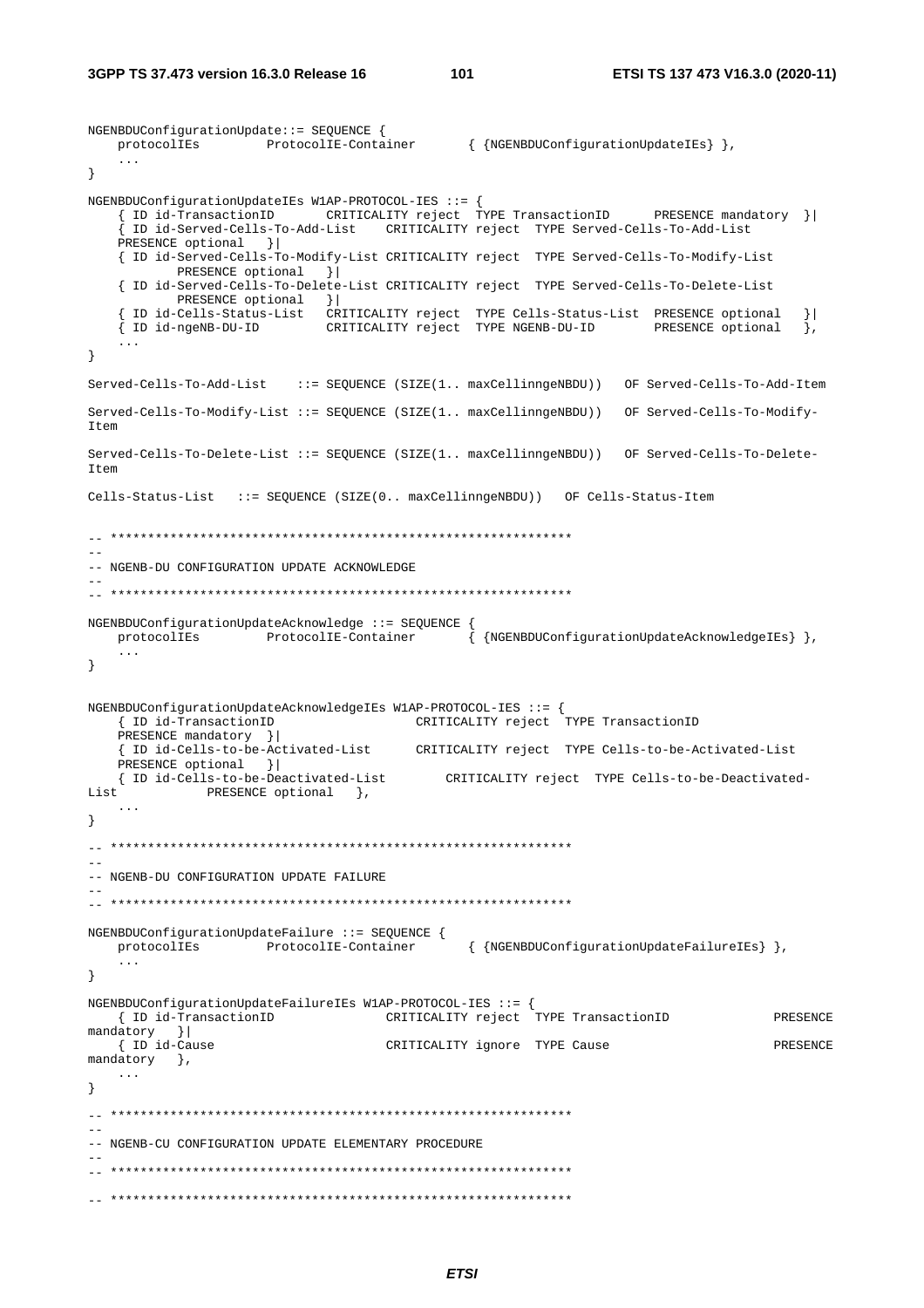```
NGENBDUConfigurationUpdate::= SEQUENCE {
	protocolIEs		ProtocolIE-Container		{ {NGENBDUConfigurationUpdateIEs} },
	...
}

NGENBDUConfigurationUpdateIEs W1AP-PROTOCOL-IES ::= {
	{ ID id-TransactionID		CRITICALITY reject	TYPE TransactionID		PRESENCE mandatory	}|
	{ ID id-Served-Cells-To-Add-List	CRITICALITY reject	TYPE Served-Cells-To-Add-List
	PRESENCE optional	}|
	{ ID id-Served-Cells-To-Modify-List CRITICALITY reject	TYPE Served-Cells-To-Modify-List
		PRESENCE optional	}|
	{ ID id-Served-Cells-To-Delete-List CRITICALITY reject	TYPE Served-Cells-To-Delete-List
		PRESENCE optional	}|
	{ ID id-Cells-Status-List	CRITICALITY reject	TYPE Cells-Status-List	PRESENCE optional	}|
	{ ID id-ngeNB-DU-ID		CRITICALITY reject	TYPE NGENB-DU-ID		PRESENCE optional	},
	...
}

Served-Cells-To-Add-List	::= SEQUENCE (SIZE(1.. maxCellinngeNBDU))	OF Served-Cells-To-Add-Item

Served-Cells-To-Modify-List ::= SEQUENCE (SIZE(1.. maxCellinngeNBDU))	OF Served-Cells-To-Modify-
Item

Served-Cells-To-Delete-List ::= SEQUENCE (SIZE(1.. maxCellinngeNBDU))	OF Served-Cells-To-Delete-
Item

Cells-Status-List	::= SEQUENCE (SIZE(0.. maxCellinngeNBDU))	OF Cells-Status-Item


-- **************************************************************
--
-- NGENB-DU CONFIGURATION UPDATE ACKNOWLEDGE
--
-- **************************************************************

NGENBDUConfigurationUpdateAcknowledge ::= SEQUENCE {
	protocolIEs		ProtocolIE-Container		{ {NGENBDUConfigurationUpdateAcknowledgeIEs} },
	...
}


NGENBDUConfigurationUpdateAcknowledgeIEs W1AP-PROTOCOL-IES ::= {
	{ ID id-TransactionID			CRITICALITY reject	TYPE TransactionID
	PRESENCE mandatory	}|
	{ ID id-Cells-to-be-Activated-List	CRITICALITY reject	TYPE Cells-to-be-Activated-List
	PRESENCE optional	}|
	{ ID id-Cells-to-be-Deactivated-List		CRITICALITY reject	TYPE Cells-to-be-Deactivated-
List		PRESENCE optional	},
	...
}

-- **************************************************************
--
-- NGENB-DU CONFIGURATION UPDATE FAILURE
--
-- **************************************************************

NGENBDUConfigurationUpdateFailure ::= SEQUENCE {
	protocolIEs		ProtocolIE-Container		{ {NGENBDUConfigurationUpdateFailureIEs} },
	...
}

NGENBDUConfigurationUpdateFailureIEs W1AP-PROTOCOL-IES ::= {
	{ ID id-TransactionID			CRITICALITY reject	TYPE TransactionID			PRESENCE
mandatory	}|
	{ ID id-Cause				CRITICALITY ignore	TYPE Cause				PRESENCE
mandatory	},
	...
}

-- **************************************************************
--
-- NGENB-CU CONFIGURATION UPDATE ELEMENTARY PROCEDURE
--
-- **************************************************************

-- **************************************************************
```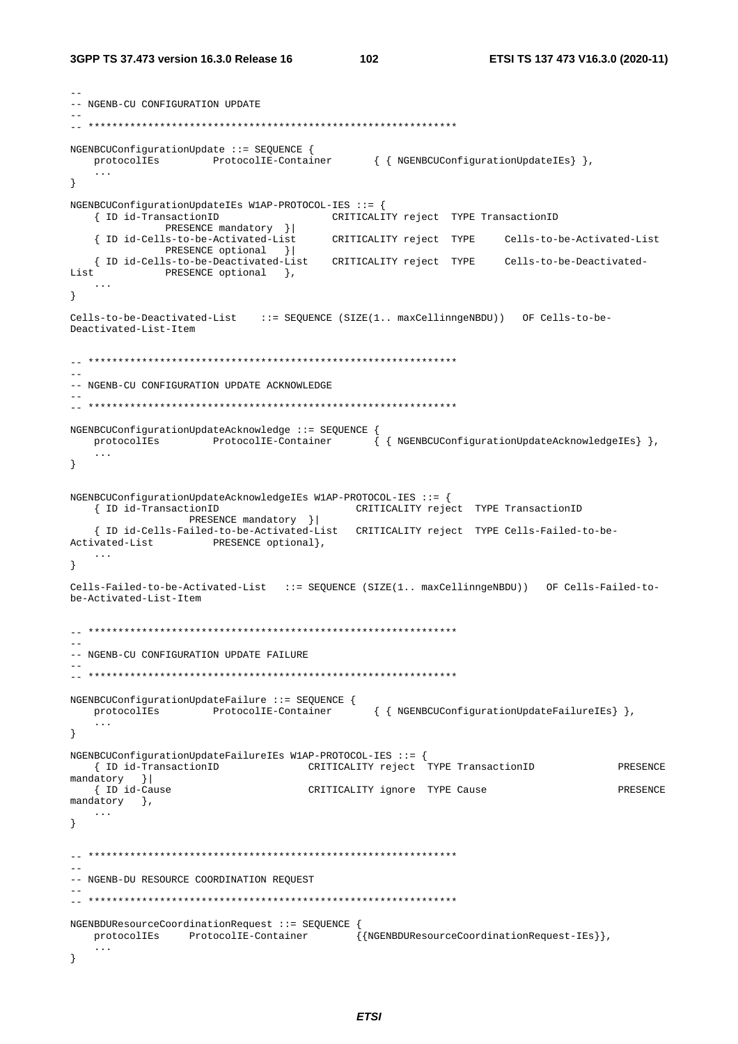```
--
-- NGENB-CU CONFIGURATION UPDATE
--
-- **************************************************************

NGENBCUConfigurationUpdate ::= SEQUENCE {
	protocolIEs		ProtocolIE-Container		{ { NGENBCUConfigurationUpdateIEs} },
	...
}

NGENBCUConfigurationUpdateIEs W1AP-PROTOCOL-IES ::= {
	{ ID id-TransactionID				CRITICALITY reject	TYPE TransactionID
		PRESENCE mandatory	}|
	{ ID id-Cells-to-be-Activated-List		CRITICALITY reject	TYPE	Cells-to-be-Activated-List
		PRESENCE optional	}|
	{ ID id-Cells-to-be-Deactivated-List	CRITICALITY reject	TYPE	Cells-to-be-Deactivated-
List		PRESENCE optional	},
	...
}

Cells-to-be-Deactivated-List	::= SEQUENCE (SIZE(1.. maxCellinngeNBDU))	OF Cells-to-be-
Deactivated-List-Item


-- **************************************************************
--
-- NGENB-CU CONFIGURATION UPDATE ACKNOWLEDGE
--
-- **************************************************************

NGENBCUConfigurationUpdateAcknowledge ::= SEQUENCE {
	protocolIEs		ProtocolIE-Container		{ { NGENBCUConfigurationUpdateAcknowledgeIEs} },
	...
}


NGENBCUConfigurationUpdateAcknowledgeIEs W1AP-PROTOCOL-IES ::= {
	{ ID id-TransactionID				CRITICALITY reject	TYPE TransactionID
		PRESENCE mandatory	}|
	{ ID id-Cells-Failed-to-be-Activated-List	CRITICALITY reject	TYPE Cells-Failed-to-be-
Activated-List		PRESENCE optional},
	...
}

Cells-Failed-to-be-Activated-List	::= SEQUENCE (SIZE(1.. maxCellinngeNBDU))	OF Cells-Failed-to-
be-Activated-List-Item


-- **************************************************************
--
-- NGENB-CU CONFIGURATION UPDATE FAILURE
--
-- **************************************************************

NGENBCUConfigurationUpdateFailure ::= SEQUENCE {
	protocolIEs		ProtocolIE-Container		{ { NGENBCUConfigurationUpdateFailureIEs} },
	...
}

NGENBCUConfigurationUpdateFailureIEs W1AP-PROTOCOL-IES ::= {
	{ ID id-TransactionID			CRITICALITY reject	TYPE TransactionID			PRESENCE
mandatory	}|
	{ ID id-Cause				CRITICALITY ignore	TYPE Cause				PRESENCE
mandatory	},
	...
}


-- **************************************************************
--
-- NGENB-DU RESOURCE COORDINATION REQUEST
--
-- **************************************************************

NGENBDUResourceCoordinationRequest ::= SEQUENCE {
	protocolIEs		ProtocolIE-Container		{{NGENBDUResourceCoordinationRequest-IEs}},
	...
}
```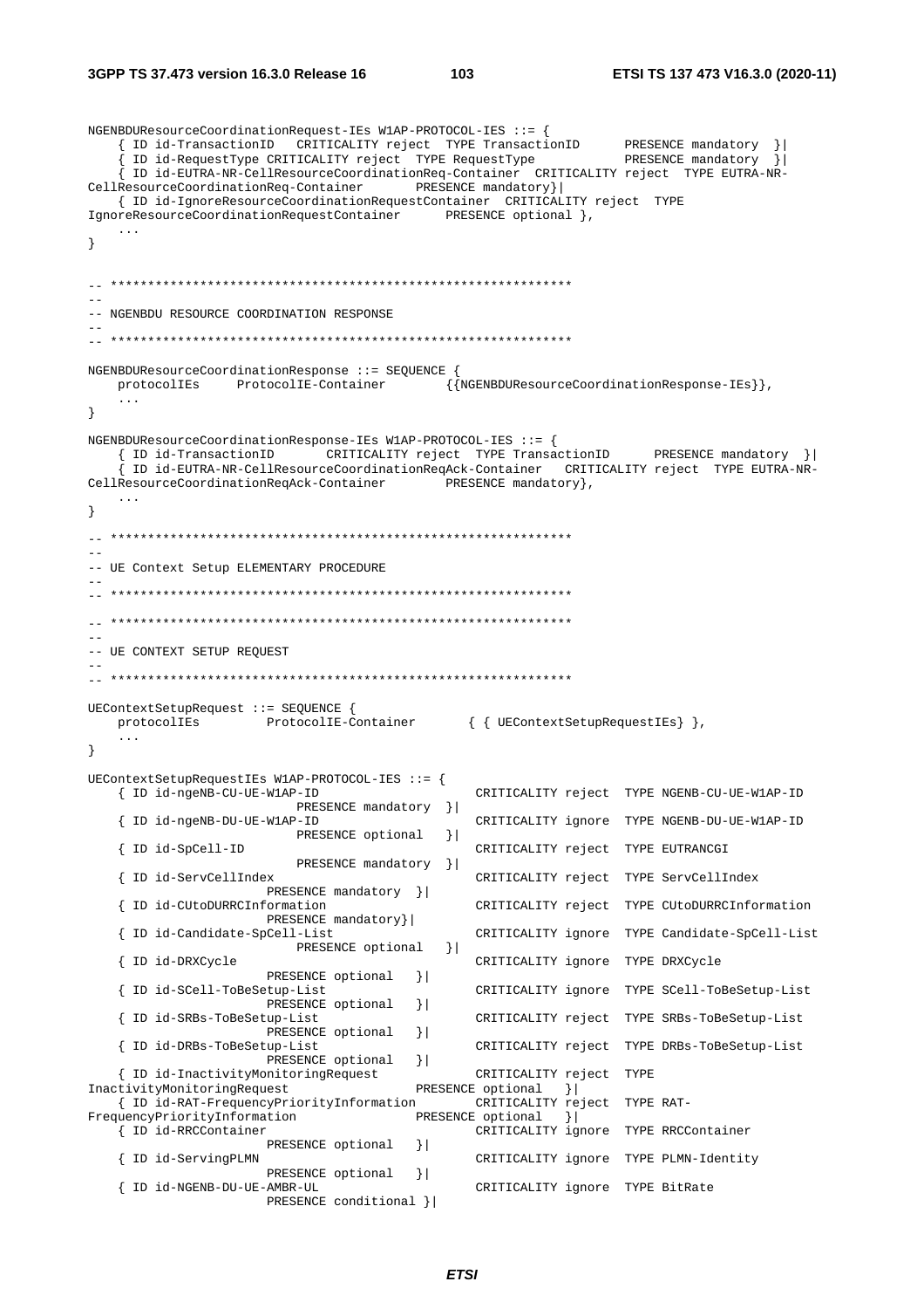```
NGENBDUResourceCoordinationRequest-IEs W1AP-PROTOCOL-IES ::= {
	{ ID id-TransactionID	CRITICALITY reject	TYPE TransactionID		PRESENCE mandatory	}|
	{ ID id-RequestType CRITICALITY reject	TYPE RequestType			PRESENCE mandatory	}|
	{ ID id-EUTRA-NR-CellResourceCoordinationReq-Container	CRITICALITY reject	TYPE EUTRA-NR-
CellResourceCoordinationReq-Container		PRESENCE mandatory}|
	{ ID id-IgnoreResourceCoordinationRequestContainer	CRITICALITY reject	TYPE 
IgnoreResourceCoordinationRequestContainer		PRESENCE optional },
	...
}


-- **************************************************************
--
-- NGENBDU RESOURCE COORDINATION RESPONSE
--
-- **************************************************************

NGENBDUResourceCoordinationResponse ::= SEQUENCE {
	protocolIEs		ProtocolIE-Container		{{NGENBDUResourceCoordinationResponse-IEs}},
	...
}

NGENBDUResourceCoordinationResponse-IEs W1AP-PROTOCOL-IES ::= {
	{ ID id-TransactionID		CRITICALITY reject	TYPE TransactionID		PRESENCE mandatory	}|
	{ ID id-EUTRA-NR-CellResourceCoordinationReqAck-Container	CRITICALITY reject	TYPE EUTRA-NR-
CellResourceCoordinationReqAck-Container		PRESENCE mandatory},
	...
}

-- **************************************************************
--
-- UE Context Setup ELEMENTARY PROCEDURE
--
-- **************************************************************

-- **************************************************************
--
-- UE CONTEXT SETUP REQUEST
--
-- **************************************************************

UEContextSetupRequest ::= SEQUENCE {
	protocolIEs			ProtocolIE-Container		{ { UEContextSetupRequestIEs} },
	...
}

UEContextSetupRequestIEs W1AP-PROTOCOL-IES ::= {
	{ ID id-ngeNB-CU-UE-W1AP-ID						CRITICALITY reject	TYPE NGENB-CU-UE-W1AP-ID
				PRESENCE mandatory	}|
	{ ID id-ngeNB-DU-UE-W1AP-ID						CRITICALITY ignore	TYPE NGENB-DU-UE-W1AP-ID
				PRESENCE optional	}|
	{ ID id-SpCell-ID								CRITICALITY reject	TYPE EUTRANCGI
				PRESENCE mandatory	}|
	{ ID id-ServCellIndex							CRITICALITY reject	TYPE ServCellIndex
			PRESENCE mandatory	}|
	{ ID id-CUtoDURRCInformation					CRITICALITY reject	TYPE CUtoDURRCInformation
			PRESENCE mandatory}|
	{ ID id-Candidate-SpCell-List					CRITICALITY ignore	TYPE Candidate-SpCell-List
				PRESENCE optional	}|
	{ ID id-DRXCycle								CRITICALITY ignore	TYPE DRXCycle
			PRESENCE optional	}|
	{ ID id-SCell-ToBeSetup-List					CRITICALITY ignore	TYPE SCell-ToBeSetup-List
			PRESENCE optional	}|
	{ ID id-SRBs-ToBeSetup-List						CRITICALITY reject	TYPE SRBs-ToBeSetup-List
			PRESENCE optional	}|
	{ ID id-DRBs-ToBeSetup-List						CRITICALITY reject	TYPE DRBs-ToBeSetup-List
			PRESENCE optional	}|
	{ ID id-InactivityMonitoringRequest				CRITICALITY reject	TYPE 
InactivityMonitoringRequest					PRESENCE optional	}|
	{ ID id-RAT-FrequencyPriorityInformation		CRITICALITY reject	TYPE RAT-
FrequencyPriorityInformation				PRESENCE optional	}|
	{ ID id-RRCContainer							CRITICALITY ignore	TYPE RRCContainer
			PRESENCE optional	}|
	{ ID id-ServingPLMN								CRITICALITY ignore	TYPE PLMN-Identity
			PRESENCE optional	}|
	{ ID id-NGENB-DU-UE-AMBR-UL						CRITICALITY ignore	TYPE BitRate
			PRESENCE conditional }|
```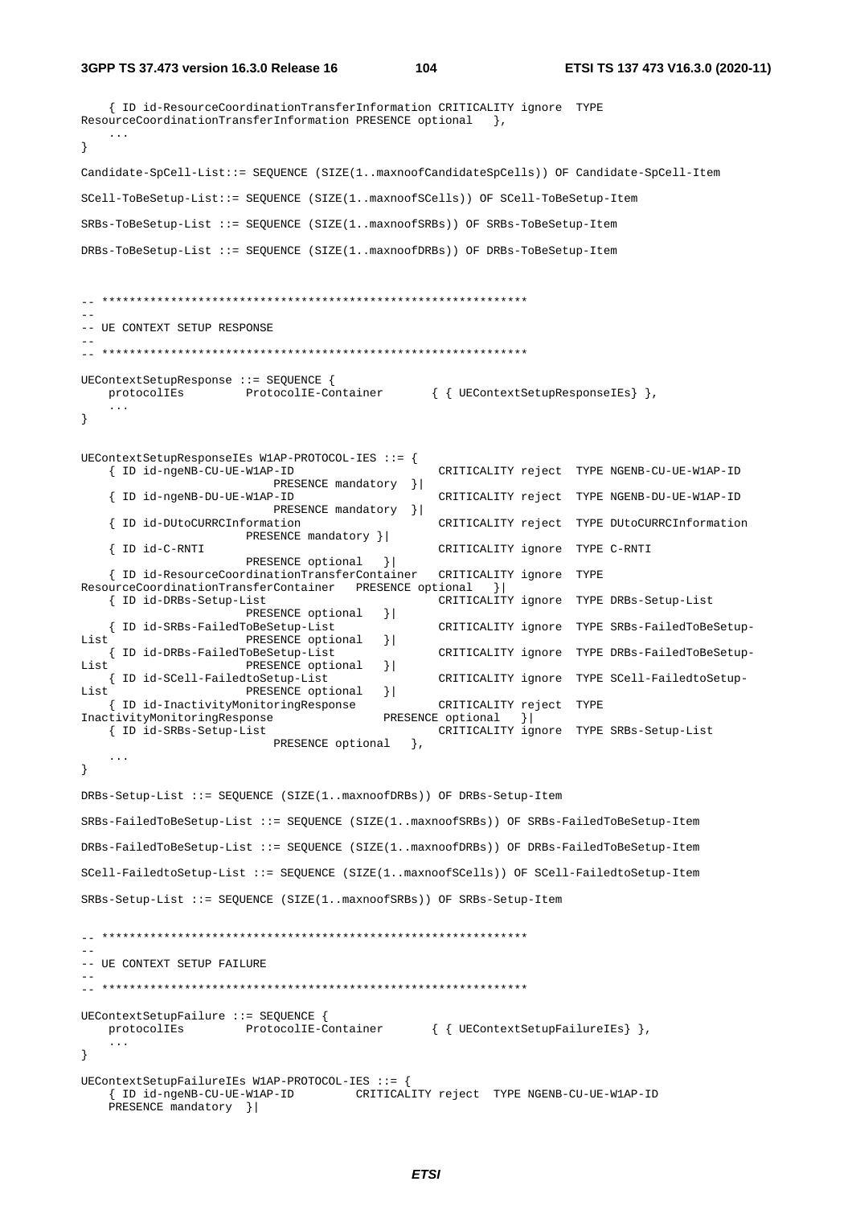```
	{ ID id-ResourceCoordinationTransferInformation CRITICALITY ignore  TYPE 
ResourceCoordinationTransferInformation PRESENCE optional   },
	...
}

Candidate-SpCell-List::= SEQUENCE (SIZE(1..maxnoofCandidateSpCells)) OF Candidate-SpCell-Item

SCell-ToBeSetup-List::= SEQUENCE (SIZE(1..maxnoofSCells)) OF SCell-ToBeSetup-Item

SRBs-ToBeSetup-List ::= SEQUENCE (SIZE(1..maxnoofSRBs)) OF SRBs-ToBeSetup-Item

DRBs-ToBeSetup-List ::= SEQUENCE (SIZE(1..maxnoofDRBs)) OF DRBs-ToBeSetup-Item


-- **************************************************************
--
-- UE CONTEXT SETUP RESPONSE
--
-- **************************************************************

UEContextSetupResponse ::= SEQUENCE {
	protocolIEs		ProtocolIE-Container	{ { UEContextSetupResponseIEs} },
	...
}


UEContextSetupResponseIEs W1AP-PROTOCOL-IES ::= {
	{ ID id-ngeNB-CU-UE-W1AP-ID					CRITICALITY reject	TYPE NGENB-CU-UE-W1AP-ID
			PRESENCE mandatory	}|
	{ ID id-ngeNB-DU-UE-W1AP-ID					CRITICALITY reject	TYPE NGENB-DU-UE-W1AP-ID
			PRESENCE mandatory	}|
	{ ID id-DUtoCURRCInformation				CRITICALITY reject	TYPE DUtoCURRCInformation
			PRESENCE mandatory }|
	{ ID id-C-RNTI								CRITICALITY ignore	TYPE C-RNTI
			PRESENCE optional	}|
	{ ID id-ResourceCoordinationTransferContainer	CRITICALITY ignore	TYPE 
ResourceCoordinationTransferContainer	PRESENCE optional	}|
	{ ID id-DRBs-Setup-List						CRITICALITY ignore	TYPE DRBs-Setup-List
			PRESENCE optional	}|
	{ ID id-SRBs-FailedToBeSetup-List			CRITICALITY ignore	TYPE SRBs-FailedToBeSetup-
List			PRESENCE optional	}|
	{ ID id-DRBs-FailedToBeSetup-List			CRITICALITY ignore	TYPE DRBs-FailedToBeSetup-
List			PRESENCE optional	}|
	{ ID id-SCell-FailedtoSetup-List			CRITICALITY ignore	TYPE SCell-FailedtoSetup-
List			PRESENCE optional	}|
	{ ID id-InactivityMonitoringResponse		CRITICALITY reject	TYPE 
InactivityMonitoringResponse			PRESENCE optional	}|
	{ ID id-SRBs-Setup-List						CRITICALITY ignore	TYPE SRBs-Setup-List
			PRESENCE optional	},
	...
}

DRBs-Setup-List ::= SEQUENCE (SIZE(1..maxnoofDRBs)) OF DRBs-Setup-Item

SRBs-FailedToBeSetup-List ::= SEQUENCE (SIZE(1..maxnoofSRBs)) OF SRBs-FailedToBeSetup-Item

DRBs-FailedToBeSetup-List ::= SEQUENCE (SIZE(1..maxnoofDRBs)) OF DRBs-FailedToBeSetup-Item

SCell-FailedtoSetup-List ::= SEQUENCE (SIZE(1..maxnoofSCells)) OF SCell-FailedtoSetup-Item

SRBs-Setup-List ::= SEQUENCE (SIZE(1..maxnoofSRBs)) OF SRBs-Setup-Item


-- **************************************************************
--
-- UE CONTEXT SETUP FAILURE
--
-- **************************************************************

UEContextSetupFailure ::= SEQUENCE {
	protocolIEs		ProtocolIE-Container	{ { UEContextSetupFailureIEs} },
	...
}

UEContextSetupFailureIEs W1AP-PROTOCOL-IES ::= {
	{ ID id-ngeNB-CU-UE-W1AP-ID			CRITICALITY reject	TYPE NGENB-CU-UE-W1AP-ID
	PRESENCE mandatory	}|
```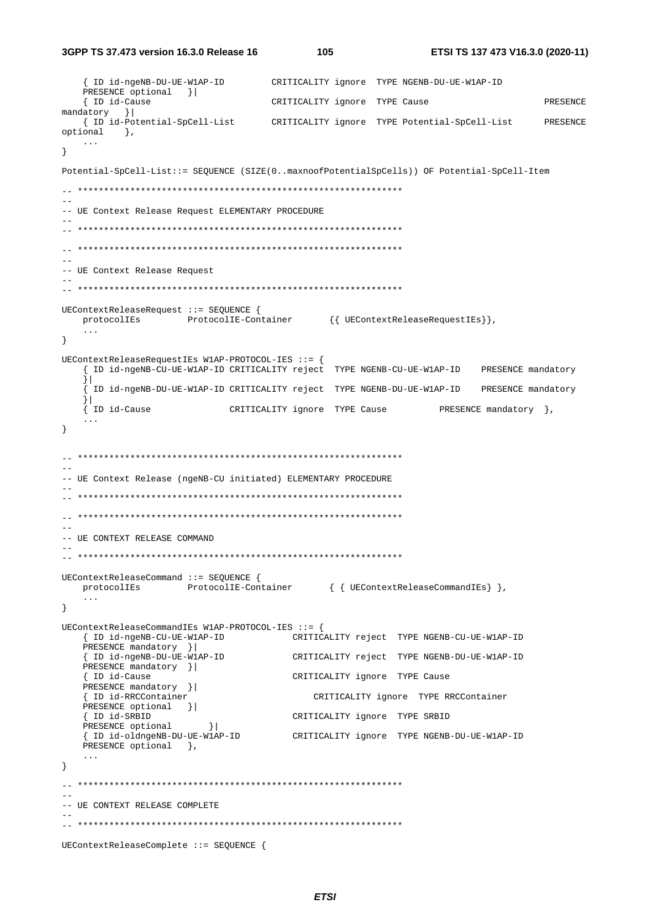```
	{ ID id-ngeNB-DU-UE-W1AP-ID		CRITICALITY ignore	TYPE NGENB-DU-UE-W1AP-ID
	PRESENCE optional	}|
	{ ID id-Cause					CRITICALITY ignore	TYPE Cause						PRESENCE
mandatory	}|
	{ ID id-Potential-SpCell-List		CRITICALITY ignore	TYPE Potential-SpCell-List		PRESENCE
optional	},
	...
}

Potential-SpCell-List::= SEQUENCE (SIZE(0..maxnoofPotentialSpCells)) OF Potential-SpCell-Item

-- **************************************************************
--
-- UE Context Release Request ELEMENTARY PROCEDURE
--
-- **************************************************************

-- **************************************************************
--
-- UE Context Release Request
--
-- **************************************************************

UEContextReleaseRequest ::= SEQUENCE {
	protocolIEs		ProtocolIE-Container		{{ UEContextReleaseRequestIEs}},
	...
}

UEContextReleaseRequestIEs W1AP-PROTOCOL-IES ::= {
	{ ID id-ngeNB-CU-UE-W1AP-ID CRITICALITY reject	TYPE NGENB-CU-UE-W1AP-ID	PRESENCE mandatory
	}|
	{ ID id-ngeNB-DU-UE-W1AP-ID CRITICALITY reject	TYPE NGENB-DU-UE-W1AP-ID	PRESENCE mandatory
	}|
	{ ID id-Cause				CRITICALITY ignore	TYPE Cause			PRESENCE mandatory	},
	...
}


-- **************************************************************
--
-- UE Context Release (ngeNB-CU initiated) ELEMENTARY PROCEDURE
--
-- **************************************************************

-- **************************************************************
--
-- UE CONTEXT RELEASE COMMAND
--
-- **************************************************************

UEContextReleaseCommand ::= SEQUENCE {
	protocolIEs		ProtocolIE-Container		{ { UEContextReleaseCommandIEs} },
	...
}

UEContextReleaseCommandIEs W1AP-PROTOCOL-IES ::= {
	{ ID id-ngeNB-CU-UE-W1AP-ID			CRITICALITY reject	TYPE NGENB-CU-UE-W1AP-ID
	PRESENCE mandatory	}|
	{ ID id-ngeNB-DU-UE-W1AP-ID			CRITICALITY reject	TYPE NGENB-DU-UE-W1AP-ID
	PRESENCE mandatory	}|
	{ ID id-Cause						CRITICALITY ignore	TYPE Cause
	PRESENCE mandatory	}|
	{ ID id-RRCContainer					CRITICALITY ignore	TYPE RRCContainer
	PRESENCE optional	}|
	{ ID id-SRBID						CRITICALITY ignore	TYPE SRBID
	PRESENCE optional		}|
	{ ID id-oldngeNB-DU-UE-W1AP-ID		CRITICALITY ignore	TYPE NGENB-DU-UE-W1AP-ID
	PRESENCE optional	},
	...
}

-- **************************************************************
--
-- UE CONTEXT RELEASE COMPLETE
--
-- **************************************************************

UEContextReleaseComplete ::= SEQUENCE {
```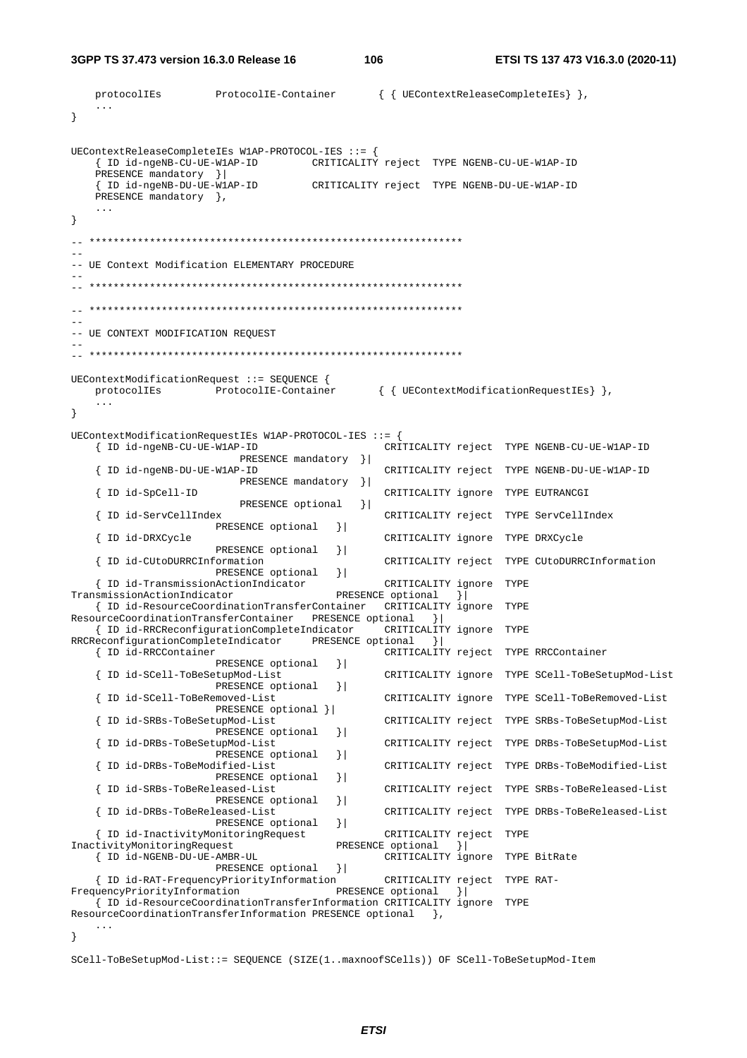```
	protocolIEs		ProtocolIE-Container		{ { UEContextReleaseCompleteIEs} },
	...
}


UEContextReleaseCompleteIEs W1AP-PROTOCOL-IES ::= {
	{ ID id-ngeNB-CU-UE-W1AP-ID		CRITICALITY reject	TYPE NGENB-CU-UE-W1AP-ID
	PRESENCE mandatory	}|
	{ ID id-ngeNB-DU-UE-W1AP-ID		CRITICALITY reject	TYPE NGENB-DU-UE-W1AP-ID
	PRESENCE mandatory	},
	...
}

-- **************************************************************
--
-- UE Context Modification ELEMENTARY PROCEDURE
--
-- **************************************************************

-- **************************************************************
--
-- UE CONTEXT MODIFICATION REQUEST
--
-- **************************************************************

UEContextModificationRequest ::= SEQUENCE {
	protocolIEs		ProtocolIE-Container		{ { UEContextModificationRequestIEs} },
	...
}

UEContextModificationRequestIEs W1AP-PROTOCOL-IES ::= {
	{ ID id-ngeNB-CU-UE-W1AP-ID					CRITICALITY reject	TYPE NGENB-CU-UE-W1AP-ID
			PRESENCE mandatory	}|
	{ ID id-ngeNB-DU-UE-W1AP-ID					CRITICALITY reject	TYPE NGENB-DU-UE-W1AP-ID
			PRESENCE mandatory	}|
	{ ID id-SpCell-ID							CRITICALITY ignore	TYPE EUTRANCGI
			PRESENCE optional	}|
	{ ID id-ServCellIndex						CRITICALITY reject	TYPE ServCellIndex
			PRESENCE optional	}|
	{ ID id-DRXCycle							CRITICALITY ignore	TYPE DRXCycle
			PRESENCE optional	}|
	{ ID id-CUtoDURRCInformation				CRITICALITY reject	TYPE CUtoDURRCInformation
			PRESENCE optional	}|
	{ ID id-TransmissionActionIndicator			CRITICALITY ignore	TYPE
TransmissionActionIndicator				PRESENCE optional	}|
	{ ID id-ResourceCoordinationTransferContainer	CRITICALITY ignore	TYPE
ResourceCoordinationTransferContainer	PRESENCE optional	}|
	{ ID id-RRCReconfigurationCompleteIndicator		CRITICALITY ignore	TYPE
RRCReconfigurationCompleteIndicator		PRESENCE optional	}|
	{ ID id-RRCContainer						CRITICALITY reject	TYPE RRCContainer
			PRESENCE optional	}|
	{ ID id-SCell-ToBeSetupMod-List				CRITICALITY ignore	TYPE SCell-ToBeSetupMod-List
			PRESENCE optional	}|
	{ ID id-SCell-ToBeRemoved-List				CRITICALITY ignore	TYPE SCell-ToBeRemoved-List
			PRESENCE optional }|
	{ ID id-SRBs-ToBeSetupMod-List				CRITICALITY reject	TYPE SRBs-ToBeSetupMod-List
			PRESENCE optional	}|
	{ ID id-DRBs-ToBeSetupMod-List				CRITICALITY reject	TYPE DRBs-ToBeSetupMod-List
			PRESENCE optional	}|
	{ ID id-DRBs-ToBeModified-List				CRITICALITY reject	TYPE DRBs-ToBeModified-List
			PRESENCE optional	}|
	{ ID id-SRBs-ToBeReleased-List				CRITICALITY reject	TYPE SRBs-ToBeReleased-List
			PRESENCE optional	}|
	{ ID id-DRBs-ToBeReleased-List				CRITICALITY reject	TYPE DRBs-ToBeReleased-List
			PRESENCE optional	}|
	{ ID id-InactivityMonitoringRequest			CRITICALITY reject	TYPE
InactivityMonitoringRequest				PRESENCE optional	}|
	{ ID id-NGENB-DU-UE-AMBR-UL					CRITICALITY ignore	TYPE BitRate
			PRESENCE optional	}|
	{ ID id-RAT-FrequencyPriorityInformation		CRITICALITY reject	TYPE RAT-
FrequencyPriorityInformation				PRESENCE optional	}|
	{ ID id-ResourceCoordinationTransferInformation CRITICALITY ignore	TYPE
ResourceCoordinationTransferInformation PRESENCE optional	},
	...
}

SCell-ToBeSetupMod-List::= SEQUENCE (SIZE(1..maxnoofSCells)) OF SCell-ToBeSetupMod-Item
```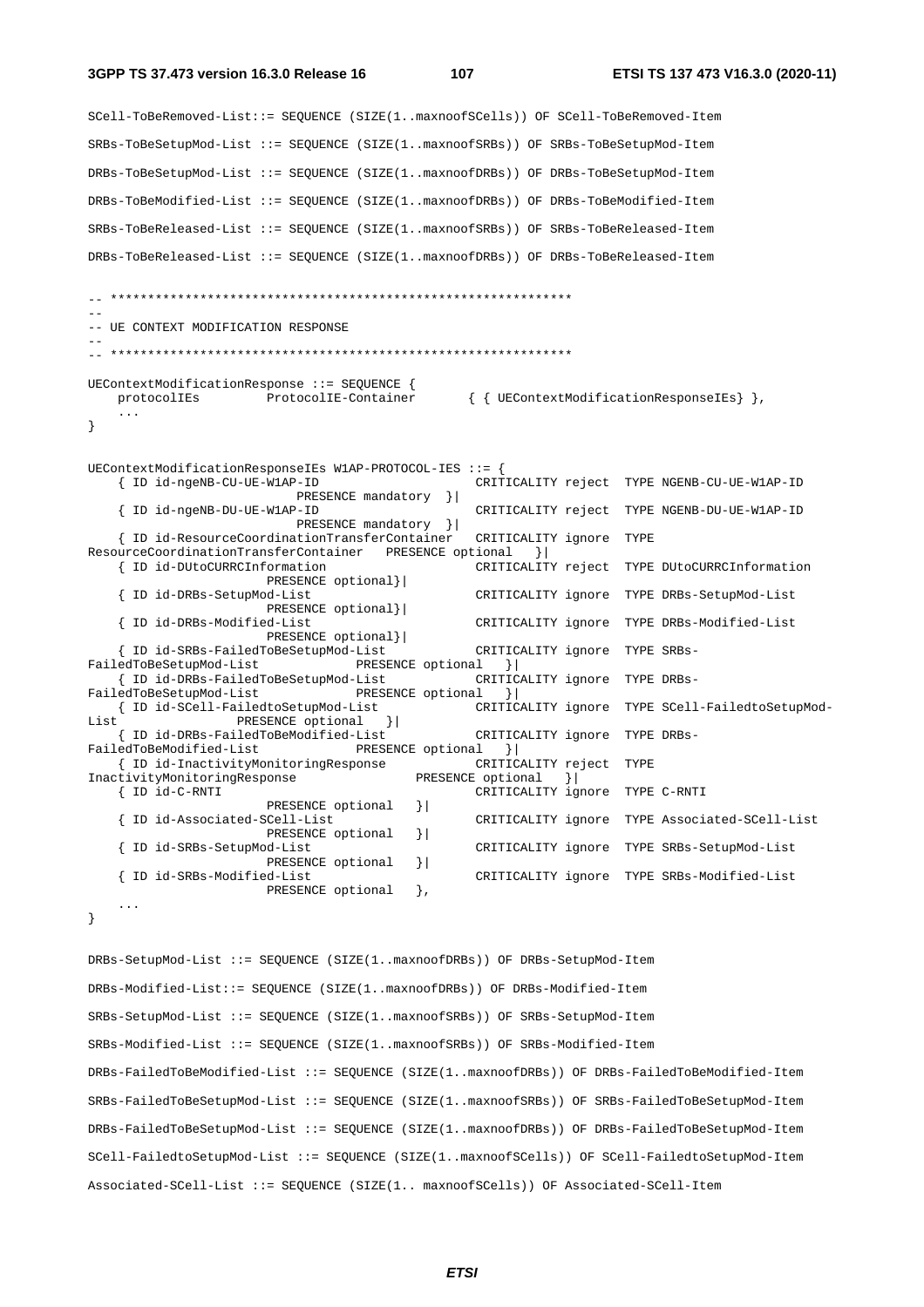```
SCell-ToBeRemoved-List::= SEQUENCE (SIZE(1..maxnoofSCells)) OF SCell-ToBeRemoved-Item

SRBs-ToBeSetupMod-List ::= SEQUENCE (SIZE(1..maxnoofSRBs)) OF SRBs-ToBeSetupMod-Item

DRBs-ToBeSetupMod-List ::= SEQUENCE (SIZE(1..maxnoofDRBs)) OF DRBs-ToBeSetupMod-Item

DRBs-ToBeModified-List ::= SEQUENCE (SIZE(1..maxnoofDRBs)) OF DRBs-ToBeModified-Item

SRBs-ToBeReleased-List ::= SEQUENCE (SIZE(1..maxnoofSRBs)) OF SRBs-ToBeReleased-Item

DRBs-ToBeReleased-List ::= SEQUENCE (SIZE(1..maxnoofDRBs)) OF DRBs-ToBeReleased-Item


-- **************************************************************
--
-- UE CONTEXT MODIFICATION RESPONSE
--
-- **************************************************************

UEContextModificationResponse ::= SEQUENCE {
    protocolIEs         ProtocolIE-Container       { { UEContextModificationResponseIEs} },
    ...
}


UEContextModificationResponseIEs W1AP-PROTOCOL-IES ::= {
    { ID id-ngeNB-CU-UE-W1AP-ID                     CRITICALITY reject  TYPE NGENB-CU-UE-W1AP-ID
                    PRESENCE mandatory  }|
    { ID id-ngeNB-DU-UE-W1AP-ID                     CRITICALITY reject  TYPE NGENB-DU-UE-W1AP-ID
                    PRESENCE mandatory  }|
    { ID id-ResourceCoordinationTransferContainer   CRITICALITY ignore  TYPE
ResourceCoordinationTransferContainer   PRESENCE optional   }|
    { ID id-DUtoCURRCInformation                    CRITICALITY reject  TYPE DUtoCURRCInformation
                    PRESENCE optional}|
    { ID id-DRBs-SetupMod-List                      CRITICALITY ignore  TYPE DRBs-SetupMod-List
                    PRESENCE optional}|
    { ID id-DRBs-Modified-List                      CRITICALITY ignore  TYPE DRBs-Modified-List
                    PRESENCE optional}|
    { ID id-SRBs-FailedToBeSetupMod-List            CRITICALITY ignore  TYPE SRBs-
FailedToBeSetupMod-List             PRESENCE optional   }|
    { ID id-DRBs-FailedToBeSetupMod-List            CRITICALITY ignore  TYPE DRBs-
FailedToBeSetupMod-List             PRESENCE optional   }|
    { ID id-SCell-FailedtoSetupMod-List             CRITICALITY ignore  TYPE SCell-FailedtoSetupMod-
List                PRESENCE optional   }|
    { ID id-DRBs-FailedToBeModified-List            CRITICALITY ignore  TYPE DRBs-
FailedToBeModified-List             PRESENCE optional   }|
    { ID id-InactivityMonitoringResponse            CRITICALITY reject  TYPE
InactivityMonitoringResponse                PRESENCE optional   }|
    { ID id-C-RNTI                                  CRITICALITY ignore  TYPE C-RNTI
                    PRESENCE optional   }|
    { ID id-Associated-SCell-List                   CRITICALITY ignore  TYPE Associated-SCell-List
                    PRESENCE optional   }|
    { ID id-SRBs-SetupMod-List                      CRITICALITY ignore  TYPE SRBs-SetupMod-List
                    PRESENCE optional   }|
    { ID id-SRBs-Modified-List                      CRITICALITY ignore  TYPE SRBs-Modified-List
                    PRESENCE optional   },
    ...
}


DRBs-SetupMod-List ::= SEQUENCE (SIZE(1..maxnoofDRBs)) OF DRBs-SetupMod-Item

DRBs-Modified-List::= SEQUENCE (SIZE(1..maxnoofDRBs)) OF DRBs-Modified-Item

SRBs-SetupMod-List ::= SEQUENCE (SIZE(1..maxnoofSRBs)) OF SRBs-SetupMod-Item

SRBs-Modified-List ::= SEQUENCE (SIZE(1..maxnoofSRBs)) OF SRBs-Modified-Item

DRBs-FailedToBeModified-List ::= SEQUENCE (SIZE(1..maxnoofDRBs)) OF DRBs-FailedToBeModified-Item

SRBs-FailedToBeSetupMod-List ::= SEQUENCE (SIZE(1..maxnoofSRBs)) OF SRBs-FailedToBeSetupMod-Item

DRBs-FailedToBeSetupMod-List ::= SEQUENCE (SIZE(1..maxnoofDRBs)) OF DRBs-FailedToBeSetupMod-Item

SCell-FailedtoSetupMod-List ::= SEQUENCE (SIZE(1..maxnoofSCells)) OF SCell-FailedtoSetupMod-Item

Associated-SCell-List ::= SEQUENCE (SIZE(1.. maxnoofSCells)) OF Associated-SCell-Item
```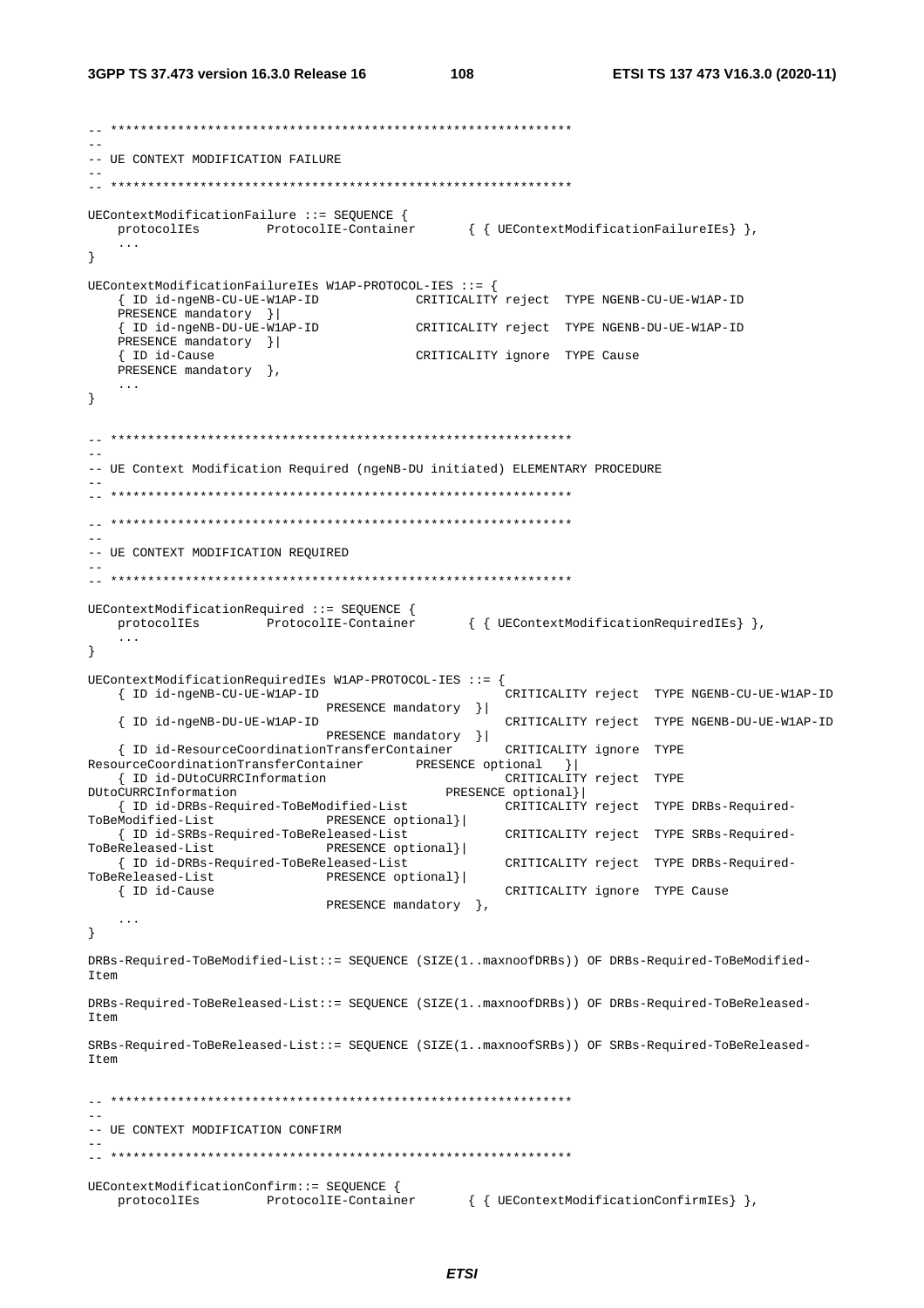```
-- **************************************************************
--
-- UE CONTEXT MODIFICATION FAILURE
--
-- **************************************************************

UEContextModificationFailure ::= SEQUENCE {
    protocolIEs         ProtocolIE-Container       { { UEContextModificationFailureIEs} },
    ...
}

UEContextModificationFailureIEs W1AP-PROTOCOL-IES ::= {
    { ID id-ngeNB-CU-UE-W1AP-ID            CRITICALITY reject  TYPE NGENB-CU-UE-W1AP-ID
    PRESENCE mandatory  }|
    { ID id-ngeNB-DU-UE-W1AP-ID            CRITICALITY reject  TYPE NGENB-DU-UE-W1AP-ID
    PRESENCE mandatory  }|
    { ID id-Cause                          CRITICALITY ignore  TYPE Cause
    PRESENCE mandatory  },
    ...
}


-- **************************************************************
--
-- UE Context Modification Required (ngeNB-DU initiated) ELEMENTARY PROCEDURE
--
-- **************************************************************

-- **************************************************************
--
-- UE CONTEXT MODIFICATION REQUIRED
--
-- **************************************************************

UEContextModificationRequired ::= SEQUENCE {
    protocolIEs         ProtocolIE-Container       { { UEContextModificationRequiredIEs} },
    ...
}

UEContextModificationRequiredIEs W1AP-PROTOCOL-IES ::= {
    { ID id-ngeNB-CU-UE-W1AP-ID                          CRITICALITY reject  TYPE NGENB-CU-UE-W1AP-ID
                            PRESENCE mandatory  }|
    { ID id-ngeNB-DU-UE-W1AP-ID                          CRITICALITY reject  TYPE NGENB-DU-UE-W1AP-ID
                            PRESENCE mandatory  }|
    { ID id-ResourceCoordinationTransferContainer       CRITICALITY ignore  TYPE
ResourceCoordinationTransferContainer       PRESENCE optional   }|
    { ID id-DUtoCURRCInformation                         CRITICALITY reject  TYPE
DUtoCURRCInformation                             PRESENCE optional}|
    { ID id-DRBs-Required-ToBeModified-List             CRITICALITY reject  TYPE DRBs-Required-
ToBeModified-List           PRESENCE optional}|
    { ID id-SRBs-Required-ToBeReleased-List             CRITICALITY reject  TYPE SRBs-Required-
ToBeReleased-List           PRESENCE optional}|
    { ID id-DRBs-Required-ToBeReleased-List             CRITICALITY reject  TYPE DRBs-Required-
ToBeReleased-List           PRESENCE optional}|
    { ID id-Cause                                        CRITICALITY ignore  TYPE Cause
                            PRESENCE mandatory  },
    ...
}

DRBs-Required-ToBeModified-List::= SEQUENCE (SIZE(1..maxnoofDRBs)) OF DRBs-Required-ToBeModified-
Item

DRBs-Required-ToBeReleased-List::= SEQUENCE (SIZE(1..maxnoofDRBs)) OF DRBs-Required-ToBeReleased-
Item

SRBs-Required-ToBeReleased-List::= SEQUENCE (SIZE(1..maxnoofSRBs)) OF SRBs-Required-ToBeReleased-
Item


-- **************************************************************
--
-- UE CONTEXT MODIFICATION CONFIRM
--
-- **************************************************************

UEContextModificationConfirm::= SEQUENCE {
    protocolIEs         ProtocolIE-Container       { { UEContextModificationConfirmIEs} },
```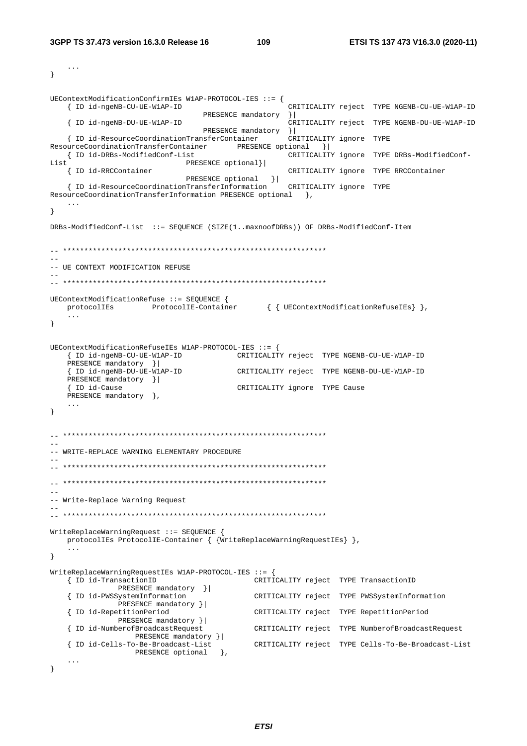```
	...
}


UEContextModificationConfirmIEs W1AP-PROTOCOL-IES ::= {
	{ ID id-ngeNB-CU-UE-W1AP-ID						CRITICALITY reject	TYPE NGENB-CU-UE-W1AP-ID
								PRESENCE mandatory	}|
	{ ID id-ngeNB-DU-UE-W1AP-ID						CRITICALITY reject	TYPE NGENB-DU-UE-W1AP-ID
								PRESENCE mandatory	}|
	{ ID id-ResourceCoordinationTransferContainer		CRITICALITY ignore	TYPE 
ResourceCoordinationTransferContainer		PRESENCE optional	}|
	{ ID id-DRBs-ModifiedConf-List					CRITICALITY ignore	TYPE DRBs-ModifiedConf-
List							PRESENCE optional}|
	{ ID id-RRCContainer							CRITICALITY ignore	TYPE RRCContainer
								PRESENCE optional	}|
	{ ID id-ResourceCoordinationTransferInformation		CRITICALITY ignore	TYPE 
ResourceCoordinationTransferInformation PRESENCE optional	},
	...
}

DRBs-ModifiedConf-List	::= SEQUENCE (SIZE(1..maxnoofDRBs)) OF DRBs-ModifiedConf-Item


-- **************************************************************
--
-- UE CONTEXT MODIFICATION REFUSE
--
-- **************************************************************

UEContextModificationRefuse ::= SEQUENCE {
	protocolIEs			ProtocolIE-Container		{ { UEContextModificationRefuseIEs} },
	...
}


UEContextModificationRefuseIEs W1AP-PROTOCOL-IES ::= {
	{ ID id-ngeNB-CU-UE-W1AP-ID				CRITICALITY reject	TYPE NGENB-CU-UE-W1AP-ID
	PRESENCE mandatory	}|
	{ ID id-ngeNB-DU-UE-W1AP-ID				CRITICALITY reject	TYPE NGENB-DU-UE-W1AP-ID
	PRESENCE mandatory	}|
	{ ID id-Cause							CRITICALITY ignore	TYPE Cause
	PRESENCE mandatory	},
	...
}


-- **************************************************************
--
-- WRITE-REPLACE WARNING ELEMENTARY PROCEDURE
--
-- **************************************************************

-- **************************************************************
--
-- Write-Replace Warning Request
--
-- **************************************************************

WriteReplaceWarningRequest ::= SEQUENCE {
	protocolIEs ProtocolIE-Container { {WriteReplaceWarningRequestIEs} },
	...
}

WriteReplaceWarningRequestIEs W1AP-PROTOCOL-IES ::= {
	{ ID id-TransactionID						CRITICALITY reject	TYPE TransactionID
			PRESENCE mandatory	}|
	{ ID id-PWSSystemInformation				CRITICALITY reject	TYPE PWSSystemInformation
			PRESENCE mandatory }|
	{ ID id-RepetitionPeriod					CRITICALITY reject	TYPE RepetitionPeriod
			PRESENCE mandatory }|
	{ ID id-NumberofBroadcastRequest			CRITICALITY reject	TYPE NumberofBroadcastRequest
				PRESENCE mandatory }|
	{ ID id-Cells-To-Be-Broadcast-List		CRITICALITY reject	TYPE Cells-To-Be-Broadcast-List
				PRESENCE optional	},
	...
}
```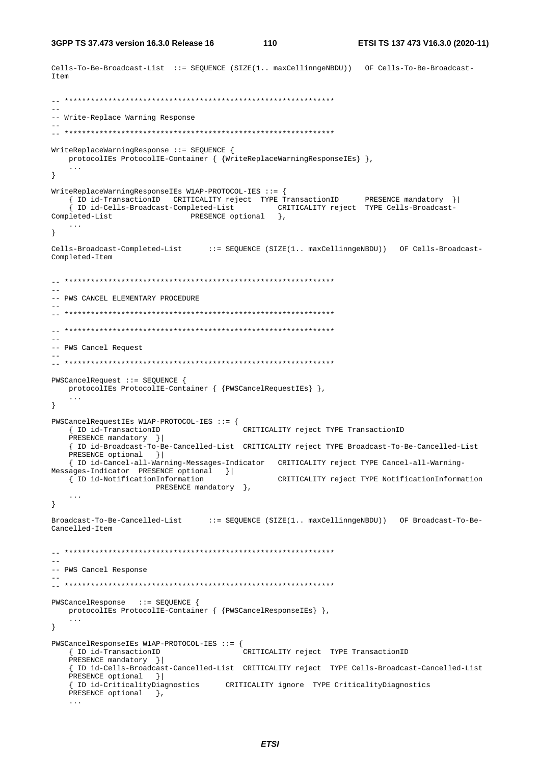```
Cells-To-Be-Broadcast-List  ::= SEQUENCE (SIZE(1.. maxCellinngeNBDU))   OF Cells-To-Be-Broadcast-Item


-- **************************************************************
--
-- Write-Replace Warning Response
--
-- **************************************************************

WriteReplaceWarningResponse ::= SEQUENCE {
    protocolIEs ProtocolIE-Container { {WriteReplaceWarningResponseIEs} },
    ...
}

WriteReplaceWarningResponseIEs W1AP-PROTOCOL-IES ::= {
    { ID id-TransactionID   CRITICALITY reject  TYPE TransactionID      PRESENCE mandatory  }|
    { ID id-Cells-Broadcast-Completed-List          CRITICALITY reject  TYPE Cells-Broadcast-Completed-List                  PRESENCE optional   },
    ...
}

Cells-Broadcast-Completed-List      ::= SEQUENCE (SIZE(1.. maxCellinngeNBDU))   OF Cells-Broadcast-Completed-Item


-- **************************************************************
--
-- PWS CANCEL ELEMENTARY PROCEDURE
--
-- **************************************************************

-- **************************************************************
--
-- PWS Cancel Request
--
-- **************************************************************

PWSCancelRequest ::= SEQUENCE {
    protocolIEs ProtocolIE-Container { {PWSCancelRequestIEs} },
    ...
}

PWSCancelRequestIEs W1AP-PROTOCOL-IES ::= {
    { ID id-TransactionID                   CRITICALITY reject TYPE TransactionID
    PRESENCE mandatory  }|
    { ID id-Broadcast-To-Be-Cancelled-List  CRITICALITY reject TYPE Broadcast-To-Be-Cancelled-List
    PRESENCE optional   }|
    { ID id-Cancel-all-Warning-Messages-Indicator   CRITICALITY reject TYPE Cancel-all-Warning-Messages-Indicator  PRESENCE optional   }|
    { ID id-NotificationInformation                 CRITICALITY reject TYPE NotificationInformation
                        PRESENCE mandatory  },
    ...
}

Broadcast-To-Be-Cancelled-List      ::= SEQUENCE (SIZE(1.. maxCellinngeNBDU))   OF Broadcast-To-Be-Cancelled-Item


-- **************************************************************
--
-- PWS Cancel Response
--
-- **************************************************************

PWSCancelResponse   ::= SEQUENCE {
    protocolIEs ProtocolIE-Container { {PWSCancelResponseIEs} },
    ...
}

PWSCancelResponseIEs W1AP-PROTOCOL-IES ::= {
    { ID id-TransactionID                   CRITICALITY reject  TYPE TransactionID
    PRESENCE mandatory  }|
    { ID id-Cells-Broadcast-Cancelled-List  CRITICALITY reject  TYPE Cells-Broadcast-Cancelled-List
    PRESENCE optional   }|
    { ID id-CriticalityDiagnostics      CRITICALITY ignore  TYPE CriticalityDiagnostics
    PRESENCE optional   },
    ...
```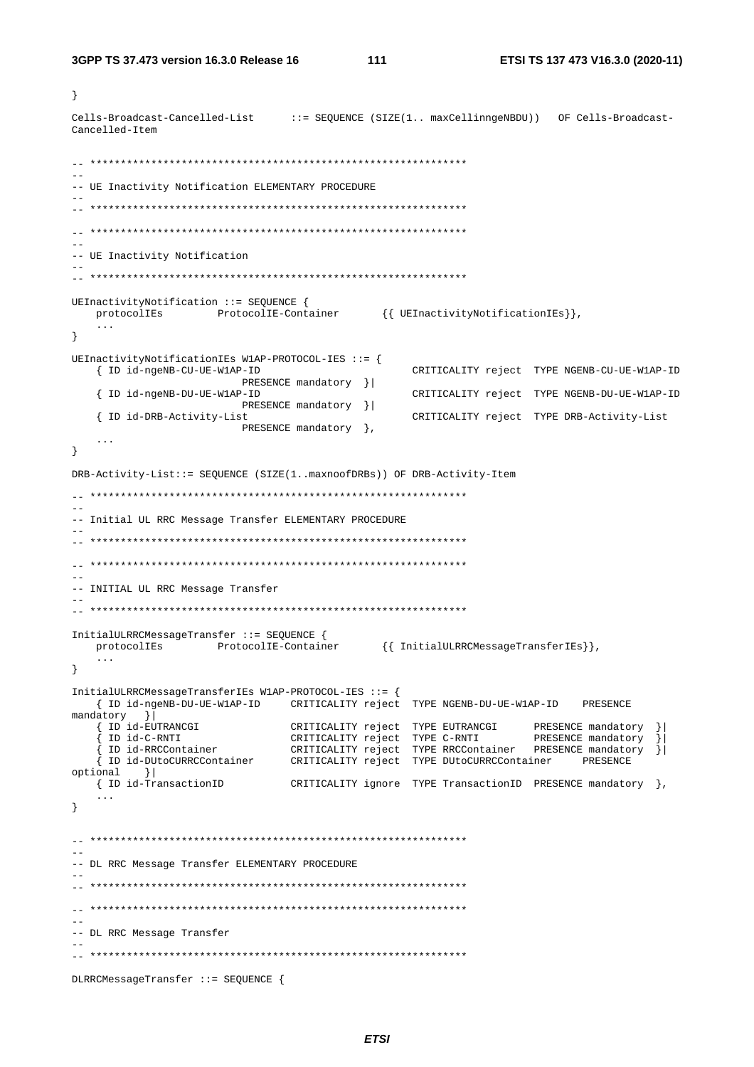```
}

Cells-Broadcast-Cancelled-List      ::= SEQUENCE (SIZE(1.. maxCellinngeNBDU))   OF Cells-Broadcast-Cancelled-Item

-- **************************************************************
--
-- UE Inactivity Notification ELEMENTARY PROCEDURE
--
-- **************************************************************

-- **************************************************************
--
-- UE Inactivity Notification
--
-- **************************************************************

UEInactivityNotification ::= SEQUENCE {
    protocolIEs         ProtocolIE-Container       {{ UEInactivityNotificationIEs}},
    ...
}

UEInactivityNotificationIEs W1AP-PROTOCOL-IES ::= {
    { ID id-ngeNB-CU-UE-W1AP-ID                         CRITICALITY reject  TYPE NGENB-CU-UE-W1AP-ID
                            PRESENCE mandatory  }|
    { ID id-ngeNB-DU-UE-W1AP-ID                         CRITICALITY reject  TYPE NGENB-DU-UE-W1AP-ID
                            PRESENCE mandatory  }|
    { ID id-DRB-Activity-List                           CRITICALITY reject  TYPE DRB-Activity-List
                            PRESENCE mandatory  },
    ...
}

DRB-Activity-List::= SEQUENCE (SIZE(1..maxnoofDRBs)) OF DRB-Activity-Item

-- **************************************************************
--
-- Initial UL RRC Message Transfer ELEMENTARY PROCEDURE
--
-- **************************************************************

-- **************************************************************
--
-- INITIAL UL RRC Message Transfer
--
-- **************************************************************

InitialULRRCMessageTransfer ::= SEQUENCE {
    protocolIEs         ProtocolIE-Container       {{ InitialULRRCMessageTransferIEs}},
    ...
}

InitialULRRCMessageTransferIEs W1AP-PROTOCOL-IES ::= {
    { ID id-ngeNB-DU-UE-W1AP-ID     CRITICALITY reject  TYPE NGENB-DU-UE-W1AP-ID    PRESENCE
mandatory   }|
    { ID id-EUTRANCGI               CRITICALITY reject  TYPE EUTRANCGI      PRESENCE mandatory  }|
    { ID id-C-RNTI                  CRITICALITY reject  TYPE C-RNTI         PRESENCE mandatory  }|
    { ID id-RRCContainer            CRITICALITY reject  TYPE RRCContainer   PRESENCE mandatory  }|
    { ID id-DUtoCURRCContainer      CRITICALITY reject  TYPE DUtoCURRCContainer     PRESENCE
optional    }|
    { ID id-TransactionID           CRITICALITY ignore  TYPE TransactionID  PRESENCE mandatory  },
    ...
}

-- **************************************************************
--
-- DL RRC Message Transfer ELEMENTARY PROCEDURE
--
-- **************************************************************

-- **************************************************************
--
-- DL RRC Message Transfer
--
-- **************************************************************

DLRRCMessageTransfer ::= SEQUENCE {
```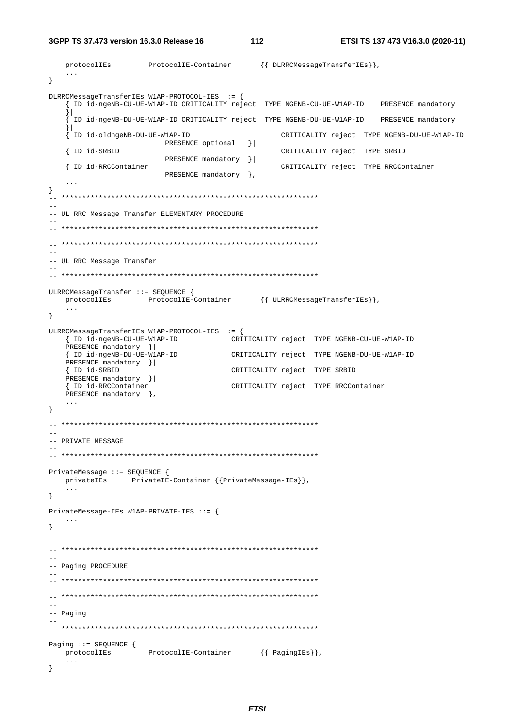```
	protocolIEs		ProtocolIE-Container		{{ DLRRCMessageTransferIEs}},
	...
}

DLRRCMessageTransferIEs W1AP-PROTOCOL-IES ::= {
	{ ID id-ngeNB-CU-UE-W1AP-ID CRITICALITY reject  TYPE NGENB-CU-UE-W1AP-ID    PRESENCE mandatory
	}|
	{ ID id-ngeNB-DU-UE-W1AP-ID CRITICALITY reject  TYPE NGENB-DU-UE-W1AP-ID    PRESENCE mandatory
	}|
	{ ID id-oldngeNB-DU-UE-W1AP-ID					CRITICALITY reject	TYPE NGENB-DU-UE-W1AP-ID
				PRESENCE optional	}|
	{ ID id-SRBID									CRITICALITY reject	TYPE SRBID
				PRESENCE mandatory	}|
	{ ID id-RRCContainer							CRITICALITY reject	TYPE RRCContainer
				PRESENCE mandatory	},
	...
}
-- **************************************************************
--
-- UL RRC Message Transfer ELEMENTARY PROCEDURE
--
-- **************************************************************

-- **************************************************************
--
-- UL RRC Message Transfer
--
-- **************************************************************

ULRRCMessageTransfer ::= SEQUENCE {
	protocolIEs		ProtocolIE-Container		{{ ULRRCMessageTransferIEs}},
	...
}

ULRRCMessageTransferIEs W1AP-PROTOCOL-IES ::= {
	{ ID id-ngeNB-CU-UE-W1AP-ID			CRITICALITY reject	TYPE NGENB-CU-UE-W1AP-ID
	PRESENCE mandatory	}|
	{ ID id-ngeNB-DU-UE-W1AP-ID			CRITICALITY reject	TYPE NGENB-DU-UE-W1AP-ID
	PRESENCE mandatory	}|
	{ ID id-SRBID						CRITICALITY reject	TYPE SRBID
	PRESENCE mandatory	}|
	{ ID id-RRCContainer				CRITICALITY reject	TYPE RRCContainer
	PRESENCE mandatory	},
	...
}

-- **************************************************************
--
-- PRIVATE MESSAGE
--
-- **************************************************************

PrivateMessage ::= SEQUENCE {
	privateIEs		PrivateIE-Container {{PrivateMessage-IEs}},
	...
}

PrivateMessage-IEs W1AP-PRIVATE-IES ::= {
	...
}


-- **************************************************************
--
-- Paging PROCEDURE
--
-- **************************************************************

-- **************************************************************
--
-- Paging
--
-- **************************************************************

Paging ::= SEQUENCE {
	protocolIEs		ProtocolIE-Container		{{ PagingIEs}},
	...
}
```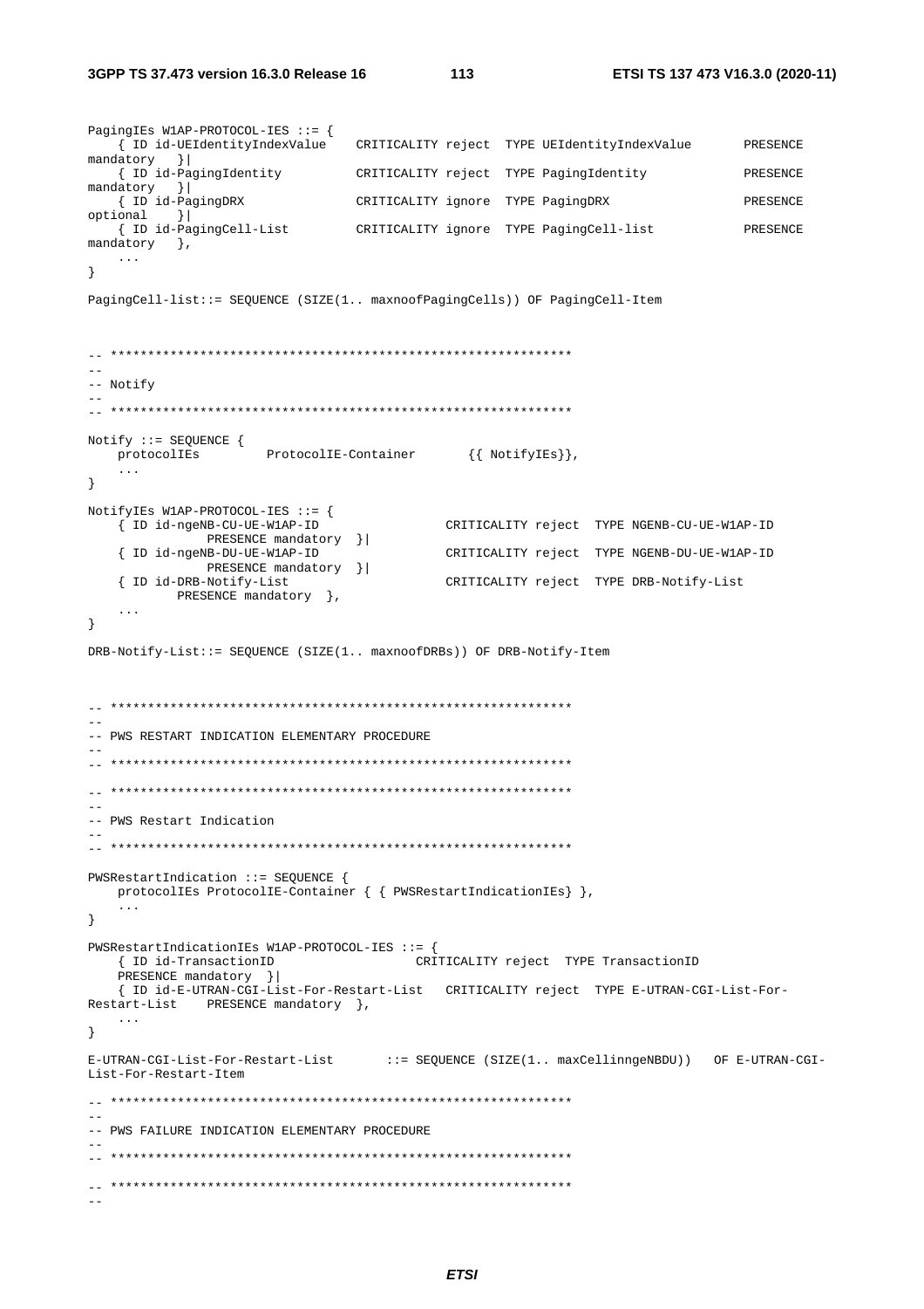```
PagingIEs W1AP-PROTOCOL-IES ::= {
	{ ID id-UEIdentityIndexValue	CRITICALITY reject	TYPE UEIdentityIndexValue	PRESENCE mandatory	}|
	{ ID id-PagingIdentity		CRITICALITY reject	TYPE PagingIdentity		PRESENCE mandatory	}|
	{ ID id-PagingDRX			CRITICALITY ignore	TYPE PagingDRX			PRESENCE optional	}|
	{ ID id-PagingCell-List		CRITICALITY ignore	TYPE PagingCell-list		PRESENCE mandatory	},
	...
}

PagingCell-list::= SEQUENCE (SIZE(1.. maxnoofPagingCells)) OF PagingCell-Item


-- **************************************************************
--
-- Notify
--
-- **************************************************************

Notify ::= SEQUENCE {
	protocolIEs		ProtocolIE-Container		{{ NotifyIEs}},
	...
}

NotifyIEs W1AP-PROTOCOL-IES ::= {
	{ ID id-ngeNB-CU-UE-W1AP-ID			CRITICALITY reject	TYPE NGENB-CU-UE-W1AP-ID
			PRESENCE mandatory	}|
	{ ID id-ngeNB-DU-UE-W1AP-ID			CRITICALITY reject	TYPE NGENB-DU-UE-W1AP-ID
			PRESENCE mandatory	}|
	{ ID id-DRB-Notify-List				CRITICALITY reject	TYPE DRB-Notify-List
			PRESENCE mandatory	},
	...
}

DRB-Notify-List::= SEQUENCE (SIZE(1.. maxnoofDRBs)) OF DRB-Notify-Item


-- **************************************************************
--
-- PWS RESTART INDICATION ELEMENTARY PROCEDURE
--
-- **************************************************************

-- **************************************************************
--
-- PWS Restart Indication
--
-- **************************************************************

PWSRestartIndication ::= SEQUENCE {
	protocolIEs ProtocolIE-Container { { PWSRestartIndicationIEs} },
	...
}

PWSRestartIndicationIEs W1AP-PROTOCOL-IES ::= {
	{ ID id-TransactionID				CRITICALITY reject	TYPE TransactionID
	PRESENCE mandatory	}|
	{ ID id-E-UTRAN-CGI-List-For-Restart-List	CRITICALITY reject	TYPE E-UTRAN-CGI-List-For-Restart-List	PRESENCE mandatory	},
	...
}

E-UTRAN-CGI-List-For-Restart-List	::= SEQUENCE (SIZE(1.. maxCellinngeNBDU))	OF E-UTRAN-CGI-List-For-Restart-Item

-- **************************************************************
--
-- PWS FAILURE INDICATION ELEMENTARY PROCEDURE
--
-- **************************************************************

-- **************************************************************
--
```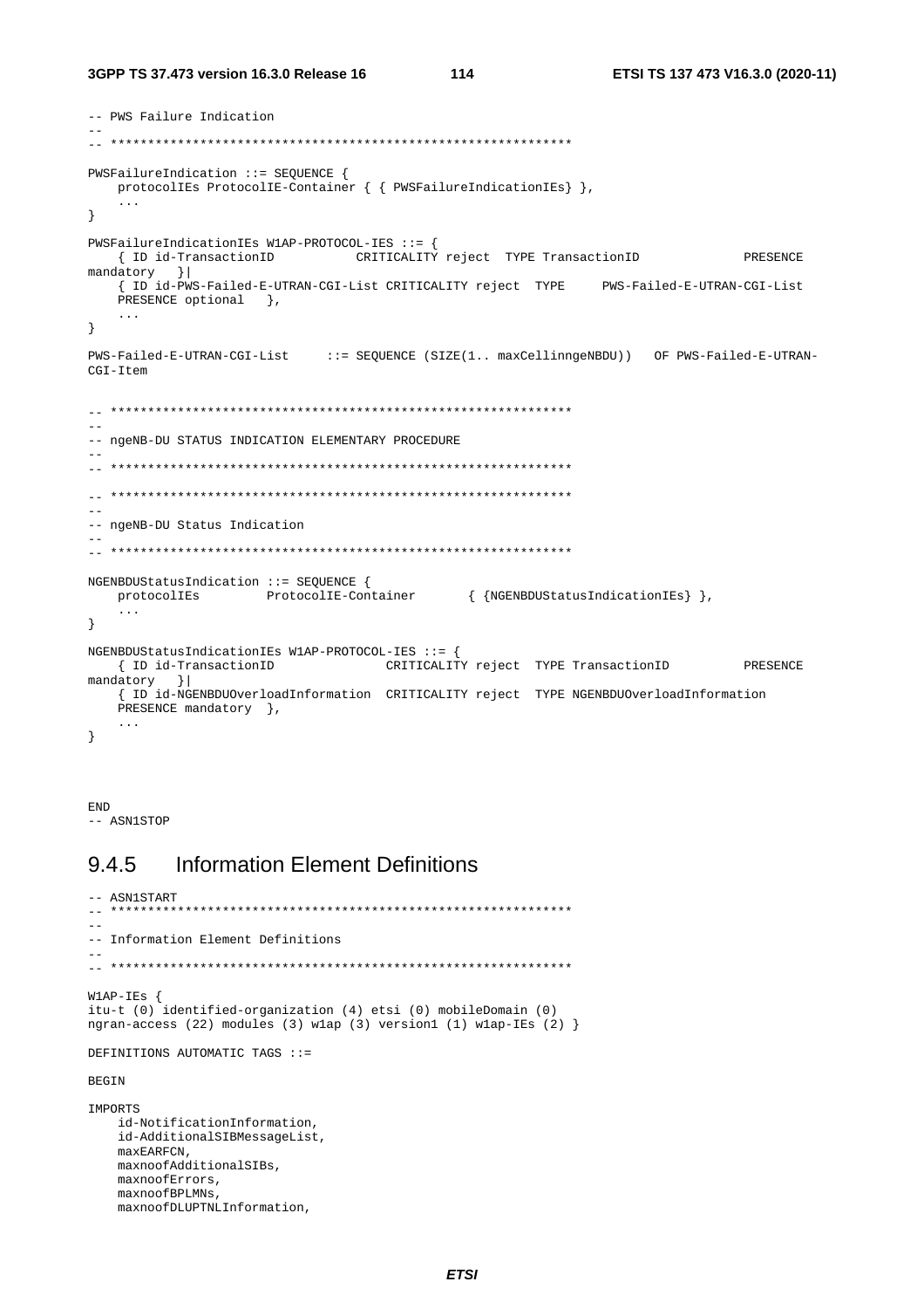```
-- PWS Failure Indication
--
-- **************************************************************

PWSFailureIndication ::= SEQUENCE {
    protocolIEs ProtocolIE-Container { { PWSFailureIndicationIEs} },
    ...
}

PWSFailureIndicationIEs W1AP-PROTOCOL-IES ::= {
    { ID id-TransactionID           CRITICALITY reject  TYPE TransactionID              PRESENCE
mandatory   }|
    { ID id-PWS-Failed-E-UTRAN-CGI-List CRITICALITY reject  TYPE     PWS-Failed-E-UTRAN-CGI-List
    PRESENCE optional   },
    ...
}

PWS-Failed-E-UTRAN-CGI-List     ::= SEQUENCE (SIZE(1.. maxCellinngeNBDU))   OF PWS-Failed-E-UTRAN-
CGI-Item


-- **************************************************************
--
-- ngeNB-DU STATUS INDICATION ELEMENTARY PROCEDURE
--
-- **************************************************************

-- **************************************************************
--
-- ngeNB-DU Status Indication
--
-- **************************************************************

NGENBDUStatusIndication ::= SEQUENCE {
    protocolIEs         ProtocolIE-Container       { {NGENBDUStatusIndicationIEs} },
    ...
}

NGENBDUStatusIndicationIEs W1AP-PROTOCOL-IES ::= {
    { ID id-TransactionID               CRITICALITY reject  TYPE TransactionID          PRESENCE
mandatory   }|
    { ID id-NGENBDUOverloadInformation  CRITICALITY reject  TYPE NGENBDUOverloadInformation
    PRESENCE mandatory  },
    ...
}



END
-- ASN1STOP
```

### 9.4.5 Information Element Definitions

```
-- ASN1START
-- **************************************************************
--
-- Information Element Definitions
--
-- **************************************************************

W1AP-IEs {
itu-t (0) identified-organization (4) etsi (0) mobileDomain (0)
ngran-access (22) modules (3) w1ap (3) version1 (1) w1ap-IEs (2) }

DEFINITIONS AUTOMATIC TAGS ::=

BEGIN

IMPORTS
    id-NotificationInformation,
    id-AdditionalSIBMessageList,
    maxEARFCN,
    maxnoofAdditionalSIBs,
    maxnoofErrors,
    maxnoofBPLMNs,
    maxnoofDLUPTNLInformation,
```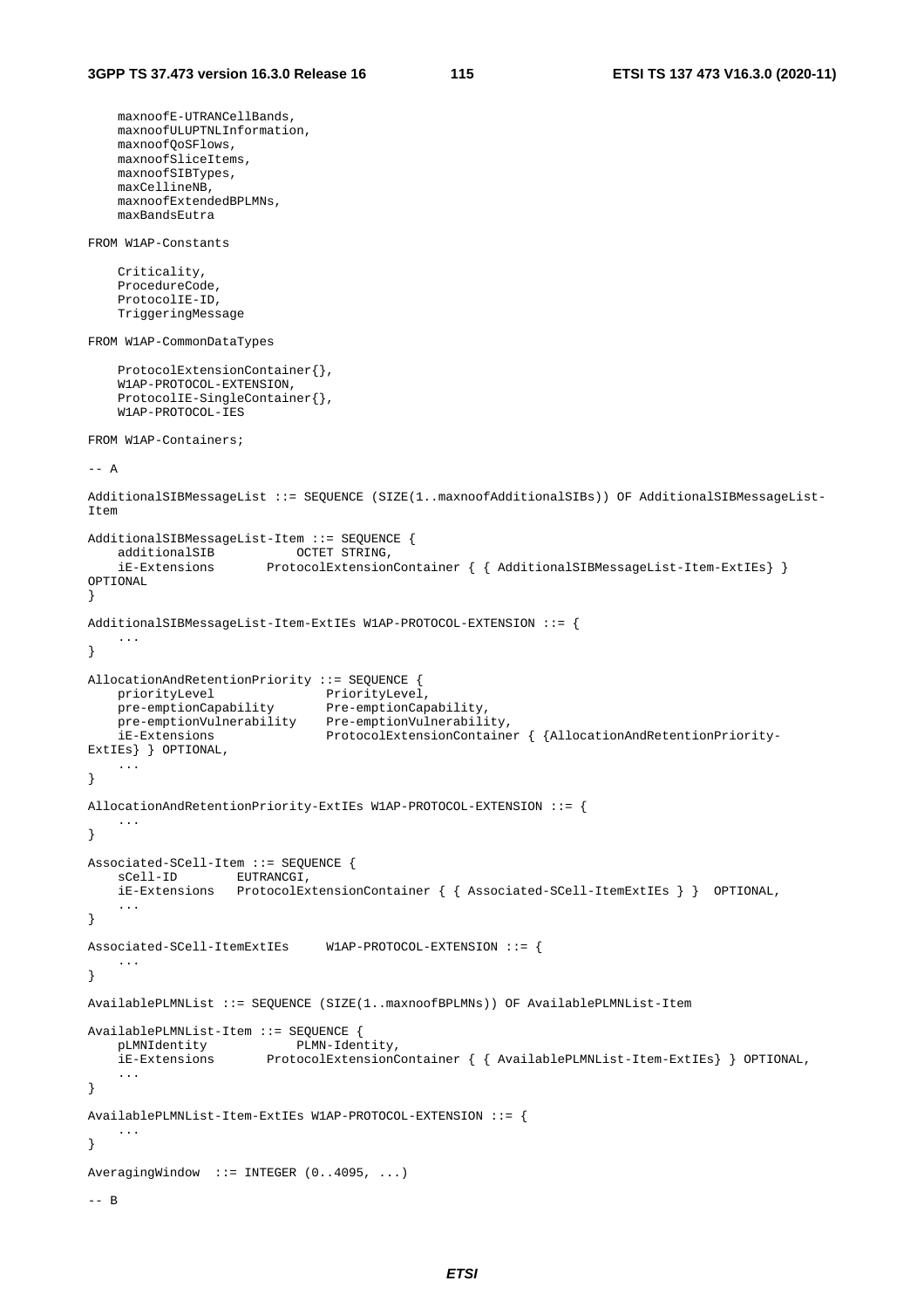```
	maxnoofE-UTRANCellBands,
	maxnoofULUPTNLInformation,
	maxnoofQoSFlows,
	maxnoofSliceItems,
	maxnoofSIBTypes,
	maxCellineNB,
	maxnoofExtendedBPLMNs,
	maxBandsEutra

FROM W1AP-Constants

	Criticality,
	ProcedureCode,
	ProtocolIE-ID,
	TriggeringMessage

FROM W1AP-CommonDataTypes

	ProtocolExtensionContainer{},
	W1AP-PROTOCOL-EXTENSION,
	ProtocolIE-SingleContainer{},
	W1AP-PROTOCOL-IES

FROM W1AP-Containers;

-- A

AdditionalSIBMessageList ::= SEQUENCE (SIZE(1..maxnoofAdditionalSIBs)) OF AdditionalSIBMessageList-Item

AdditionalSIBMessageList-Item ::= SEQUENCE {
	additionalSIB			OCTET STRING,
	iE-Extensions		ProtocolExtensionContainer { { AdditionalSIBMessageList-Item-ExtIEs} } OPTIONAL
}

AdditionalSIBMessageList-Item-ExtIEs W1AP-PROTOCOL-EXTENSION ::= {
	...
}

AllocationAndRetentionPriority ::= SEQUENCE {
	priorityLevel				PriorityLevel,
	pre-emptionCapability		Pre-emptionCapability,
	pre-emptionVulnerability	Pre-emptionVulnerability,
	iE-Extensions				ProtocolExtensionContainer { {AllocationAndRetentionPriority-ExtIEs} } OPTIONAL,
	...
}

AllocationAndRetentionPriority-ExtIEs W1AP-PROTOCOL-EXTENSION ::= {
	...
}

Associated-SCell-Item ::= SEQUENCE {
	sCell-ID		EUTRANCGI,
	iE-Extensions	ProtocolExtensionContainer { { Associated-SCell-ItemExtIEs } }	OPTIONAL,
	...
}

Associated-SCell-ItemExtIEs	W1AP-PROTOCOL-EXTENSION ::= {
	...
}

AvailablePLMNList ::= SEQUENCE (SIZE(1..maxnoofBPLMNs)) OF AvailablePLMNList-Item

AvailablePLMNList-Item ::= SEQUENCE {
	pLMNIdentity			PLMN-Identity,
	iE-Extensions		ProtocolExtensionContainer { { AvailablePLMNList-Item-ExtIEs} } OPTIONAL,
	...
}

AvailablePLMNList-Item-ExtIEs W1AP-PROTOCOL-EXTENSION ::= {
	...
}

AveragingWindow	::= INTEGER (0..4095, ...)

-- B
```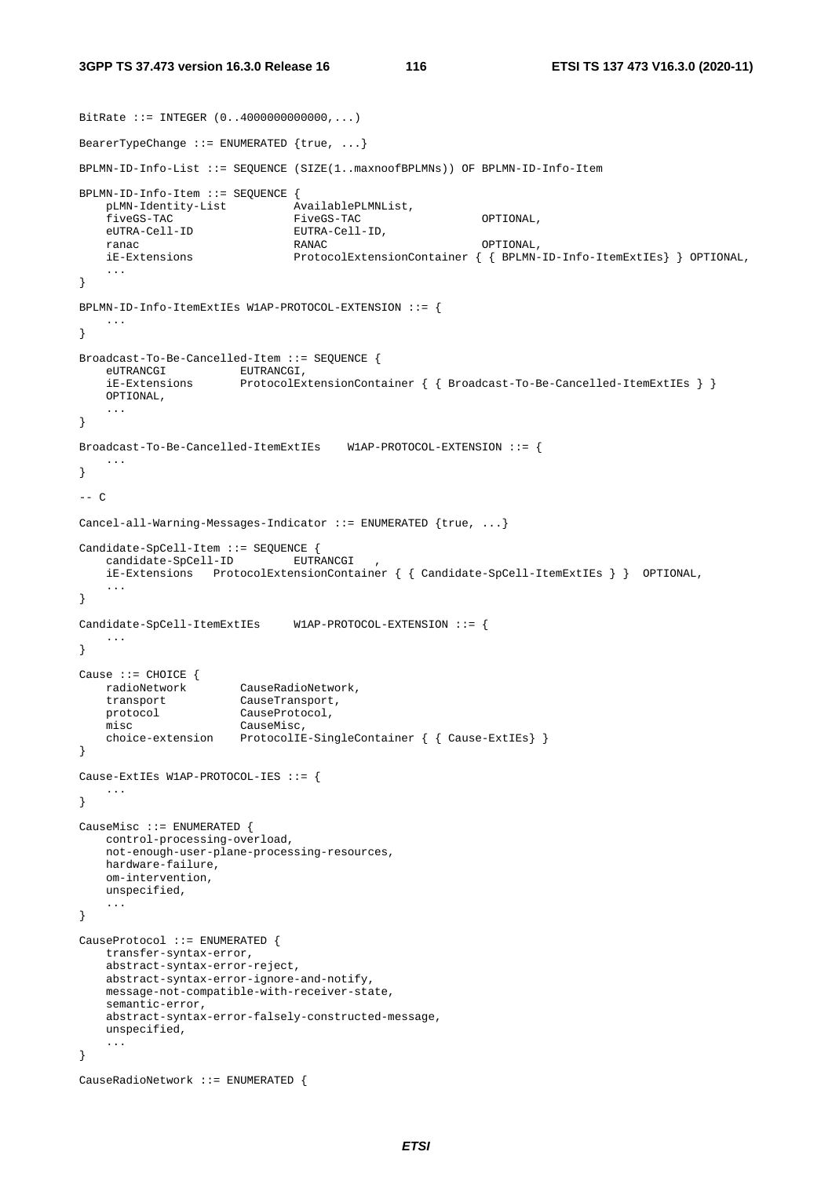```
BitRate ::= INTEGER (0..4000000000000,...)

BearerTypeChange ::= ENUMERATED {true, ...}

BPLMN-ID-Info-List ::= SEQUENCE (SIZE(1..maxnoofBPLMNs)) OF BPLMN-ID-Info-Item

BPLMN-ID-Info-Item ::= SEQUENCE {
    pLMN-Identity-List          AvailablePLMNList,
    fiveGS-TAC                  FiveGS-TAC                  OPTIONAL,
    eUTRA-Cell-ID               EUTRA-Cell-ID,
    ranac                       RANAC                       OPTIONAL,
    iE-Extensions               ProtocolExtensionContainer { { BPLMN-ID-Info-ItemExtIEs} } OPTIONAL,
    ...
}

BPLMN-ID-Info-ItemExtIEs W1AP-PROTOCOL-EXTENSION ::= {
    ...
}

Broadcast-To-Be-Cancelled-Item ::= SEQUENCE {
    eUTRANCGI           EUTRANCGI,
    iE-Extensions       ProtocolExtensionContainer { { Broadcast-To-Be-Cancelled-ItemExtIEs } }
    OPTIONAL,
    ...
}

Broadcast-To-Be-Cancelled-ItemExtIEs    W1AP-PROTOCOL-EXTENSION ::= {
    ...
}

-- C

Cancel-all-Warning-Messages-Indicator ::= ENUMERATED {true, ...}

Candidate-SpCell-Item ::= SEQUENCE {
    candidate-SpCell-ID         EUTRANCGI   ,
    iE-Extensions   ProtocolExtensionContainer { { Candidate-SpCell-ItemExtIEs } }  OPTIONAL,
    ...
}

Candidate-SpCell-ItemExtIEs     W1AP-PROTOCOL-EXTENSION ::= {
    ...
}

Cause ::= CHOICE {
    radioNetwork        CauseRadioNetwork,
    transport           CauseTransport,
    protocol            CauseProtocol,
    misc                CauseMisc,
    choice-extension    ProtocolIE-SingleContainer { { Cause-ExtIEs} }
}

Cause-ExtIEs W1AP-PROTOCOL-IES ::= {
    ...
}

CauseMisc ::= ENUMERATED {
    control-processing-overload,
    not-enough-user-plane-processing-resources,
    hardware-failure,
    om-intervention,
    unspecified,
    ...
}

CauseProtocol ::= ENUMERATED {
    transfer-syntax-error,
    abstract-syntax-error-reject,
    abstract-syntax-error-ignore-and-notify,
    message-not-compatible-with-receiver-state,
    semantic-error,
    abstract-syntax-error-falsely-constructed-message,
    unspecified,
    ...
}

CauseRadioNetwork ::= ENUMERATED {
```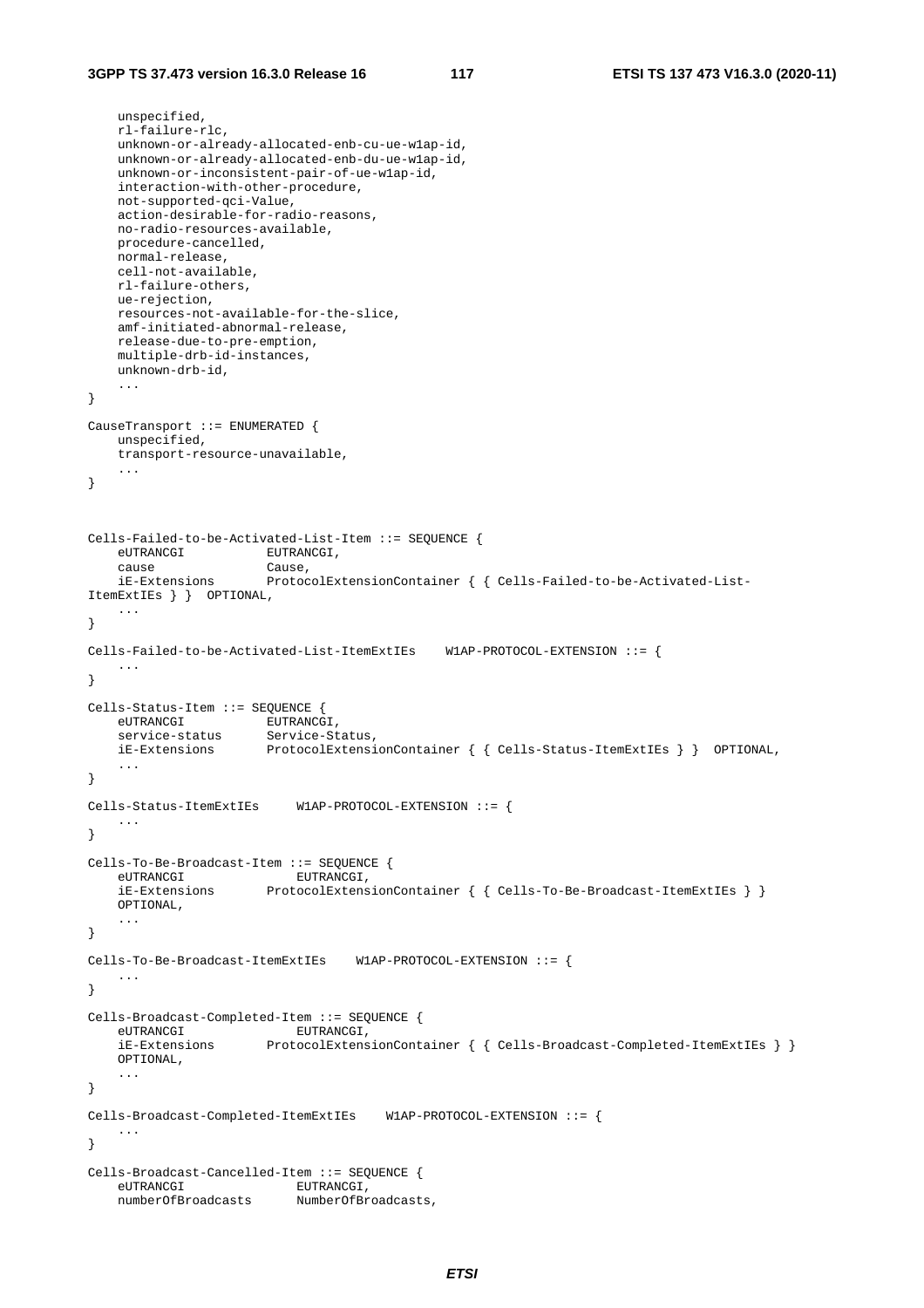```
	unspecified,
	rl-failure-rlc,
	unknown-or-already-allocated-enb-cu-ue-w1ap-id,
	unknown-or-already-allocated-enb-du-ue-w1ap-id,
	unknown-or-inconsistent-pair-of-ue-w1ap-id,
	interaction-with-other-procedure,
	not-supported-qci-Value,
	action-desirable-for-radio-reasons,
	no-radio-resources-available,
	procedure-cancelled,
	normal-release,
	cell-not-available,
	rl-failure-others,
	ue-rejection,
	resources-not-available-for-the-slice,
	amf-initiated-abnormal-release,
	release-due-to-pre-emption,
	multiple-drb-id-instances,
	unknown-drb-id,
	...
}

CauseTransport ::= ENUMERATED {
	unspecified,
	transport-resource-unavailable,
	...
}



Cells-Failed-to-be-Activated-List-Item ::= SEQUENCE {
	eUTRANCGI			EUTRANCGI,
	cause				Cause,
	iE-Extensions		ProtocolExtensionContainer { { Cells-Failed-to-be-Activated-List-
ItemExtIEs } }	OPTIONAL,
	...
}

Cells-Failed-to-be-Activated-List-ItemExtIEs	W1AP-PROTOCOL-EXTENSION ::= {
	...
}

Cells-Status-Item ::= SEQUENCE {
	eUTRANCGI			EUTRANCGI,
	service-status		Service-Status,
	iE-Extensions		ProtocolExtensionContainer { { Cells-Status-ItemExtIEs } }	OPTIONAL,
	...
}

Cells-Status-ItemExtIEs		W1AP-PROTOCOL-EXTENSION ::= {
	...
}

Cells-To-Be-Broadcast-Item ::= SEQUENCE {
	eUTRANCGI				EUTRANCGI,
	iE-Extensions		ProtocolExtensionContainer { { Cells-To-Be-Broadcast-ItemExtIEs } }
	OPTIONAL,
	...
}

Cells-To-Be-Broadcast-ItemExtIEs	W1AP-PROTOCOL-EXTENSION ::= {
	...
}

Cells-Broadcast-Completed-Item ::= SEQUENCE {
	eUTRANCGI				EUTRANCGI,
	iE-Extensions		ProtocolExtensionContainer { { Cells-Broadcast-Completed-ItemExtIEs } }
	OPTIONAL,
	...
}

Cells-Broadcast-Completed-ItemExtIEs	W1AP-PROTOCOL-EXTENSION ::= {
	...
}

Cells-Broadcast-Cancelled-Item ::= SEQUENCE {
	eUTRANCGI				EUTRANCGI,
	numberOfBroadcasts		NumberOfBroadcasts,
```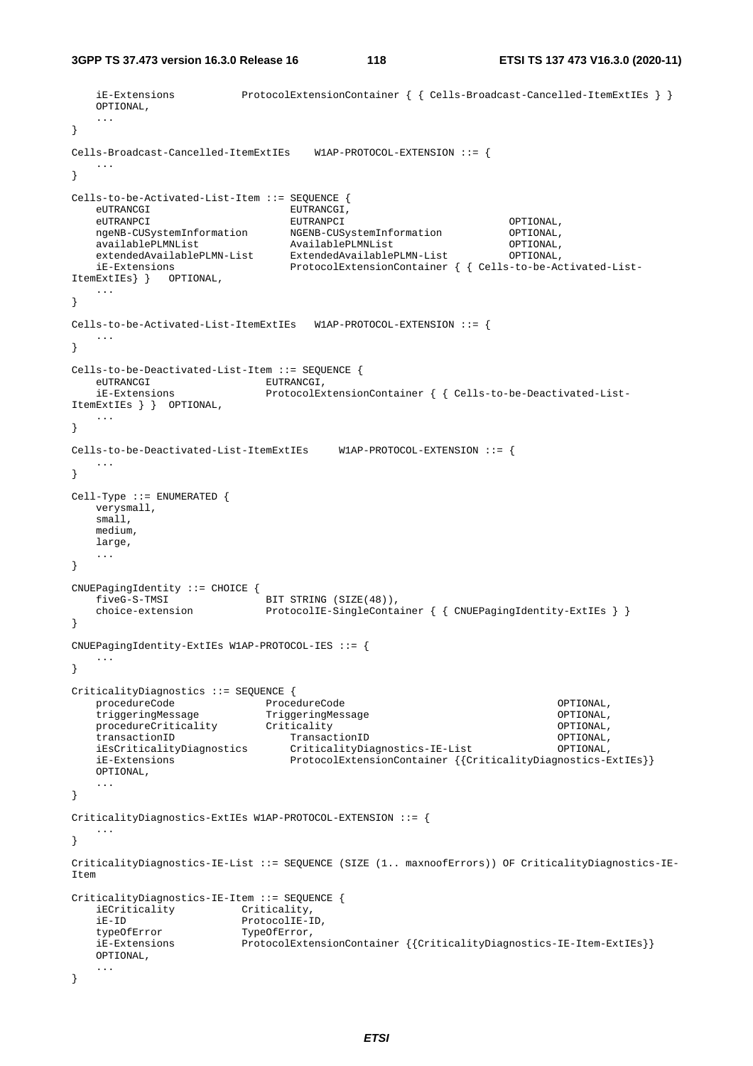```
	iE-Extensions			ProtocolExtensionContainer { { Cells-Broadcast-Cancelled-ItemExtIEs } }
	OPTIONAL,
	...
}

Cells-Broadcast-Cancelled-ItemExtIEs	W1AP-PROTOCOL-EXTENSION ::= {
	...
}

Cells-to-be-Activated-List-Item ::= SEQUENCE {
	eUTRANCGI						EUTRANCGI,
	eUTRANPCI						EUTRANPCI							OPTIONAL,
	ngeNB-CUSystemInformation		NGENB-CUSystemInformation			OPTIONAL,
	availablePLMNList				AvailablePLMNList					OPTIONAL,
	extendedAvailablePLMN-List		ExtendedAvailablePLMN-List			OPTIONAL,
	iE-Extensions					ProtocolExtensionContainer { { Cells-to-be-Activated-List-
ItemExtIEs} }	OPTIONAL,
	...
}

Cells-to-be-Activated-List-ItemExtIEs	W1AP-PROTOCOL-EXTENSION ::= {
	...
}

Cells-to-be-Deactivated-List-Item ::= SEQUENCE {
	eUTRANCGI					EUTRANCGI,
	iE-Extensions				ProtocolExtensionContainer { { Cells-to-be-Deactivated-List-
ItemExtIEs } }	OPTIONAL,
	...
}

Cells-to-be-Deactivated-List-ItemExtIEs		W1AP-PROTOCOL-EXTENSION ::= {
	...
}

Cell-Type ::= ENUMERATED {
	verysmall,
	small,
	medium,
	large,
	...
}

CNUEPagingIdentity ::= CHOICE {
	fiveG-S-TMSI				BIT STRING (SIZE(48)),
	choice-extension			ProtocolIE-SingleContainer { { CNUEPagingIdentity-ExtIEs } }
}

CNUEPagingIdentity-ExtIEs W1AP-PROTOCOL-IES ::= {
	...
}

CriticalityDiagnostics ::= SEQUENCE {
	procedureCode				ProcedureCode									OPTIONAL,
	triggeringMessage			TriggeringMessage								OPTIONAL,
	procedureCriticality		Criticality										OPTIONAL,
	transactionID					TransactionID								OPTIONAL,
	iEsCriticalityDiagnostics		CriticalityDiagnostics-IE-List				OPTIONAL,
	iE-Extensions					ProtocolExtensionContainer {{CriticalityDiagnostics-ExtIEs}}
	OPTIONAL,
	...
}

CriticalityDiagnostics-ExtIEs W1AP-PROTOCOL-EXTENSION ::= {
	...
}

CriticalityDiagnostics-IE-List ::= SEQUENCE (SIZE (1.. maxnoofErrors)) OF CriticalityDiagnostics-IE-
Item

CriticalityDiagnostics-IE-Item ::= SEQUENCE {
	iECriticality			Criticality,
	iE-ID					ProtocolIE-ID,
	typeOfError				TypeOfError,
	iE-Extensions			ProtocolExtensionContainer {{CriticalityDiagnostics-IE-Item-ExtIEs}}
	OPTIONAL,
	...
}
```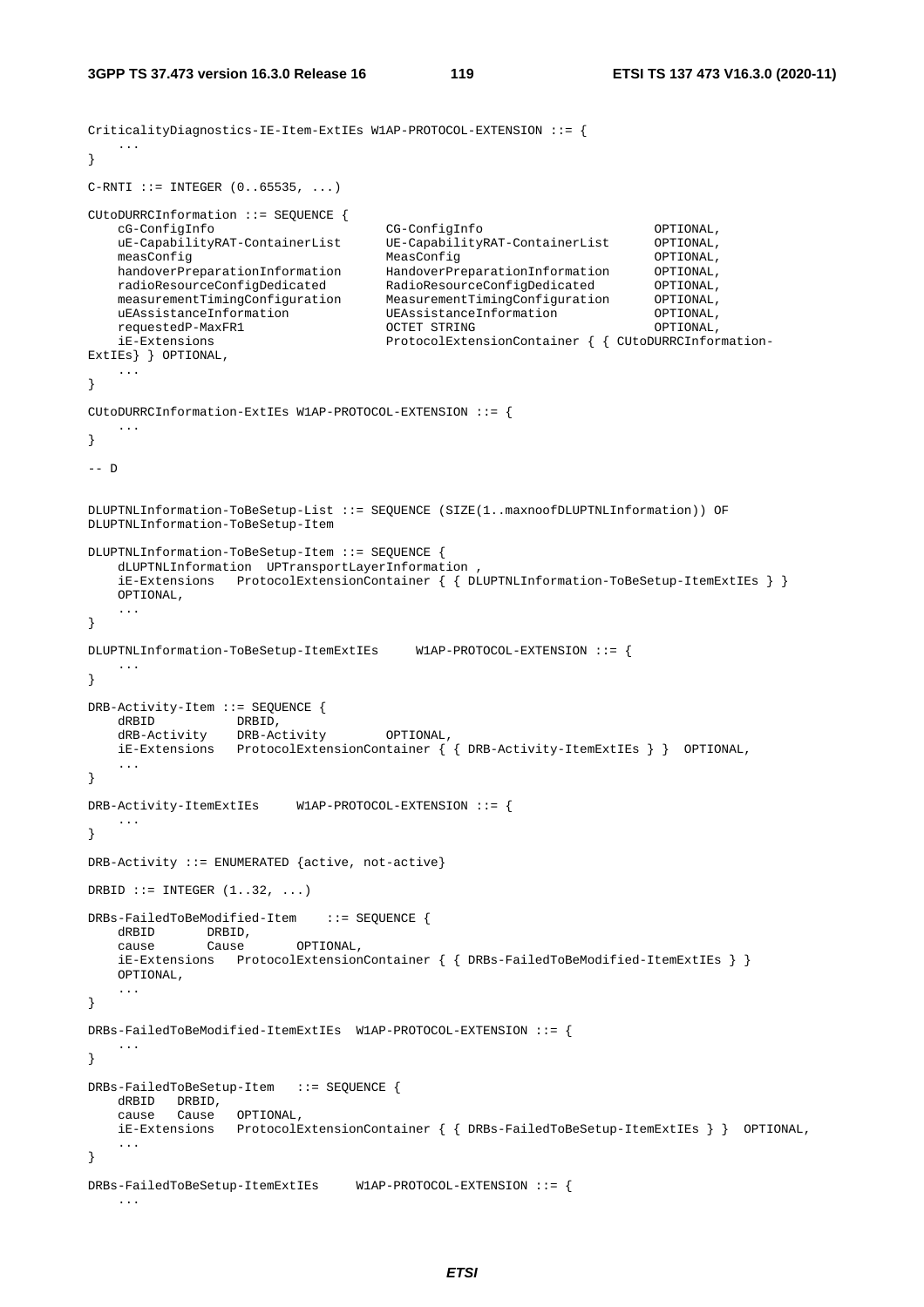```
CriticalityDiagnostics-IE-Item-ExtIEs W1AP-PROTOCOL-EXTENSION ::= {
	...
}

C-RNTI ::= INTEGER (0..65535, ...)

CUtoDURRCInformation ::= SEQUENCE {
	cG-ConfigInfo 						CG-ConfigInfo 							OPTIONAL,
	uE-CapabilityRAT-ContainerList 		UE-CapabilityRAT-ContainerList 		OPTIONAL,
	measConfig 							MeasConfig 								OPTIONAL,
	handoverPreparationInformation 		HandoverPreparationInformation 		OPTIONAL,
	radioResourceConfigDedicated 		RadioResourceConfigDedicated 			OPTIONAL,
	measurementTimingConfiguration 		MeasurementTimingConfiguration 		OPTIONAL,
	uEAssistanceInformation 			UEAssistanceInformation 				OPTIONAL,
	requestedP-MaxFR1 					OCTET STRING 							OPTIONAL,
	iE-Extensions 						ProtocolExtensionContainer { { CUtoDURRCInformation-
ExtIEs} } OPTIONAL,
	...
}

CUtoDURRCInformation-ExtIEs W1AP-PROTOCOL-EXTENSION ::= {
	...
}

-- D

DLUPTNLInformation-ToBeSetup-List ::= SEQUENCE (SIZE(1..maxnoofDLUPTNLInformation)) OF
DLUPTNLInformation-ToBeSetup-Item

DLUPTNLInformation-ToBeSetup-Item ::= SEQUENCE {
	dLUPTNLInformation 	UPTransportLayerInformation ,
	iE-Extensions 	ProtocolExtensionContainer { { DLUPTNLInformation-ToBeSetup-ItemExtIEs } }
	OPTIONAL,
	...
}

DLUPTNLInformation-ToBeSetup-ItemExtIEs 	W1AP-PROTOCOL-EXTENSION ::= {
	...
}

DRB-Activity-Item ::= SEQUENCE {
	dRBID 			DRBID,
	dRB-Activity 	DRB-Activity 		OPTIONAL,
	iE-Extensions 	ProtocolExtensionContainer { { DRB-Activity-ItemExtIEs } } 	OPTIONAL,
	...
}

DRB-Activity-ItemExtIEs 	W1AP-PROTOCOL-EXTENSION ::= {
	...
}

DRB-Activity ::= ENUMERATED {active, not-active}

DRBID ::= INTEGER (1..32, ...)

DRBs-FailedToBeModified-Item 	::= SEQUENCE {
	dRBID 		DRBID,
	cause 		Cause 		OPTIONAL,
	iE-Extensions 	ProtocolExtensionContainer { { DRBs-FailedToBeModified-ItemExtIEs } }
	OPTIONAL,
	...
}

DRBs-FailedToBeModified-ItemExtIEs 	W1AP-PROTOCOL-EXTENSION ::= {
	...
}

DRBs-FailedToBeSetup-Item 	::= SEQUENCE {
	dRBID 	DRBID,
	cause 	Cause 	OPTIONAL,
	iE-Extensions 	ProtocolExtensionContainer { { DRBs-FailedToBeSetup-ItemExtIEs } } 	OPTIONAL,
	...
}

DRBs-FailedToBeSetup-ItemExtIEs 	W1AP-PROTOCOL-EXTENSION ::= {
	...
```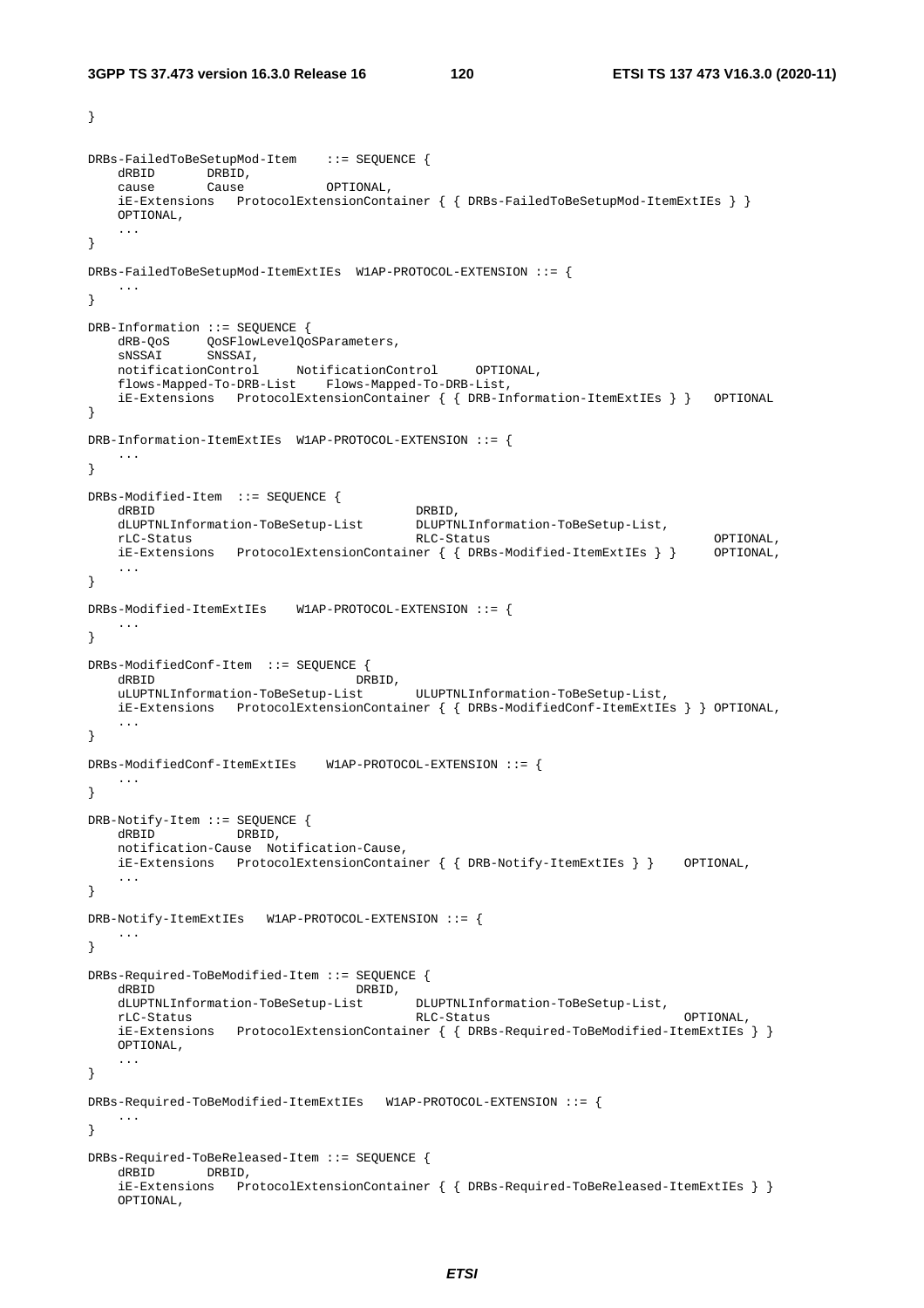```
}

DRBs-FailedToBeSetupMod-Item    ::= SEQUENCE {
    dRBID       DRBID,
    cause       Cause           OPTIONAL,
    iE-Extensions   ProtocolExtensionContainer { { DRBs-FailedToBeSetupMod-ItemExtIEs } }
    OPTIONAL,
    ...
}

DRBs-FailedToBeSetupMod-ItemExtIEs  W1AP-PROTOCOL-EXTENSION ::= {
    ...
}

DRB-Information ::= SEQUENCE {
    dRB-QoS     QoSFlowLevelQoSParameters,
    sNSSAI      SNSSAI,
    notificationControl     NotificationControl     OPTIONAL,
    flows-Mapped-To-DRB-List    Flows-Mapped-To-DRB-List,
    iE-Extensions   ProtocolExtensionContainer { { DRB-Information-ItemExtIEs } }   OPTIONAL
}

DRB-Information-ItemExtIEs  W1AP-PROTOCOL-EXTENSION ::= {
    ...
}

DRBs-Modified-Item  ::= SEQUENCE {
    dRBID                               DRBID,
    dLUPTNLInformation-ToBeSetup-List       DLUPTNLInformation-ToBeSetup-List,
    rLC-Status                          RLC-Status                              OPTIONAL,
    iE-Extensions   ProtocolExtensionContainer { { DRBs-Modified-ItemExtIEs } }     OPTIONAL,
    ...
}

DRBs-Modified-ItemExtIEs    W1AP-PROTOCOL-EXTENSION ::= {
    ...
}

DRBs-ModifiedConf-Item  ::= SEQUENCE {
    dRBID                           DRBID,
    uLUPTNLInformation-ToBeSetup-List       ULUPTNLInformation-ToBeSetup-List,
    iE-Extensions   ProtocolExtensionContainer { { DRBs-ModifiedConf-ItemExtIEs } } OPTIONAL,
    ...
}

DRBs-ModifiedConf-ItemExtIEs    W1AP-PROTOCOL-EXTENSION ::= {
    ...
}

DRB-Notify-Item ::= SEQUENCE {
    dRBID           DRBID,
    notification-Cause  Notification-Cause,
    iE-Extensions   ProtocolExtensionContainer { { DRB-Notify-ItemExtIEs } }    OPTIONAL,
    ...
}

DRB-Notify-ItemExtIEs   W1AP-PROTOCOL-EXTENSION ::= {
    ...
}

DRBs-Required-ToBeModified-Item ::= SEQUENCE {
    dRBID                           DRBID,
    dLUPTNLInformation-ToBeSetup-List       DLUPTNLInformation-ToBeSetup-List,
    rLC-Status                          RLC-Status                          OPTIONAL,
    iE-Extensions   ProtocolExtensionContainer { { DRBs-Required-ToBeModified-ItemExtIEs } }
    OPTIONAL,
    ...
}

DRBs-Required-ToBeModified-ItemExtIEs   W1AP-PROTOCOL-EXTENSION ::= {
    ...
}

DRBs-Required-ToBeReleased-Item ::= SEQUENCE {
    dRBID       DRBID,
    iE-Extensions   ProtocolExtensionContainer { { DRBs-Required-ToBeReleased-ItemExtIEs } }
    OPTIONAL,
```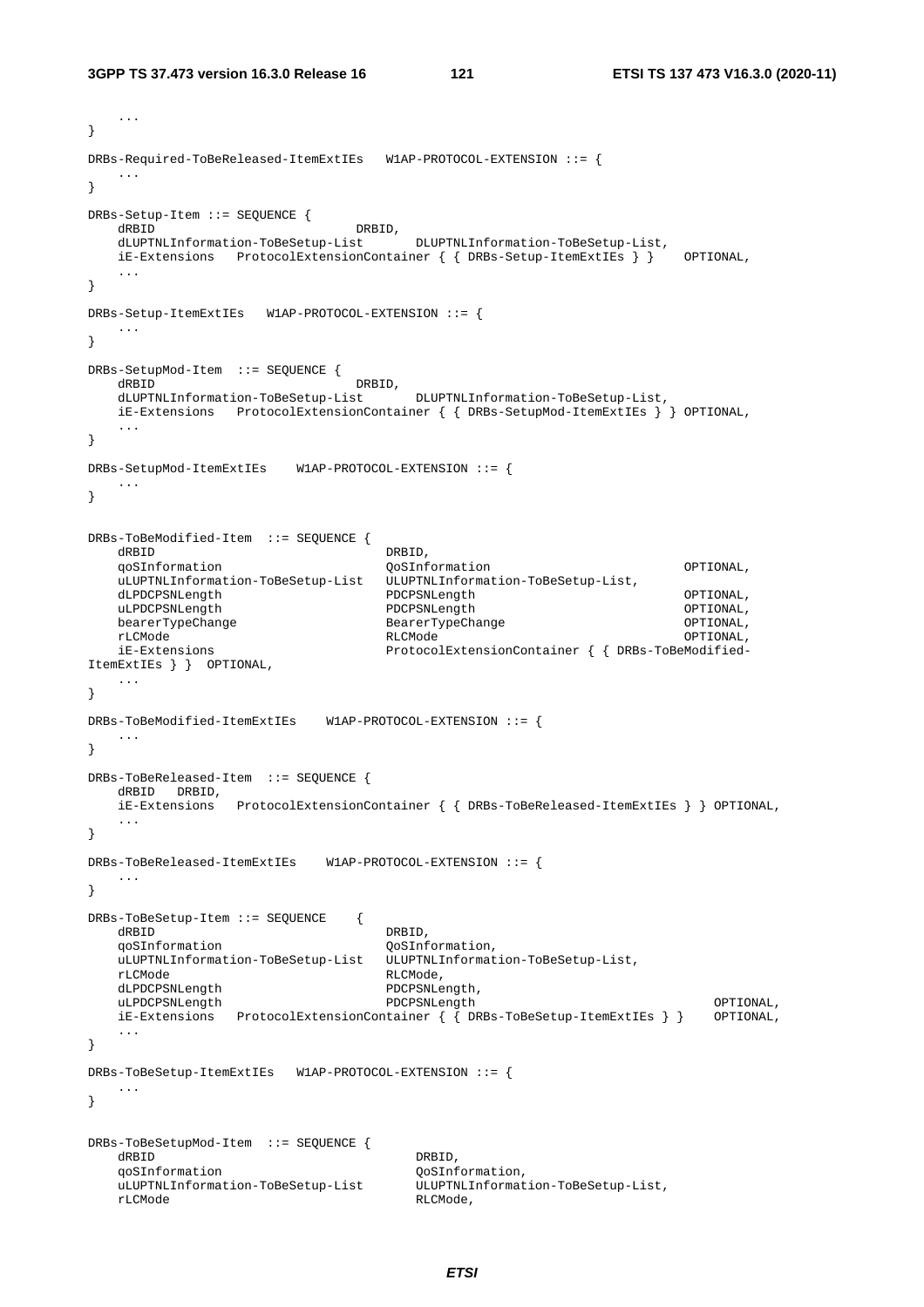```
	...
}

DRBs-Required-ToBeReleased-ItemExtIEs 	W1AP-PROTOCOL-EXTENSION ::= {
	...
}

DRBs-Setup-Item ::= SEQUENCE {
	dRBID							DRBID,
	dLUPTNLInformation-ToBeSetup-List		DLUPTNLInformation-ToBeSetup-List,
	iE-Extensions	ProtocolExtensionContainer { { DRBs-Setup-ItemExtIEs } }	OPTIONAL,
	...
}

DRBs-Setup-ItemExtIEs 	W1AP-PROTOCOL-EXTENSION ::= {
	...
}

DRBs-SetupMod-Item	::= SEQUENCE {
	dRBID							DRBID,
	dLUPTNLInformation-ToBeSetup-List		DLUPTNLInformation-ToBeSetup-List,
	iE-Extensions	ProtocolExtensionContainer { { DRBs-SetupMod-ItemExtIEs } } OPTIONAL,
	...
}

DRBs-SetupMod-ItemExtIEs	W1AP-PROTOCOL-EXTENSION ::= {
	...
}


DRBs-ToBeModified-Item	::= SEQUENCE {
	dRBID								DRBID,
	qoSInformation						QoSInformation							OPTIONAL,
	uLUPTNLInformation-ToBeSetup-List	ULUPTNLInformation-ToBeSetup-List,
	dLPDCPSNLength						PDCPSNLength							OPTIONAL,
	uLPDCPSNLength						PDCPSNLength							OPTIONAL,
	bearerTypeChange					BearerTypeChange						OPTIONAL,
	rLCMode								RLCMode									OPTIONAL,
	iE-Extensions						ProtocolExtensionContainer { { DRBs-ToBeModified-
ItemExtIEs } }	OPTIONAL,
	...
}

DRBs-ToBeModified-ItemExtIEs	W1AP-PROTOCOL-EXTENSION ::= {
	...
}

DRBs-ToBeReleased-Item	::= SEQUENCE {
	dRBID	DRBID,
	iE-Extensions	ProtocolExtensionContainer { { DRBs-ToBeReleased-ItemExtIEs } } OPTIONAL,
	...
}

DRBs-ToBeReleased-ItemExtIEs	W1AP-PROTOCOL-EXTENSION ::= {
	...
}

DRBs-ToBeSetup-Item ::= SEQUENCE	{
	dRBID								DRBID,
	qoSInformation						QoSInformation,
	uLUPTNLInformation-ToBeSetup-List	ULUPTNLInformation-ToBeSetup-List,
	rLCMode								RLCMode,
	dLPDCPSNLength						PDCPSNLength,
	uLPDCPSNLength						PDCPSNLength								OPTIONAL,
	iE-Extensions	ProtocolExtensionContainer { { DRBs-ToBeSetup-ItemExtIEs } }	OPTIONAL,
	...
}

DRBs-ToBeSetup-ItemExtIEs	W1AP-PROTOCOL-EXTENSION ::= {
	...
}


DRBs-ToBeSetupMod-Item	::= SEQUENCE {
	dRBID									DRBID,
	qoSInformation							QoSInformation,
	uLUPTNLInformation-ToBeSetup-List		ULUPTNLInformation-ToBeSetup-List,
	rLCMode									RLCMode,
```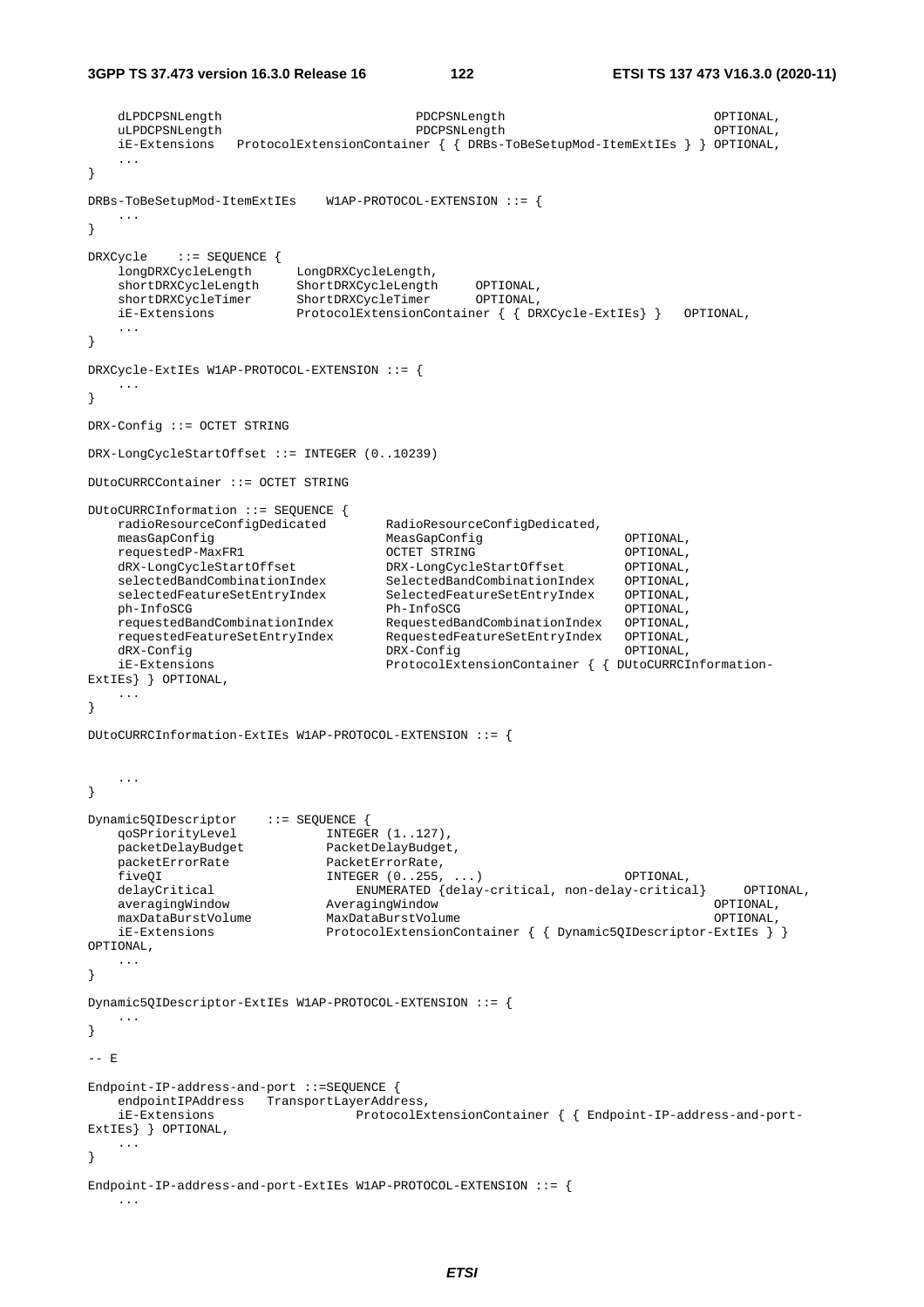```
	dLPDCPSNLength							PDCPSNLength							OPTIONAL,
	uLPDCPSNLength							PDCPSNLength							OPTIONAL,
	iE-Extensions	ProtocolExtensionContainer { { DRBs-ToBeSetupMod-ItemExtIEs } } OPTIONAL,
	...
}

DRBs-ToBeSetupMod-ItemExtIEs	W1AP-PROTOCOL-EXTENSION ::= {
	...
}

DRXCycle	::= SEQUENCE {
	longDRXCycleLength		LongDRXCycleLength,
	shortDRXCycleLength		ShortDRXCycleLength		OPTIONAL,
	shortDRXCycleTimer		ShortDRXCycleTimer		OPTIONAL,
	iE-Extensions			ProtocolExtensionContainer { { DRXCycle-ExtIEs} }	OPTIONAL,
	...
}

DRXCycle-ExtIEs W1AP-PROTOCOL-EXTENSION ::= {
	...
}

DRX-Config ::= OCTET STRING

DRX-LongCycleStartOffset ::= INTEGER (0..10239)

DUtoCURRCContainer ::= OCTET STRING

DUtoCURRCInformation ::= SEQUENCE {
	radioResourceConfigDedicated		RadioResourceConfigDedicated,
	measGapConfig						MeasGapConfig						OPTIONAL,
	requestedP-MaxFR1					OCTET STRING						OPTIONAL,
	dRX-LongCycleStartOffset			DRX-LongCycleStartOffset			OPTIONAL,
	selectedBandCombinationIndex		SelectedBandCombinationIndex		OPTIONAL,
	selectedFeatureSetEntryIndex		SelectedFeatureSetEntryIndex		OPTIONAL,
	ph-InfoSCG							Ph-InfoSCG							OPTIONAL,
	requestedBandCombinationIndex		RequestedBandCombinationIndex		OPTIONAL,
	requestedFeatureSetEntryIndex		RequestedFeatureSetEntryIndex		OPTIONAL,
	dRX-Config							DRX-Config							OPTIONAL,
	iE-Extensions						ProtocolExtensionContainer { { DUtoCURRCInformation-ExtIEs} } OPTIONAL,
	...
}

DUtoCURRCInformation-ExtIEs W1AP-PROTOCOL-EXTENSION ::= {


	...
}

Dynamic5QIDescriptor	::= SEQUENCE {
	qoSPriorityLevel			INTEGER (1..127),
	packetDelayBudget			PacketDelayBudget,
	packetErrorRate				PacketErrorRate,
	fiveQI						INTEGER (0..255, ...)					OPTIONAL,
	delayCritical				ENUMERATED {delay-critical, non-delay-critical}		OPTIONAL,
	averagingWindow				AveragingWindow												OPTIONAL,
	maxDataBurstVolume			MaxDataBurstVolume											OPTIONAL,
	iE-Extensions				ProtocolExtensionContainer { { Dynamic5QIDescriptor-ExtIEs } } OPTIONAL,
	...
}

Dynamic5QIDescriptor-ExtIEs W1AP-PROTOCOL-EXTENSION ::= {
	...
}

-- E

Endpoint-IP-address-and-port ::=SEQUENCE {
	endpointIPAddress	TransportLayerAddress,
	iE-Extensions					ProtocolExtensionContainer { { Endpoint-IP-address-and-port-ExtIEs} } OPTIONAL,
	...
}

Endpoint-IP-address-and-port-ExtIEs W1AP-PROTOCOL-EXTENSION ::= {
	...
```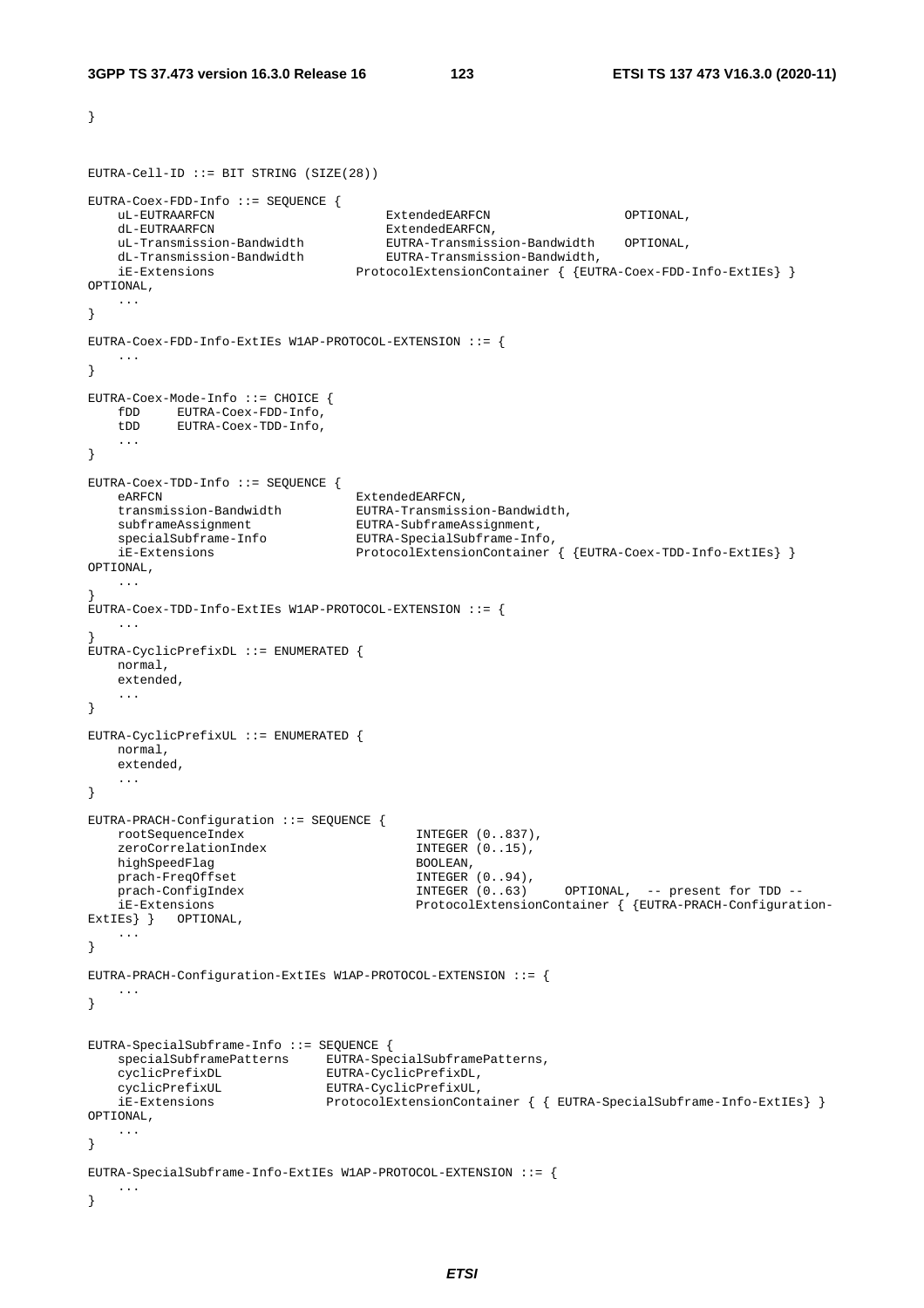```
}


EUTRA-Cell-ID ::= BIT STRING (SIZE(28))

EUTRA-Coex-FDD-Info ::= SEQUENCE {
    uL-EUTRAARFCN                       ExtendedEARFCN                  OPTIONAL,
    dL-EUTRAARFCN                       ExtendedEARFCN,
    uL-Transmission-Bandwidth           EUTRA-Transmission-Bandwidth    OPTIONAL,
    dL-Transmission-Bandwidth           EUTRA-Transmission-Bandwidth,
    iE-Extensions                   ProtocolExtensionContainer { {EUTRA-Coex-FDD-Info-ExtIEs} }
OPTIONAL,
    ...
}

EUTRA-Coex-FDD-Info-ExtIEs W1AP-PROTOCOL-EXTENSION ::= {
    ...
}

EUTRA-Coex-Mode-Info ::= CHOICE {
    fDD     EUTRA-Coex-FDD-Info,
    tDD     EUTRA-Coex-TDD-Info,
    ...
}

EUTRA-Coex-TDD-Info ::= SEQUENCE {
    eARFCN                          ExtendedEARFCN,
    transmission-Bandwidth          EUTRA-Transmission-Bandwidth,
    subframeAssignment              EUTRA-SubframeAssignment,
    specialSubframe-Info            EUTRA-SpecialSubframe-Info,
    iE-Extensions                   ProtocolExtensionContainer { {EUTRA-Coex-TDD-Info-ExtIEs} }
OPTIONAL,
    ...
}
EUTRA-Coex-TDD-Info-ExtIEs W1AP-PROTOCOL-EXTENSION ::= {
    ...
}
EUTRA-CyclicPrefixDL ::= ENUMERATED {
    normal,
    extended,
    ...
}

EUTRA-CyclicPrefixUL ::= ENUMERATED {
    normal,
    extended,
    ...
}

EUTRA-PRACH-Configuration ::= SEQUENCE {
    rootSequenceIndex                       INTEGER (0..837),
    zeroCorrelationIndex                    INTEGER (0..15),
    highSpeedFlag                           BOOLEAN,
    prach-FreqOffset                        INTEGER (0..94),
    prach-ConfigIndex                       INTEGER (0..63)     OPTIONAL,  -- present for TDD --
    iE-Extensions                           ProtocolExtensionContainer { {EUTRA-PRACH-Configuration-
ExtIEs} }   OPTIONAL,
    ...
}

EUTRA-PRACH-Configuration-ExtIEs W1AP-PROTOCOL-EXTENSION ::= {
    ...
}


EUTRA-SpecialSubframe-Info ::= SEQUENCE {
    specialSubframePatterns     EUTRA-SpecialSubframePatterns,
    cyclicPrefixDL              EUTRA-CyclicPrefixDL,
    cyclicPrefixUL              EUTRA-CyclicPrefixUL,
    iE-Extensions               ProtocolExtensionContainer { { EUTRA-SpecialSubframe-Info-ExtIEs} }
OPTIONAL,
    ...
}

EUTRA-SpecialSubframe-Info-ExtIEs W1AP-PROTOCOL-EXTENSION ::= {
    ...
}
```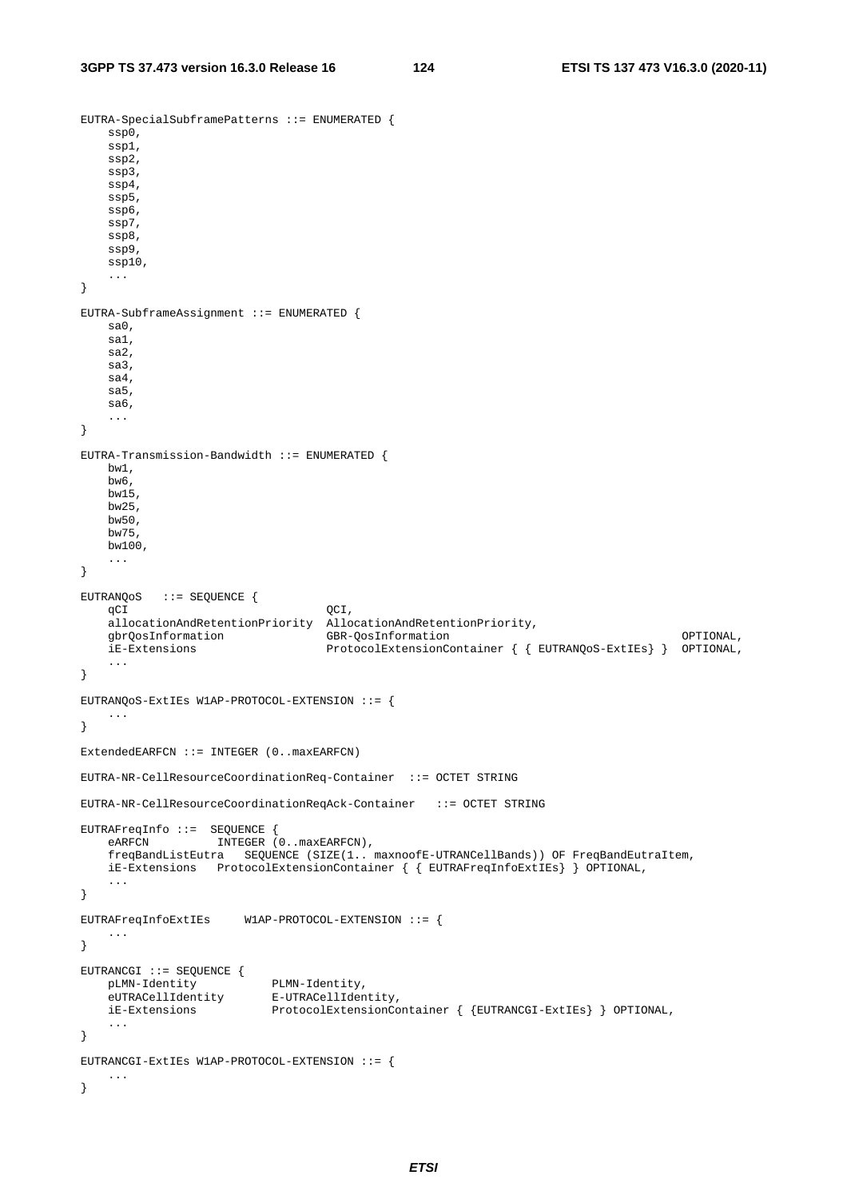```
EUTRA-SpecialSubframePatterns ::= ENUMERATED {
    ssp0,
    ssp1,
    ssp2,
    ssp3,
    ssp4,
    ssp5,
    ssp6,
    ssp7,
    ssp8,
    ssp9,
    ssp10,
    ...
}

EUTRA-SubframeAssignment ::= ENUMERATED {
    sa0,
    sa1,
    sa2,
    sa3,
    sa4,
    sa5,
    sa6,
    ...
}

EUTRA-Transmission-Bandwidth ::= ENUMERATED {
    bw1,
    bw6,
    bw15,
    bw25,
    bw50,
    bw75,
    bw100,
    ...
}

EUTRANQoS   ::= SEQUENCE {
    qCI                             QCI,
    allocationAndRetentionPriority  AllocationAndRetentionPriority,
    gbrQosInformation               GBR-QosInformation                                      OPTIONAL,
    iE-Extensions                   ProtocolExtensionContainer { { EUTRANQoS-ExtIEs} }  OPTIONAL,
    ...
}

EUTRANQoS-ExtIEs W1AP-PROTOCOL-EXTENSION ::= {
    ...
}

ExtendedEARFCN ::= INTEGER (0..maxEARFCN)

EUTRA-NR-CellResourceCoordinationReq-Container  ::= OCTET STRING

EUTRA-NR-CellResourceCoordinationReqAck-Container   ::= OCTET STRING

EUTRAFreqInfo ::=  SEQUENCE {
    eARFCN          INTEGER (0..maxEARFCN),
    freqBandListEutra   SEQUENCE (SIZE(1.. maxnoofE-UTRANCellBands)) OF FreqBandEutraItem,
    iE-Extensions   ProtocolExtensionContainer { { EUTRAFreqInfoExtIEs} } OPTIONAL,
    ...
}

EUTRAFreqInfoExtIEs     W1AP-PROTOCOL-EXTENSION ::= {
    ...
}

EUTRANCGI ::= SEQUENCE {
    pLMN-Identity           PLMN-Identity,
    eUTRACellIdentity       E-UTRACellIdentity,
    iE-Extensions           ProtocolExtensionContainer { {EUTRANCGI-ExtIEs} } OPTIONAL,
    ...
}

EUTRANCGI-ExtIEs W1AP-PROTOCOL-EXTENSION ::= {
    ...
}
```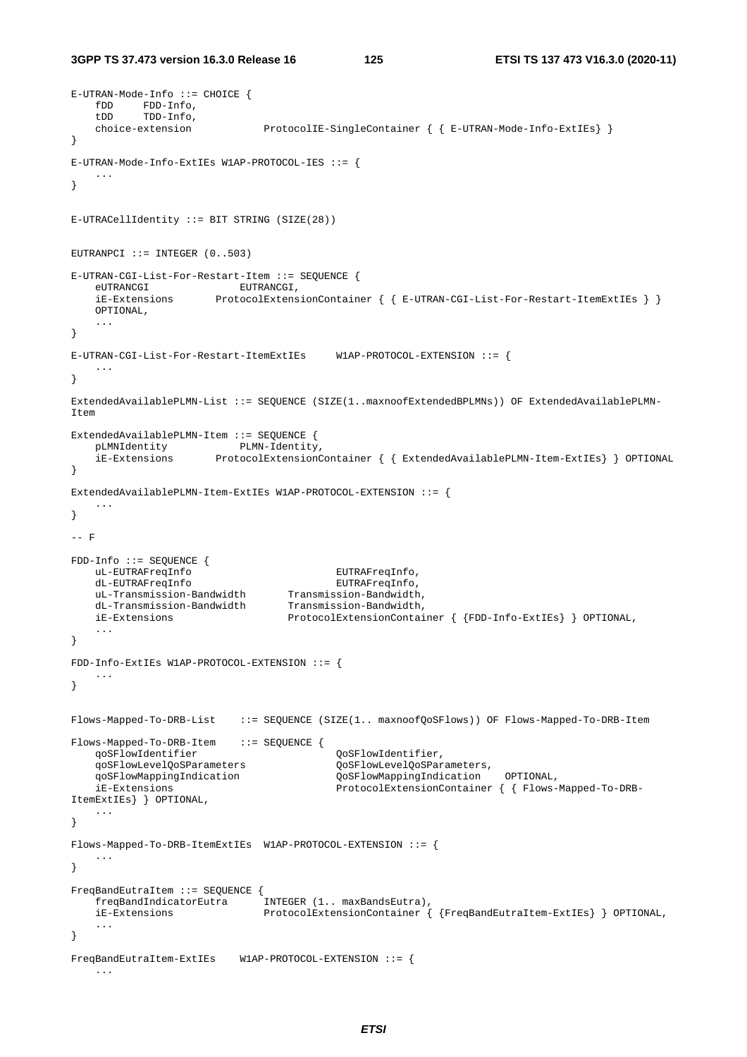```
E-UTRAN-Mode-Info ::= CHOICE {
    fDD     FDD-Info,
    tDD     TDD-Info,
    choice-extension            ProtocolIE-SingleContainer { { E-UTRAN-Mode-Info-ExtIEs} }
}

E-UTRAN-Mode-Info-ExtIEs W1AP-PROTOCOL-IES ::= {
    ...
}


E-UTRACellIdentity ::= BIT STRING (SIZE(28))


EUTRANPCI ::= INTEGER (0..503)

E-UTRAN-CGI-List-For-Restart-Item ::= SEQUENCE {
    eUTRANCGI               EUTRANCGI,
    iE-Extensions       ProtocolExtensionContainer { { E-UTRAN-CGI-List-For-Restart-ItemExtIEs } }
    OPTIONAL,
    ...
}

E-UTRAN-CGI-List-For-Restart-ItemExtIEs     W1AP-PROTOCOL-EXTENSION ::= {
    ...
}

ExtendedAvailablePLMN-List ::= SEQUENCE (SIZE(1..maxnoofExtendedBPLMNs)) OF ExtendedAvailablePLMN-
Item

ExtendedAvailablePLMN-Item ::= SEQUENCE {
    pLMNIdentity            PLMN-Identity,
    iE-Extensions       ProtocolExtensionContainer { { ExtendedAvailablePLMN-Item-ExtIEs} } OPTIONAL
}

ExtendedAvailablePLMN-Item-ExtIEs W1AP-PROTOCOL-EXTENSION ::= {
    ...
}

-- F

FDD-Info ::= SEQUENCE {
    uL-EUTRAFreqInfo                        EUTRAFreqInfo,
    dL-EUTRAFreqInfo                        EUTRAFreqInfo,
    uL-Transmission-Bandwidth       Transmission-Bandwidth,
    dL-Transmission-Bandwidth       Transmission-Bandwidth,
    iE-Extensions                   ProtocolExtensionContainer { {FDD-Info-ExtIEs} } OPTIONAL,
    ...
}

FDD-Info-ExtIEs W1AP-PROTOCOL-EXTENSION ::= {
    ...
}


Flows-Mapped-To-DRB-List    ::= SEQUENCE (SIZE(1.. maxnoofQoSFlows)) OF Flows-Mapped-To-DRB-Item

Flows-Mapped-To-DRB-Item    ::= SEQUENCE {
    qoSFlowIdentifier                       QoSFlowIdentifier,
    qoSFlowLevelQoSParameters               QoSFlowLevelQoSParameters,
    qoSFlowMappingIndication                QoSFlowMappingIndication    OPTIONAL,
    iE-Extensions                           ProtocolExtensionContainer { { Flows-Mapped-To-DRB-
ItemExtIEs} } OPTIONAL,
    ...
}

Flows-Mapped-To-DRB-ItemExtIEs  W1AP-PROTOCOL-EXTENSION ::= {
    ...
}

FreqBandEutraItem ::= SEQUENCE {
    freqBandIndicatorEutra      INTEGER (1.. maxBandsEutra),
    iE-Extensions               ProtocolExtensionContainer { {FreqBandEutraItem-ExtIEs} } OPTIONAL,
    ...
}

FreqBandEutraItem-ExtIEs    W1AP-PROTOCOL-EXTENSION ::= {
    ...
```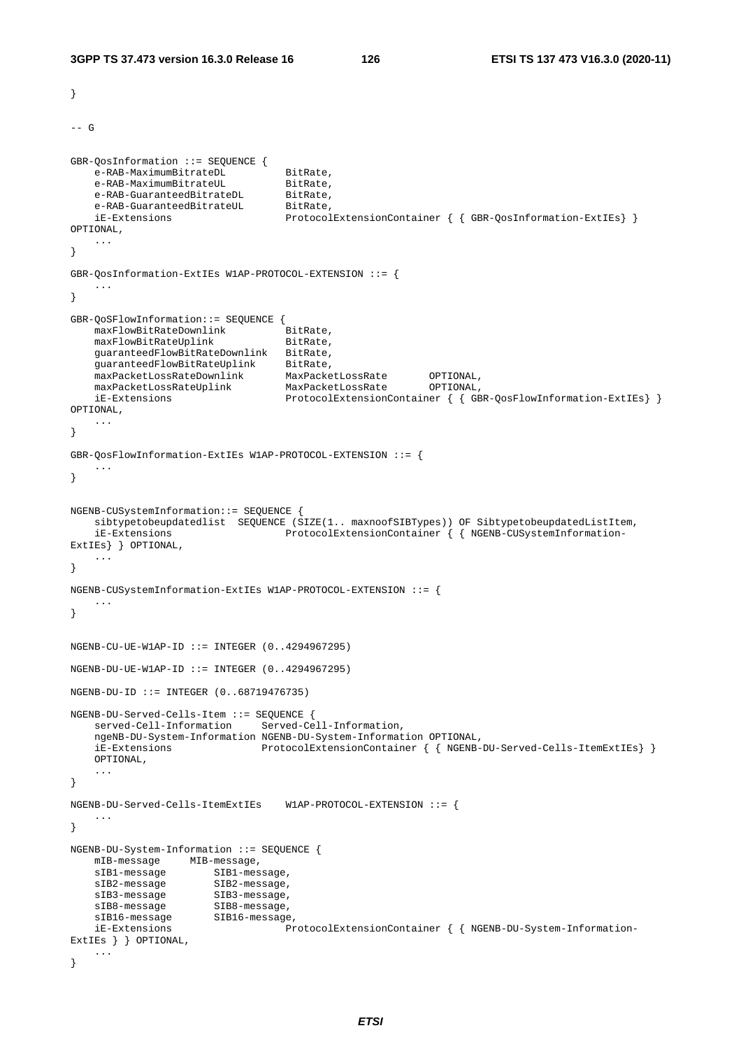```
}

-- G

GBR-QosInformation ::= SEQUENCE {
    e-RAB-MaximumBitrateDL          BitRate,
    e-RAB-MaximumBitrateUL          BitRate,
    e-RAB-GuaranteedBitrateDL       BitRate,
    e-RAB-GuaranteedBitrateUL       BitRate,
    iE-Extensions                   ProtocolExtensionContainer { { GBR-QosInformation-ExtIEs} } 
OPTIONAL,
    ...
}

GBR-QosInformation-ExtIEs W1AP-PROTOCOL-EXTENSION ::= {
    ...
}

GBR-QoSFlowInformation::= SEQUENCE {
    maxFlowBitRateDownlink          BitRate,
    maxFlowBitRateUplink            BitRate,
    guaranteedFlowBitRateDownlink   BitRate,
    guaranteedFlowBitRateUplink     BitRate,
    maxPacketLossRateDownlink       MaxPacketLossRate       OPTIONAL,
    maxPacketLossRateUplink         MaxPacketLossRate       OPTIONAL,
    iE-Extensions                   ProtocolExtensionContainer { { GBR-QosFlowInformation-ExtIEs} } 
OPTIONAL,
    ...
}

GBR-QosFlowInformation-ExtIEs W1AP-PROTOCOL-EXTENSION ::= {
    ...
}


NGENB-CUSystemInformation::= SEQUENCE {
    sibtypetobeupdatedlist  SEQUENCE (SIZE(1.. maxnoofSIBTypes)) OF SibtypetobeupdatedListItem,
    iE-Extensions                   ProtocolExtensionContainer { { NGENB-CUSystemInformation-
ExtIEs} } OPTIONAL,
    ...
}

NGENB-CUSystemInformation-ExtIEs W1AP-PROTOCOL-EXTENSION ::= {
    ...
}


NGENB-CU-UE-W1AP-ID ::= INTEGER (0..4294967295)

NGENB-DU-UE-W1AP-ID ::= INTEGER (0..4294967295)

NGENB-DU-ID ::= INTEGER (0..68719476735)

NGENB-DU-Served-Cells-Item ::= SEQUENCE {
    served-Cell-Information     Served-Cell-Information,
    ngeNB-DU-System-Information NGENB-DU-System-Information OPTIONAL,
    iE-Extensions               ProtocolExtensionContainer { { NGENB-DU-Served-Cells-ItemExtIEs} } 
    OPTIONAL,
    ...
}

NGENB-DU-Served-Cells-ItemExtIEs    W1AP-PROTOCOL-EXTENSION ::= {
    ...
}

NGENB-DU-System-Information ::= SEQUENCE {
    mIB-message     MIB-message,
    sIB1-message        SIB1-message,
    sIB2-message        SIB2-message,
    sIB3-message        SIB3-message,
    sIB8-message        SIB8-message,
    sIB16-message       SIB16-message,
    iE-Extensions                   ProtocolExtensionContainer { { NGENB-DU-System-Information-
ExtIEs } } OPTIONAL,
    ...
}
```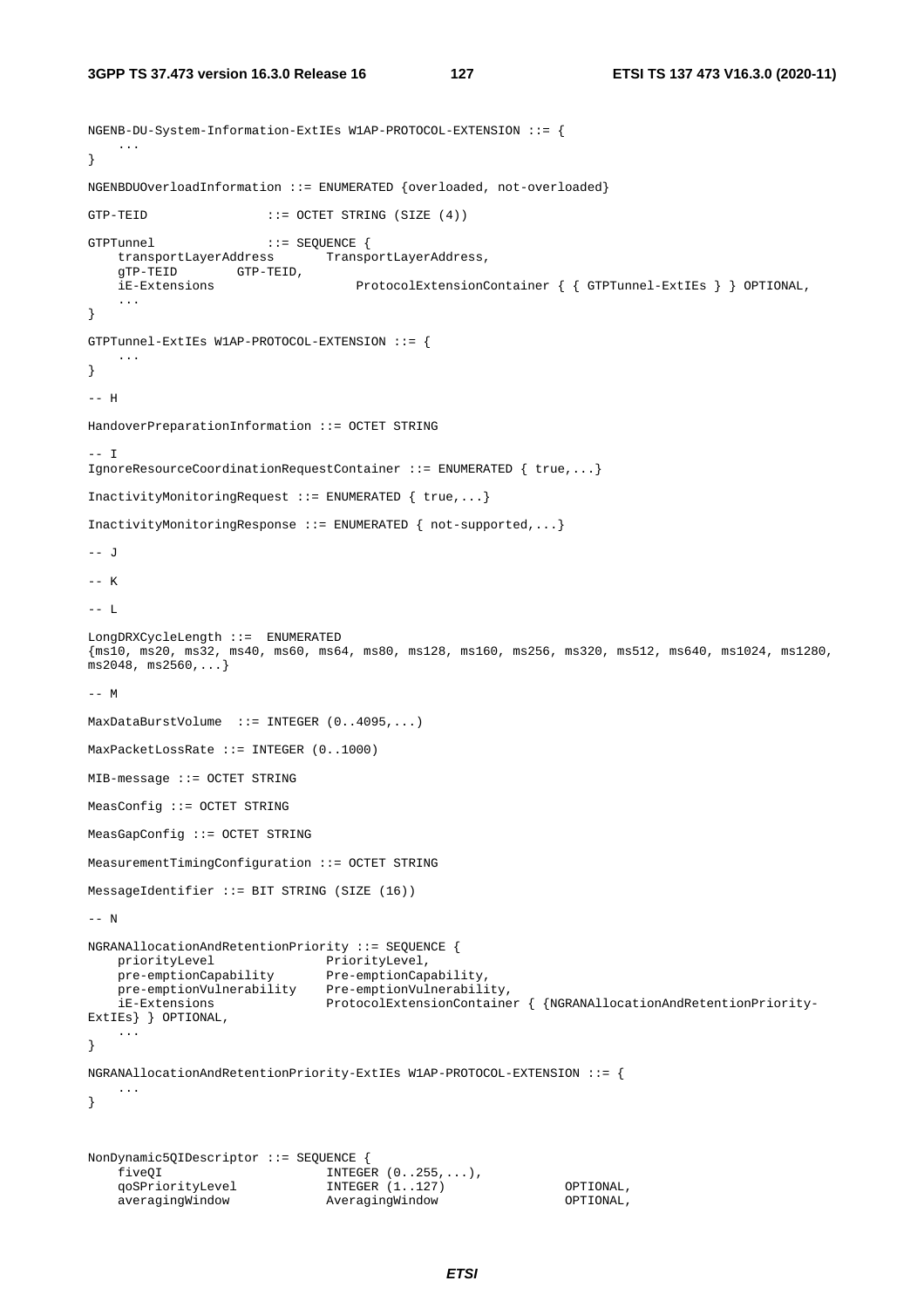```
NGENB-DU-System-Information-ExtIEs W1AP-PROTOCOL-EXTENSION ::= {
	...
}

NGENBDUOverloadInformation ::= ENUMERATED {overloaded, not-overloaded}

GTP-TEID				::= OCTET STRING (SIZE (4))

GTPTunnel				::= SEQUENCE {
	transportLayerAddress		TransportLayerAddress,
	gTP-TEID		GTP-TEID,
	iE-Extensions					ProtocolExtensionContainer { { GTPTunnel-ExtIEs } } OPTIONAL,
	...
}

GTPTunnel-ExtIEs W1AP-PROTOCOL-EXTENSION ::= {
	...
}

-- H

HandoverPreparationInformation ::= OCTET STRING

-- I
IgnoreResourceCoordinationRequestContainer ::= ENUMERATED { true,...}

InactivityMonitoringRequest ::= ENUMERATED { true,...}

InactivityMonitoringResponse ::= ENUMERATED { not-supported,...}

-- J

-- K

-- L

LongDRXCycleLength ::=  ENUMERATED
{ms10, ms20, ms32, ms40, ms60, ms64, ms80, ms128, ms160, ms256, ms320, ms512, ms640, ms1024, ms1280, ms2048, ms2560,...}

-- M

MaxDataBurstVolume  ::= INTEGER (0..4095,...)

MaxPacketLossRate ::= INTEGER (0..1000)

MIB-message ::= OCTET STRING

MeasConfig ::= OCTET STRING

MeasGapConfig ::= OCTET STRING

MeasurementTimingConfiguration ::= OCTET STRING

MessageIdentifier ::= BIT STRING (SIZE (16))

-- N

NGRANAllocationAndRetentionPriority ::= SEQUENCE {
	priorityLevel				PriorityLevel,
	pre-emptionCapability		Pre-emptionCapability,
	pre-emptionVulnerability	Pre-emptionVulnerability,
	iE-Extensions				ProtocolExtensionContainer { {NGRANAllocationAndRetentionPriority-ExtIEs} } OPTIONAL,
	...
}

NGRANAllocationAndRetentionPriority-ExtIEs W1AP-PROTOCOL-EXTENSION ::= {
	...
}


NonDynamic5QIDescriptor ::= SEQUENCE {
	fiveQI						INTEGER (0..255,...),
	qoSPriorityLevel			INTEGER (1..127)				OPTIONAL,
	averagingWindow				AveragingWindow					OPTIONAL,
```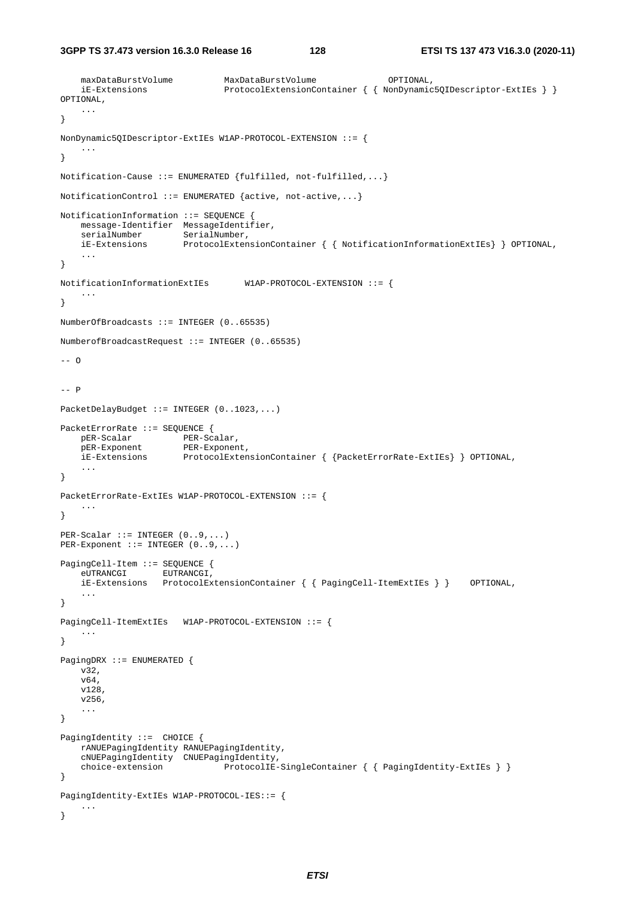```
    maxDataBurstVolume          MaxDataBurstVolume              OPTIONAL,
    iE-Extensions               ProtocolExtensionContainer { { NonDynamic5QIDescriptor-ExtIEs } }
OPTIONAL,
    ...
}

NonDynamic5QIDescriptor-ExtIEs W1AP-PROTOCOL-EXTENSION ::= {
    ...
}

Notification-Cause ::= ENUMERATED {fulfilled, not-fulfilled,...}

NotificationControl ::= ENUMERATED {active, not-active,...}

NotificationInformation ::= SEQUENCE {
    message-Identifier  MessageIdentifier,
    serialNumber        SerialNumber,
    iE-Extensions       ProtocolExtensionContainer { { NotificationInformationExtIEs} } OPTIONAL,
    ...
}

NotificationInformationExtIEs       W1AP-PROTOCOL-EXTENSION ::= {
    ...
}

NumberOfBroadcasts ::= INTEGER (0..65535)

NumberofBroadcastRequest ::= INTEGER (0..65535)

-- O


-- P

PacketDelayBudget ::= INTEGER (0..1023,...)

PacketErrorRate ::= SEQUENCE {
    pER-Scalar          PER-Scalar,
    pER-Exponent        PER-Exponent,
    iE-Extensions       ProtocolExtensionContainer { {PacketErrorRate-ExtIEs} } OPTIONAL,
    ...
}

PacketErrorRate-ExtIEs W1AP-PROTOCOL-EXTENSION ::= {
    ...
}

PER-Scalar ::= INTEGER (0..9,...)
PER-Exponent ::= INTEGER (0..9,...)

PagingCell-Item ::= SEQUENCE {
    eUTRANCGI       EUTRANCGI,
    iE-Extensions   ProtocolExtensionContainer { { PagingCell-ItemExtIEs } }    OPTIONAL,
    ...
}

PagingCell-ItemExtIEs   W1AP-PROTOCOL-EXTENSION ::= {
    ...
}

PagingDRX ::= ENUMERATED {
    v32,
    v64,
    v128,
    v256,
    ...
}

PagingIdentity ::=  CHOICE {
    rANUEPagingIdentity RANUEPagingIdentity,
    cNUEPagingIdentity  CNUEPagingIdentity,
    choice-extension            ProtocolIE-SingleContainer { { PagingIdentity-ExtIEs } }
}

PagingIdentity-ExtIEs W1AP-PROTOCOL-IES::= {
    ...
}
```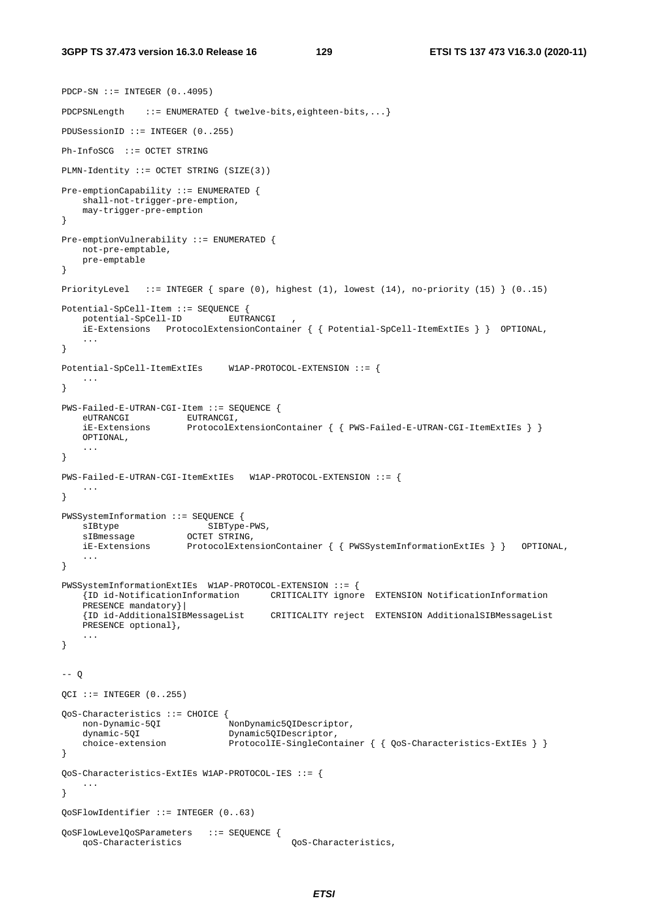```
PDCP-SN ::= INTEGER (0..4095)

PDCPSNLength    ::= ENUMERATED { twelve-bits,eighteen-bits,...}

PDUSessionID ::= INTEGER (0..255)

Ph-InfoSCG  ::= OCTET STRING

PLMN-Identity ::= OCTET STRING (SIZE(3))

Pre-emptionCapability ::= ENUMERATED {
    shall-not-trigger-pre-emption,
    may-trigger-pre-emption
}

Pre-emptionVulnerability ::= ENUMERATED {
    not-pre-emptable,
    pre-emptable
}

PriorityLevel   ::= INTEGER { spare (0), highest (1), lowest (14), no-priority (15) } (0..15)

Potential-SpCell-Item ::= SEQUENCE {
    potential-SpCell-ID         EUTRANCGI   ,
    iE-Extensions   ProtocolExtensionContainer { { Potential-SpCell-ItemExtIEs } }  OPTIONAL,
    ...
}

Potential-SpCell-ItemExtIEs     W1AP-PROTOCOL-EXTENSION ::= {
    ...
}

PWS-Failed-E-UTRAN-CGI-Item ::= SEQUENCE {
    eUTRANCGI           EUTRANCGI,
    iE-Extensions       ProtocolExtensionContainer { { PWS-Failed-E-UTRAN-CGI-ItemExtIEs } }
    OPTIONAL,
    ...
}

PWS-Failed-E-UTRAN-CGI-ItemExtIEs   W1AP-PROTOCOL-EXTENSION ::= {
    ...
}

PWSSystemInformation ::= SEQUENCE {
    sIBtype                 SIBType-PWS,
    sIBmessage          OCTET STRING,
    iE-Extensions       ProtocolExtensionContainer { { PWSSystemInformationExtIEs } }   OPTIONAL,
    ...
}

PWSSystemInformationExtIEs  W1AP-PROTOCOL-EXTENSION ::= {
    {ID id-NotificationInformation      CRITICALITY ignore  EXTENSION NotificationInformation
    PRESENCE mandatory}|
    {ID id-AdditionalSIBMessageList     CRITICALITY reject  EXTENSION AdditionalSIBMessageList
    PRESENCE optional},
    ...
}


-- Q

QCI ::= INTEGER (0..255)

QoS-Characteristics ::= CHOICE {
    non-Dynamic-5QI             NonDynamic5QIDescriptor,
    dynamic-5QI                 Dynamic5QIDescriptor,
    choice-extension            ProtocolIE-SingleContainer { { QoS-Characteristics-ExtIEs } }
}

QoS-Characteristics-ExtIEs W1AP-PROTOCOL-IES ::= {
    ...
}

QoSFlowIdentifier ::= INTEGER (0..63)

QoSFlowLevelQoSParameters   ::= SEQUENCE {
    qoS-Characteristics                     QoS-Characteristics,
```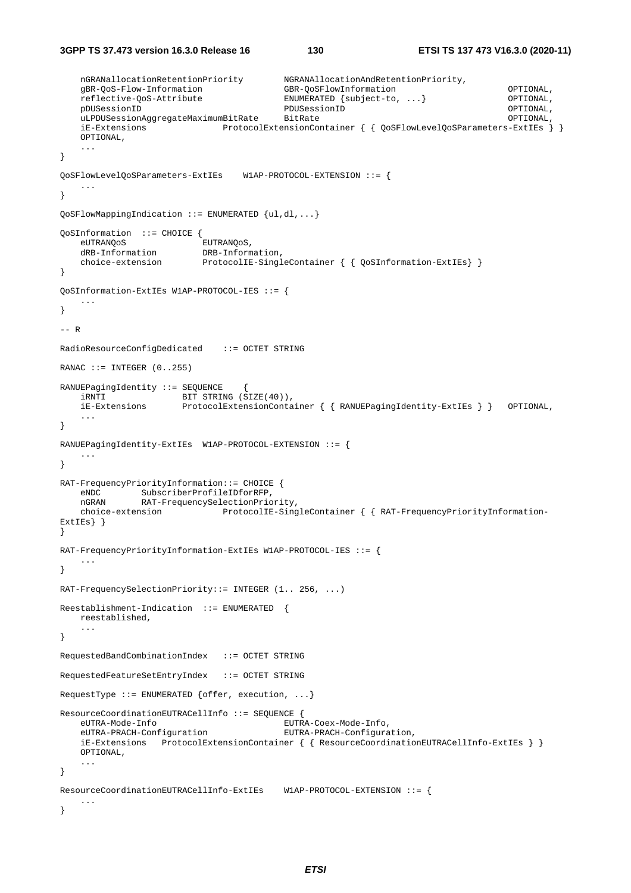```
	nGRANallocationRetentionPriority		NGRANAllocationAndRetentionPriority,
	gBR-QoS-Flow-Information				GBR-QoSFlowInformation						OPTIONAL,
	reflective-QoS-Attribute				ENUMERATED {subject-to, ...}				OPTIONAL,
	pDUSessionID							PDUSessionID								OPTIONAL,
	uLPDUSessionAggregateMaximumBitRate	BitRate										OPTIONAL,
	iE-Extensions				ProtocolExtensionContainer { { QoSFlowLevelQoSParameters-ExtIEs } }
	OPTIONAL,
	...
}

QoSFlowLevelQoSParameters-ExtIEs	W1AP-PROTOCOL-EXTENSION ::= {
	...
}

QoSFlowMappingIndication ::= ENUMERATED {ul,dl,...}

QoSInformation	::= CHOICE {
	eUTRANQoS				EUTRANQoS,
	dRB-Information			DRB-Information,
	choice-extension		ProtocolIE-SingleContainer { { QoSInformation-ExtIEs} }
}

QoSInformation-ExtIEs W1AP-PROTOCOL-IES ::= {
	...
}

-- R

RadioResourceConfigDedicated	::= OCTET STRING

RANAC ::= INTEGER (0..255)

RANUEPagingIdentity ::= SEQUENCE	{
	iRNTI				BIT STRING (SIZE(40)),
	iE-Extensions		ProtocolExtensionContainer { { RANUEPagingIdentity-ExtIEs } }	OPTIONAL,
	...
}

RANUEPagingIdentity-ExtIEs	W1AP-PROTOCOL-EXTENSION ::= {
	...
}

RAT-FrequencyPriorityInformation::= CHOICE {
	eNDC		SubscriberProfileIDforRFP,
	nGRAN		RAT-FrequencySelectionPriority,
	choice-extension			ProtocolIE-SingleContainer { { RAT-FrequencyPriorityInformation-
ExtIEs} }
}

RAT-FrequencyPriorityInformation-ExtIEs W1AP-PROTOCOL-IES ::= {
	...
}

RAT-FrequencySelectionPriority::= INTEGER (1.. 256, ...)

Reestablishment-Indication	::= ENUMERATED	{
	reestablished,
	...
}

RequestedBandCombinationIndex	::= OCTET STRING

RequestedFeatureSetEntryIndex	::= OCTET STRING

RequestType ::= ENUMERATED {offer, execution, ...}

ResourceCoordinationEUTRACellInfo ::= SEQUENCE {
	eUTRA-Mode-Info							EUTRA-Coex-Mode-Info,
	eUTRA-PRACH-Configuration				EUTRA-PRACH-Configuration,
	iE-Extensions	ProtocolExtensionContainer { { ResourceCoordinationEUTRACellInfo-ExtIEs } }
	OPTIONAL,
	...
}

ResourceCoordinationEUTRACellInfo-ExtIEs	W1AP-PROTOCOL-EXTENSION ::= {
	...
}
```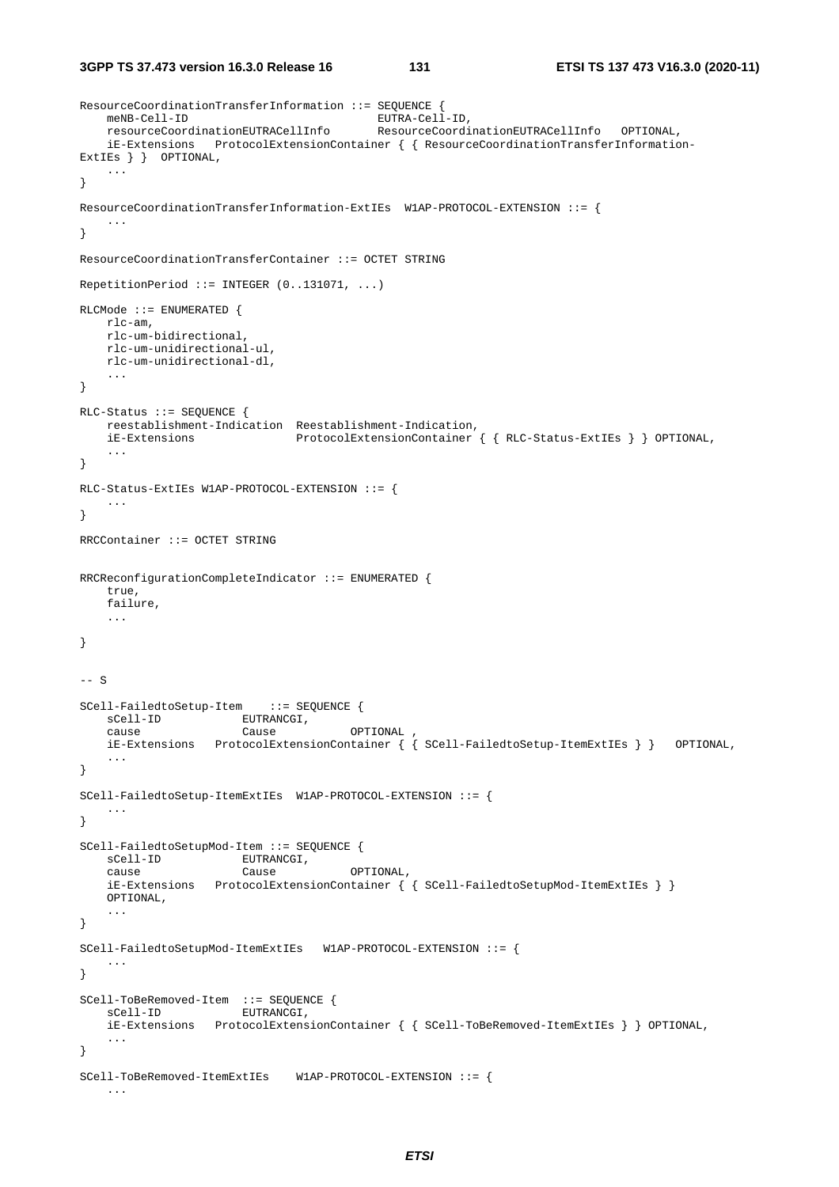```
ResourceCoordinationTransferInformation ::= SEQUENCE {
    meNB-Cell-ID                            EUTRA-Cell-ID,
    resourceCoordinationEUTRACellInfo       ResourceCoordinationEUTRACellInfo   OPTIONAL,
    iE-Extensions   ProtocolExtensionContainer { { ResourceCoordinationTransferInformation-
ExtIEs } }  OPTIONAL,
    ...
}

ResourceCoordinationTransferInformation-ExtIEs  W1AP-PROTOCOL-EXTENSION ::= {
    ...
}

ResourceCoordinationTransferContainer ::= OCTET STRING

RepetitionPeriod ::= INTEGER (0..131071, ...)

RLCMode ::= ENUMERATED {
    rlc-am,
    rlc-um-bidirectional,
    rlc-um-unidirectional-ul,
    rlc-um-unidirectional-dl,
    ...
}

RLC-Status ::= SEQUENCE {
    reestablishment-Indication  Reestablishment-Indication,
    iE-Extensions               ProtocolExtensionContainer { { RLC-Status-ExtIEs } } OPTIONAL,
    ...
}

RLC-Status-ExtIEs W1AP-PROTOCOL-EXTENSION ::= {
    ...
}

RRCContainer ::= OCTET STRING


RRCReconfigurationCompleteIndicator ::= ENUMERATED {
    true,
    failure,
    ...

}


-- S

SCell-FailedtoSetup-Item    ::= SEQUENCE {
    sCell-ID            EUTRANCGI,
    cause               Cause           OPTIONAL ,
    iE-Extensions   ProtocolExtensionContainer { { SCell-FailedtoSetup-ItemExtIEs } }   OPTIONAL,
    ...
}

SCell-FailedtoSetup-ItemExtIEs  W1AP-PROTOCOL-EXTENSION ::= {
    ...
}

SCell-FailedtoSetupMod-Item ::= SEQUENCE {
    sCell-ID            EUTRANCGI,
    cause               Cause           OPTIONAL,
    iE-Extensions   ProtocolExtensionContainer { { SCell-FailedtoSetupMod-ItemExtIEs } }
    OPTIONAL,
    ...
}

SCell-FailedtoSetupMod-ItemExtIEs   W1AP-PROTOCOL-EXTENSION ::= {
    ...
}

SCell-ToBeRemoved-Item  ::= SEQUENCE {
    sCell-ID            EUTRANCGI,
    iE-Extensions   ProtocolExtensionContainer { { SCell-ToBeRemoved-ItemExtIEs } } OPTIONAL,
    ...
}

SCell-ToBeRemoved-ItemExtIEs    W1AP-PROTOCOL-EXTENSION ::= {
    ...
```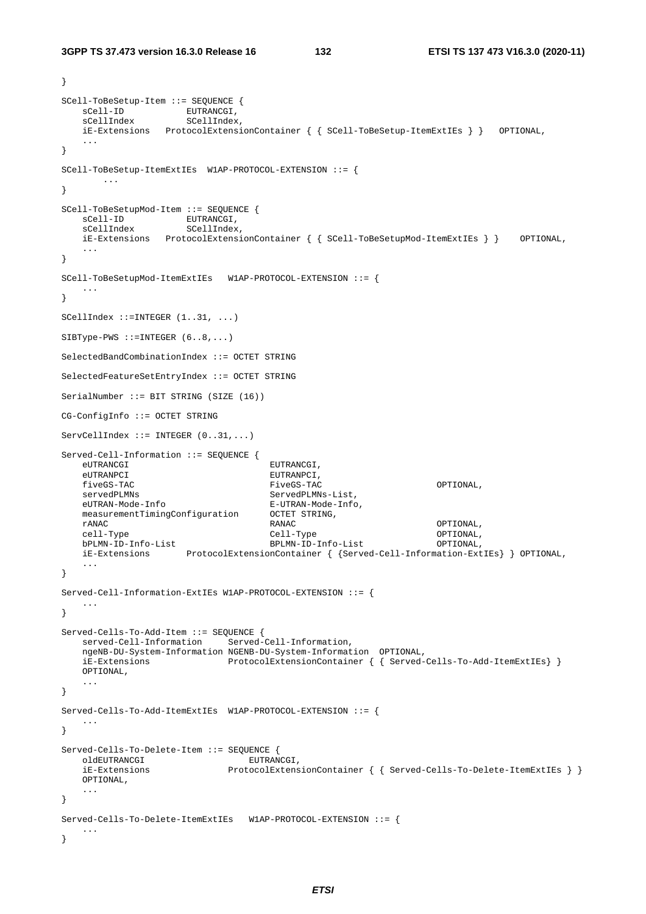```
}

SCell-ToBeSetup-Item ::= SEQUENCE {
    sCell-ID            EUTRANCGI,
    sCellIndex          SCellIndex,
    iE-Extensions   ProtocolExtensionContainer { { SCell-ToBeSetup-ItemExtIEs } }   OPTIONAL,
    ...
}

SCell-ToBeSetup-ItemExtIEs  W1AP-PROTOCOL-EXTENSION ::= {
        ...
}

SCell-ToBeSetupMod-Item ::= SEQUENCE {
    sCell-ID            EUTRANCGI,
    sCellIndex          SCellIndex,
    iE-Extensions   ProtocolExtensionContainer { { SCell-ToBeSetupMod-ItemExtIEs } }    OPTIONAL,
    ...
}

SCell-ToBeSetupMod-ItemExtIEs   W1AP-PROTOCOL-EXTENSION ::= {
    ...
}

SCellIndex ::=INTEGER (1..31, ...)

SIBType-PWS ::=INTEGER (6..8,...)

SelectedBandCombinationIndex ::= OCTET STRING

SelectedFeatureSetEntryIndex ::= OCTET STRING

SerialNumber ::= BIT STRING (SIZE (16))

CG-ConfigInfo ::= OCTET STRING

ServCellIndex ::= INTEGER (0..31,...)

Served-Cell-Information ::= SEQUENCE {
    eUTRANCGI                           EUTRANCGI,
    eUTRANPCI                           EUTRANPCI,
    fiveGS-TAC                          FiveGS-TAC                      OPTIONAL,
    servedPLMNs                         ServedPLMNs-List,
    eUTRAN-Mode-Info                    E-UTRAN-Mode-Info,
    measurementTimingConfiguration      OCTET STRING,
    rANAC                               RANAC                           OPTIONAL,
    cell-Type                           Cell-Type                       OPTIONAL,
    bPLMN-ID-Info-List                  BPLMN-ID-Info-List              OPTIONAL,
    iE-Extensions       ProtocolExtensionContainer { {Served-Cell-Information-ExtIEs} } OPTIONAL,
    ...
}

Served-Cell-Information-ExtIEs W1AP-PROTOCOL-EXTENSION ::= {
    ...
}

Served-Cells-To-Add-Item ::= SEQUENCE {
    served-Cell-Information     Served-Cell-Information,
    ngeNB-DU-System-Information NGENB-DU-System-Information  OPTIONAL,
    iE-Extensions               ProtocolExtensionContainer { { Served-Cells-To-Add-ItemExtIEs} }
    OPTIONAL,
    ...
}

Served-Cells-To-Add-ItemExtIEs  W1AP-PROTOCOL-EXTENSION ::= {
    ...
}

Served-Cells-To-Delete-Item ::= SEQUENCE {
    oldEUTRANCGI                    EUTRANCGI,
    iE-Extensions               ProtocolExtensionContainer { { Served-Cells-To-Delete-ItemExtIEs } }
    OPTIONAL,
    ...
}

Served-Cells-To-Delete-ItemExtIEs   W1AP-PROTOCOL-EXTENSION ::= {
    ...
}
```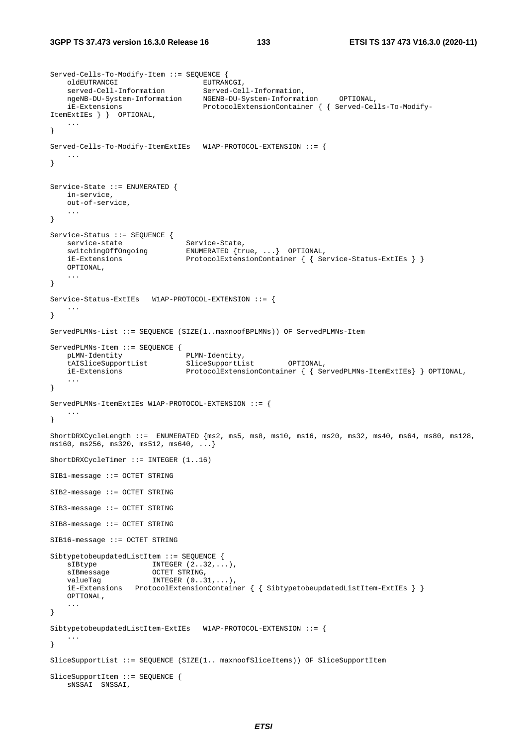```
Served-Cells-To-Modify-Item ::= SEQUENCE {
	oldEUTRANCGI 					EUTRANCGI,
	served-Cell-Information 		Served-Cell-Information,
	ngeNB-DU-System-Information 	NGENB-DU-System-Information 	OPTIONAL,
	iE-Extensions 					ProtocolExtensionContainer { { Served-Cells-To-Modify-ItemExtIEs } } 	OPTIONAL,
	...
}

Served-Cells-To-Modify-ItemExtIEs 	W1AP-PROTOCOL-EXTENSION ::= {
	...
}


Service-State ::= ENUMERATED {
	in-service,
	out-of-service,
	...
}

Service-Status ::= SEQUENCE {
	service-state				Service-State,
	switchingOffOngoing			ENUMERATED {true, ...} 	OPTIONAL,
	iE-Extensions				ProtocolExtensionContainer { { Service-Status-ExtIEs } } 
	OPTIONAL,
	...
}

Service-Status-ExtIEs 	W1AP-PROTOCOL-EXTENSION ::= {
	...
}

ServedPLMNs-List ::= SEQUENCE (SIZE(1..maxnoofBPLMNs)) OF ServedPLMNs-Item

ServedPLMNs-Item ::= SEQUENCE {
	pLMN-Identity				PLMN-Identity,
	tAISliceSupportList			SliceSupportList 		OPTIONAL,
	iE-Extensions				ProtocolExtensionContainer { { ServedPLMNs-ItemExtIEs} } OPTIONAL,
	...
}

ServedPLMNs-ItemExtIEs W1AP-PROTOCOL-EXTENSION ::= {
	...
}

ShortDRXCycleLength ::=  ENUMERATED {ms2, ms5, ms8, ms10, ms16, ms20, ms32, ms40, ms64, ms80, ms128, ms160, ms256, ms320, ms512, ms640, ...}

ShortDRXCycleTimer ::= INTEGER (1..16)

SIB1-message ::= OCTET STRING

SIB2-message ::= OCTET STRING

SIB3-message ::= OCTET STRING

SIB8-message ::= OCTET STRING

SIB16-message ::= OCTET STRING

SibtypetobeupdatedListItem ::= SEQUENCE {
	sIBtype				INTEGER (2..32,...),
	sIBmessage			OCTET STRING,
	valueTag			INTEGER (0..31,...),
	iE-Extensions	ProtocolExtensionContainer { { SibtypetobeupdatedListItem-ExtIEs } } 
	OPTIONAL,
	...
}

SibtypetobeupdatedListItem-ExtIEs 	W1AP-PROTOCOL-EXTENSION ::= {
	...
}

SliceSupportList ::= SEQUENCE (SIZE(1.. maxnoofSliceItems)) OF SliceSupportItem

SliceSupportItem ::= SEQUENCE {
	sNSSAI 	SNSSAI,
```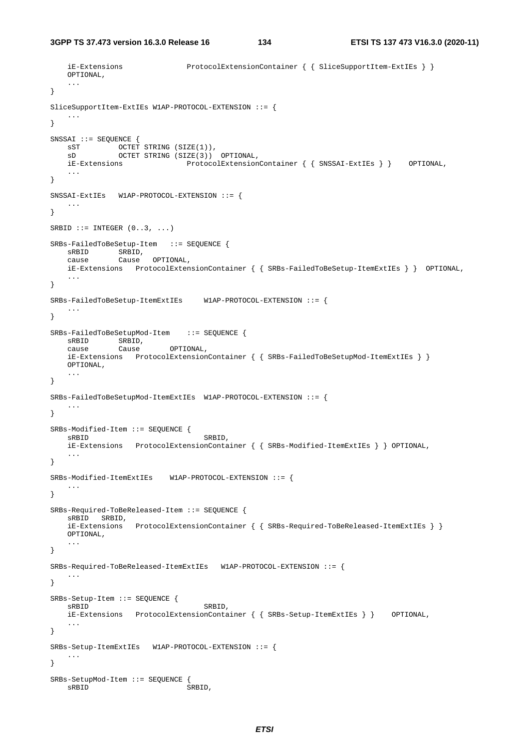```
    iE-Extensions               ProtocolExtensionContainer { { SliceSupportItem-ExtIEs } }
    OPTIONAL,
    ...
}

SliceSupportItem-ExtIEs W1AP-PROTOCOL-EXTENSION ::= {
    ...
}

SNSSAI ::= SEQUENCE {
    sST         OCTET STRING (SIZE(1)),
    sD          OCTET STRING (SIZE(3))  OPTIONAL,
    iE-Extensions               ProtocolExtensionContainer { { SNSSAI-ExtIEs } }    OPTIONAL,
    ...
}

SNSSAI-ExtIEs   W1AP-PROTOCOL-EXTENSION ::= {
    ...
}

SRBID ::= INTEGER (0..3, ...)

SRBs-FailedToBeSetup-Item   ::= SEQUENCE {
    sRBID       SRBID,
    cause       Cause   OPTIONAL,
    iE-Extensions   ProtocolExtensionContainer { { SRBs-FailedToBeSetup-ItemExtIEs } }  OPTIONAL,
    ...
}

SRBs-FailedToBeSetup-ItemExtIEs     W1AP-PROTOCOL-EXTENSION ::= {
    ...
}

SRBs-FailedToBeSetupMod-Item    ::= SEQUENCE {
    sRBID       SRBID,
    cause       Cause       OPTIONAL,
    iE-Extensions   ProtocolExtensionContainer { { SRBs-FailedToBeSetupMod-ItemExtIEs } }
    OPTIONAL,
    ...
}

SRBs-FailedToBeSetupMod-ItemExtIEs  W1AP-PROTOCOL-EXTENSION ::= {
    ...
}

SRBs-Modified-Item ::= SEQUENCE {
    sRBID                           SRBID,
    iE-Extensions   ProtocolExtensionContainer { { SRBs-Modified-ItemExtIEs } } OPTIONAL,
    ...
}

SRBs-Modified-ItemExtIEs    W1AP-PROTOCOL-EXTENSION ::= {
    ...
}

SRBs-Required-ToBeReleased-Item ::= SEQUENCE {
    sRBID   SRBID,
    iE-Extensions   ProtocolExtensionContainer { { SRBs-Required-ToBeReleased-ItemExtIEs } }
    OPTIONAL,
    ...
}

SRBs-Required-ToBeReleased-ItemExtIEs   W1AP-PROTOCOL-EXTENSION ::= {
    ...
}

SRBs-Setup-Item ::= SEQUENCE {
    sRBID                           SRBID,
    iE-Extensions   ProtocolExtensionContainer { { SRBs-Setup-ItemExtIEs } }    OPTIONAL,
    ...
}

SRBs-Setup-ItemExtIEs   W1AP-PROTOCOL-EXTENSION ::= {
    ...
}

SRBs-SetupMod-Item ::= SEQUENCE {
    sRBID                       SRBID,
```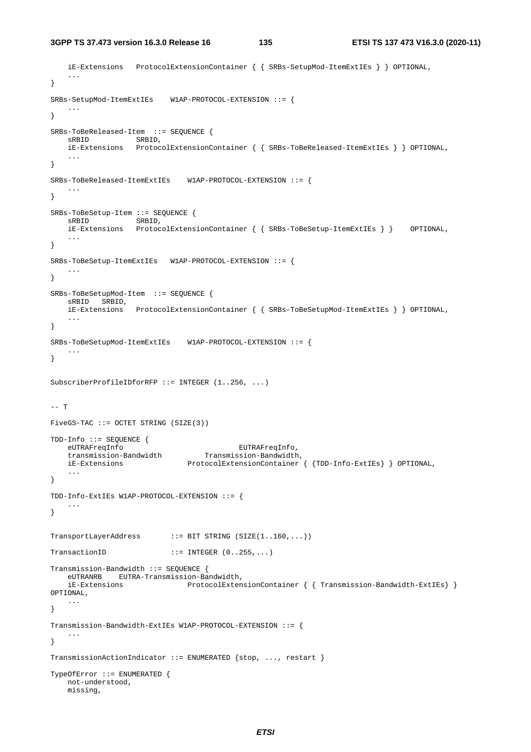```
    iE-Extensions   ProtocolExtensionContainer { { SRBs-SetupMod-ItemExtIEs } } OPTIONAL,
    ...
}

SRBs-SetupMod-ItemExtIEs    W1AP-PROTOCOL-EXTENSION ::= {
    ...
}

SRBs-ToBeReleased-Item  ::= SEQUENCE {
    sRBID           SRBID,
    iE-Extensions   ProtocolExtensionContainer { { SRBs-ToBeReleased-ItemExtIEs } } OPTIONAL,
    ...
}

SRBs-ToBeReleased-ItemExtIEs    W1AP-PROTOCOL-EXTENSION ::= {
    ...
}

SRBs-ToBeSetup-Item ::= SEQUENCE {
    sRBID           SRBID,
    iE-Extensions   ProtocolExtensionContainer { { SRBs-ToBeSetup-ItemExtIEs } }    OPTIONAL,
    ...
}

SRBs-ToBeSetup-ItemExtIEs   W1AP-PROTOCOL-EXTENSION ::= {
    ...
}

SRBs-ToBeSetupMod-Item  ::= SEQUENCE {
    sRBID   SRBID,
    iE-Extensions   ProtocolExtensionContainer { { SRBs-ToBeSetupMod-ItemExtIEs } } OPTIONAL,
    ...
}

SRBs-ToBeSetupMod-ItemExtIEs    W1AP-PROTOCOL-EXTENSION ::= {
    ...
}


SubscriberProfileIDforRFP ::= INTEGER (1..256, ...)


-- T

FiveGS-TAC ::= OCTET STRING (SIZE(3))

TDD-Info ::= SEQUENCE {
    eUTRAFreqInfo                           EUTRAFreqInfo,
    transmission-Bandwidth          Transmission-Bandwidth,
    iE-Extensions               ProtocolExtensionContainer { {TDD-Info-ExtIEs} } OPTIONAL,
    ...
}

TDD-Info-ExtIEs W1AP-PROTOCOL-EXTENSION ::= {
    ...
}


TransportLayerAddress       ::= BIT STRING (SIZE(1..160,...))

TransactionID               ::= INTEGER (0..255,...)

Transmission-Bandwidth ::= SEQUENCE {
    eUTRANRB    EUTRA-Transmission-Bandwidth,
    iE-Extensions               ProtocolExtensionContainer { { Transmission-Bandwidth-ExtIEs} } 
OPTIONAL,
    ...
}

Transmission-Bandwidth-ExtIEs W1AP-PROTOCOL-EXTENSION ::= {
    ...
}

TransmissionActionIndicator ::= ENUMERATED {stop, ..., restart }

TypeOfError ::= ENUMERATED {
    not-understood,
    missing,
```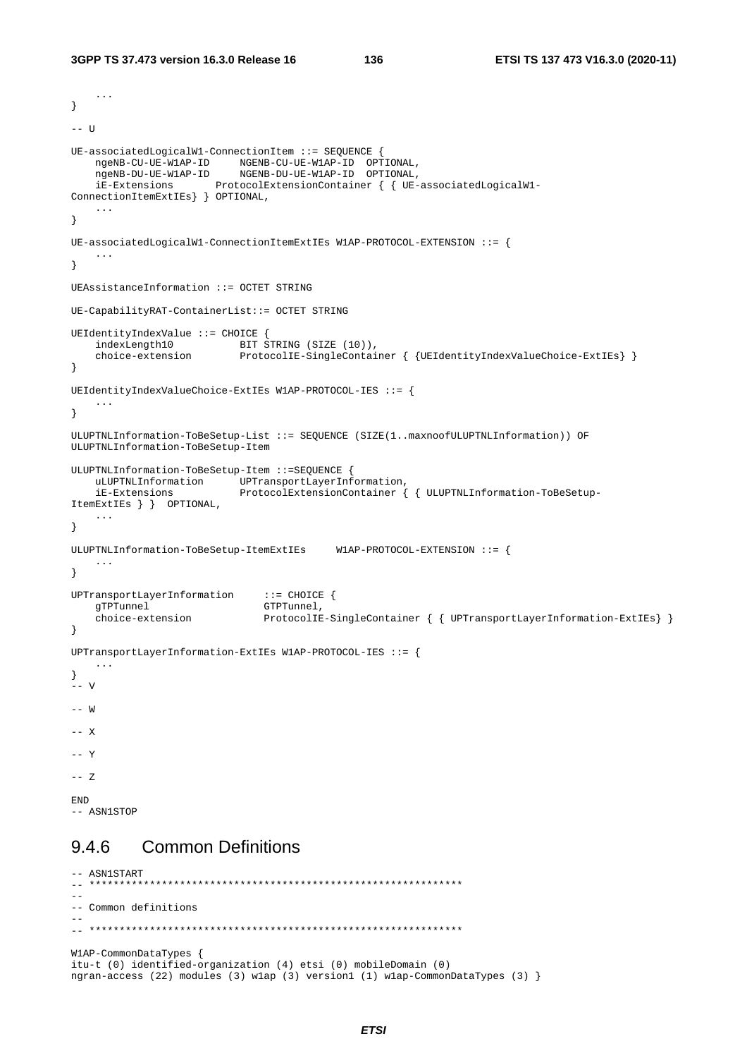```
    ...
}

-- U

UE-associatedLogicalW1-ConnectionItem ::= SEQUENCE {
    ngeNB-CU-UE-W1AP-ID     NGENB-CU-UE-W1AP-ID  OPTIONAL,
    ngeNB-DU-UE-W1AP-ID     NGENB-DU-UE-W1AP-ID  OPTIONAL,
    iE-Extensions       ProtocolExtensionContainer { { UE-associatedLogicalW1-
ConnectionItemExtIEs} } OPTIONAL,
    ...
}

UE-associatedLogicalW1-ConnectionItemExtIEs W1AP-PROTOCOL-EXTENSION ::= {
    ...
}

UEAssistanceInformation ::= OCTET STRING

UE-CapabilityRAT-ContainerList::= OCTET STRING

UEIdentityIndexValue ::= CHOICE {
    indexLength10           BIT STRING (SIZE (10)),
    choice-extension        ProtocolIE-SingleContainer { {UEIdentityIndexValueChoice-ExtIEs} }
}

UEIdentityIndexValueChoice-ExtIEs W1AP-PROTOCOL-IES ::= {
    ...
}

ULUPTNLInformation-ToBeSetup-List ::= SEQUENCE (SIZE(1..maxnoofULUPTNLInformation)) OF
ULUPTNLInformation-ToBeSetup-Item

ULUPTNLInformation-ToBeSetup-Item ::=SEQUENCE {
    uLUPTNLInformation      UPTransportLayerInformation,
    iE-Extensions           ProtocolExtensionContainer { { ULUPTNLInformation-ToBeSetup-
ItemExtIEs } }  OPTIONAL,
    ...
}

ULUPTNLInformation-ToBeSetup-ItemExtIEs     W1AP-PROTOCOL-EXTENSION ::= {
    ...
}

UPTransportLayerInformation     ::= CHOICE {
    gTPTunnel                   GTPTunnel,
    choice-extension            ProtocolIE-SingleContainer { { UPTransportLayerInformation-ExtIEs} }
}

UPTransportLayerInformation-ExtIEs W1AP-PROTOCOL-IES ::= {
    ...
}
-- V

-- W

-- X

-- Y

-- Z

END
-- ASN1STOP
```

### 9.4.6 Common Definitions

```
-- ASN1START
-- **************************************************************
--
-- Common definitions
--
-- **************************************************************

W1AP-CommonDataTypes {
itu-t (0) identified-organization (4) etsi (0) mobileDomain (0)
ngran-access (22) modules (3) w1ap (3) version1 (1) w1ap-CommonDataTypes (3) }
```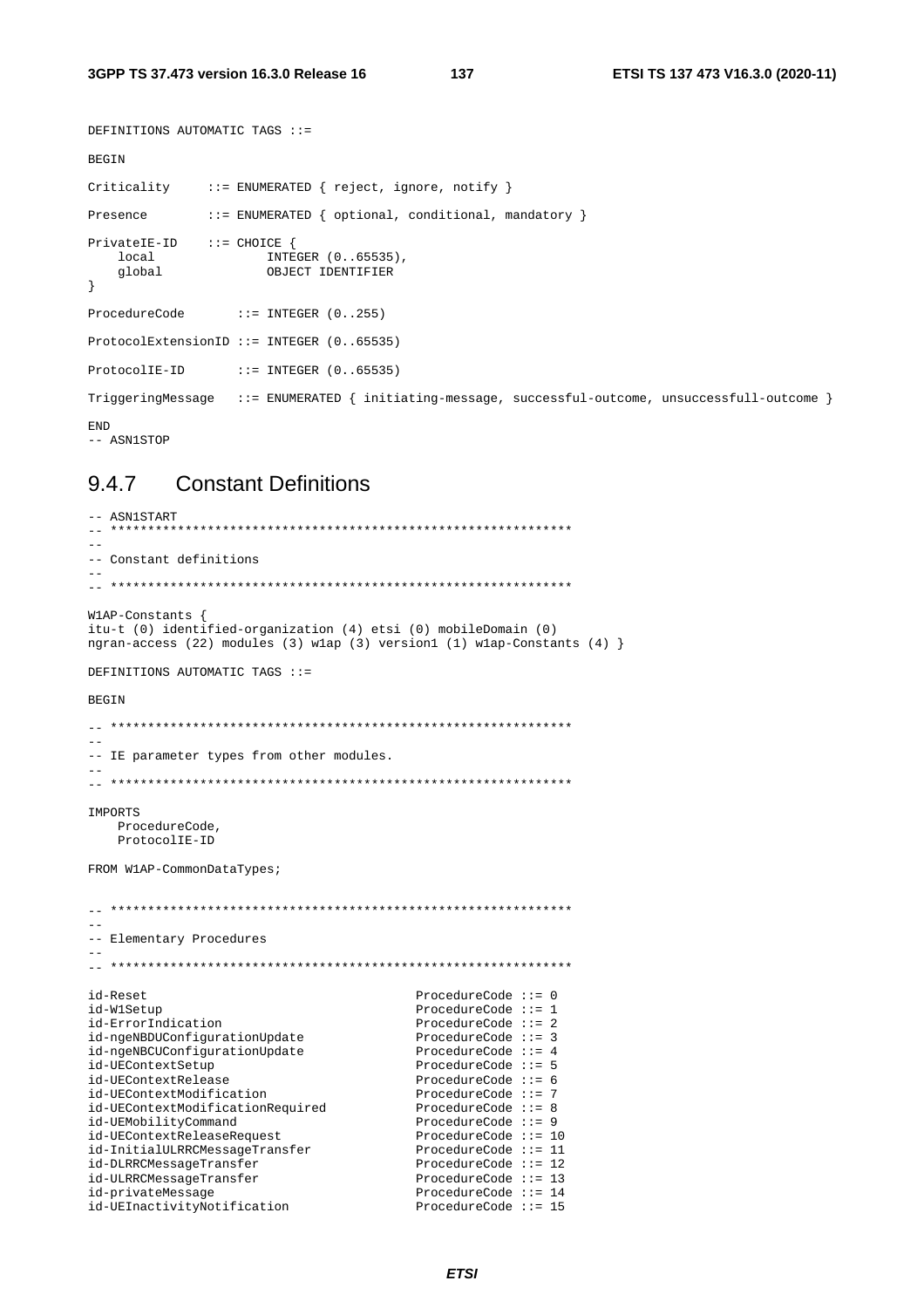```
DEFINITIONS AUTOMATIC TAGS ::=

BEGIN

Criticality     ::= ENUMERATED { reject, ignore, notify }

Presence        ::= ENUMERATED { optional, conditional, mandatory }

PrivateIE-ID    ::= CHOICE {
    local               INTEGER (0..65535),
    global              OBJECT IDENTIFIER
}

ProcedureCode       ::= INTEGER (0..255)

ProtocolExtensionID ::= INTEGER (0..65535)

ProtocolIE-ID       ::= INTEGER (0..65535)

TriggeringMessage   ::= ENUMERATED { initiating-message, successful-outcome, unsuccessfull-outcome }

END
-- ASN1STOP
```

## 9.4.7 Constant Definitions

```
-- ASN1START
-- **************************************************************
--
-- Constant definitions
--
-- **************************************************************

W1AP-Constants {
itu-t (0) identified-organization (4) etsi (0) mobileDomain (0)
ngran-access (22) modules (3) w1ap (3) version1 (1) w1ap-Constants (4) }

DEFINITIONS AUTOMATIC TAGS ::=

BEGIN

-- **************************************************************
--
-- IE parameter types from other modules.
--
-- **************************************************************

IMPORTS
    ProcedureCode,
    ProtocolIE-ID

FROM W1AP-CommonDataTypes;


-- **************************************************************
--
-- Elementary Procedures
--
-- **************************************************************

id-Reset                                    ProcedureCode ::= 0
id-W1Setup                                  ProcedureCode ::= 1
id-ErrorIndication                          ProcedureCode ::= 2
id-ngeNBDUConfigurationUpdate               ProcedureCode ::= 3
id-ngeNBCUConfigurationUpdate               ProcedureCode ::= 4
id-UEContextSetup                           ProcedureCode ::= 5
id-UEContextRelease                         ProcedureCode ::= 6
id-UEContextModification                    ProcedureCode ::= 7
id-UEContextModificationRequired            ProcedureCode ::= 8
id-UEMobilityCommand                        ProcedureCode ::= 9
id-UEContextReleaseRequest                  ProcedureCode ::= 10
id-InitialULRRCMessageTransfer              ProcedureCode ::= 11
id-DLRRCMessageTransfer                     ProcedureCode ::= 12
id-ULRRCMessageTransfer                     ProcedureCode ::= 13
id-privateMessage                           ProcedureCode ::= 14
id-UEInactivityNotification                 ProcedureCode ::= 15
```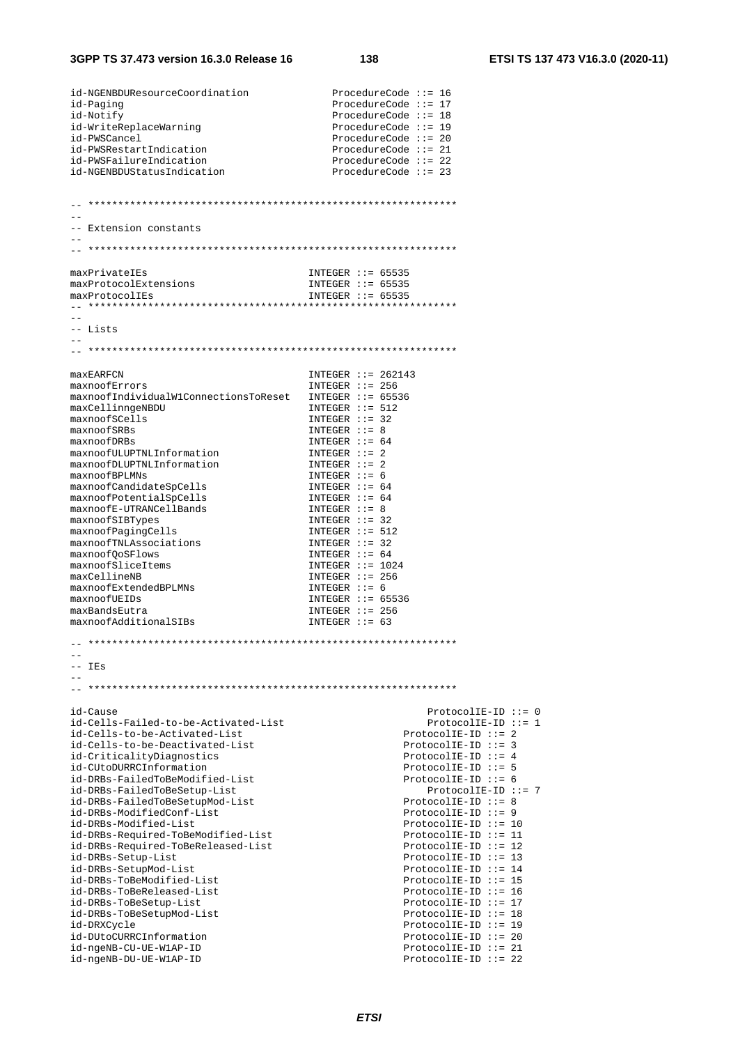```
id-NGENBDUResourceCoordination              ProcedureCode ::= 16
id-Paging                                   ProcedureCode ::= 17
id-Notify                                   ProcedureCode ::= 18
id-WriteReplaceWarning                      ProcedureCode ::= 19
id-PWSCancel                                ProcedureCode ::= 20
id-PWSRestartIndication                     ProcedureCode ::= 21
id-PWSFailureIndication                     ProcedureCode ::= 22
id-NGENBDUStatusIndication                  ProcedureCode ::= 23


-- **************************************************************
--
-- Extension constants
--
-- **************************************************************

maxPrivateIEs                               INTEGER ::= 65535
maxProtocolExtensions                       INTEGER ::= 65535
maxProtocolIEs                              INTEGER ::= 65535
-- **************************************************************
--
-- Lists
--
-- **************************************************************

maxEARFCN                                   INTEGER ::= 262143
maxnoofErrors                               INTEGER ::= 256
maxnoofIndividualW1ConnectionsToReset       INTEGER ::= 65536
maxCellinngeNBDU                            INTEGER ::= 512
maxnoofSCells                               INTEGER ::= 32
maxnoofSRBs                                 INTEGER ::= 8
maxnoofDRBs                                 INTEGER ::= 64
maxnoofULUPTNLInformation                   INTEGER ::= 2
maxnoofDLUPTNLInformation                   INTEGER ::= 2
maxnoofBPLMNs                               INTEGER ::= 6
maxnoofCandidateSpCells                     INTEGER ::= 64
maxnoofPotentialSpCells                     INTEGER ::= 64
maxnoofE-UTRANCellBands                     INTEGER ::= 8
maxnoofSIBTypes                             INTEGER ::= 32
maxnoofPagingCells                          INTEGER ::= 512
maxnoofTNLAssociations                      INTEGER ::= 32
maxnoofQoSFlows                             INTEGER ::= 64
maxnoofSliceItems                           INTEGER ::= 1024
maxCellineNB                                INTEGER ::= 256
maxnoofExtendedBPLMNs                       INTEGER ::= 6
maxnoofUEIDs                                INTEGER ::= 65536
maxBandsEutra                               INTEGER ::= 256
maxnoofAdditionalSIBs                       INTEGER ::= 63

-- **************************************************************
--
-- IEs
--
-- **************************************************************

id-Cause                                                ProtocolIE-ID ::= 0
id-Cells-Failed-to-be-Activated-List                    ProtocolIE-ID ::= 1
id-Cells-to-be-Activated-List                       ProtocolIE-ID ::= 2
id-Cells-to-be-Deactivated-List                     ProtocolIE-ID ::= 3
id-CriticalityDiagnostics                           ProtocolIE-ID ::= 4
id-CUtoDURRCInformation                             ProtocolIE-ID ::= 5
id-DRBs-FailedToBeModified-List                     ProtocolIE-ID ::= 6
id-DRBs-FailedToBeSetup-List                            ProtocolIE-ID ::= 7
id-DRBs-FailedToBeSetupMod-List                     ProtocolIE-ID ::= 8
id-DRBs-ModifiedConf-List                           ProtocolIE-ID ::= 9
id-DRBs-Modified-List                               ProtocolIE-ID ::= 10
id-DRBs-Required-ToBeModified-List                  ProtocolIE-ID ::= 11
id-DRBs-Required-ToBeReleased-List                  ProtocolIE-ID ::= 12
id-DRBs-Setup-List                                  ProtocolIE-ID ::= 13
id-DRBs-SetupMod-List                               ProtocolIE-ID ::= 14
id-DRBs-ToBeModified-List                           ProtocolIE-ID ::= 15
id-DRBs-ToBeReleased-List                           ProtocolIE-ID ::= 16
id-DRBs-ToBeSetup-List                              ProtocolIE-ID ::= 17
id-DRBs-ToBeSetupMod-List                           ProtocolIE-ID ::= 18
id-DRXCycle                                         ProtocolIE-ID ::= 19
id-DUtoCURRCInformation                             ProtocolIE-ID ::= 20
id-ngeNB-CU-UE-W1AP-ID                              ProtocolIE-ID ::= 21
id-ngeNB-DU-UE-W1AP-ID                              ProtocolIE-ID ::= 22
```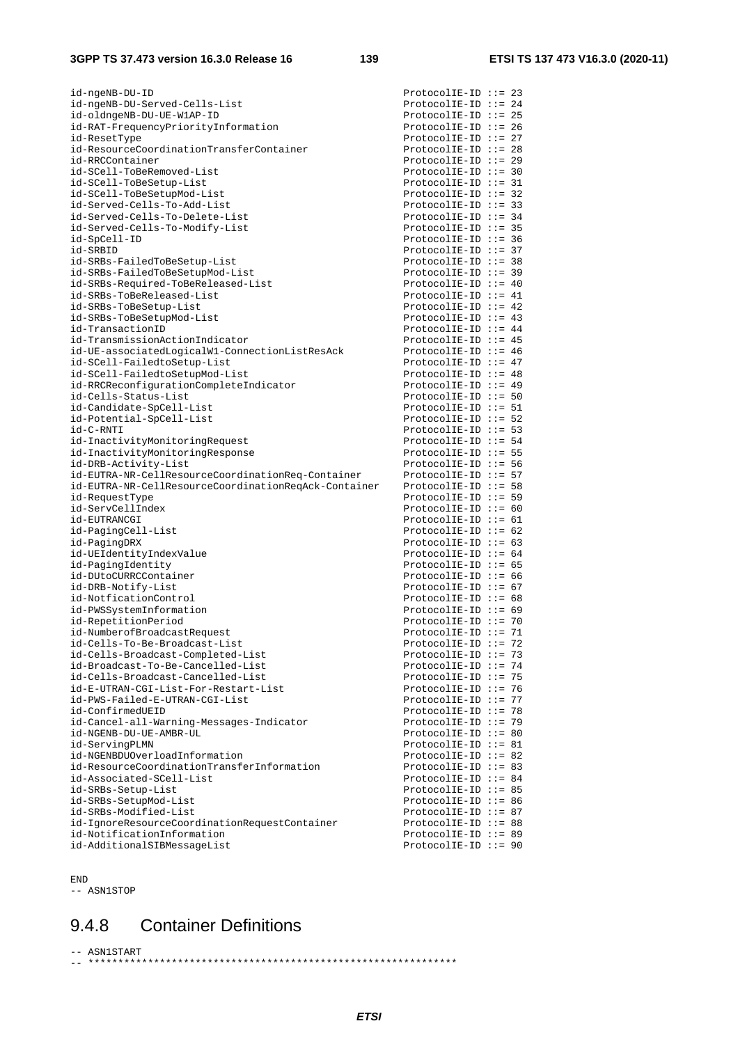```
id-ngeNB-DU-ID                                          ProtocolIE-ID ::= 23
id-ngeNB-DU-Served-Cells-List                           ProtocolIE-ID ::= 24
id-oldngeNB-DU-UE-W1AP-ID                               ProtocolIE-ID ::= 25
id-RAT-FrequencyPriorityInformation                     ProtocolIE-ID ::= 26
id-ResetType                                            ProtocolIE-ID ::= 27
id-ResourceCoordinationTransferContainer                ProtocolIE-ID ::= 28
id-RRCContainer                                         ProtocolIE-ID ::= 29
id-SCell-ToBeRemoved-List                               ProtocolIE-ID ::= 30
id-SCell-ToBeSetup-List                                 ProtocolIE-ID ::= 31
id-SCell-ToBeSetupMod-List                              ProtocolIE-ID ::= 32
id-Served-Cells-To-Add-List                             ProtocolIE-ID ::= 33
id-Served-Cells-To-Delete-List                          ProtocolIE-ID ::= 34
id-Served-Cells-To-Modify-List                          ProtocolIE-ID ::= 35
id-SpCell-ID                                            ProtocolIE-ID ::= 36
id-SRBID                                                ProtocolIE-ID ::= 37
id-SRBs-FailedToBeSetup-List                            ProtocolIE-ID ::= 38
id-SRBs-FailedToBeSetupMod-List                         ProtocolIE-ID ::= 39
id-SRBs-Required-ToBeReleased-List                      ProtocolIE-ID ::= 40
id-SRBs-ToBeReleased-List                               ProtocolIE-ID ::= 41
id-SRBs-ToBeSetup-List                                  ProtocolIE-ID ::= 42
id-SRBs-ToBeSetupMod-List                               ProtocolIE-ID ::= 43
id-TransactionID                                        ProtocolIE-ID ::= 44
id-TransmissionActionIndicator                          ProtocolIE-ID ::= 45
id-UE-associatedLogicalW1-ConnectionListResAck          ProtocolIE-ID ::= 46
id-SCell-FailedtoSetup-List                             ProtocolIE-ID ::= 47
id-SCell-FailedtoSetupMod-List                          ProtocolIE-ID ::= 48
id-RRCReconfigurationCompleteIndicator                  ProtocolIE-ID ::= 49
id-Cells-Status-List                                    ProtocolIE-ID ::= 50
id-Candidate-SpCell-List                                ProtocolIE-ID ::= 51
id-Potential-SpCell-List                                ProtocolIE-ID ::= 52
id-C-RNTI                                               ProtocolIE-ID ::= 53
id-InactivityMonitoringRequest                          ProtocolIE-ID ::= 54
id-InactivityMonitoringResponse                         ProtocolIE-ID ::= 55
id-DRB-Activity-List                                    ProtocolIE-ID ::= 56
id-EUTRA-NR-CellResourceCoordinationReq-Container       ProtocolIE-ID ::= 57
id-EUTRA-NR-CellResourceCoordinationReqAck-Container    ProtocolIE-ID ::= 58
id-RequestType                                          ProtocolIE-ID ::= 59
id-ServCellIndex                                        ProtocolIE-ID ::= 60
id-EUTRANCGI                                            ProtocolIE-ID ::= 61
id-PagingCell-List                                      ProtocolIE-ID ::= 62
id-PagingDRX                                            ProtocolIE-ID ::= 63
id-UEIdentityIndexValue                                 ProtocolIE-ID ::= 64
id-PagingIdentity                                       ProtocolIE-ID ::= 65
id-DUtoCURRCContainer                                   ProtocolIE-ID ::= 66
id-DRB-Notify-List                                      ProtocolIE-ID ::= 67
id-NotficationControl                                   ProtocolIE-ID ::= 68
id-PWSSystemInformation                                 ProtocolIE-ID ::= 69
id-RepetitionPeriod                                     ProtocolIE-ID ::= 70
id-NumberofBroadcastRequest                             ProtocolIE-ID ::= 71
id-Cells-To-Be-Broadcast-List                           ProtocolIE-ID ::= 72
id-Cells-Broadcast-Completed-List                       ProtocolIE-ID ::= 73
id-Broadcast-To-Be-Cancelled-List                       ProtocolIE-ID ::= 74
id-Cells-Broadcast-Cancelled-List                       ProtocolIE-ID ::= 75
id-E-UTRAN-CGI-List-For-Restart-List                    ProtocolIE-ID ::= 76
id-PWS-Failed-E-UTRAN-CGI-List                          ProtocolIE-ID ::= 77
id-ConfirmedUEID                                        ProtocolIE-ID ::= 78
id-Cancel-all-Warning-Messages-Indicator                ProtocolIE-ID ::= 79
id-NGENB-DU-UE-AMBR-UL                                  ProtocolIE-ID ::= 80
id-ServingPLMN                                          ProtocolIE-ID ::= 81
id-NGENBDUOverloadInformation                           ProtocolIE-ID ::= 82
id-ResourceCoordinationTransferInformation              ProtocolIE-ID ::= 83
id-Associated-SCell-List                                ProtocolIE-ID ::= 84
id-SRBs-Setup-List                                      ProtocolIE-ID ::= 85
id-SRBs-SetupMod-List                                   ProtocolIE-ID ::= 86
id-SRBs-Modified-List                                   ProtocolIE-ID ::= 87
id-IgnoreResourceCoordinationRequestContainer           ProtocolIE-ID ::= 88
id-NotificationInformation                              ProtocolIE-ID ::= 89
id-AdditionalSIBMessageList                             ProtocolIE-ID ::= 90


END
-- ASN1STOP
```

### 9.4.8 Container Definitions

```
-- ASN1START
-- **************************************************************
```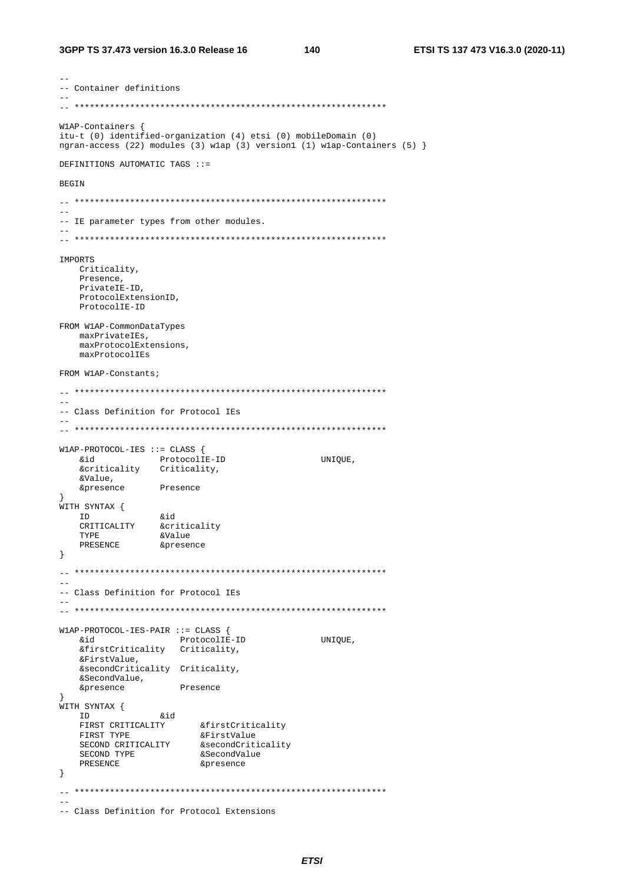```
--
-- Container definitions
--
-- **************************************************************

W1AP-Containers {
itu-t (0) identified-organization (4) etsi (0) mobileDomain (0)
ngran-access (22) modules (3) w1ap (3) version1 (1) w1ap-Containers (5) }

DEFINITIONS AUTOMATIC TAGS ::=

BEGIN

-- **************************************************************
--
-- IE parameter types from other modules.
--
-- **************************************************************

IMPORTS
	Criticality,
	Presence,
	PrivateIE-ID,
	ProtocolExtensionID,
	ProtocolIE-ID

FROM W1AP-CommonDataTypes
	maxPrivateIEs,
	maxProtocolExtensions,
	maxProtocolIEs

FROM W1AP-Constants;

-- **************************************************************
--
-- Class Definition for Protocol IEs
--
-- **************************************************************

W1AP-PROTOCOL-IES ::= CLASS {
	&id				ProtocolIE-ID					UNIQUE,
	&criticality	Criticality,
	&Value,
	&presence		Presence
}
WITH SYNTAX {
	ID				&id
	CRITICALITY		&criticality
	TYPE			&Value
	PRESENCE		&presence
}

-- **************************************************************
--
-- Class Definition for Protocol IEs
--
-- **************************************************************

W1AP-PROTOCOL-IES-PAIR ::= CLASS {
	&id					ProtocolIE-ID				UNIQUE,
	&firstCriticality	Criticality,
	&FirstValue,
	&secondCriticality	Criticality,
	&SecondValue,
	&presence			Presence
}
WITH SYNTAX {
	ID				&id
	FIRST CRITICALITY		&firstCriticality
	FIRST TYPE				&FirstValue
	SECOND CRITICALITY		&secondCriticality
	SECOND TYPE				&SecondValue
	PRESENCE				&presence
}

-- **************************************************************
--
-- Class Definition for Protocol Extensions
```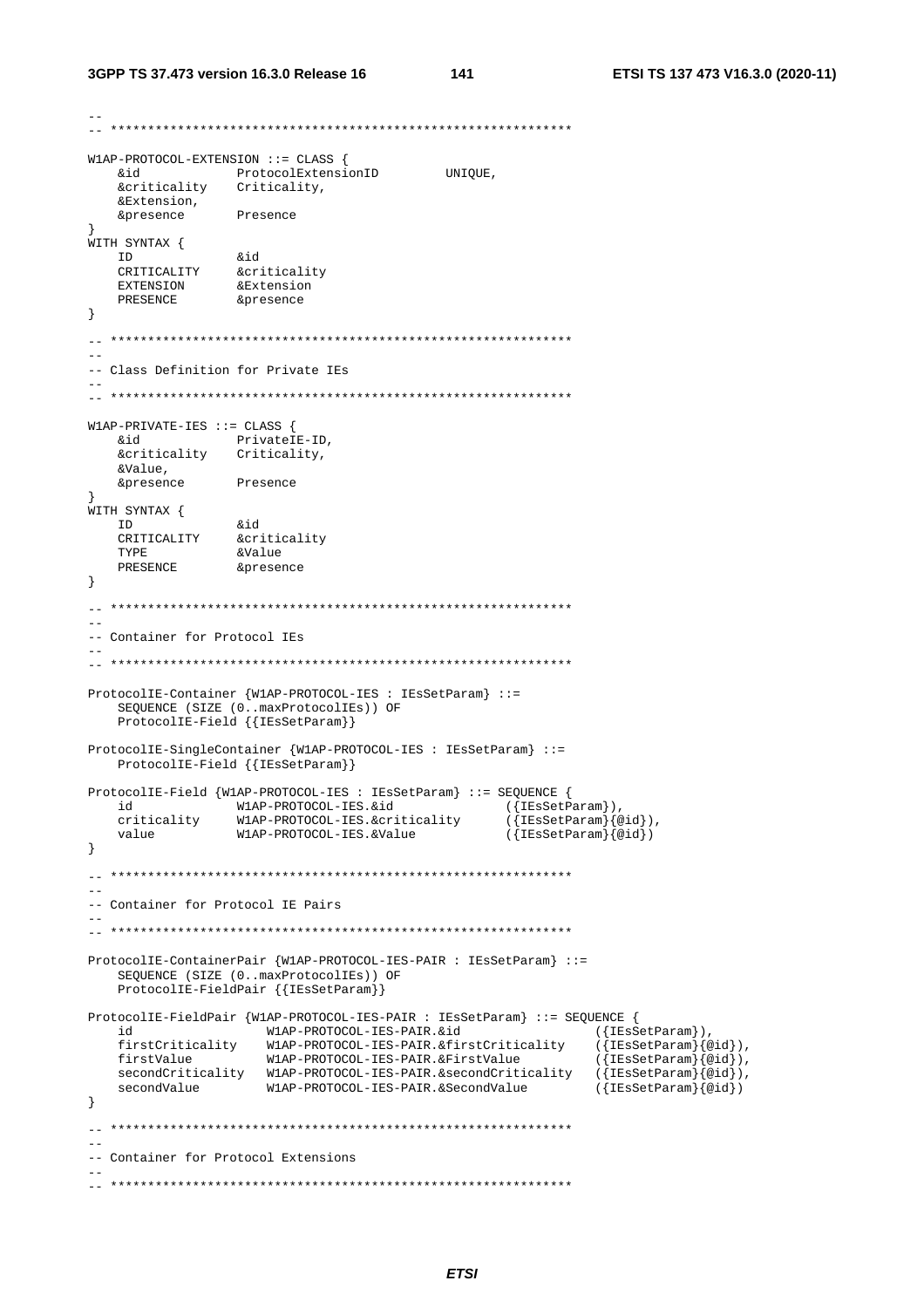```
--
-- **************************************************************

W1AP-PROTOCOL-EXTENSION ::= CLASS {
    &id             ProtocolExtensionID         UNIQUE,
    &criticality    Criticality,
    &Extension,
    &presence       Presence
}
WITH SYNTAX {
    ID              &id
    CRITICALITY     &criticality
    EXTENSION       &Extension
    PRESENCE        &presence
}

-- **************************************************************
--
-- Class Definition for Private IEs
--
-- **************************************************************

W1AP-PRIVATE-IES ::= CLASS {
    &id             PrivateIE-ID,
    &criticality    Criticality,
    &Value,
    &presence       Presence
}
WITH SYNTAX {
    ID              &id
    CRITICALITY     &criticality
    TYPE            &Value
    PRESENCE        &presence
}

-- **************************************************************
--
-- Container for Protocol IEs
--
-- **************************************************************

ProtocolIE-Container {W1AP-PROTOCOL-IES : IEsSetParam} ::=
    SEQUENCE (SIZE (0..maxProtocolIEs)) OF
    ProtocolIE-Field {{IEsSetParam}}

ProtocolIE-SingleContainer {W1AP-PROTOCOL-IES : IEsSetParam} ::=
    ProtocolIE-Field {{IEsSetParam}}

ProtocolIE-Field {W1AP-PROTOCOL-IES : IEsSetParam} ::= SEQUENCE {
    id              W1AP-PROTOCOL-IES.&id               ({IEsSetParam}),
    criticality     W1AP-PROTOCOL-IES.&criticality      ({IEsSetParam}{@id}),
    value           W1AP-PROTOCOL-IES.&Value            ({IEsSetParam}{@id})
}

-- **************************************************************
--
-- Container for Protocol IE Pairs
--
-- **************************************************************

ProtocolIE-ContainerPair {W1AP-PROTOCOL-IES-PAIR : IEsSetParam} ::=
    SEQUENCE (SIZE (0..maxProtocolIEs)) OF
    ProtocolIE-FieldPair {{IEsSetParam}}

ProtocolIE-FieldPair {W1AP-PROTOCOL-IES-PAIR : IEsSetParam} ::= SEQUENCE {
    id                  W1AP-PROTOCOL-IES-PAIR.&id                  ({IEsSetParam}),
    firstCriticality    W1AP-PROTOCOL-IES-PAIR.&firstCriticality    ({IEsSetParam}{@id}),
    firstValue          W1AP-PROTOCOL-IES-PAIR.&FirstValue          ({IEsSetParam}{@id}),
    secondCriticality   W1AP-PROTOCOL-IES-PAIR.&secondCriticality   ({IEsSetParam}{@id}),
    secondValue         W1AP-PROTOCOL-IES-PAIR.&SecondValue         ({IEsSetParam}{@id})
}

-- **************************************************************
--
-- Container for Protocol Extensions
--
-- **************************************************************
```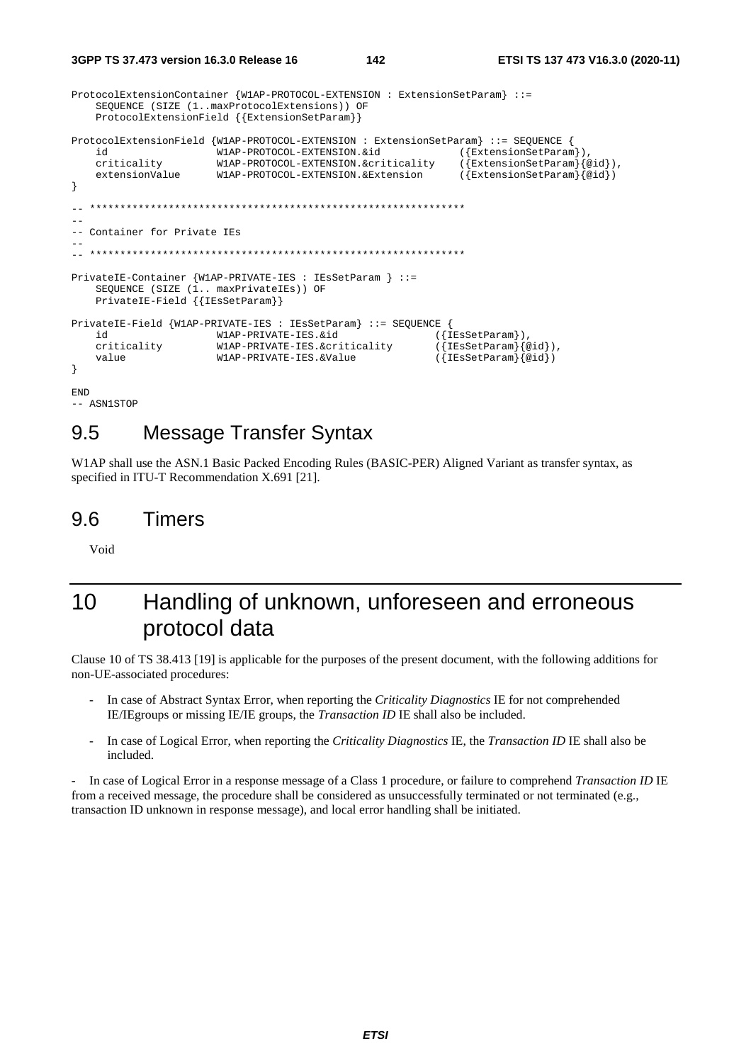```
ProtocolExtensionContainer {W1AP-PROTOCOL-EXTENSION : ExtensionSetParam} ::=
    SEQUENCE (SIZE (1..maxProtocolExtensions)) OF
    ProtocolExtensionField {{ExtensionSetParam}}

ProtocolExtensionField {W1AP-PROTOCOL-EXTENSION : ExtensionSetParam} ::= SEQUENCE {
    id                  W1AP-PROTOCOL-EXTENSION.&id             ({ExtensionSetParam}),
    criticality         W1AP-PROTOCOL-EXTENSION.&criticality    ({ExtensionSetParam}{@id}),
    extensionValue      W1AP-PROTOCOL-EXTENSION.&Extension      ({ExtensionSetParam}{@id})
}

-- **************************************************************
--
-- Container for Private IEs
--
-- **************************************************************

PrivateIE-Container {W1AP-PRIVATE-IES : IEsSetParam } ::=
    SEQUENCE (SIZE (1.. maxPrivateIEs)) OF
    PrivateIE-Field {{IEsSetParam}}

PrivateIE-Field {W1AP-PRIVATE-IES : IEsSetParam} ::= SEQUENCE {
    id                  W1AP-PRIVATE-IES.&id                ({IEsSetParam}),
    criticality         W1AP-PRIVATE-IES.&criticality       ({IEsSetParam}{@id}),
    value               W1AP-PRIVATE-IES.&Value             ({IEsSetParam}{@id})
}

END
-- ASN1STOP
```

## 9.5 Message Transfer Syntax

W1AP shall use the ASN.1 Basic Packed Encoding Rules (BASIC-PER) Aligned Variant as transfer syntax, as specified in ITU-T Recommendation X.691 [21].

## 9.6 Timers

Void

# 10 Handling of unknown, unforeseen and erroneous protocol data

Clause 10 of TS 38.413 [19] is applicable for the purposes of the present document, with the following additions for non-UE-associated procedures:

- In case of Abstract Syntax Error, when reporting the *Criticality Diagnostics* IE for not comprehended IE/IEgroups or missing IE/IE groups, the *Transaction ID* IE shall also be included.
- In case of Logical Error, when reporting the *Criticality Diagnostics* IE, the *Transaction ID* IE shall also be included.
- In case of Logical Error in a response message of a Class 1 procedure, or failure to comprehend *Transaction ID* IE from a received message, the procedure shall be considered as unsuccessfully terminated or not terminated (e.g., transaction ID unknown in response message), and local error handling shall be initiated.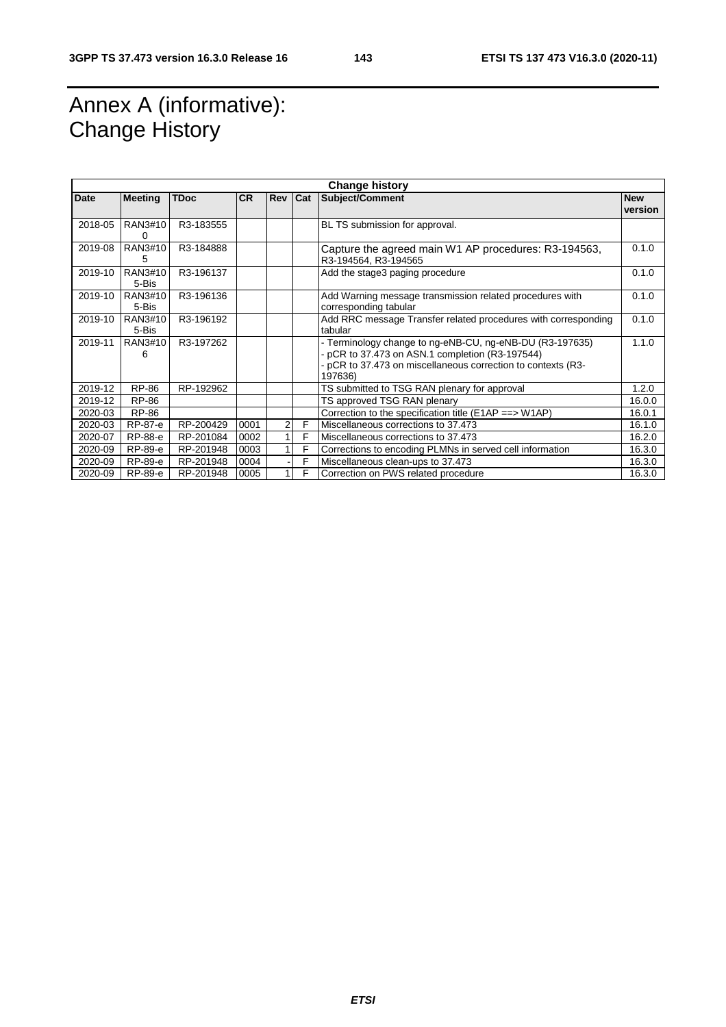# Annex A (informative): Change History

| Change history | | | | | | | |
|---|---|---|---|---|---|---|---|
| **Date** | **Meeting** | **TDoc** | **CR** | **Rev** | **Cat** | **Subject/Comment** | **New version** |
| 2018-05 | RAN3#100 | R3-183555 | | | | BL TS submission for approval. | |
| 2019-08 | RAN3#105 | R3-184888 | | | | Capture the agreed main W1 AP procedures: R3-194563, R3-194564, R3-194565 | 0.1.0 |
| 2019-10 | RAN3#105-Bis | R3-196137 | | | | Add the stage3 paging procedure | 0.1.0 |
| 2019-10 | RAN3#105-Bis | R3-196136 | | | | Add Warning message transmission related procedures with corresponding tabular | 0.1.0 |
| 2019-10 | RAN3#105-Bis | R3-196192 | | | | Add RRC message Transfer related procedures with corresponding tabular | 0.1.0 |
| 2019-11 | RAN3#106 | R3-197262 | | | | - Terminology change to ng-eNB-CU, ng-eNB-DU (R3-197635)<br>- pCR to 37.473 on ASN.1 completion (R3-197544)<br>- pCR to 37.473 on miscellaneous correction to contexts (R3-197636) | 1.1.0 |
| 2019-12 | RP-86 | RP-192962 | | | | TS submitted to TSG RAN plenary for approval | 1.2.0 |
| 2019-12 | RP-86 | | | | | TS approved TSG RAN plenary | 16.0.0 |
| 2020-03 | RP-86 | | | | | Correction to the specification title (E1AP ==> W1AP) | 16.0.1 |
| 2020-03 | RP-87-e | RP-200429 | 0001 | 2 | F | Miscellaneous corrections to 37.473 | 16.1.0 |
| 2020-07 | RP-88-e | RP-201084 | 0002 | 1 | F | Miscellaneous corrections to 37.473 | 16.2.0 |
| 2020-09 | RP-89-e | RP-201948 | 0003 | 1 | F | Corrections to encoding PLMNs in served cell information | 16.3.0 |
| 2020-09 | RP-89-e | RP-201948 | 0004 | - | F | Miscellaneous clean-ups to 37.473 | 16.3.0 |
| 2020-09 | RP-89-e | RP-201948 | 0005 | 1 | F | Correction on PWS related procedure | 16.3.0 |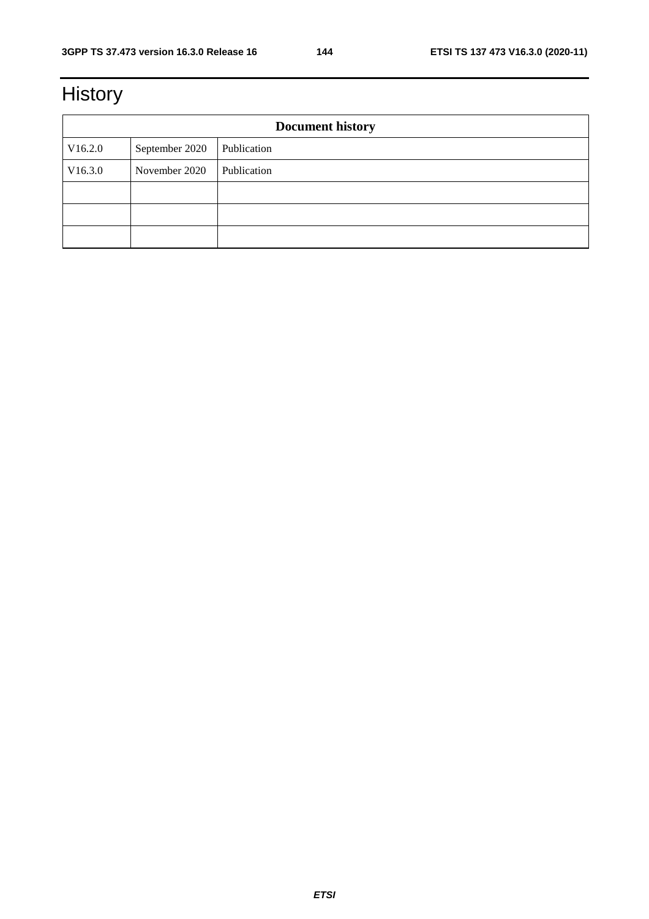# History

| Document history | | |
|---|---|---|
| V16.2.0 | September 2020 | Publication |
| V16.3.0 | November 2020 | Publication |
| | | |
| | | |
| | | |